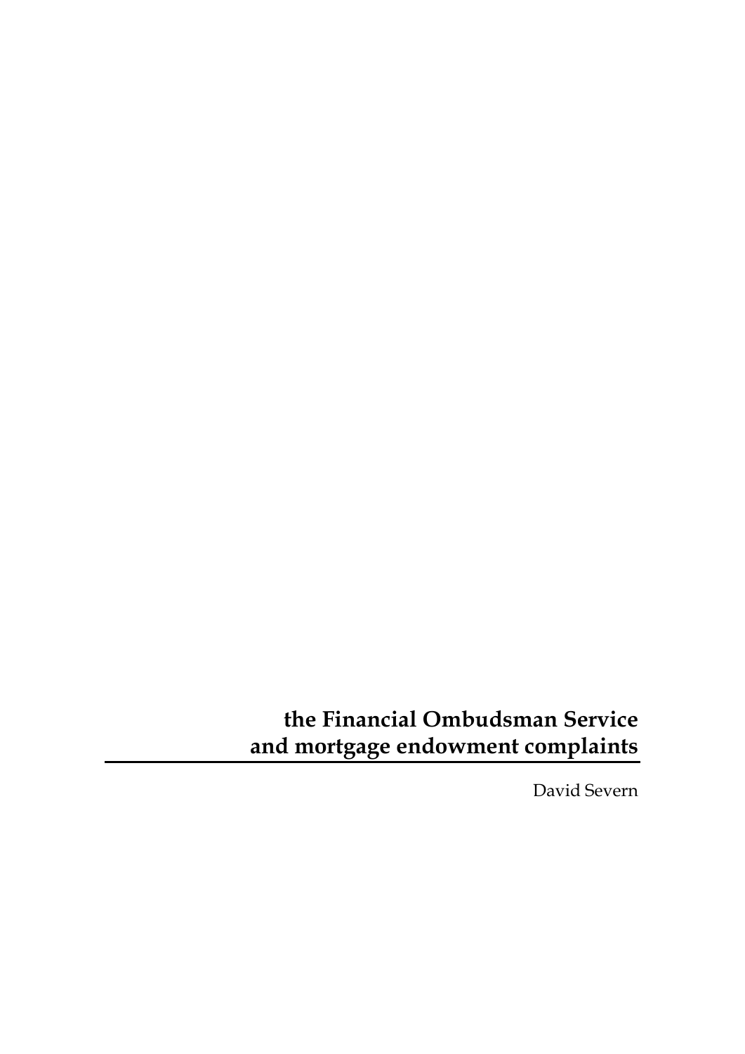# the Financial Ombudsman Service and mortgage endowment complaints

David Severn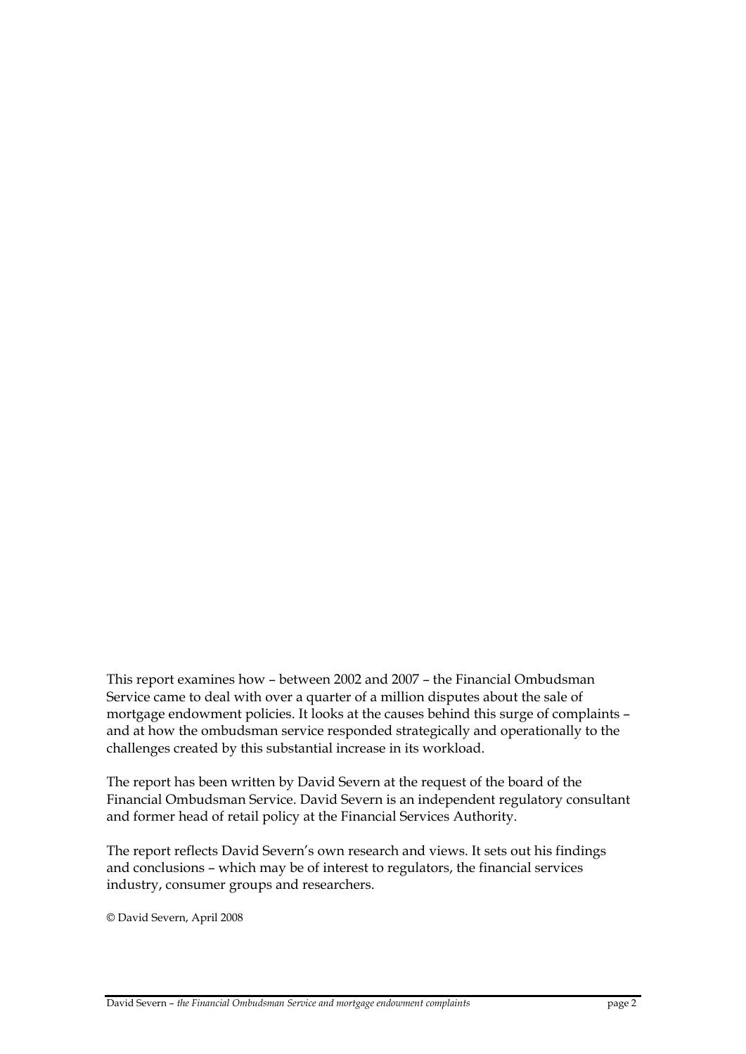This report examines how – between 2002 and 2007 – the Financial Ombudsman Service came to deal with over a quarter of a million disputes about the sale of mortgage endowment policies. It looks at the causes behind this surge of complaints – and at how the ombudsman service responded strategically and operationally to the challenges created by this substantial increase in its workload.

The report has been written by David Severn at the request of the board of the Financial Ombudsman Service. David Severn is an independent regulatory consultant and former head of retail policy at the Financial Services Authority.

The report reflects David Severn's own research and views. It sets out his findings and conclusions – which may be of interest to regulators, the financial services industry, consumer groups and researchers.

© David Severn, April 2008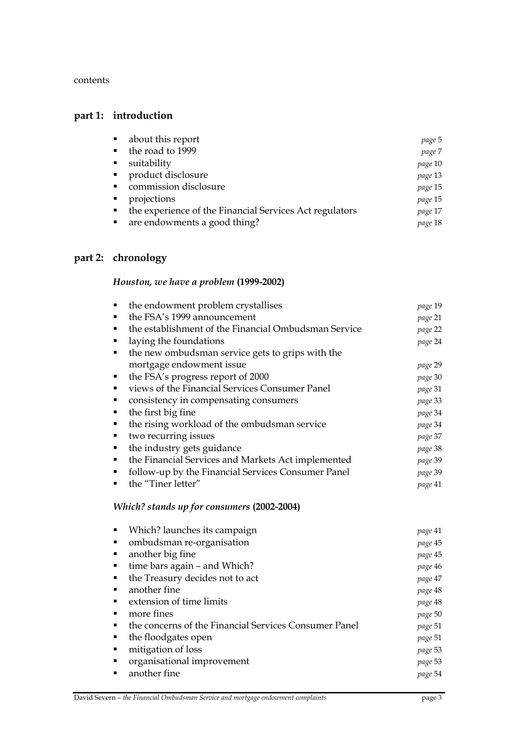contents

## part 1: introduction

- about this report *page* 5
- the road to 1999 *page* 7
- suitability *page* 10
- product disclosure *page* 13
- commission disclosure *page* 15
- projections *page* 15
- the experience of the Financial Services Act regulators *page* 17
- are endowments a good thing? *page* 18

## part 2: chronology

### *Houston, we have a problem* (1999-2002)

- the endowment problem crystallises *page* 19
- the FSA's 1999 announcement *page* 21
- the establishment of the Financial Ombudsman Service *page* 22
- laying the foundations *page* 24
- the new ombudsman service gets to grips with the mortgage endowment issue *page* 29
- the FSA's progress report of 2000 *page* 30
- views of the Financial Services Consumer Panel *page* 31
- consistency in compensating consumers *page* 33
- the first big fine *page* 34
- the rising workload of the ombudsman service *page* 34
- two recurring issues *page* 37
- the industry gets guidance *page* 38
- the Financial Services and Markets Act implemented *page* 39
- follow-up by the Financial Services Consumer Panel *page* 39
- the "Tiner letter" *page* 41

### *Which? stands up for consumers* (2002-2004)

- Which? launches its campaign *page* 41
- ombudsman re-organisation *page* 45
- another big fine *page* 45
- time bars again – and Which? *page* 46
- the Treasury decides not to act *page* 47
- another fine *page* 48
- extension of time limits *page* 48
- more fines *page* 50
- the concerns of the Financial Services Consumer Panel *page* 51
- the floodgates open *page* 51
- mitigation of loss *page* 53
- organisational improvement *page* 53
- another fine *page* 54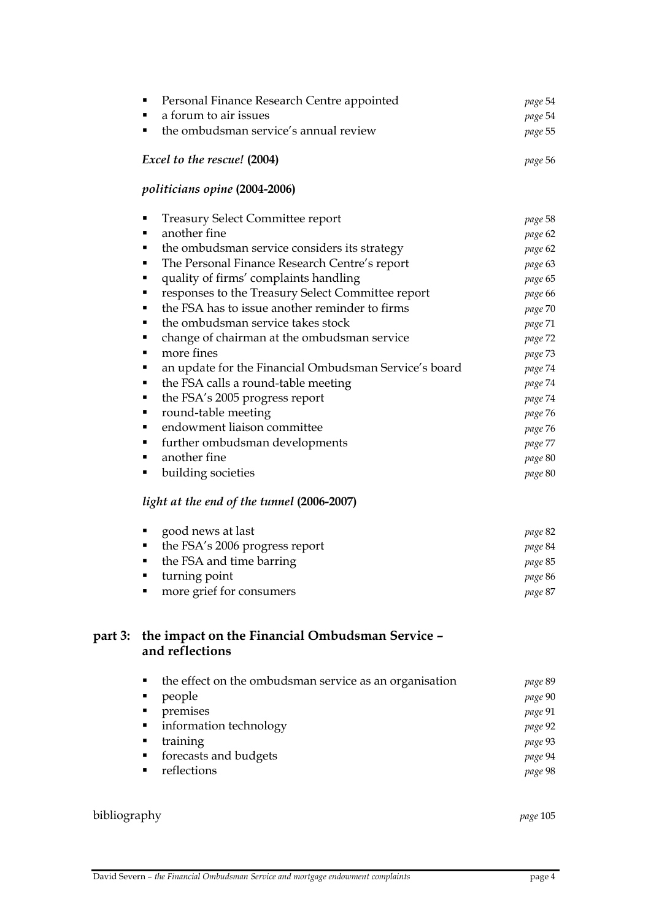- Personal Finance Research Centre appointed *page* 54
- a forum to air issues *page* 54
- the ombudsman service's annual review *page* 55

***Excel to the rescue!* (2004)** *page* 56

***politicians opine* (2004-2006)**

- Treasury Select Committee report *page* 58
- another fine *page* 62
- the ombudsman service considers its strategy *page* 62
- The Personal Finance Research Centre's report *page* 63
- quality of firms' complaints handling *page* 65
- responses to the Treasury Select Committee report *page* 66
- the FSA has to issue another reminder to firms *page* 70
- the ombudsman service takes stock *page* 71
- change of chairman at the ombudsman service *page* 72
- more fines *page* 73
- an update for the Financial Ombudsman Service's board *page* 74
- the FSA calls a round-table meeting *page* 74
- the FSA's 2005 progress report *page* 74
- round-table meeting *page* 76
- endowment liaison committee *page* 76
- further ombudsman developments *page* 77
- another fine *page* 80
- building societies *page* 80

***light at the end of the tunnel* (2006-2007)**

- good news at last *page* 82
- the FSA's 2006 progress report *page* 84
- the FSA and time barring *page* 85
- turning point *page* 86
- more grief for consumers *page* 87

## part 3: the impact on the Financial Ombudsman Service – and reflections

- the effect on the ombudsman service as an organisation *page* 89
- people *page* 90
- premises *page* 91
- information technology *page* 92
- training *page* 93
- forecasts and budgets *page* 94
- reflections *page* 98

bibliography *page* 105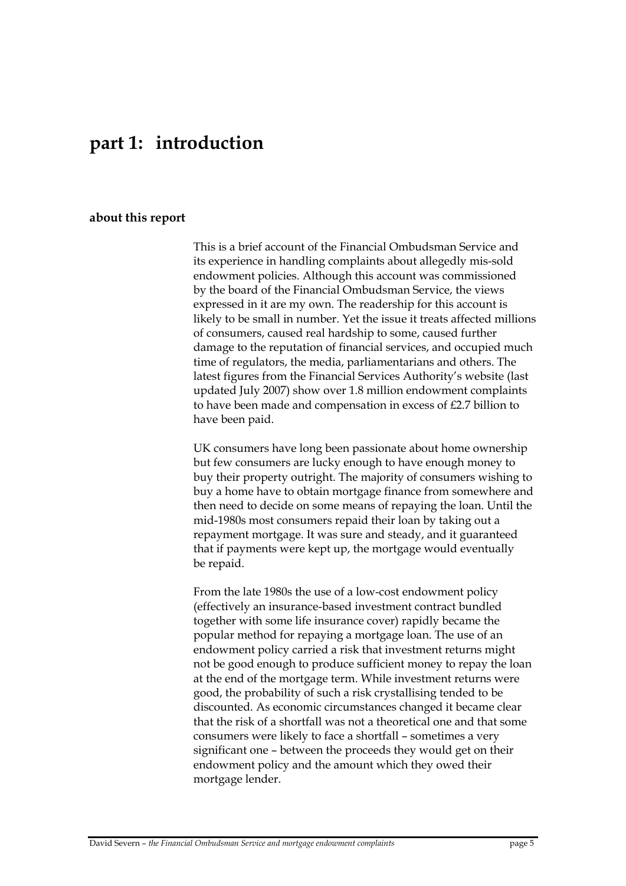# part 1: introduction

## about this report

This is a brief account of the Financial Ombudsman Service and its experience in handling complaints about allegedly mis-sold endowment policies. Although this account was commissioned by the board of the Financial Ombudsman Service, the views expressed in it are my own. The readership for this account is likely to be small in number. Yet the issue it treats affected millions of consumers, caused real hardship to some, caused further damage to the reputation of financial services, and occupied much time of regulators, the media, parliamentarians and others. The latest figures from the Financial Services Authority's website (last updated July 2007) show over 1.8 million endowment complaints to have been made and compensation in excess of £2.7 billion to have been paid.

UK consumers have long been passionate about home ownership but few consumers are lucky enough to have enough money to buy their property outright. The majority of consumers wishing to buy a home have to obtain mortgage finance from somewhere and then need to decide on some means of repaying the loan. Until the mid-1980s most consumers repaid their loan by taking out a repayment mortgage. It was sure and steady, and it guaranteed that if payments were kept up, the mortgage would eventually be repaid.

From the late 1980s the use of a low-cost endowment policy (effectively an insurance-based investment contract bundled together with some life insurance cover) rapidly became the popular method for repaying a mortgage loan. The use of an endowment policy carried a risk that investment returns might not be good enough to produce sufficient money to repay the loan at the end of the mortgage term. While investment returns were good, the probability of such a risk crystallising tended to be discounted. As economic circumstances changed it became clear that the risk of a shortfall was not a theoretical one and that some consumers were likely to face a shortfall – sometimes a very significant one – between the proceeds they would get on their endowment policy and the amount which they owed their mortgage lender.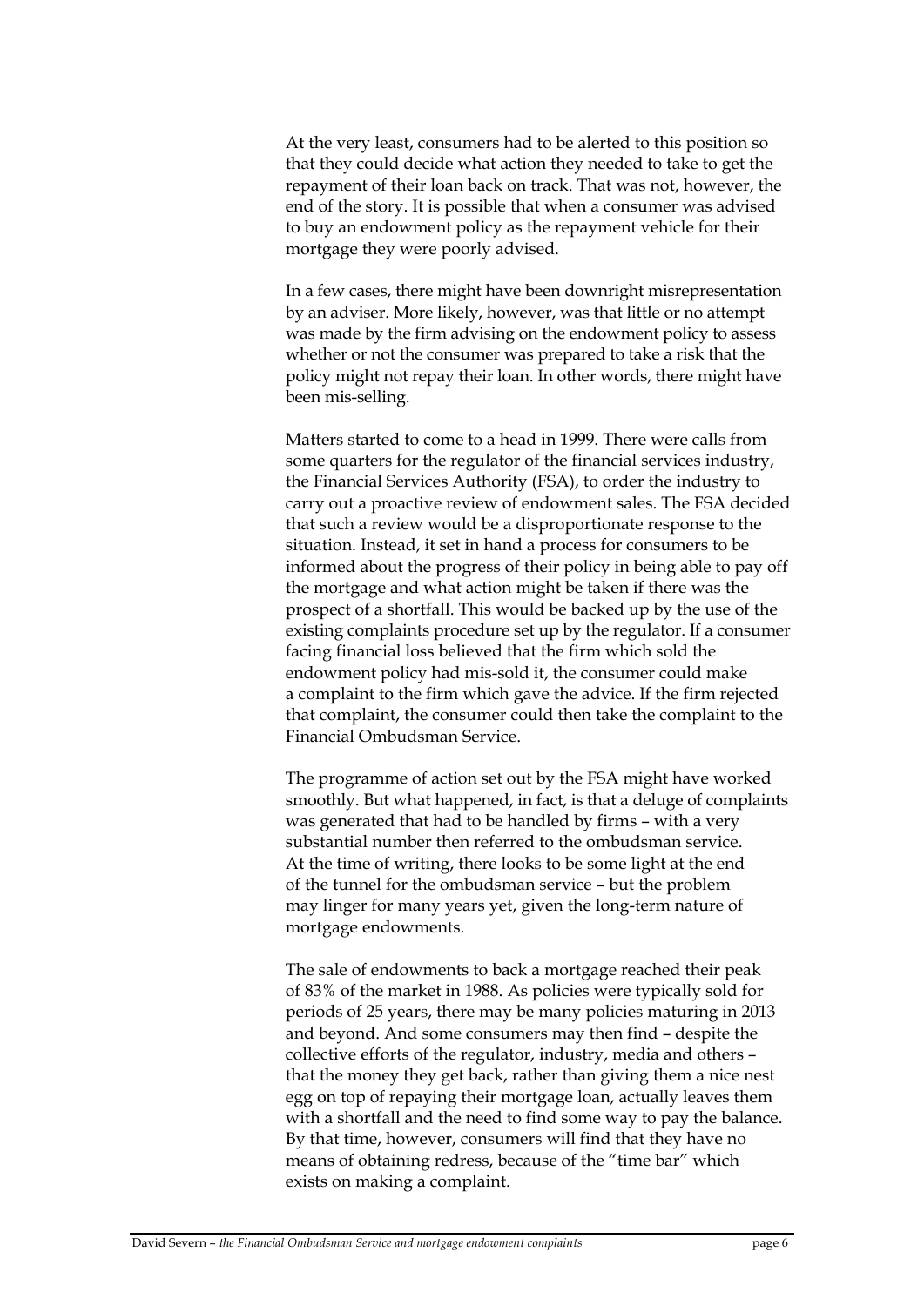At the very least, consumers had to be alerted to this position so that they could decide what action they needed to take to get the repayment of their loan back on track. That was not, however, the end of the story. It is possible that when a consumer was advised to buy an endowment policy as the repayment vehicle for their mortgage they were poorly advised.

In a few cases, there might have been downright misrepresentation by an adviser. More likely, however, was that little or no attempt was made by the firm advising on the endowment policy to assess whether or not the consumer was prepared to take a risk that the policy might not repay their loan. In other words, there might have been mis-selling.

Matters started to come to a head in 1999. There were calls from some quarters for the regulator of the financial services industry, the Financial Services Authority (FSA), to order the industry to carry out a proactive review of endowment sales. The FSA decided that such a review would be a disproportionate response to the situation. Instead, it set in hand a process for consumers to be informed about the progress of their policy in being able to pay off the mortgage and what action might be taken if there was the prospect of a shortfall. This would be backed up by the use of the existing complaints procedure set up by the regulator. If a consumer facing financial loss believed that the firm which sold the endowment policy had mis-sold it, the consumer could make a complaint to the firm which gave the advice. If the firm rejected that complaint, the consumer could then take the complaint to the Financial Ombudsman Service.

The programme of action set out by the FSA might have worked smoothly. But what happened, in fact, is that a deluge of complaints was generated that had to be handled by firms – with a very substantial number then referred to the ombudsman service. At the time of writing, there looks to be some light at the end of the tunnel for the ombudsman service – but the problem may linger for many years yet, given the long-term nature of mortgage endowments.

The sale of endowments to back a mortgage reached their peak of 83% of the market in 1988. As policies were typically sold for periods of 25 years, there may be many policies maturing in 2013 and beyond. And some consumers may then find – despite the collective efforts of the regulator, industry, media and others – that the money they get back, rather than giving them a nice nest egg on top of repaying their mortgage loan, actually leaves them with a shortfall and the need to find some way to pay the balance. By that time, however, consumers will find that they have no means of obtaining redress, because of the "time bar" which exists on making a complaint.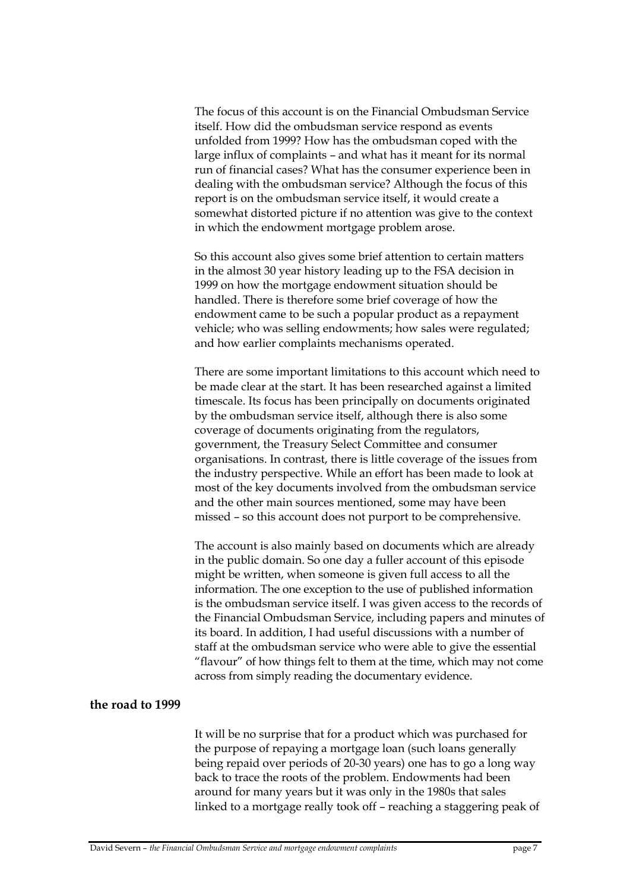The focus of this account is on the Financial Ombudsman Service itself. How did the ombudsman service respond as events unfolded from 1999? How has the ombudsman coped with the large influx of complaints – and what has it meant for its normal run of financial cases? What has the consumer experience been in dealing with the ombudsman service? Although the focus of this report is on the ombudsman service itself, it would create a somewhat distorted picture if no attention was give to the context in which the endowment mortgage problem arose.

So this account also gives some brief attention to certain matters in the almost 30 year history leading up to the FSA decision in 1999 on how the mortgage endowment situation should be handled. There is therefore some brief coverage of how the endowment came to be such a popular product as a repayment vehicle; who was selling endowments; how sales were regulated; and how earlier complaints mechanisms operated.

There are some important limitations to this account which need to be made clear at the start. It has been researched against a limited timescale. Its focus has been principally on documents originated by the ombudsman service itself, although there is also some coverage of documents originating from the regulators, government, the Treasury Select Committee and consumer organisations. In contrast, there is little coverage of the issues from the industry perspective. While an effort has been made to look at most of the key documents involved from the ombudsman service and the other main sources mentioned, some may have been missed – so this account does not purport to be comprehensive.

The account is also mainly based on documents which are already in the public domain. So one day a fuller account of this episode might be written, when someone is given full access to all the information. The one exception to the use of published information is the ombudsman service itself. I was given access to the records of the Financial Ombudsman Service, including papers and minutes of its board. In addition, I had useful discussions with a number of staff at the ombudsman service who were able to give the essential "flavour" of how things felt to them at the time, which may not come across from simply reading the documentary evidence.

## the road to 1999

It will be no surprise that for a product which was purchased for the purpose of repaying a mortgage loan (such loans generally being repaid over periods of 20-30 years) one has to go a long way back to trace the roots of the problem. Endowments had been around for many years but it was only in the 1980s that sales linked to a mortgage really took off – reaching a staggering peak of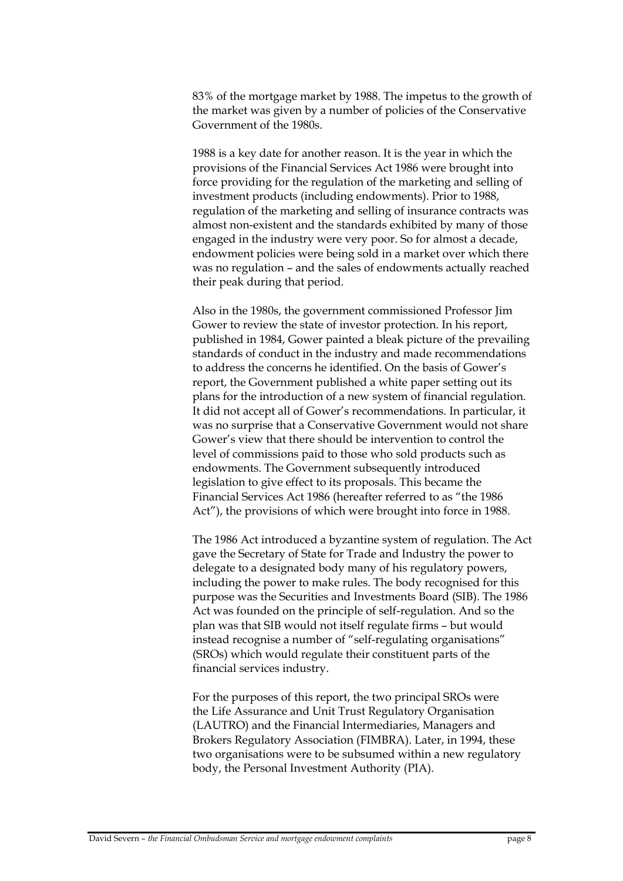83% of the mortgage market by 1988. The impetus to the growth of the market was given by a number of policies of the Conservative Government of the 1980s.

1988 is a key date for another reason. It is the year in which the provisions of the Financial Services Act 1986 were brought into force providing for the regulation of the marketing and selling of investment products (including endowments). Prior to 1988, regulation of the marketing and selling of insurance contracts was almost non-existent and the standards exhibited by many of those engaged in the industry were very poor. So for almost a decade, endowment policies were being sold in a market over which there was no regulation – and the sales of endowments actually reached their peak during that period.

Also in the 1980s, the government commissioned Professor Jim Gower to review the state of investor protection. In his report, published in 1984, Gower painted a bleak picture of the prevailing standards of conduct in the industry and made recommendations to address the concerns he identified. On the basis of Gower's report, the Government published a white paper setting out its plans for the introduction of a new system of financial regulation. It did not accept all of Gower's recommendations. In particular, it was no surprise that a Conservative Government would not share Gower's view that there should be intervention to control the level of commissions paid to those who sold products such as endowments. The Government subsequently introduced legislation to give effect to its proposals. This became the Financial Services Act 1986 (hereafter referred to as "the 1986 Act"), the provisions of which were brought into force in 1988.

The 1986 Act introduced a byzantine system of regulation. The Act gave the Secretary of State for Trade and Industry the power to delegate to a designated body many of his regulatory powers, including the power to make rules. The body recognised for this purpose was the Securities and Investments Board (SIB). The 1986 Act was founded on the principle of self-regulation. And so the plan was that SIB would not itself regulate firms – but would instead recognise a number of "self-regulating organisations" (SROs) which would regulate their constituent parts of the financial services industry.

For the purposes of this report, the two principal SROs were the Life Assurance and Unit Trust Regulatory Organisation (LAUTRO) and the Financial Intermediaries, Managers and Brokers Regulatory Association (FIMBRA). Later, in 1994, these two organisations were to be subsumed within a new regulatory body, the Personal Investment Authority (PIA).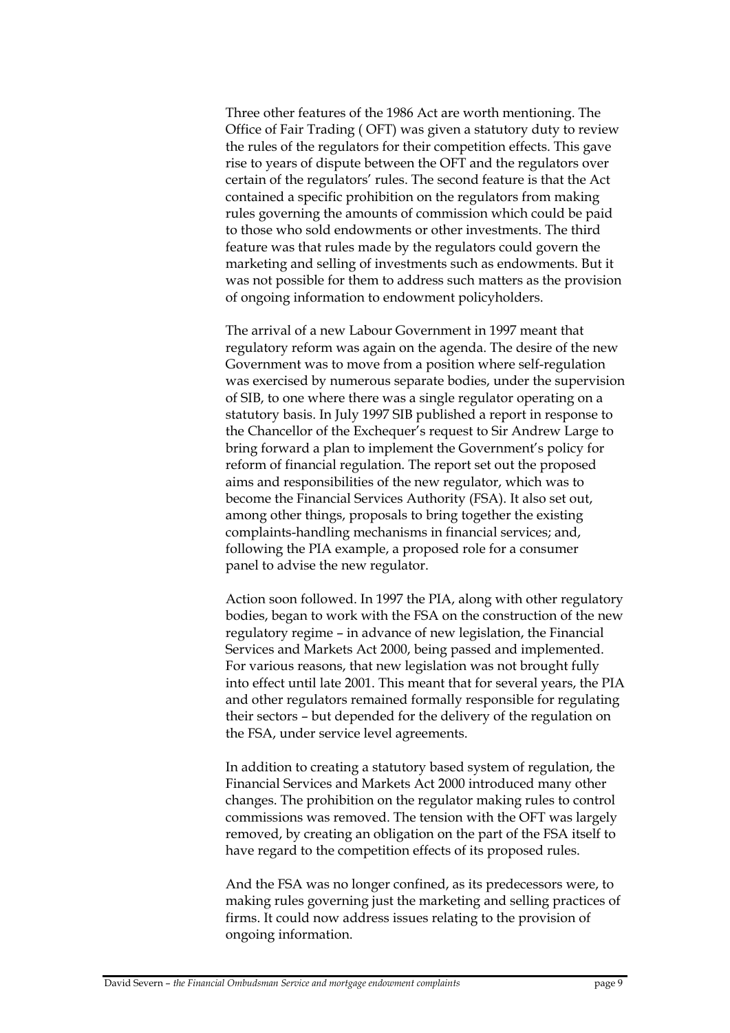Three other features of the 1986 Act are worth mentioning. The Office of Fair Trading ( OFT) was given a statutory duty to review the rules of the regulators for their competition effects. This gave rise to years of dispute between the OFT and the regulators over certain of the regulators' rules. The second feature is that the Act contained a specific prohibition on the regulators from making rules governing the amounts of commission which could be paid to those who sold endowments or other investments. The third feature was that rules made by the regulators could govern the marketing and selling of investments such as endowments. But it was not possible for them to address such matters as the provision of ongoing information to endowment policyholders.

The arrival of a new Labour Government in 1997 meant that regulatory reform was again on the agenda. The desire of the new Government was to move from a position where self-regulation was exercised by numerous separate bodies, under the supervision of SIB, to one where there was a single regulator operating on a statutory basis. In July 1997 SIB published a report in response to the Chancellor of the Exchequer's request to Sir Andrew Large to bring forward a plan to implement the Government's policy for reform of financial regulation. The report set out the proposed aims and responsibilities of the new regulator, which was to become the Financial Services Authority (FSA). It also set out, among other things, proposals to bring together the existing complaints-handling mechanisms in financial services; and, following the PIA example, a proposed role for a consumer panel to advise the new regulator.

Action soon followed. In 1997 the PIA, along with other regulatory bodies, began to work with the FSA on the construction of the new regulatory regime – in advance of new legislation, the Financial Services and Markets Act 2000, being passed and implemented. For various reasons, that new legislation was not brought fully into effect until late 2001. This meant that for several years, the PIA and other regulators remained formally responsible for regulating their sectors – but depended for the delivery of the regulation on the FSA, under service level agreements.

In addition to creating a statutory based system of regulation, the Financial Services and Markets Act 2000 introduced many other changes. The prohibition on the regulator making rules to control commissions was removed. The tension with the OFT was largely removed, by creating an obligation on the part of the FSA itself to have regard to the competition effects of its proposed rules.

And the FSA was no longer confined, as its predecessors were, to making rules governing just the marketing and selling practices of firms. It could now address issues relating to the provision of ongoing information.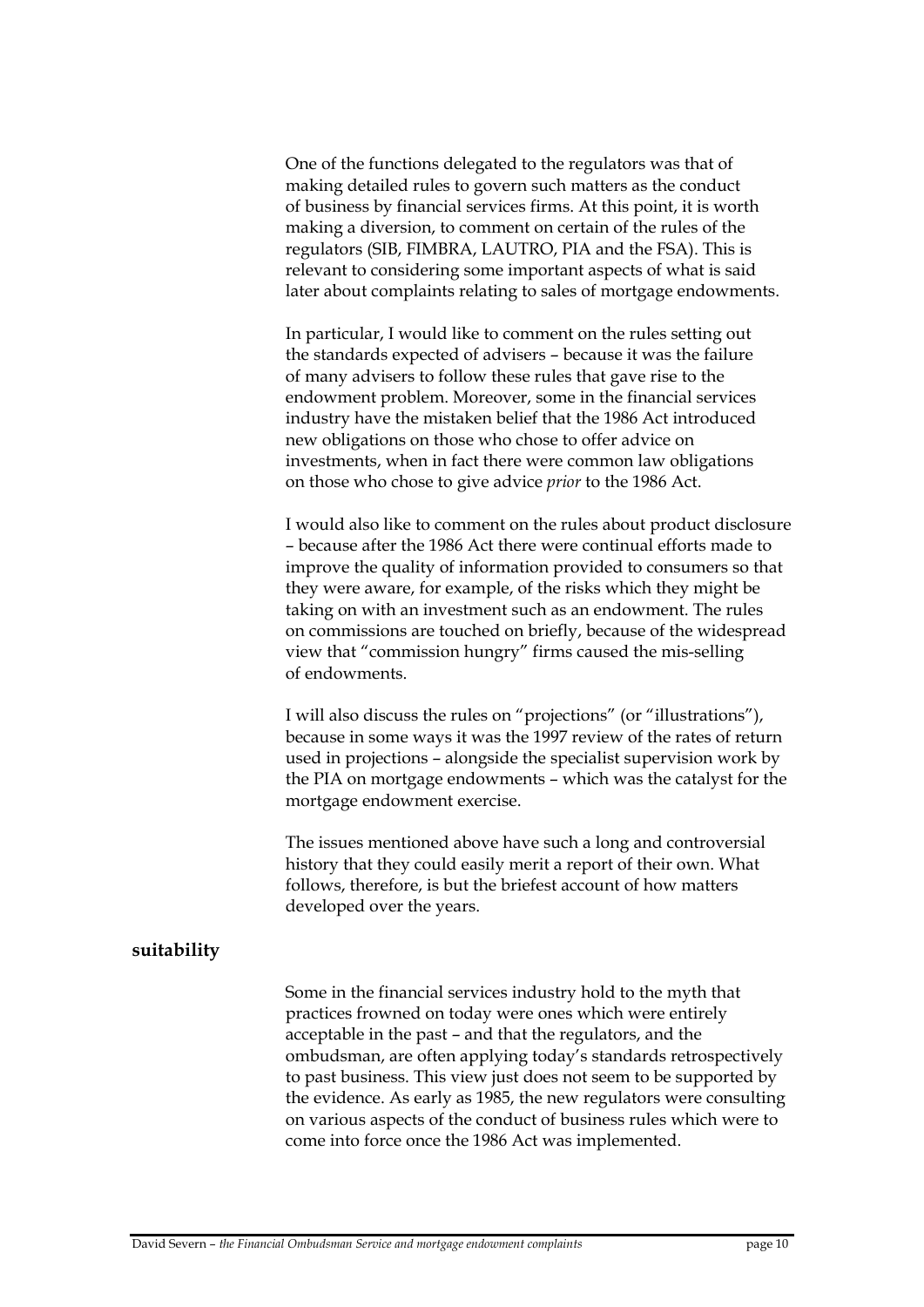One of the functions delegated to the regulators was that of making detailed rules to govern such matters as the conduct of business by financial services firms. At this point, it is worth making a diversion, to comment on certain of the rules of the regulators (SIB, FIMBRA, LAUTRO, PIA and the FSA). This is relevant to considering some important aspects of what is said later about complaints relating to sales of mortgage endowments.

In particular, I would like to comment on the rules setting out the standards expected of advisers – because it was the failure of many advisers to follow these rules that gave rise to the endowment problem. Moreover, some in the financial services industry have the mistaken belief that the 1986 Act introduced new obligations on those who chose to offer advice on investments, when in fact there were common law obligations on those who chose to give advice *prior* to the 1986 Act.

I would also like to comment on the rules about product disclosure – because after the 1986 Act there were continual efforts made to improve the quality of information provided to consumers so that they were aware, for example, of the risks which they might be taking on with an investment such as an endowment. The rules on commissions are touched on briefly, because of the widespread view that "commission hungry" firms caused the mis-selling of endowments.

I will also discuss the rules on "projections" (or "illustrations"), because in some ways it was the 1997 review of the rates of return used in projections – alongside the specialist supervision work by the PIA on mortgage endowments – which was the catalyst for the mortgage endowment exercise.

The issues mentioned above have such a long and controversial history that they could easily merit a report of their own. What follows, therefore, is but the briefest account of how matters developed over the years.

## suitability

Some in the financial services industry hold to the myth that practices frowned on today were ones which were entirely acceptable in the past – and that the regulators, and the ombudsman, are often applying today's standards retrospectively to past business. This view just does not seem to be supported by the evidence. As early as 1985, the new regulators were consulting on various aspects of the conduct of business rules which were to come into force once the 1986 Act was implemented.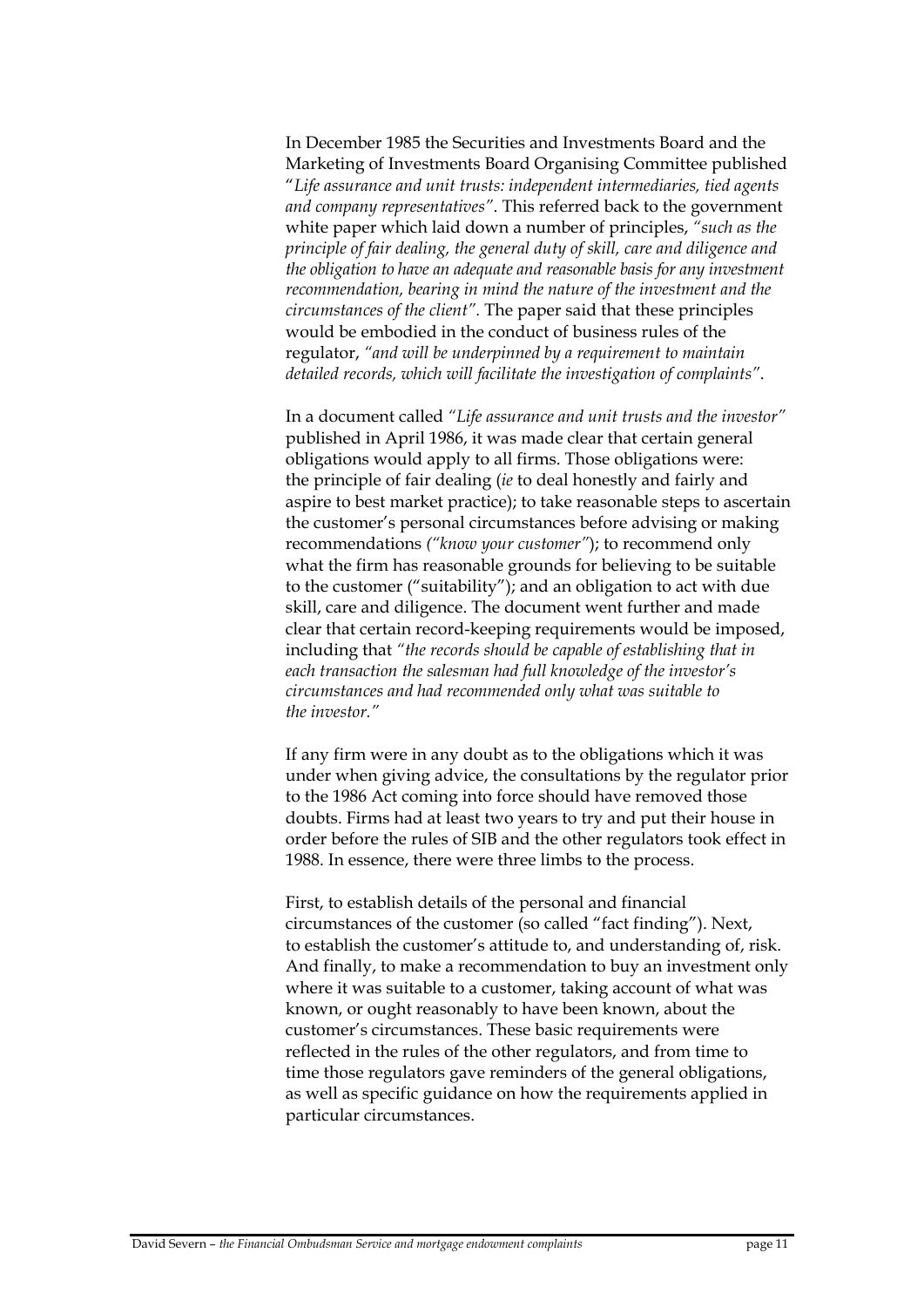In December 1985 the Securities and Investments Board and the Marketing of Investments Board Organising Committee published "*Life assurance and unit trusts: independent intermediaries, tied agents and company representatives*". This referred back to the government white paper which laid down a number of principles, *"such as the principle of fair dealing, the general duty of skill, care and diligence and the obligation to have an adequate and reasonable basis for any investment recommendation, bearing in mind the nature of the investment and the circumstances of the client"*. The paper said that these principles would be embodied in the conduct of business rules of the regulator, *"and will be underpinned by a requirement to maintain detailed records, which will facilitate the investigation of complaints"*.

In a document called *"Life assurance and unit trusts and the investor"* published in April 1986, it was made clear that certain general obligations would apply to all firms. Those obligations were: the principle of fair dealing (*ie* to deal honestly and fairly and aspire to best market practice); to take reasonable steps to ascertain the customer's personal circumstances before advising or making recommendations *("know your customer"*); to recommend only what the firm has reasonable grounds for believing to be suitable to the customer ("suitability"); and an obligation to act with due skill, care and diligence. The document went further and made clear that certain record-keeping requirements would be imposed, including that *"the records should be capable of establishing that in each transaction the salesman had full knowledge of the investor's circumstances and had recommended only what was suitable to the investor."*

If any firm were in any doubt as to the obligations which it was under when giving advice, the consultations by the regulator prior to the 1986 Act coming into force should have removed those doubts. Firms had at least two years to try and put their house in order before the rules of SIB and the other regulators took effect in 1988. In essence, there were three limbs to the process.

First, to establish details of the personal and financial circumstances of the customer (so called "fact finding"). Next, to establish the customer's attitude to, and understanding of, risk. And finally, to make a recommendation to buy an investment only where it was suitable to a customer, taking account of what was known, or ought reasonably to have been known, about the customer's circumstances. These basic requirements were reflected in the rules of the other regulators, and from time to time those regulators gave reminders of the general obligations, as well as specific guidance on how the requirements applied in particular circumstances.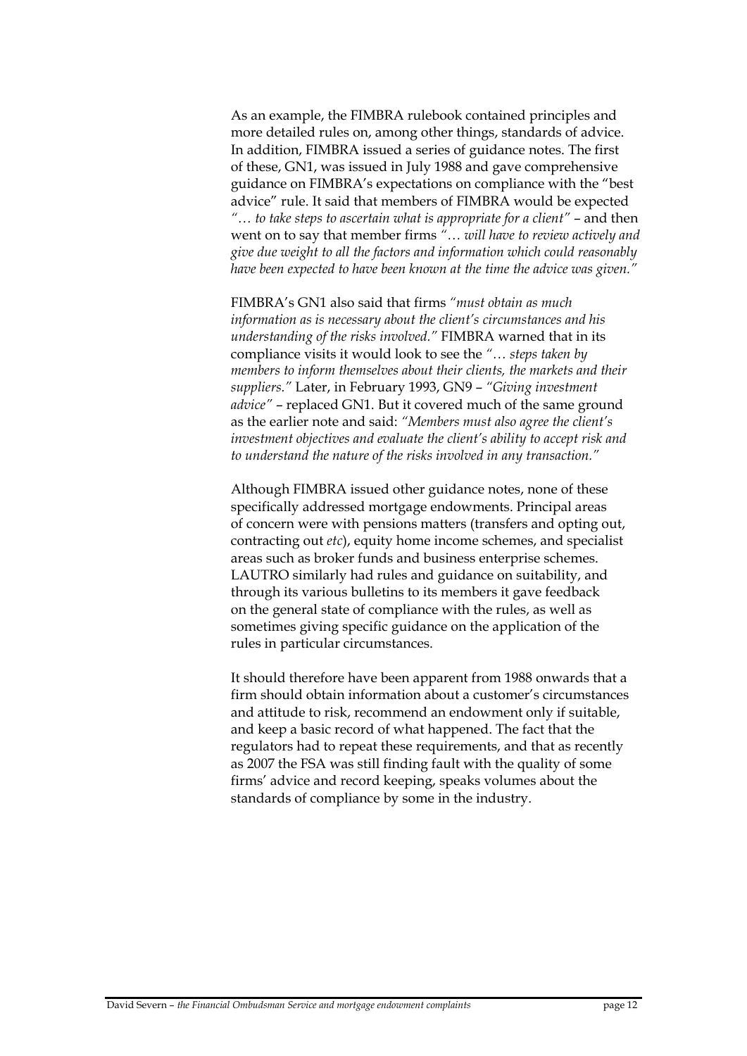As an example, the FIMBRA rulebook contained principles and more detailed rules on, among other things, standards of advice. In addition, FIMBRA issued a series of guidance notes. The first of these, GN1, was issued in July 1988 and gave comprehensive guidance on FIMBRA's expectations on compliance with the "best advice" rule. It said that members of FIMBRA would be expected *"… to take steps to ascertain what is appropriate for a client"* – and then went on to say that member firms *"… will have to review actively and give due weight to all the factors and information which could reasonably have been expected to have been known at the time the advice was given."*

FIMBRA's GN1 also said that firms *"must obtain as much information as is necessary about the client's circumstances and his understanding of the risks involved."* FIMBRA warned that in its compliance visits it would look to see the *"… steps taken by members to inform themselves about their clients, the markets and their suppliers."* Later, in February 1993, GN9 – *"Giving investment advice"* – replaced GN1. But it covered much of the same ground as the earlier note and said: *"Members must also agree the client's investment objectives and evaluate the client's ability to accept risk and to understand the nature of the risks involved in any transaction."*

Although FIMBRA issued other guidance notes, none of these specifically addressed mortgage endowments. Principal areas of concern were with pensions matters (transfers and opting out, contracting out *etc*), equity home income schemes, and specialist areas such as broker funds and business enterprise schemes. LAUTRO similarly had rules and guidance on suitability, and through its various bulletins to its members it gave feedback on the general state of compliance with the rules, as well as sometimes giving specific guidance on the application of the rules in particular circumstances.

It should therefore have been apparent from 1988 onwards that a firm should obtain information about a customer's circumstances and attitude to risk, recommend an endowment only if suitable, and keep a basic record of what happened. The fact that the regulators had to repeat these requirements, and that as recently as 2007 the FSA was still finding fault with the quality of some firms' advice and record keeping, speaks volumes about the standards of compliance by some in the industry.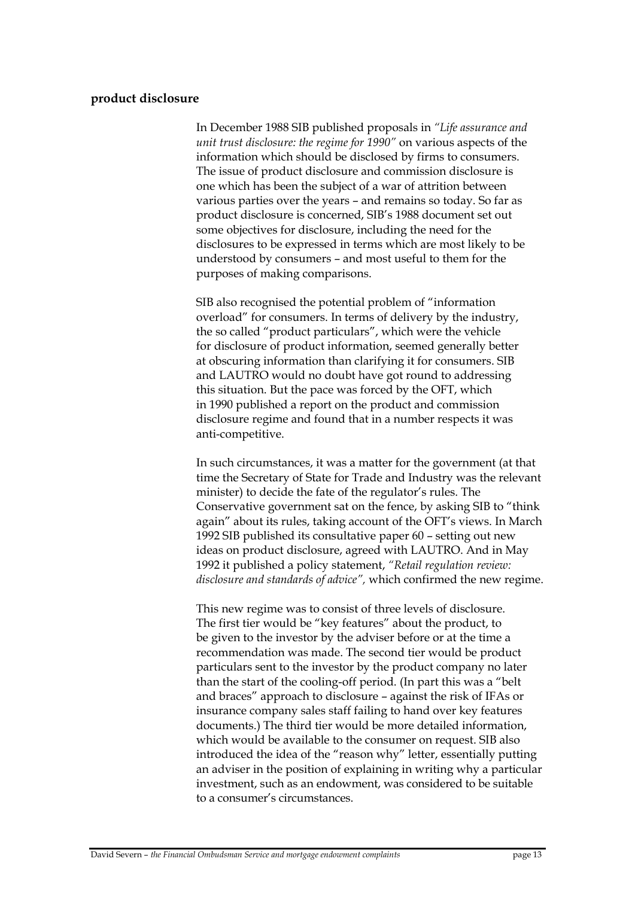**product disclosure**

In December 1988 SIB published proposals in *"Life assurance and unit trust disclosure: the regime for 1990"* on various aspects of the information which should be disclosed by firms to consumers. The issue of product disclosure and commission disclosure is one which has been the subject of a war of attrition between various parties over the years – and remains so today. So far as product disclosure is concerned, SIB's 1988 document set out some objectives for disclosure, including the need for the disclosures to be expressed in terms which are most likely to be understood by consumers – and most useful to them for the purposes of making comparisons.

SIB also recognised the potential problem of "information overload" for consumers. In terms of delivery by the industry, the so called "product particulars", which were the vehicle for disclosure of product information, seemed generally better at obscuring information than clarifying it for consumers. SIB and LAUTRO would no doubt have got round to addressing this situation. But the pace was forced by the OFT, which in 1990 published a report on the product and commission disclosure regime and found that in a number respects it was anti-competitive.

In such circumstances, it was a matter for the government (at that time the Secretary of State for Trade and Industry was the relevant minister) to decide the fate of the regulator's rules. The Conservative government sat on the fence, by asking SIB to "think again" about its rules, taking account of the OFT's views. In March 1992 SIB published its consultative paper 60 – setting out new ideas on product disclosure, agreed with LAUTRO. And in May 1992 it published a policy statement, *"Retail regulation review: disclosure and standards of advice",* which confirmed the new regime.

This new regime was to consist of three levels of disclosure. The first tier would be "key features" about the product, to be given to the investor by the adviser before or at the time a recommendation was made. The second tier would be product particulars sent to the investor by the product company no later than the start of the cooling-off period. (In part this was a "belt and braces" approach to disclosure – against the risk of IFAs or insurance company sales staff failing to hand over key features documents.) The third tier would be more detailed information, which would be available to the consumer on request. SIB also introduced the idea of the "reason why" letter, essentially putting an adviser in the position of explaining in writing why a particular investment, such as an endowment, was considered to be suitable to a consumer's circumstances.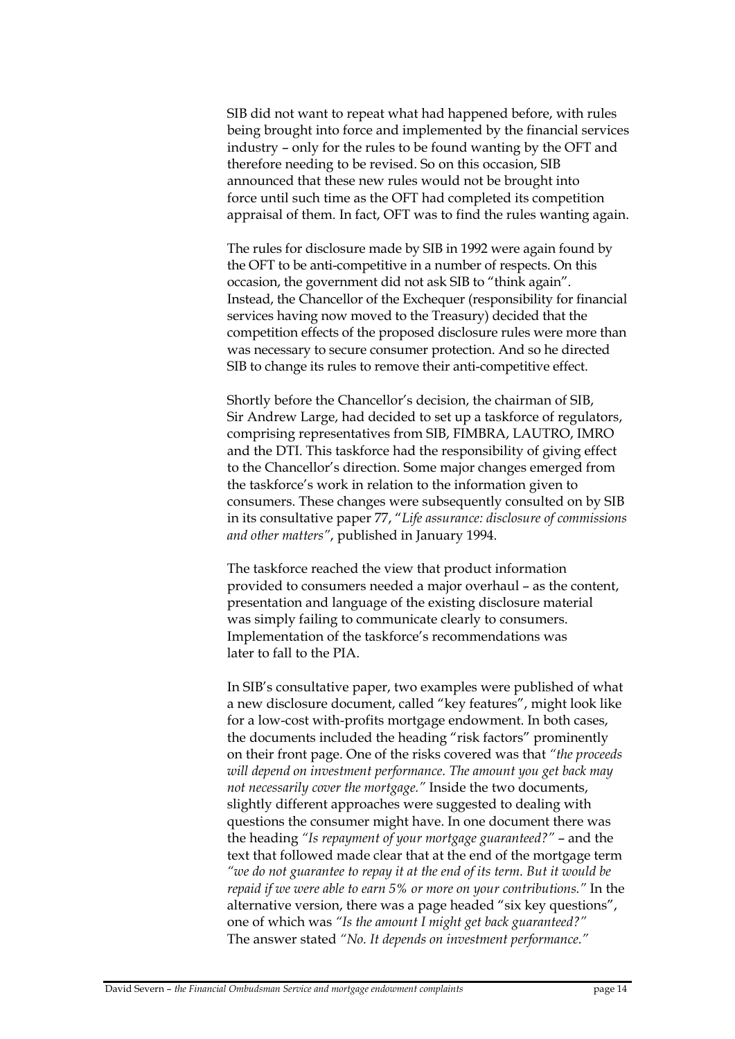SIB did not want to repeat what had happened before, with rules being brought into force and implemented by the financial services industry – only for the rules to be found wanting by the OFT and therefore needing to be revised. So on this occasion, SIB announced that these new rules would not be brought into force until such time as the OFT had completed its competition appraisal of them. In fact, OFT was to find the rules wanting again.

The rules for disclosure made by SIB in 1992 were again found by the OFT to be anti-competitive in a number of respects. On this occasion, the government did not ask SIB to "think again". Instead, the Chancellor of the Exchequer (responsibility for financial services having now moved to the Treasury) decided that the competition effects of the proposed disclosure rules were more than was necessary to secure consumer protection. And so he directed SIB to change its rules to remove their anti-competitive effect.

Shortly before the Chancellor's decision, the chairman of SIB, Sir Andrew Large, had decided to set up a taskforce of regulators, comprising representatives from SIB, FIMBRA, LAUTRO, IMRO and the DTI. This taskforce had the responsibility of giving effect to the Chancellor's direction. Some major changes emerged from the taskforce's work in relation to the information given to consumers. These changes were subsequently consulted on by SIB in its consultative paper 77, "*Life assurance: disclosure of commissions and other matters"*, published in January 1994.

The taskforce reached the view that product information provided to consumers needed a major overhaul – as the content, presentation and language of the existing disclosure material was simply failing to communicate clearly to consumers. Implementation of the taskforce's recommendations was later to fall to the PIA.

In SIB's consultative paper, two examples were published of what a new disclosure document, called "key features", might look like for a low-cost with-profits mortgage endowment. In both cases, the documents included the heading "risk factors" prominently on their front page. One of the risks covered was that *"the proceeds will depend on investment performance. The amount you get back may not necessarily cover the mortgage."* Inside the two documents, slightly different approaches were suggested to dealing with questions the consumer might have. In one document there was the heading *"Is repayment of your mortgage guaranteed?"* – and the text that followed made clear that at the end of the mortgage term *"we do not guarantee to repay it at the end of its term. But it would be repaid if we were able to earn 5% or more on your contributions."* In the alternative version, there was a page headed "six key questions", one of which was *"Is the amount I might get back guaranteed?"* The answer stated *"No. It depends on investment performance."*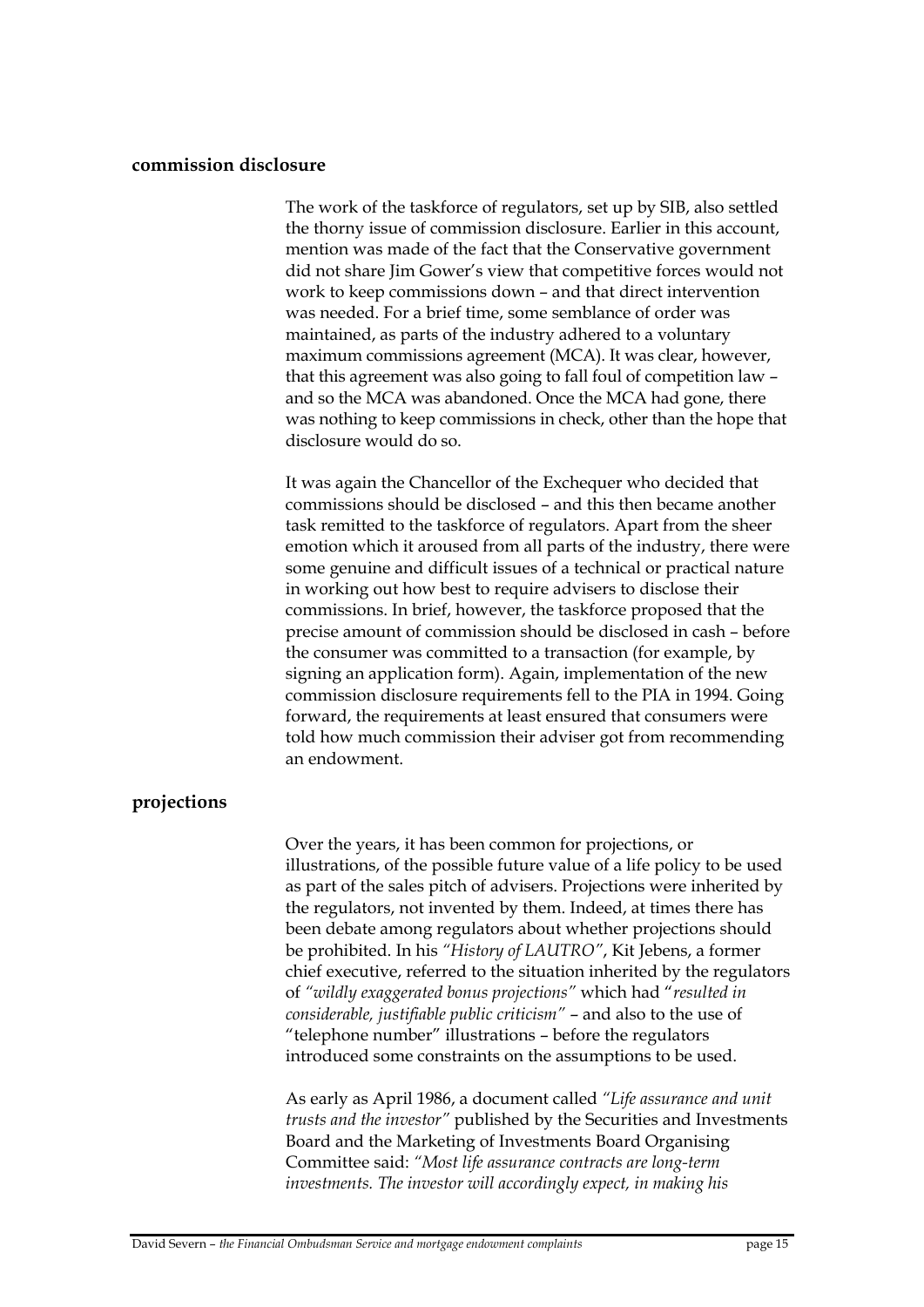## commission disclosure

The work of the taskforce of regulators, set up by SIB, also settled the thorny issue of commission disclosure. Earlier in this account, mention was made of the fact that the Conservative government did not share Jim Gower's view that competitive forces would not work to keep commissions down – and that direct intervention was needed. For a brief time, some semblance of order was maintained, as parts of the industry adhered to a voluntary maximum commissions agreement (MCA). It was clear, however, that this agreement was also going to fall foul of competition law – and so the MCA was abandoned. Once the MCA had gone, there was nothing to keep commissions in check, other than the hope that disclosure would do so.

It was again the Chancellor of the Exchequer who decided that commissions should be disclosed – and this then became another task remitted to the taskforce of regulators. Apart from the sheer emotion which it aroused from all parts of the industry, there were some genuine and difficult issues of a technical or practical nature in working out how best to require advisers to disclose their commissions. In brief, however, the taskforce proposed that the precise amount of commission should be disclosed in cash – before the consumer was committed to a transaction (for example, by signing an application form). Again, implementation of the new commission disclosure requirements fell to the PIA in 1994. Going forward, the requirements at least ensured that consumers were told how much commission their adviser got from recommending an endowment.

## projections

Over the years, it has been common for projections, or illustrations, of the possible future value of a life policy to be used as part of the sales pitch of advisers. Projections were inherited by the regulators, not invented by them. Indeed, at times there has been debate among regulators about whether projections should be prohibited. In his *"History of LAUTRO"*, Kit Jebens, a former chief executive, referred to the situation inherited by the regulators of *"wildly exaggerated bonus projections"* which had "*resulted in considerable, justifiable public criticism"* – and also to the use of "telephone number" illustrations – before the regulators introduced some constraints on the assumptions to be used.

As early as April 1986, a document called *"Life assurance and unit trusts and the investor"* published by the Securities and Investments Board and the Marketing of Investments Board Organising Committee said: *"Most life assurance contracts are long-term investments. The investor will accordingly expect, in making his*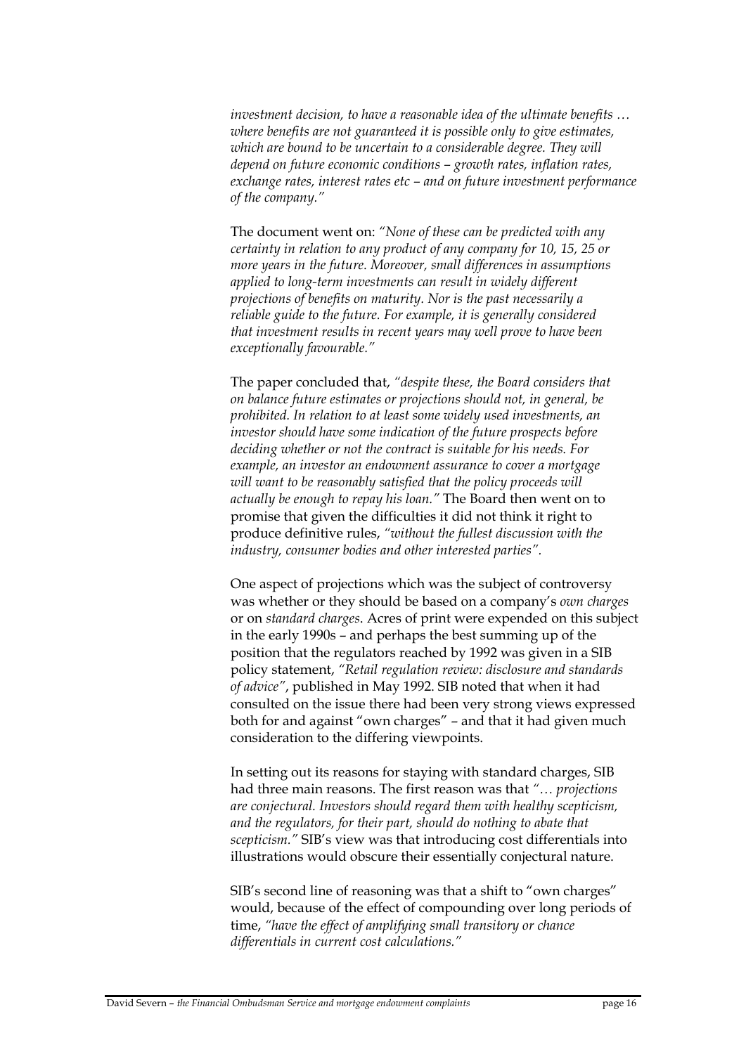*investment decision, to have a reasonable idea of the ultimate benefits … where benefits are not guaranteed it is possible only to give estimates, which are bound to be uncertain to a considerable degree. They will depend on future economic conditions – growth rates, inflation rates, exchange rates, interest rates etc – and on future investment performance of the company."*

The document went on: *"None of these can be predicted with any certainty in relation to any product of any company for 10, 15, 25 or more years in the future. Moreover, small differences in assumptions applied to long-term investments can result in widely different projections of benefits on maturity. Nor is the past necessarily a reliable guide to the future. For example, it is generally considered that investment results in recent years may well prove to have been exceptionally favourable."*

The paper concluded that, *"despite these, the Board considers that on balance future estimates or projections should not, in general, be prohibited. In relation to at least some widely used investments, an investor should have some indication of the future prospects before deciding whether or not the contract is suitable for his needs. For example, an investor an endowment assurance to cover a mortgage will want to be reasonably satisfied that the policy proceeds will actually be enough to repay his loan."* The Board then went on to promise that given the difficulties it did not think it right to produce definitive rules, *"without the fullest discussion with the industry, consumer bodies and other interested parties".*

One aspect of projections which was the subject of controversy was whether or they should be based on a company's *own charges* or on *standard charges*. Acres of print were expended on this subject in the early 1990s – and perhaps the best summing up of the position that the regulators reached by 1992 was given in a SIB policy statement, *"Retail regulation review: disclosure and standards of advice"*, published in May 1992. SIB noted that when it had consulted on the issue there had been very strong views expressed both for and against "own charges" – and that it had given much consideration to the differing viewpoints.

In setting out its reasons for staying with standard charges, SIB had three main reasons. The first reason was that *"… projections are conjectural. Investors should regard them with healthy scepticism, and the regulators, for their part, should do nothing to abate that scepticism."* SIB's view was that introducing cost differentials into illustrations would obscure their essentially conjectural nature.

SIB's second line of reasoning was that a shift to "own charges" would, because of the effect of compounding over long periods of time, *"have the effect of amplifying small transitory or chance differentials in current cost calculations."*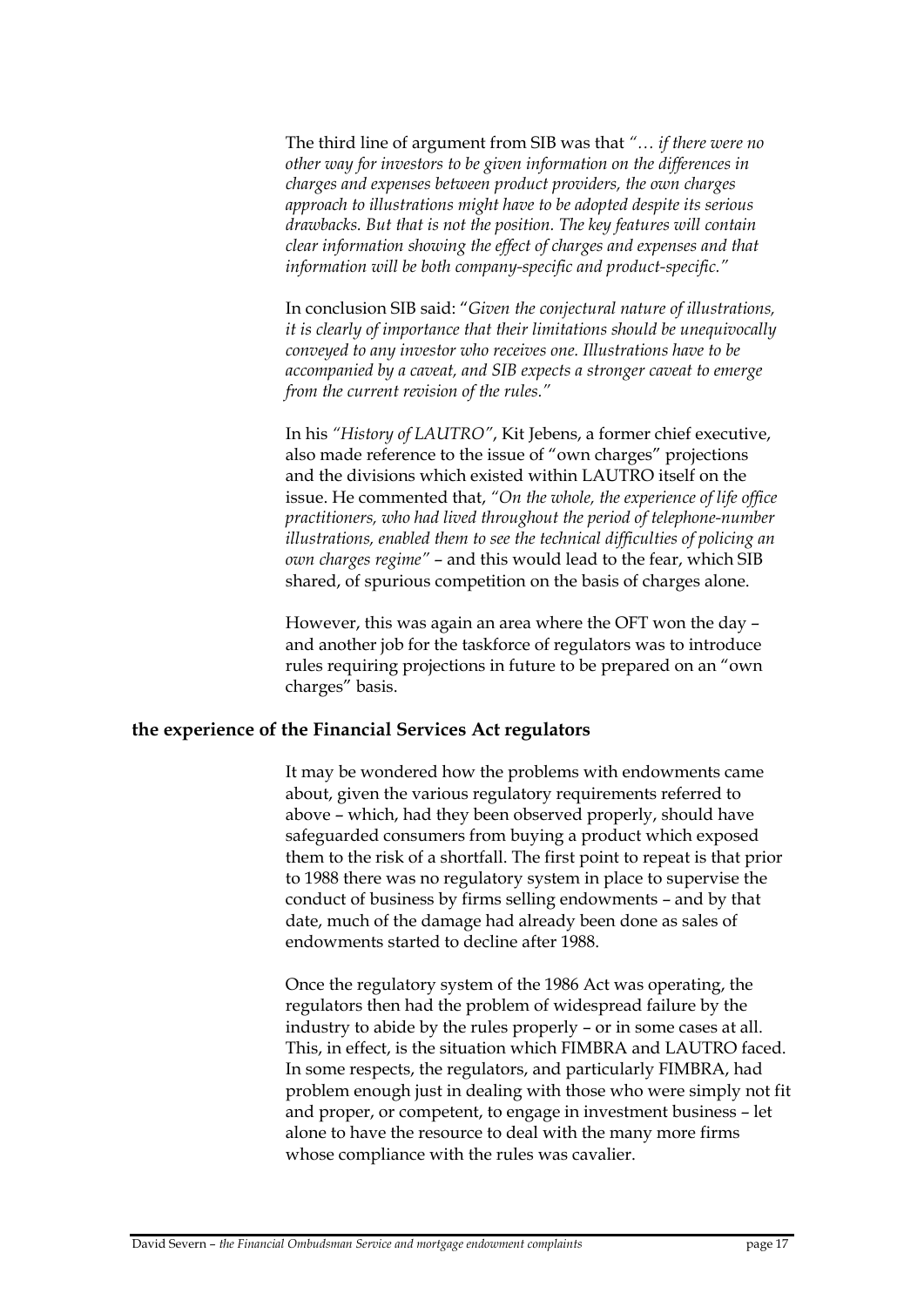The third line of argument from SIB was that *"… if there were no other way for investors to be given information on the differences in charges and expenses between product providers, the own charges approach to illustrations might have to be adopted despite its serious drawbacks. But that is not the position. The key features will contain clear information showing the effect of charges and expenses and that information will be both company-specific and product-specific."*

In conclusion SIB said: "*Given the conjectural nature of illustrations, it is clearly of importance that their limitations should be unequivocally conveyed to any investor who receives one. Illustrations have to be accompanied by a caveat, and SIB expects a stronger caveat to emerge from the current revision of the rules.*"

In his *"History of LAUTRO"*, Kit Jebens, a former chief executive, also made reference to the issue of "own charges" projections and the divisions which existed within LAUTRO itself on the issue. He commented that, *"On the whole, the experience of life office practitioners, who had lived throughout the period of telephone-number illustrations, enabled them to see the technical difficulties of policing an own charges regime"* – and this would lead to the fear, which SIB shared, of spurious competition on the basis of charges alone.

However, this was again an area where the OFT won the day – and another job for the taskforce of regulators was to introduce rules requiring projections in future to be prepared on an "own charges" basis.

## the experience of the Financial Services Act regulators

It may be wondered how the problems with endowments came about, given the various regulatory requirements referred to above – which, had they been observed properly, should have safeguarded consumers from buying a product which exposed them to the risk of a shortfall. The first point to repeat is that prior to 1988 there was no regulatory system in place to supervise the conduct of business by firms selling endowments – and by that date, much of the damage had already been done as sales of endowments started to decline after 1988.

Once the regulatory system of the 1986 Act was operating, the regulators then had the problem of widespread failure by the industry to abide by the rules properly – or in some cases at all. This, in effect, is the situation which FIMBRA and LAUTRO faced. In some respects, the regulators, and particularly FIMBRA, had problem enough just in dealing with those who were simply not fit and proper, or competent, to engage in investment business – let alone to have the resource to deal with the many more firms whose compliance with the rules was cavalier.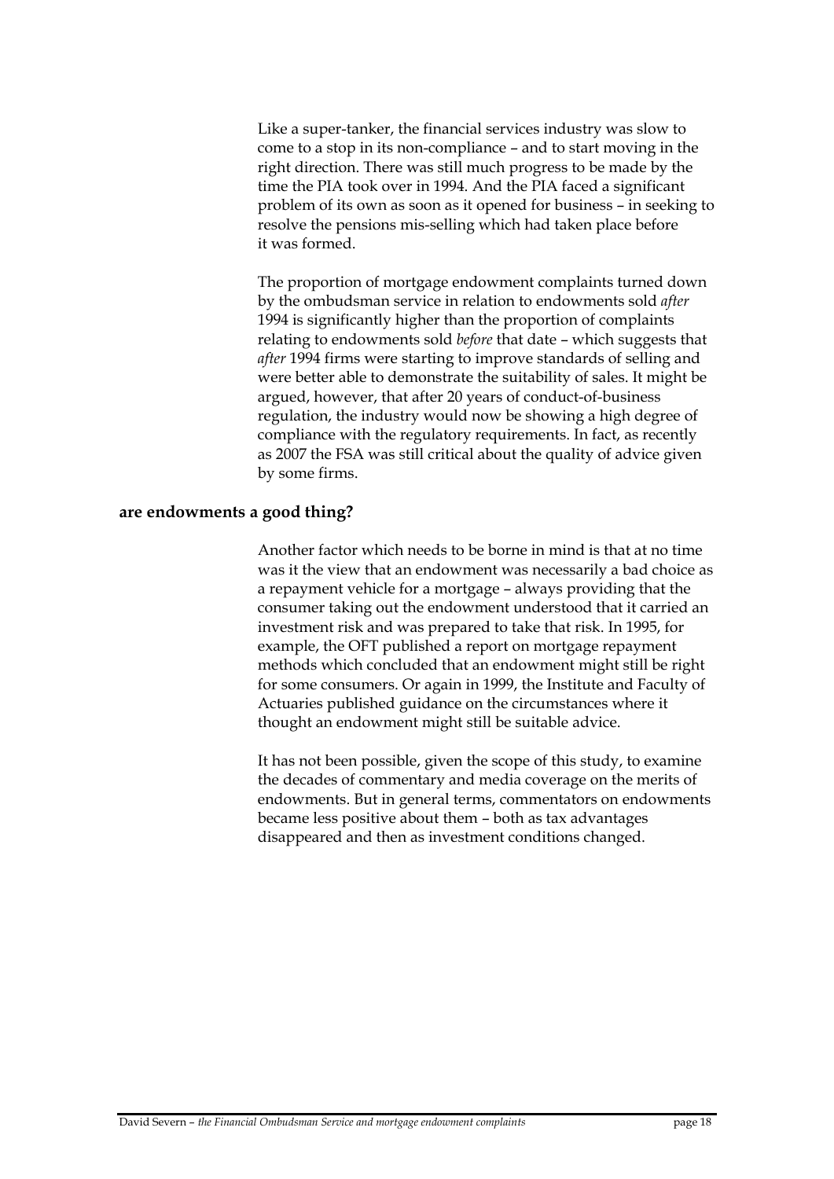Like a super-tanker, the financial services industry was slow to come to a stop in its non-compliance – and to start moving in the right direction. There was still much progress to be made by the time the PIA took over in 1994. And the PIA faced a significant problem of its own as soon as it opened for business – in seeking to resolve the pensions mis-selling which had taken place before it was formed.

The proportion of mortgage endowment complaints turned down by the ombudsman service in relation to endowments sold *after* 1994 is significantly higher than the proportion of complaints relating to endowments sold *before* that date – which suggests that *after* 1994 firms were starting to improve standards of selling and were better able to demonstrate the suitability of sales. It might be argued, however, that after 20 years of conduct-of-business regulation, the industry would now be showing a high degree of compliance with the regulatory requirements. In fact, as recently as 2007 the FSA was still critical about the quality of advice given by some firms.

## are endowments a good thing?

Another factor which needs to be borne in mind is that at no time was it the view that an endowment was necessarily a bad choice as a repayment vehicle for a mortgage – always providing that the consumer taking out the endowment understood that it carried an investment risk and was prepared to take that risk. In 1995, for example, the OFT published a report on mortgage repayment methods which concluded that an endowment might still be right for some consumers. Or again in 1999, the Institute and Faculty of Actuaries published guidance on the circumstances where it thought an endowment might still be suitable advice.

It has not been possible, given the scope of this study, to examine the decades of commentary and media coverage on the merits of endowments. But in general terms, commentators on endowments became less positive about them – both as tax advantages disappeared and then as investment conditions changed.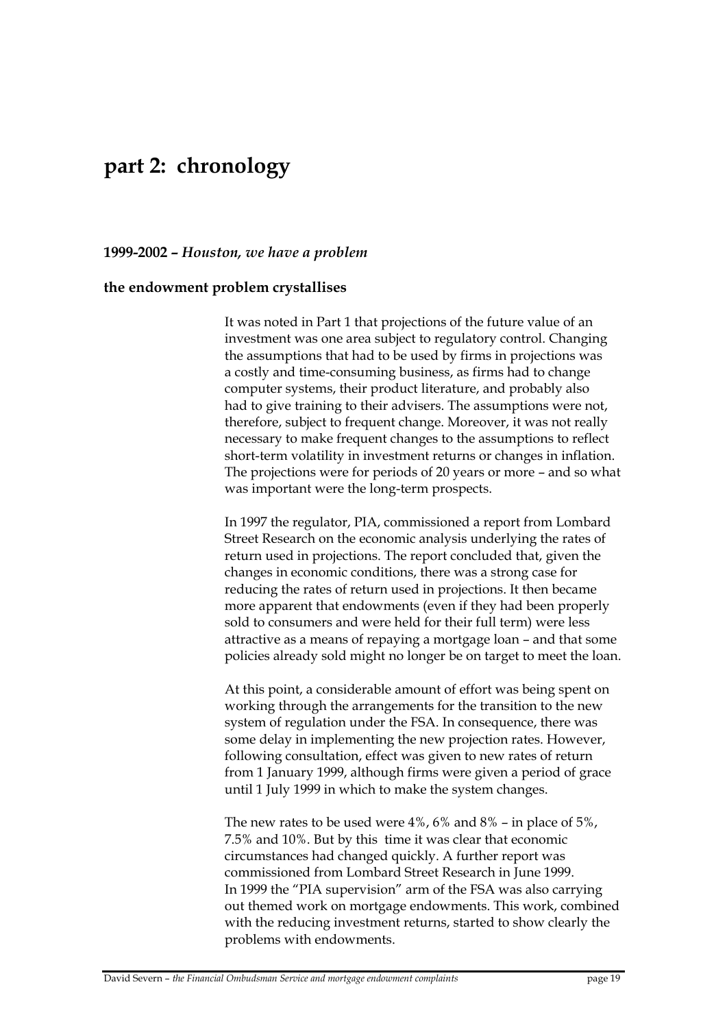# part 2: chronology

### 1999-2002 – *Houston, we have a problem*

### the endowment problem crystallises

It was noted in Part 1 that projections of the future value of an investment was one area subject to regulatory control. Changing the assumptions that had to be used by firms in projections was a costly and time-consuming business, as firms had to change computer systems, their product literature, and probably also had to give training to their advisers. The assumptions were not, therefore, subject to frequent change. Moreover, it was not really necessary to make frequent changes to the assumptions to reflect short-term volatility in investment returns or changes in inflation. The projections were for periods of 20 years or more – and so what was important were the long-term prospects.

In 1997 the regulator, PIA, commissioned a report from Lombard Street Research on the economic analysis underlying the rates of return used in projections. The report concluded that, given the changes in economic conditions, there was a strong case for reducing the rates of return used in projections. It then became more apparent that endowments (even if they had been properly sold to consumers and were held for their full term) were less attractive as a means of repaying a mortgage loan – and that some policies already sold might no longer be on target to meet the loan.

At this point, a considerable amount of effort was being spent on working through the arrangements for the transition to the new system of regulation under the FSA. In consequence, there was some delay in implementing the new projection rates. However, following consultation, effect was given to new rates of return from 1 January 1999, although firms were given a period of grace until 1 July 1999 in which to make the system changes.

The new rates to be used were 4%, 6% and 8% – in place of 5%, 7.5% and 10%. But by this time it was clear that economic circumstances had changed quickly. A further report was commissioned from Lombard Street Research in June 1999. In 1999 the "PIA supervision" arm of the FSA was also carrying out themed work on mortgage endowments. This work, combined with the reducing investment returns, started to show clearly the problems with endowments.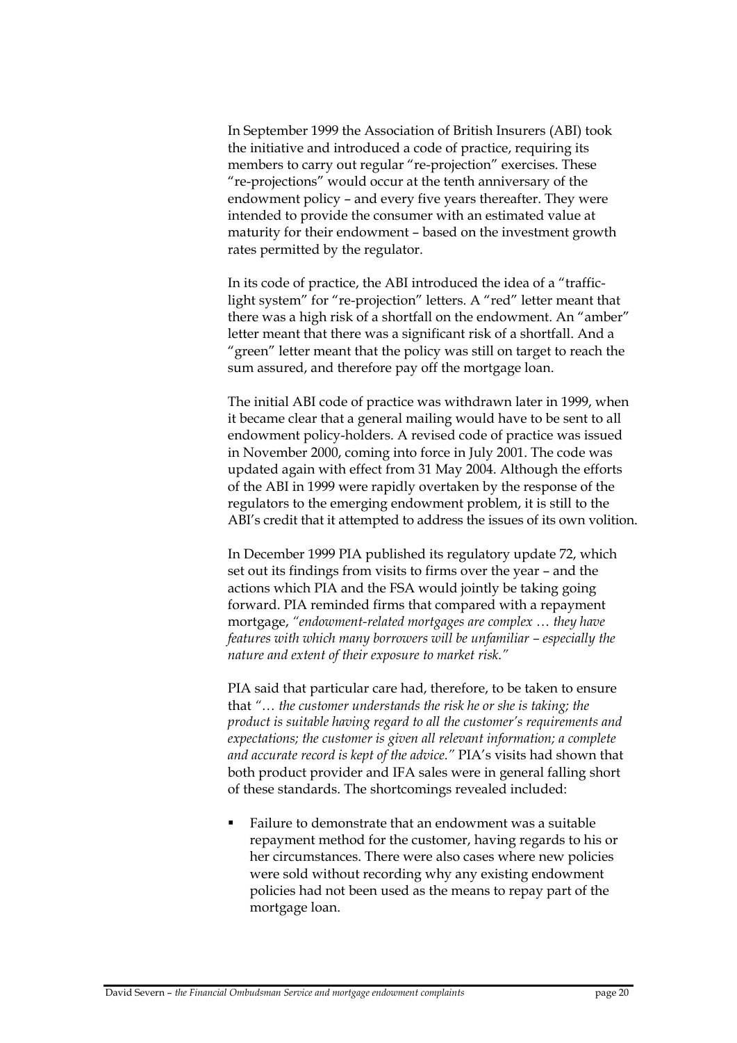In September 1999 the Association of British Insurers (ABI) took the initiative and introduced a code of practice, requiring its members to carry out regular "re-projection" exercises. These "re-projections" would occur at the tenth anniversary of the endowment policy – and every five years thereafter. They were intended to provide the consumer with an estimated value at maturity for their endowment – based on the investment growth rates permitted by the regulator.

In its code of practice, the ABI introduced the idea of a "traffic-light system" for "re-projection" letters. A "red" letter meant that there was a high risk of a shortfall on the endowment. An "amber" letter meant that there was a significant risk of a shortfall. And a "green" letter meant that the policy was still on target to reach the sum assured, and therefore pay off the mortgage loan.

The initial ABI code of practice was withdrawn later in 1999, when it became clear that a general mailing would have to be sent to all endowment policy-holders. A revised code of practice was issued in November 2000, coming into force in July 2001. The code was updated again with effect from 31 May 2004. Although the efforts of the ABI in 1999 were rapidly overtaken by the response of the regulators to the emerging endowment problem, it is still to the ABI's credit that it attempted to address the issues of its own volition.

In December 1999 PIA published its regulatory update 72, which set out its findings from visits to firms over the year – and the actions which PIA and the FSA would jointly be taking going forward. PIA reminded firms that compared with a repayment mortgage, *"endowment-related mortgages are complex … they have features with which many borrowers will be unfamiliar – especially the nature and extent of their exposure to market risk."*

PIA said that particular care had, therefore, to be taken to ensure that *"… the customer understands the risk he or she is taking; the product is suitable having regard to all the customer's requirements and expectations; the customer is given all relevant information; a complete and accurate record is kept of the advice."* PIA's visits had shown that both product provider and IFA sales were in general falling short of these standards. The shortcomings revealed included:

- Failure to demonstrate that an endowment was a suitable repayment method for the customer, having regards to his or her circumstances. There were also cases where new policies were sold without recording why any existing endowment policies had not been used as the means to repay part of the mortgage loan.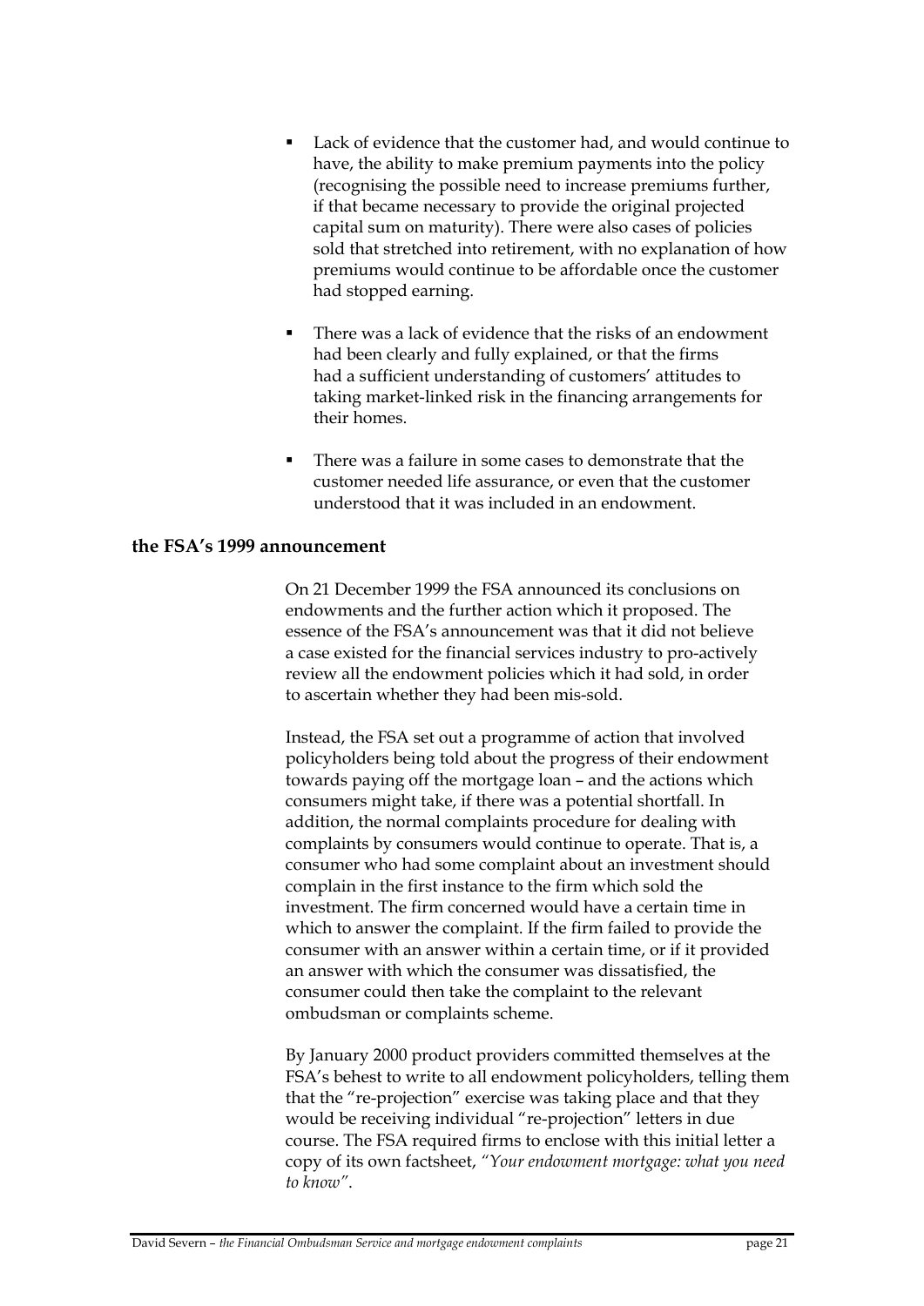- Lack of evidence that the customer had, and would continue to have, the ability to make premium payments into the policy (recognising the possible need to increase premiums further, if that became necessary to provide the original projected capital sum on maturity). There were also cases of policies sold that stretched into retirement, with no explanation of how premiums would continue to be affordable once the customer had stopped earning.

- There was a lack of evidence that the risks of an endowment had been clearly and fully explained, or that the firms had a sufficient understanding of customers' attitudes to taking market-linked risk in the financing arrangements for their homes.

- There was a failure in some cases to demonstrate that the customer needed life assurance, or even that the customer understood that it was included in an endowment.

## the FSA's 1999 announcement

On 21 December 1999 the FSA announced its conclusions on endowments and the further action which it proposed. The essence of the FSA's announcement was that it did not believe a case existed for the financial services industry to pro-actively review all the endowment policies which it had sold, in order to ascertain whether they had been mis-sold.

Instead, the FSA set out a programme of action that involved policyholders being told about the progress of their endowment towards paying off the mortgage loan – and the actions which consumers might take, if there was a potential shortfall. In addition, the normal complaints procedure for dealing with complaints by consumers would continue to operate. That is, a consumer who had some complaint about an investment should complain in the first instance to the firm which sold the investment. The firm concerned would have a certain time in which to answer the complaint. If the firm failed to provide the consumer with an answer within a certain time, or if it provided an answer with which the consumer was dissatisfied, the consumer could then take the complaint to the relevant ombudsman or complaints scheme.

By January 2000 product providers committed themselves at the FSA's behest to write to all endowment policyholders, telling them that the "re-projection" exercise was taking place and that they would be receiving individual "re-projection" letters in due course. The FSA required firms to enclose with this initial letter a copy of its own factsheet, *"Your endowment mortgage: what you need to know"*.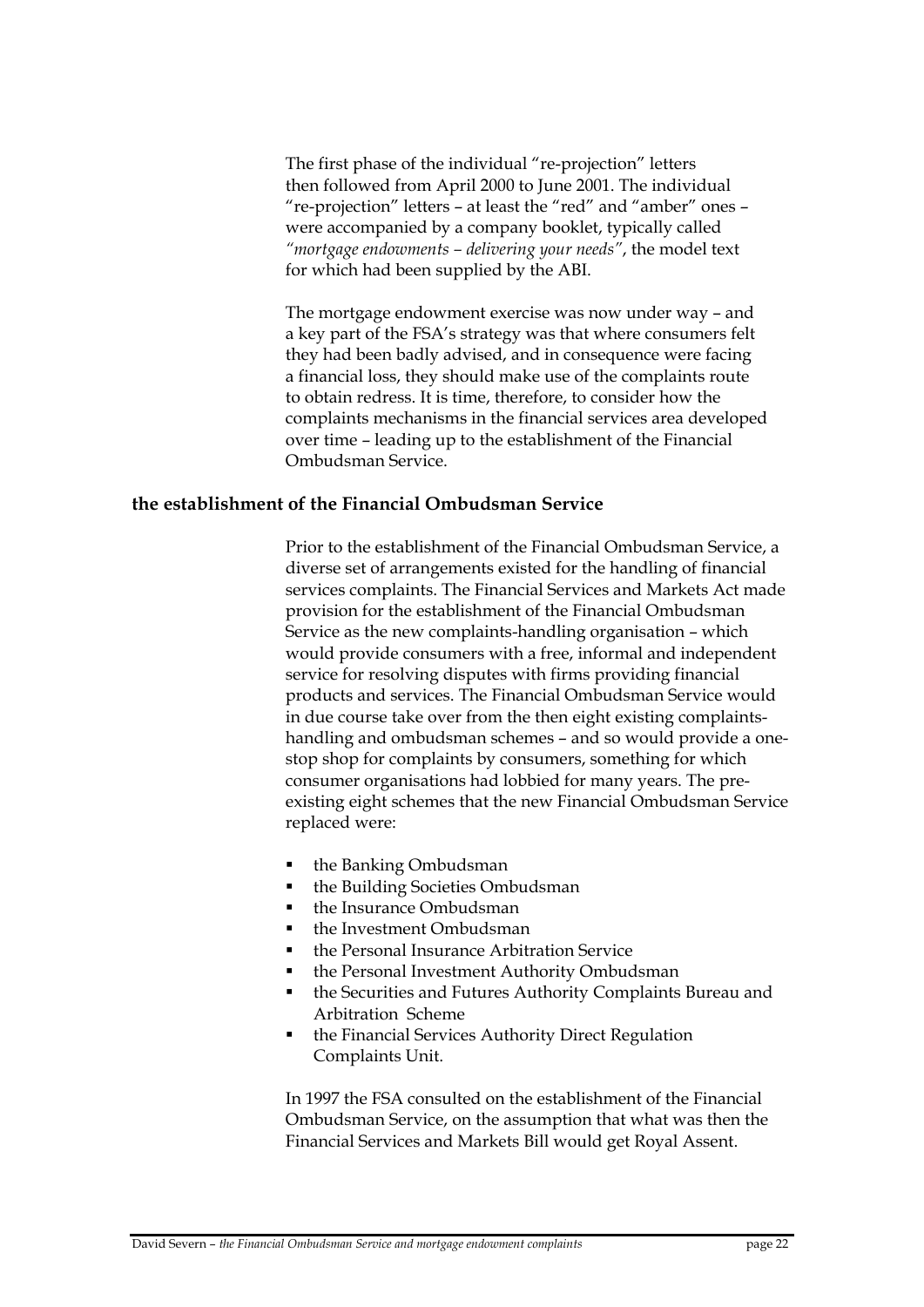The first phase of the individual "re-projection" letters then followed from April 2000 to June 2001. The individual "re-projection" letters – at least the "red" and "amber" ones – were accompanied by a company booklet, typically called *"mortgage endowments – delivering your needs"*, the model text for which had been supplied by the ABI.

The mortgage endowment exercise was now under way – and a key part of the FSA's strategy was that where consumers felt they had been badly advised, and in consequence were facing a financial loss, they should make use of the complaints route to obtain redress. It is time, therefore, to consider how the complaints mechanisms in the financial services area developed over time – leading up to the establishment of the Financial Ombudsman Service.

## the establishment of the Financial Ombudsman Service

Prior to the establishment of the Financial Ombudsman Service, a diverse set of arrangements existed for the handling of financial services complaints. The Financial Services and Markets Act made provision for the establishment of the Financial Ombudsman Service as the new complaints-handling organisation – which would provide consumers with a free, informal and independent service for resolving disputes with firms providing financial products and services. The Financial Ombudsman Service would in due course take over from the then eight existing complaints-handling and ombudsman schemes – and so would provide a one-stop shop for complaints by consumers, something for which consumer organisations had lobbied for many years. The pre-existing eight schemes that the new Financial Ombudsman Service replaced were:

- the Banking Ombudsman
- the Building Societies Ombudsman
- the Insurance Ombudsman
- the Investment Ombudsman
- the Personal Insurance Arbitration Service
- the Personal Investment Authority Ombudsman
- the Securities and Futures Authority Complaints Bureau and Arbitration Scheme
- the Financial Services Authority Direct Regulation Complaints Unit.

In 1997 the FSA consulted on the establishment of the Financial Ombudsman Service, on the assumption that what was then the Financial Services and Markets Bill would get Royal Assent.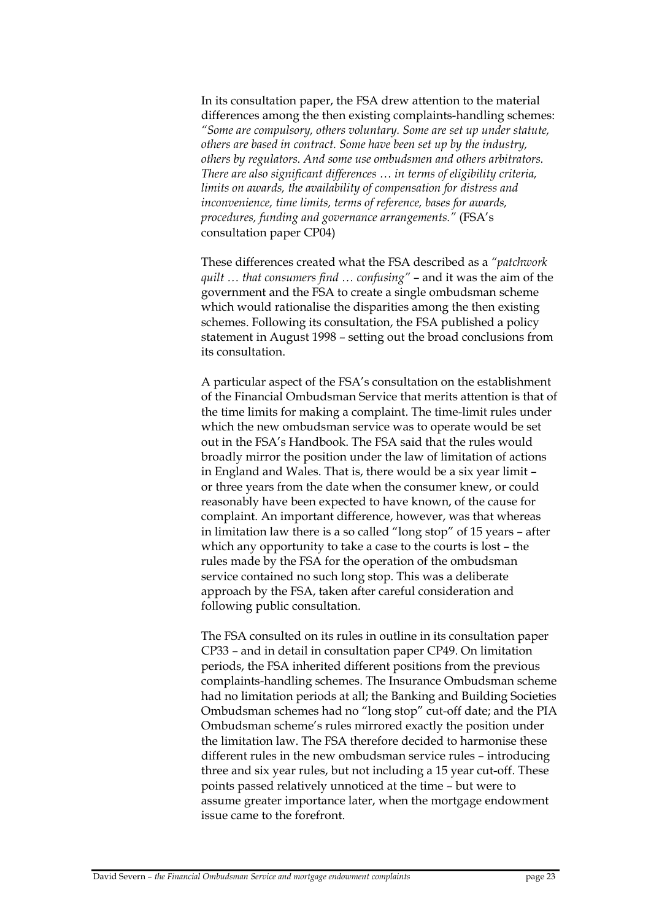In its consultation paper, the FSA drew attention to the material differences among the then existing complaints-handling schemes: *"Some are compulsory, others voluntary. Some are set up under statute, others are based in contract. Some have been set up by the industry, others by regulators. And some use ombudsmen and others arbitrators. There are also significant differences … in terms of eligibility criteria, limits on awards, the availability of compensation for distress and inconvenience, time limits, terms of reference, bases for awards, procedures, funding and governance arrangements."* (FSA's consultation paper CP04)

These differences created what the FSA described as a *"patchwork quilt … that consumers find … confusing"* – and it was the aim of the government and the FSA to create a single ombudsman scheme which would rationalise the disparities among the then existing schemes. Following its consultation, the FSA published a policy statement in August 1998 – setting out the broad conclusions from its consultation.

A particular aspect of the FSA's consultation on the establishment of the Financial Ombudsman Service that merits attention is that of the time limits for making a complaint. The time-limit rules under which the new ombudsman service was to operate would be set out in the FSA's Handbook. The FSA said that the rules would broadly mirror the position under the law of limitation of actions in England and Wales. That is, there would be a six year limit – or three years from the date when the consumer knew, or could reasonably have been expected to have known, of the cause for complaint. An important difference, however, was that whereas in limitation law there is a so called "long stop" of 15 years – after which any opportunity to take a case to the courts is lost – the rules made by the FSA for the operation of the ombudsman service contained no such long stop. This was a deliberate approach by the FSA, taken after careful consideration and following public consultation.

The FSA consulted on its rules in outline in its consultation paper CP33 – and in detail in consultation paper CP49. On limitation periods, the FSA inherited different positions from the previous complaints-handling schemes. The Insurance Ombudsman scheme had no limitation periods at all; the Banking and Building Societies Ombudsman schemes had no "long stop" cut-off date; and the PIA Ombudsman scheme's rules mirrored exactly the position under the limitation law. The FSA therefore decided to harmonise these different rules in the new ombudsman service rules – introducing three and six year rules, but not including a 15 year cut-off. These points passed relatively unnoticed at the time – but were to assume greater importance later, when the mortgage endowment issue came to the forefront.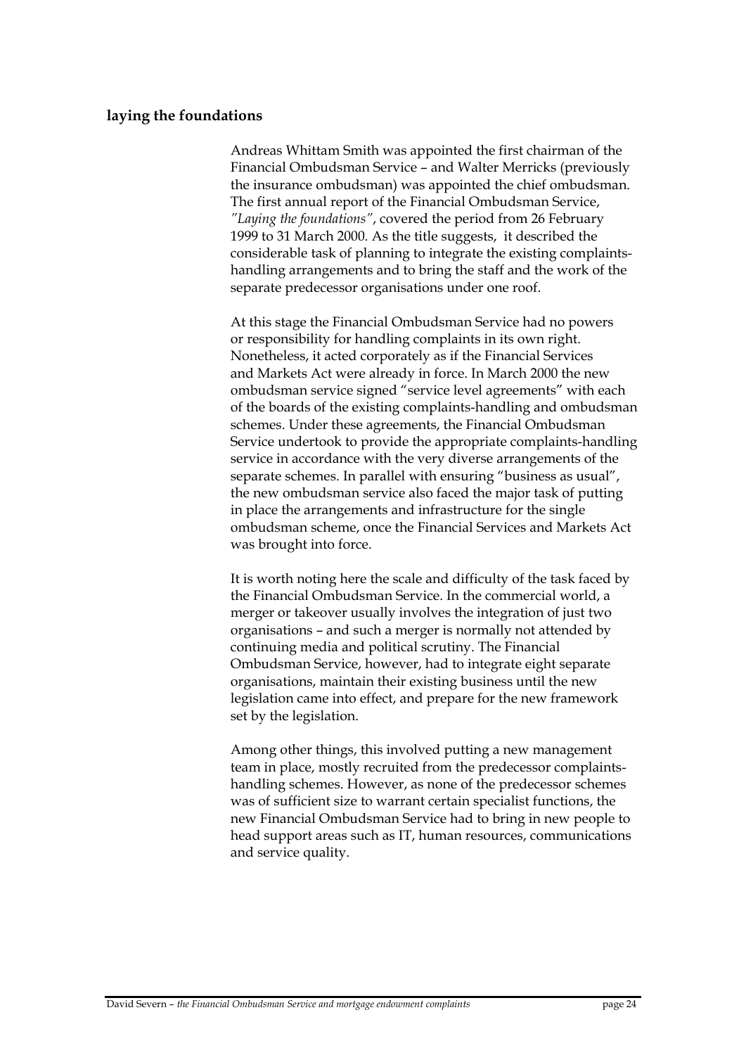## laying the foundations

Andreas Whittam Smith was appointed the first chairman of the Financial Ombudsman Service – and Walter Merricks (previously the insurance ombudsman) was appointed the chief ombudsman. The first annual report of the Financial Ombudsman Service, *"Laying the foundations"*, covered the period from 26 February 1999 to 31 March 2000. As the title suggests, it described the considerable task of planning to integrate the existing complaints-handling arrangements and to bring the staff and the work of the separate predecessor organisations under one roof.

At this stage the Financial Ombudsman Service had no powers or responsibility for handling complaints in its own right. Nonetheless, it acted corporately as if the Financial Services and Markets Act were already in force. In March 2000 the new ombudsman service signed "service level agreements" with each of the boards of the existing complaints-handling and ombudsman schemes. Under these agreements, the Financial Ombudsman Service undertook to provide the appropriate complaints-handling service in accordance with the very diverse arrangements of the separate schemes. In parallel with ensuring "business as usual", the new ombudsman service also faced the major task of putting in place the arrangements and infrastructure for the single ombudsman scheme, once the Financial Services and Markets Act was brought into force.

It is worth noting here the scale and difficulty of the task faced by the Financial Ombudsman Service. In the commercial world, a merger or takeover usually involves the integration of just two organisations – and such a merger is normally not attended by continuing media and political scrutiny. The Financial Ombudsman Service, however, had to integrate eight separate organisations, maintain their existing business until the new legislation came into effect, and prepare for the new framework set by the legislation.

Among other things, this involved putting a new management team in place, mostly recruited from the predecessor complaints-handling schemes. However, as none of the predecessor schemes was of sufficient size to warrant certain specialist functions, the new Financial Ombudsman Service had to bring in new people to head support areas such as IT, human resources, communications and service quality.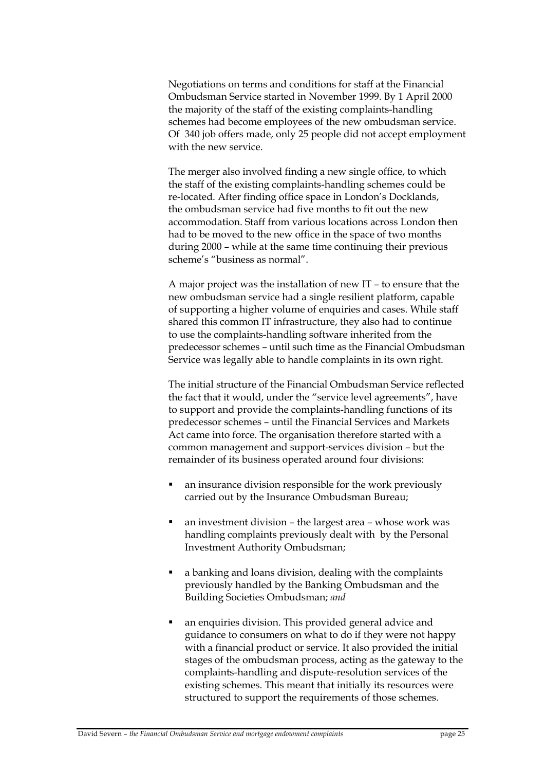Negotiations on terms and conditions for staff at the Financial Ombudsman Service started in November 1999. By 1 April 2000 the majority of the staff of the existing complaints-handling schemes had become employees of the new ombudsman service. Of 340 job offers made, only 25 people did not accept employment with the new service.

The merger also involved finding a new single office, to which the staff of the existing complaints-handling schemes could be re-located. After finding office space in London's Docklands, the ombudsman service had five months to fit out the new accommodation. Staff from various locations across London then had to be moved to the new office in the space of two months during 2000 – while at the same time continuing their previous scheme's "business as normal".

A major project was the installation of new IT – to ensure that the new ombudsman service had a single resilient platform, capable of supporting a higher volume of enquiries and cases. While staff shared this common IT infrastructure, they also had to continue to use the complaints-handling software inherited from the predecessor schemes – until such time as the Financial Ombudsman Service was legally able to handle complaints in its own right.

The initial structure of the Financial Ombudsman Service reflected the fact that it would, under the "service level agreements", have to support and provide the complaints-handling functions of its predecessor schemes – until the Financial Services and Markets Act came into force. The organisation therefore started with a common management and support-services division – but the remainder of its business operated around four divisions:

- an insurance division responsible for the work previously carried out by the Insurance Ombudsman Bureau;
- an investment division – the largest area – whose work was handling complaints previously dealt with by the Personal Investment Authority Ombudsman;
- a banking and loans division, dealing with the complaints previously handled by the Banking Ombudsman and the Building Societies Ombudsman; *and*
- an enquiries division. This provided general advice and guidance to consumers on what to do if they were not happy with a financial product or service. It also provided the initial stages of the ombudsman process, acting as the gateway to the complaints-handling and dispute-resolution services of the existing schemes. This meant that initially its resources were structured to support the requirements of those schemes.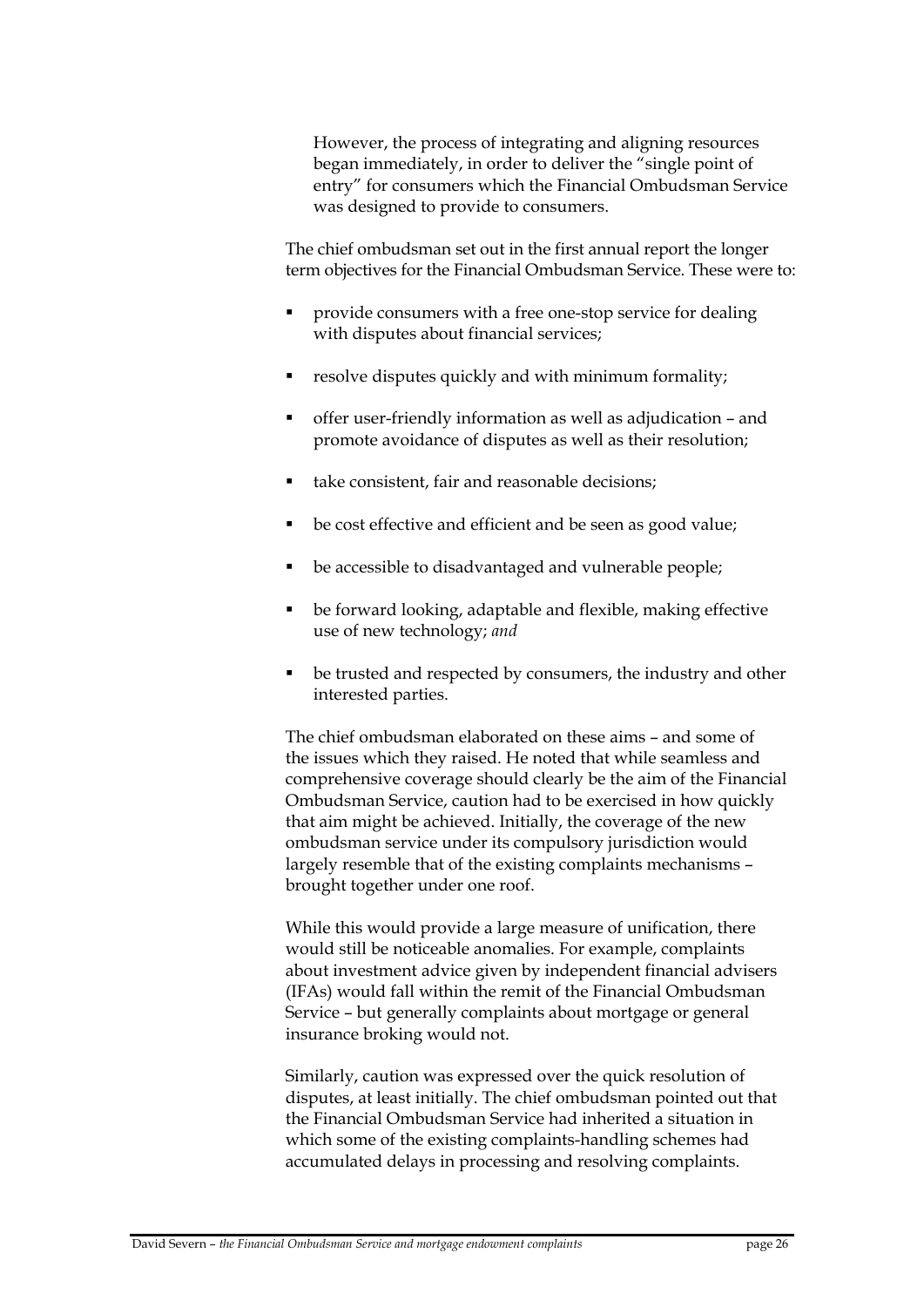However, the process of integrating and aligning resources began immediately, in order to deliver the "single point of entry" for consumers which the Financial Ombudsman Service was designed to provide to consumers.

The chief ombudsman set out in the first annual report the longer term objectives for the Financial Ombudsman Service. These were to:

- provide consumers with a free one-stop service for dealing with disputes about financial services;
- resolve disputes quickly and with minimum formality;
- offer user-friendly information as well as adjudication – and promote avoidance of disputes as well as their resolution;
- take consistent, fair and reasonable decisions;
- be cost effective and efficient and be seen as good value;
- be accessible to disadvantaged and vulnerable people;
- be forward looking, adaptable and flexible, making effective use of new technology; *and*
- be trusted and respected by consumers, the industry and other interested parties.

The chief ombudsman elaborated on these aims – and some of the issues which they raised. He noted that while seamless and comprehensive coverage should clearly be the aim of the Financial Ombudsman Service, caution had to be exercised in how quickly that aim might be achieved. Initially, the coverage of the new ombudsman service under its compulsory jurisdiction would largely resemble that of the existing complaints mechanisms – brought together under one roof.

While this would provide a large measure of unification, there would still be noticeable anomalies. For example, complaints about investment advice given by independent financial advisers (IFAs) would fall within the remit of the Financial Ombudsman Service – but generally complaints about mortgage or general insurance broking would not.

Similarly, caution was expressed over the quick resolution of disputes, at least initially. The chief ombudsman pointed out that the Financial Ombudsman Service had inherited a situation in which some of the existing complaints-handling schemes had accumulated delays in processing and resolving complaints.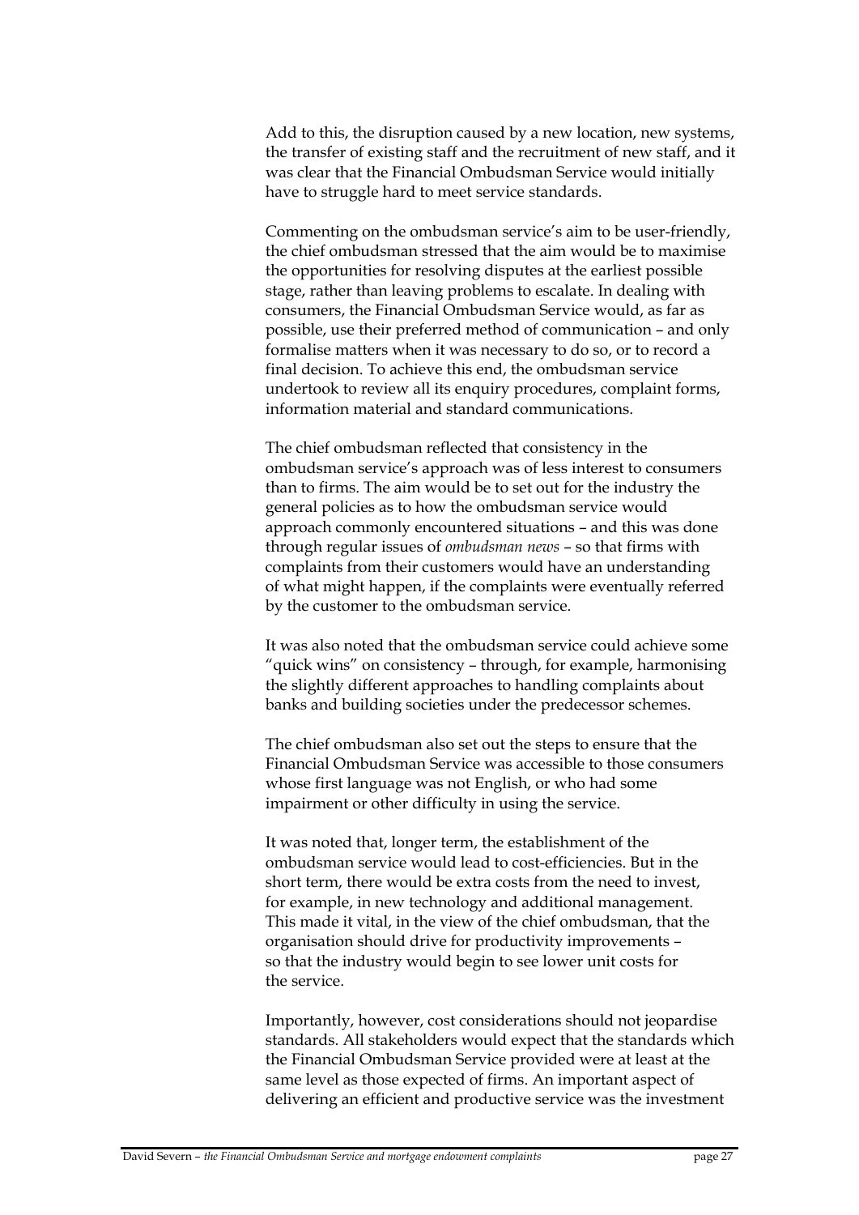Add to this, the disruption caused by a new location, new systems, the transfer of existing staff and the recruitment of new staff, and it was clear that the Financial Ombudsman Service would initially have to struggle hard to meet service standards.

Commenting on the ombudsman service's aim to be user-friendly, the chief ombudsman stressed that the aim would be to maximise the opportunities for resolving disputes at the earliest possible stage, rather than leaving problems to escalate. In dealing with consumers, the Financial Ombudsman Service would, as far as possible, use their preferred method of communication – and only formalise matters when it was necessary to do so, or to record a final decision. To achieve this end, the ombudsman service undertook to review all its enquiry procedures, complaint forms, information material and standard communications.

The chief ombudsman reflected that consistency in the ombudsman service's approach was of less interest to consumers than to firms. The aim would be to set out for the industry the general policies as to how the ombudsman service would approach commonly encountered situations – and this was done through regular issues of *ombudsman news* – so that firms with complaints from their customers would have an understanding of what might happen, if the complaints were eventually referred by the customer to the ombudsman service.

It was also noted that the ombudsman service could achieve some "quick wins" on consistency – through, for example, harmonising the slightly different approaches to handling complaints about banks and building societies under the predecessor schemes.

The chief ombudsman also set out the steps to ensure that the Financial Ombudsman Service was accessible to those consumers whose first language was not English, or who had some impairment or other difficulty in using the service.

It was noted that, longer term, the establishment of the ombudsman service would lead to cost-efficiencies. But in the short term, there would be extra costs from the need to invest, for example, in new technology and additional management. This made it vital, in the view of the chief ombudsman, that the organisation should drive for productivity improvements – so that the industry would begin to see lower unit costs for the service.

Importantly, however, cost considerations should not jeopardise standards. All stakeholders would expect that the standards which the Financial Ombudsman Service provided were at least at the same level as those expected of firms. An important aspect of delivering an efficient and productive service was the investment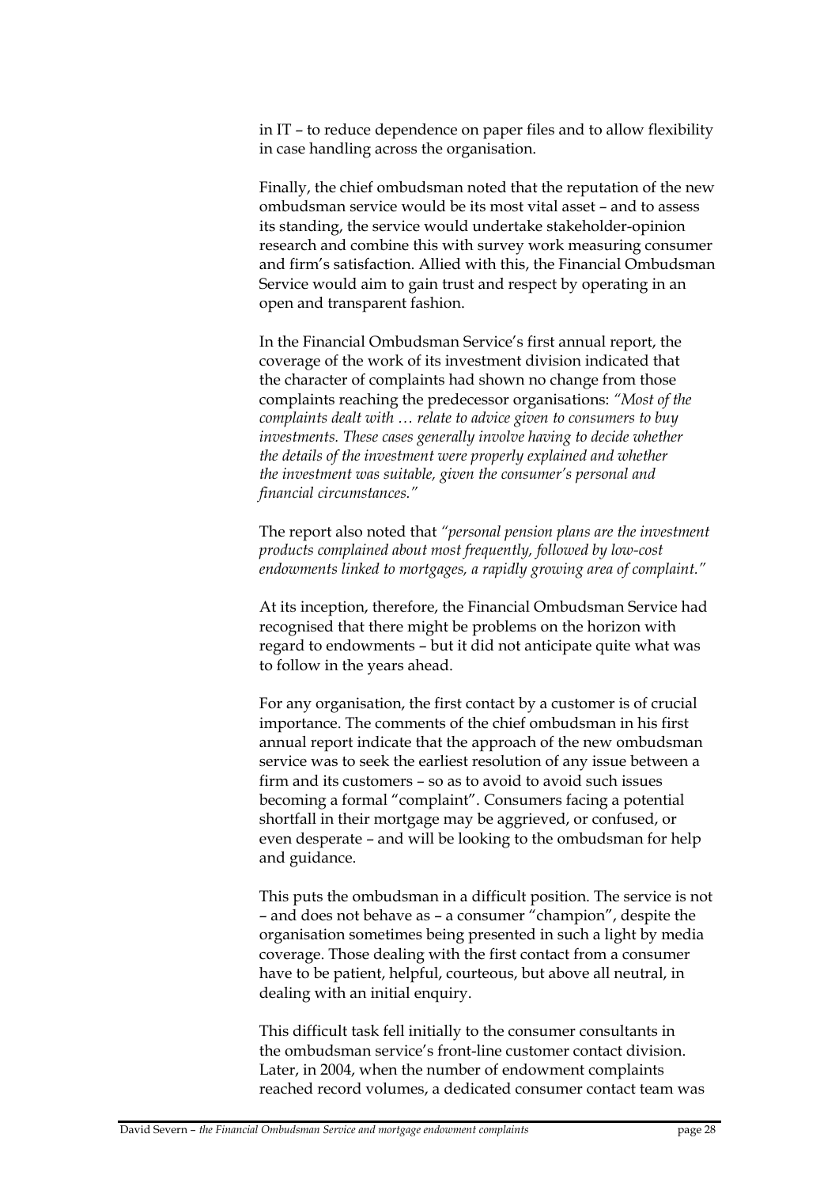in IT – to reduce dependence on paper files and to allow flexibility in case handling across the organisation.

Finally, the chief ombudsman noted that the reputation of the new ombudsman service would be its most vital asset – and to assess its standing, the service would undertake stakeholder-opinion research and combine this with survey work measuring consumer and firm's satisfaction. Allied with this, the Financial Ombudsman Service would aim to gain trust and respect by operating in an open and transparent fashion.

In the Financial Ombudsman Service's first annual report, the coverage of the work of its investment division indicated that the character of complaints had shown no change from those complaints reaching the predecessor organisations: *"Most of the complaints dealt with … relate to advice given to consumers to buy investments. These cases generally involve having to decide whether the details of the investment were properly explained and whether the investment was suitable, given the consumer's personal and financial circumstances."*

The report also noted that *"personal pension plans are the investment products complained about most frequently, followed by low-cost endowments linked to mortgages, a rapidly growing area of complaint."*

At its inception, therefore, the Financial Ombudsman Service had recognised that there might be problems on the horizon with regard to endowments – but it did not anticipate quite what was to follow in the years ahead.

For any organisation, the first contact by a customer is of crucial importance. The comments of the chief ombudsman in his first annual report indicate that the approach of the new ombudsman service was to seek the earliest resolution of any issue between a firm and its customers – so as to avoid to avoid such issues becoming a formal "complaint". Consumers facing a potential shortfall in their mortgage may be aggrieved, or confused, or even desperate – and will be looking to the ombudsman for help and guidance.

This puts the ombudsman in a difficult position. The service is not – and does not behave as – a consumer "champion", despite the organisation sometimes being presented in such a light by media coverage. Those dealing with the first contact from a consumer have to be patient, helpful, courteous, but above all neutral, in dealing with an initial enquiry.

This difficult task fell initially to the consumer consultants in the ombudsman service's front-line customer contact division. Later, in 2004, when the number of endowment complaints reached record volumes, a dedicated consumer contact team was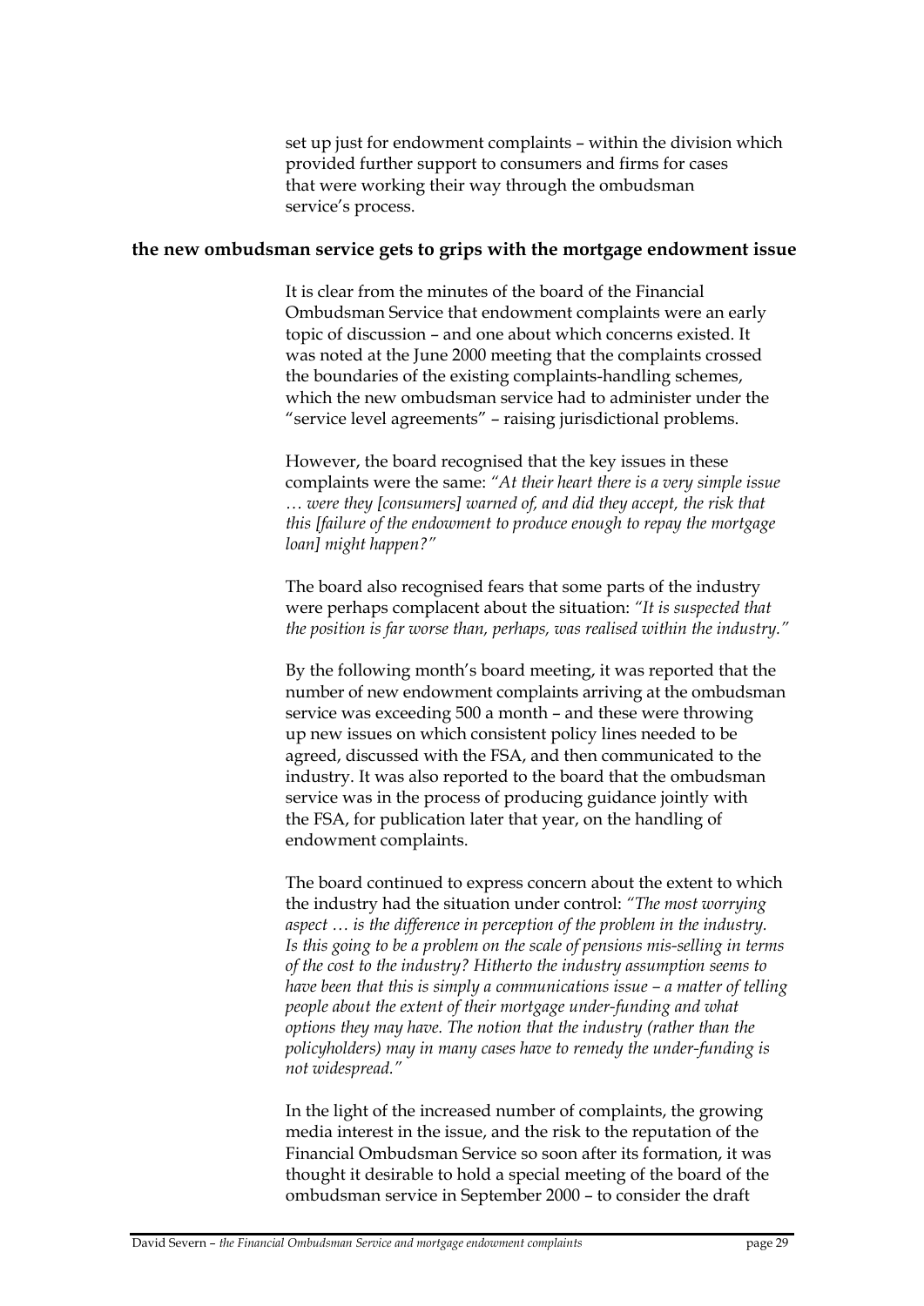set up just for endowment complaints – within the division which provided further support to consumers and firms for cases that were working their way through the ombudsman service's process.

## the new ombudsman service gets to grips with the mortgage endowment issue

It is clear from the minutes of the board of the Financial Ombudsman Service that endowment complaints were an early topic of discussion – and one about which concerns existed. It was noted at the June 2000 meeting that the complaints crossed the boundaries of the existing complaints-handling schemes, which the new ombudsman service had to administer under the "service level agreements" – raising jurisdictional problems.

However, the board recognised that the key issues in these complaints were the same: *"At their heart there is a very simple issue … were they [consumers] warned of, and did they accept, the risk that this [failure of the endowment to produce enough to repay the mortgage loan] might happen?"*

The board also recognised fears that some parts of the industry were perhaps complacent about the situation: *"It is suspected that the position is far worse than, perhaps, was realised within the industry."*

By the following month's board meeting, it was reported that the number of new endowment complaints arriving at the ombudsman service was exceeding 500 a month – and these were throwing up new issues on which consistent policy lines needed to be agreed, discussed with the FSA, and then communicated to the industry. It was also reported to the board that the ombudsman service was in the process of producing guidance jointly with the FSA, for publication later that year, on the handling of endowment complaints.

The board continued to express concern about the extent to which the industry had the situation under control: *"The most worrying aspect … is the difference in perception of the problem in the industry. Is this going to be a problem on the scale of pensions mis-selling in terms of the cost to the industry? Hitherto the industry assumption seems to have been that this is simply a communications issue – a matter of telling people about the extent of their mortgage under-funding and what options they may have. The notion that the industry (rather than the policyholders) may in many cases have to remedy the under-funding is not widespread."*

In the light of the increased number of complaints, the growing media interest in the issue, and the risk to the reputation of the Financial Ombudsman Service so soon after its formation, it was thought it desirable to hold a special meeting of the board of the ombudsman service in September 2000 – to consider the draft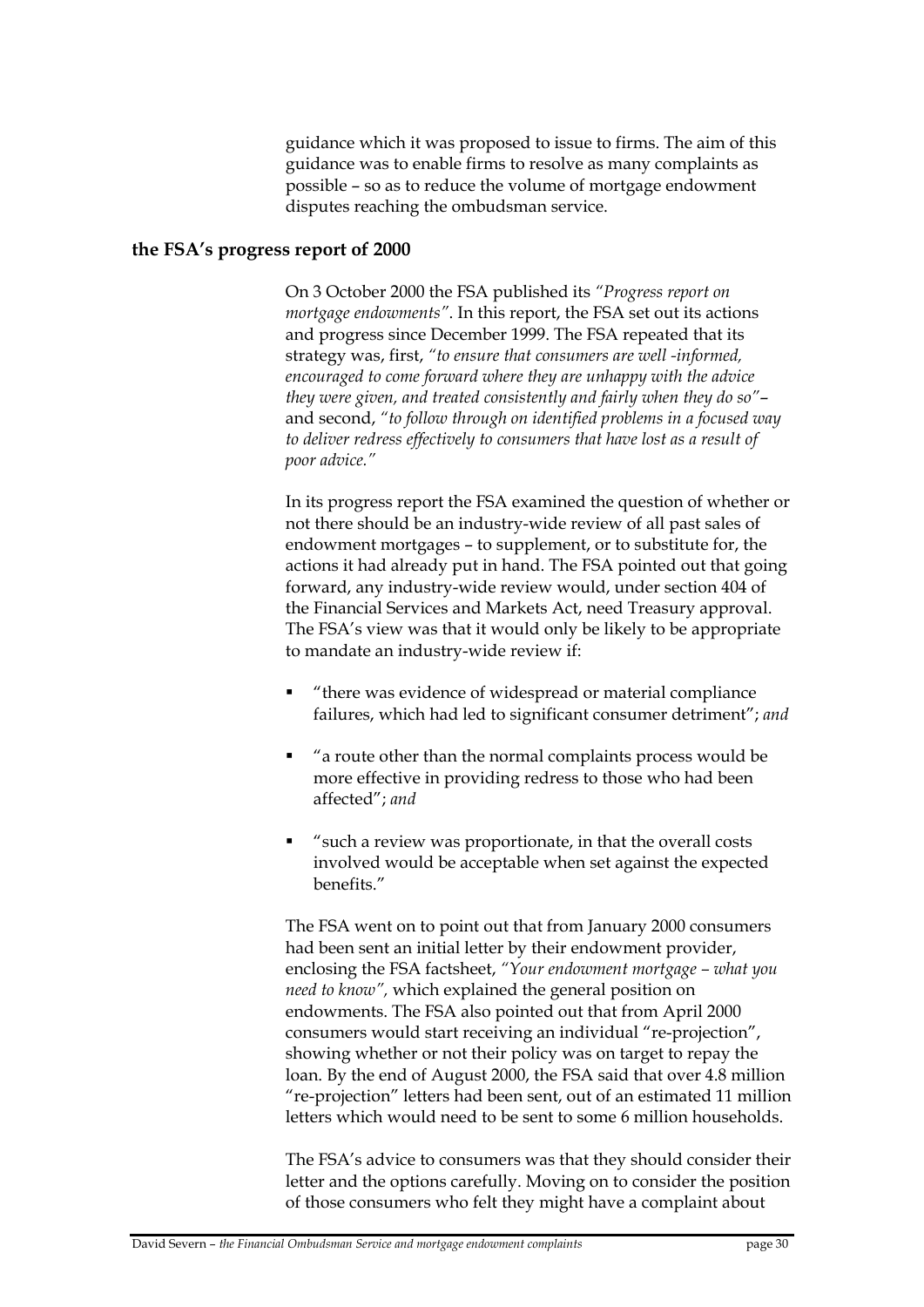guidance which it was proposed to issue to firms. The aim of this guidance was to enable firms to resolve as many complaints as possible – so as to reduce the volume of mortgage endowment disputes reaching the ombudsman service.

### the FSA's progress report of 2000

On 3 October 2000 the FSA published its *"Progress report on mortgage endowments"*. In this report, the FSA set out its actions and progress since December 1999. The FSA repeated that its strategy was, first, *"to ensure that consumers are well -informed, encouraged to come forward where they are unhappy with the advice they were given, and treated consistently and fairly when they do so"*– and second, *"to follow through on identified problems in a focused way to deliver redress effectively to consumers that have lost as a result of poor advice."*

In its progress report the FSA examined the question of whether or not there should be an industry-wide review of all past sales of endowment mortgages – to supplement, or to substitute for, the actions it had already put in hand. The FSA pointed out that going forward, any industry-wide review would, under section 404 of the Financial Services and Markets Act, need Treasury approval. The FSA's view was that it would only be likely to be appropriate to mandate an industry-wide review if:

- "there was evidence of widespread or material compliance failures, which had led to significant consumer detriment"; *and*
- "a route other than the normal complaints process would be more effective in providing redress to those who had been affected"; *and*
- "such a review was proportionate, in that the overall costs involved would be acceptable when set against the expected benefits."

The FSA went on to point out that from January 2000 consumers had been sent an initial letter by their endowment provider, enclosing the FSA factsheet, *"Your endowment mortgage – what you need to know",* which explained the general position on endowments. The FSA also pointed out that from April 2000 consumers would start receiving an individual "re-projection", showing whether or not their policy was on target to repay the loan. By the end of August 2000, the FSA said that over 4.8 million "re-projection" letters had been sent, out of an estimated 11 million letters which would need to be sent to some 6 million households.

The FSA's advice to consumers was that they should consider their letter and the options carefully. Moving on to consider the position of those consumers who felt they might have a complaint about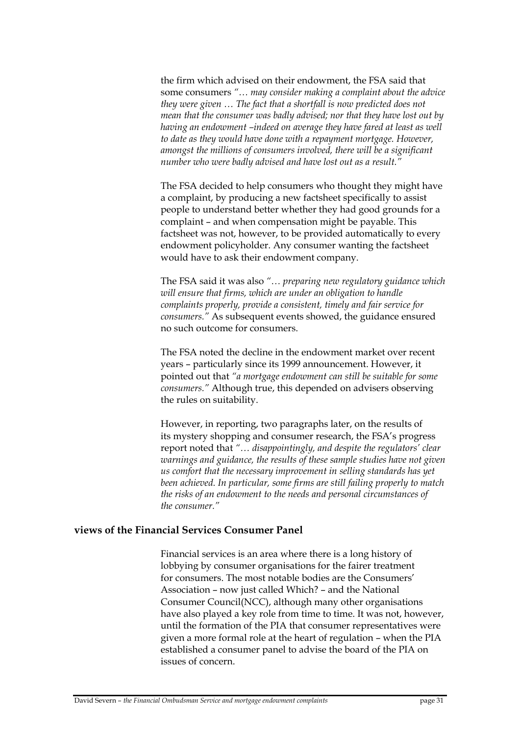the firm which advised on their endowment, the FSA said that some consumers *"… may consider making a complaint about the advice they were given … The fact that a shortfall is now predicted does not mean that the consumer was badly advised; nor that they have lost out by having an endowment –indeed on average they have fared at least as well to date as they would have done with a repayment mortgage. However, amongst the millions of consumers involved, there will be a significant number who were badly advised and have lost out as a result."*

The FSA decided to help consumers who thought they might have a complaint, by producing a new factsheet specifically to assist people to understand better whether they had good grounds for a complaint – and when compensation might be payable. This factsheet was not, however, to be provided automatically to every endowment policyholder. Any consumer wanting the factsheet would have to ask their endowment company.

The FSA said it was also *"… preparing new regulatory guidance which will ensure that firms, which are under an obligation to handle complaints properly, provide a consistent, timely and fair service for consumers."* As subsequent events showed, the guidance ensured no such outcome for consumers.

The FSA noted the decline in the endowment market over recent years – particularly since its 1999 announcement. However, it pointed out that *"a mortgage endowment can still be suitable for some consumers."* Although true, this depended on advisers observing the rules on suitability.

However, in reporting, two paragraphs later, on the results of its mystery shopping and consumer research, the FSA's progress report noted that *"… disappointingly, and despite the regulators' clear warnings and guidance, the results of these sample studies have not given us comfort that the necessary improvement in selling standards has yet been achieved. In particular, some firms are still failing properly to match the risks of an endowment to the needs and personal circumstances of the consumer."*

### views of the Financial Services Consumer Panel

Financial services is an area where there is a long history of lobbying by consumer organisations for the fairer treatment for consumers. The most notable bodies are the Consumers' Association – now just called Which? – and the National Consumer Council(NCC), although many other organisations have also played a key role from time to time. It was not, however, until the formation of the PIA that consumer representatives were given a more formal role at the heart of regulation – when the PIA established a consumer panel to advise the board of the PIA on issues of concern.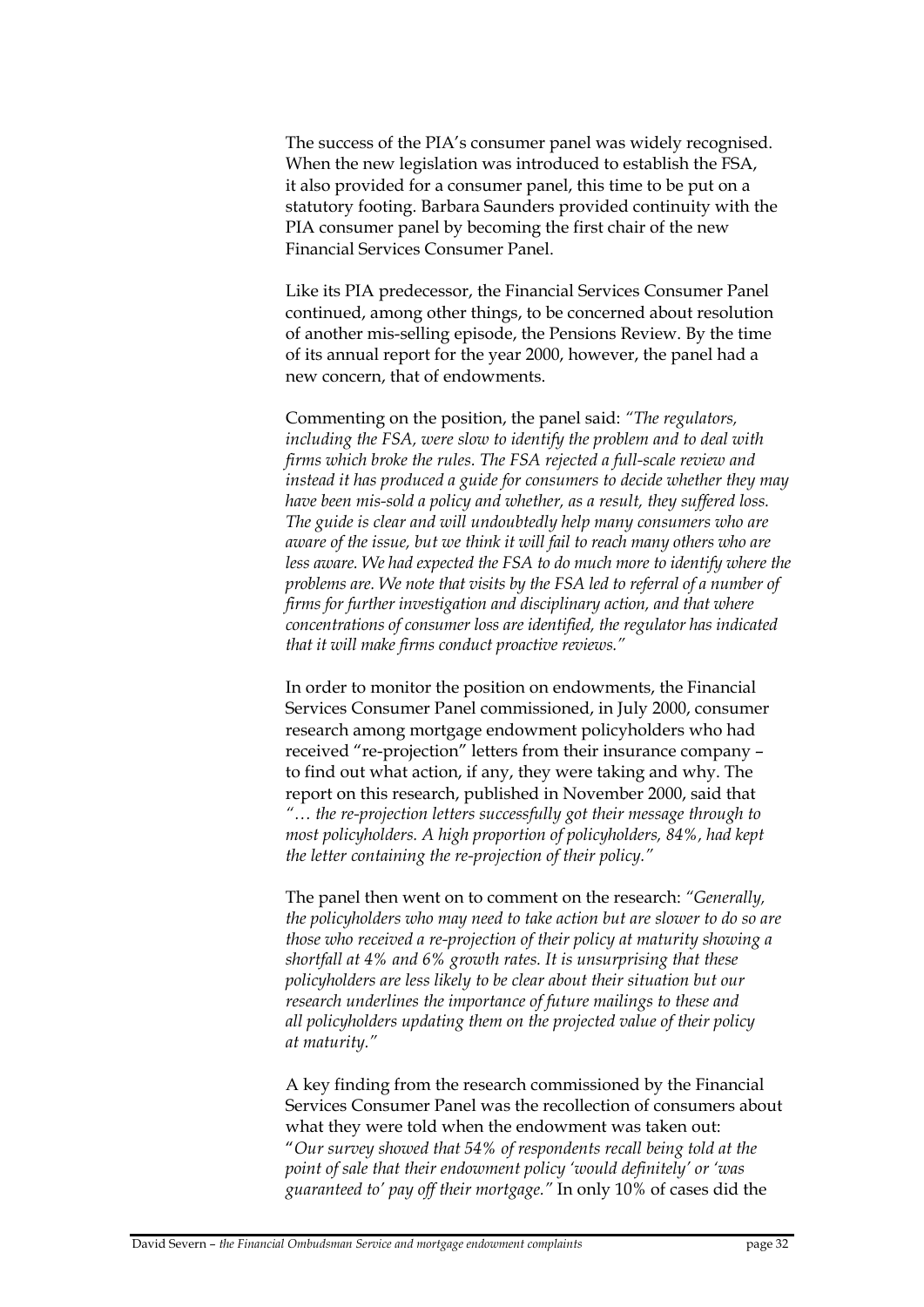The success of the PIA's consumer panel was widely recognised. When the new legislation was introduced to establish the FSA, it also provided for a consumer panel, this time to be put on a statutory footing. Barbara Saunders provided continuity with the PIA consumer panel by becoming the first chair of the new Financial Services Consumer Panel.

Like its PIA predecessor, the Financial Services Consumer Panel continued, among other things, to be concerned about resolution of another mis-selling episode, the Pensions Review. By the time of its annual report for the year 2000, however, the panel had a new concern, that of endowments.

Commenting on the position, the panel said: *"The regulators, including the FSA, were slow to identify the problem and to deal with firms which broke the rules. The FSA rejected a full-scale review and instead it has produced a guide for consumers to decide whether they may have been mis-sold a policy and whether, as a result, they suffered loss. The guide is clear and will undoubtedly help many consumers who are aware of the issue, but we think it will fail to reach many others who are less aware. We had expected the FSA to do much more to identify where the problems are. We note that visits by the FSA led to referral of a number of firms for further investigation and disciplinary action, and that where concentrations of consumer loss are identified, the regulator has indicated that it will make firms conduct proactive reviews."*

In order to monitor the position on endowments, the Financial Services Consumer Panel commissioned, in July 2000, consumer research among mortgage endowment policyholders who had received "re-projection" letters from their insurance company – to find out what action, if any, they were taking and why. The report on this research, published in November 2000, said that *"… the re-projection letters successfully got their message through to most policyholders. A high proportion of policyholders, 84%, had kept the letter containing the re-projection of their policy."*

The panel then went on to comment on the research: *"Generally, the policyholders who may need to take action but are slower to do so are those who received a re-projection of their policy at maturity showing a shortfall at 4% and 6% growth rates. It is unsurprising that these policyholders are less likely to be clear about their situation but our research underlines the importance of future mailings to these and all policyholders updating them on the projected value of their policy at maturity."*

A key finding from the research commissioned by the Financial Services Consumer Panel was the recollection of consumers about what they were told when the endowment was taken out: "*Our survey showed that 54% of respondents recall being told at the point of sale that their endowment policy 'would definitely' or 'was guaranteed to' pay off their mortgage."* In only 10% of cases did the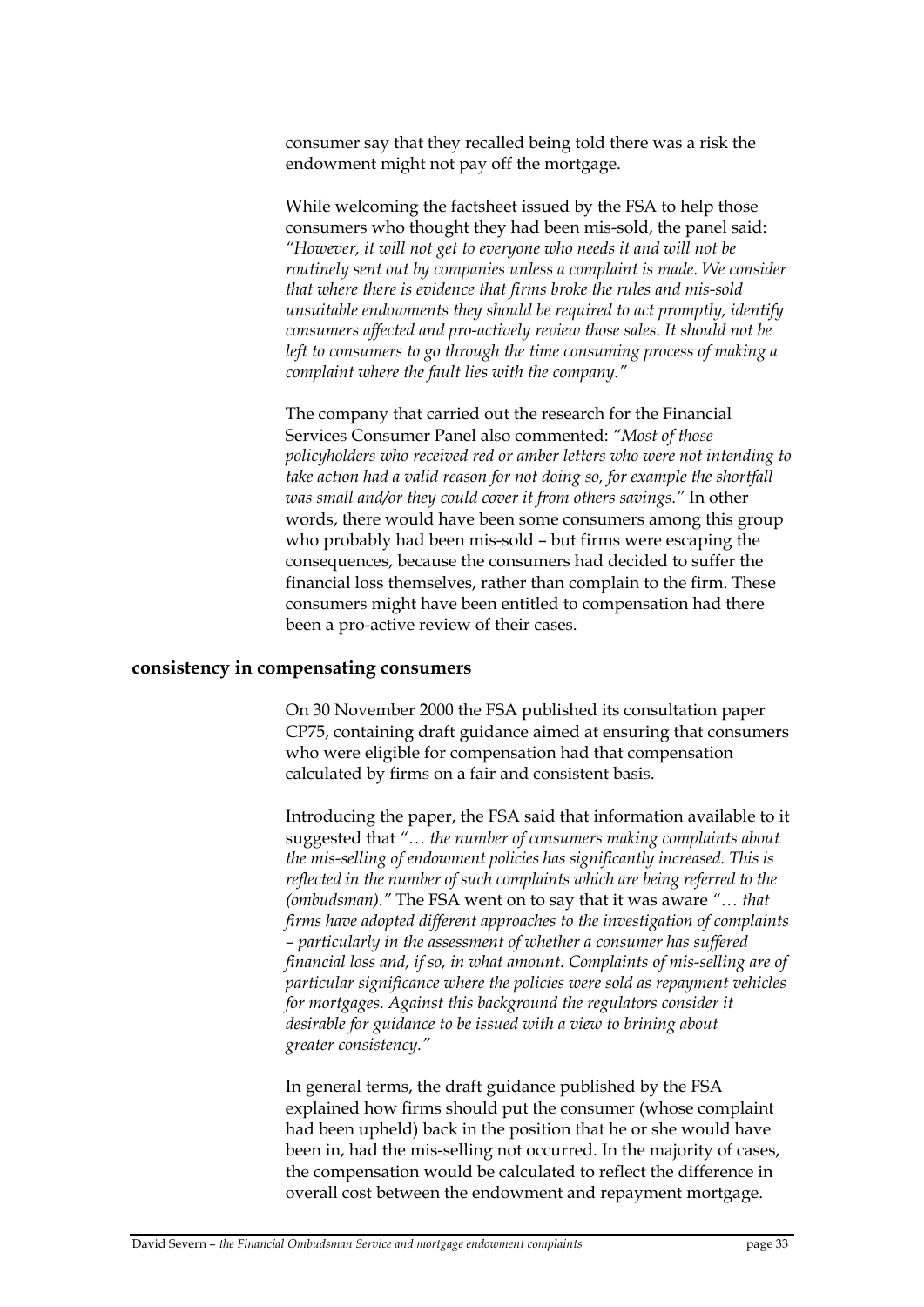consumer say that they recalled being told there was a risk the endowment might not pay off the mortgage.

While welcoming the factsheet issued by the FSA to help those consumers who thought they had been mis-sold, the panel said: *"However, it will not get to everyone who needs it and will not be routinely sent out by companies unless a complaint is made. We consider that where there is evidence that firms broke the rules and mis-sold unsuitable endowments they should be required to act promptly, identify consumers affected and pro-actively review those sales. It should not be left to consumers to go through the time consuming process of making a complaint where the fault lies with the company."*

The company that carried out the research for the Financial Services Consumer Panel also commented: *"Most of those policyholders who received red or amber letters who were not intending to take action had a valid reason for not doing so, for example the shortfall was small and/or they could cover it from others savings."* In other words, there would have been some consumers among this group who probably had been mis-sold – but firms were escaping the consequences, because the consumers had decided to suffer the financial loss themselves, rather than complain to the firm. These consumers might have been entitled to compensation had there been a pro-active review of their cases.

## consistency in compensating consumers

On 30 November 2000 the FSA published its consultation paper CP75, containing draft guidance aimed at ensuring that consumers who were eligible for compensation had that compensation calculated by firms on a fair and consistent basis.

Introducing the paper, the FSA said that information available to it suggested that *"… the number of consumers making complaints about the mis-selling of endowment policies has significantly increased. This is reflected in the number of such complaints which are being referred to the (ombudsman)."* The FSA went on to say that it was aware *"… that firms have adopted different approaches to the investigation of complaints – particularly in the assessment of whether a consumer has suffered financial loss and, if so, in what amount. Complaints of mis-selling are of particular significance where the policies were sold as repayment vehicles for mortgages. Against this background the regulators consider it desirable for guidance to be issued with a view to brining about greater consistency."*

In general terms, the draft guidance published by the FSA explained how firms should put the consumer (whose complaint had been upheld) back in the position that he or she would have been in, had the mis-selling not occurred. In the majority of cases, the compensation would be calculated to reflect the difference in overall cost between the endowment and repayment mortgage.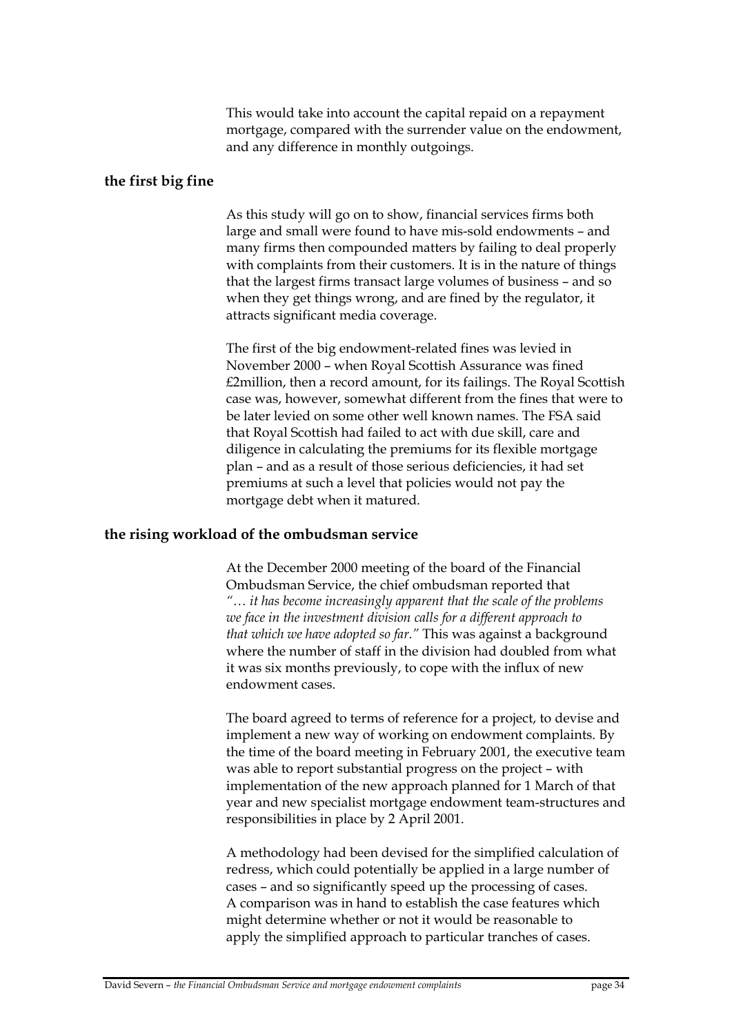This would take into account the capital repaid on a repayment mortgage, compared with the surrender value on the endowment, and any difference in monthly outgoings.

## the first big fine

As this study will go on to show, financial services firms both large and small were found to have mis-sold endowments – and many firms then compounded matters by failing to deal properly with complaints from their customers. It is in the nature of things that the largest firms transact large volumes of business – and so when they get things wrong, and are fined by the regulator, it attracts significant media coverage.

The first of the big endowment-related fines was levied in November 2000 – when Royal Scottish Assurance was fined £2million, then a record amount, for its failings. The Royal Scottish case was, however, somewhat different from the fines that were to be later levied on some other well known names. The FSA said that Royal Scottish had failed to act with due skill, care and diligence in calculating the premiums for its flexible mortgage plan – and as a result of those serious deficiencies, it had set premiums at such a level that policies would not pay the mortgage debt when it matured.

## the rising workload of the ombudsman service

At the December 2000 meeting of the board of the Financial Ombudsman Service, the chief ombudsman reported that *"… it has become increasingly apparent that the scale of the problems we face in the investment division calls for a different approach to that which we have adopted so far."* This was against a background where the number of staff in the division had doubled from what it was six months previously, to cope with the influx of new endowment cases.

The board agreed to terms of reference for a project, to devise and implement a new way of working on endowment complaints. By the time of the board meeting in February 2001, the executive team was able to report substantial progress on the project – with implementation of the new approach planned for 1 March of that year and new specialist mortgage endowment team-structures and responsibilities in place by 2 April 2001.

A methodology had been devised for the simplified calculation of redress, which could potentially be applied in a large number of cases – and so significantly speed up the processing of cases. A comparison was in hand to establish the case features which might determine whether or not it would be reasonable to apply the simplified approach to particular tranches of cases.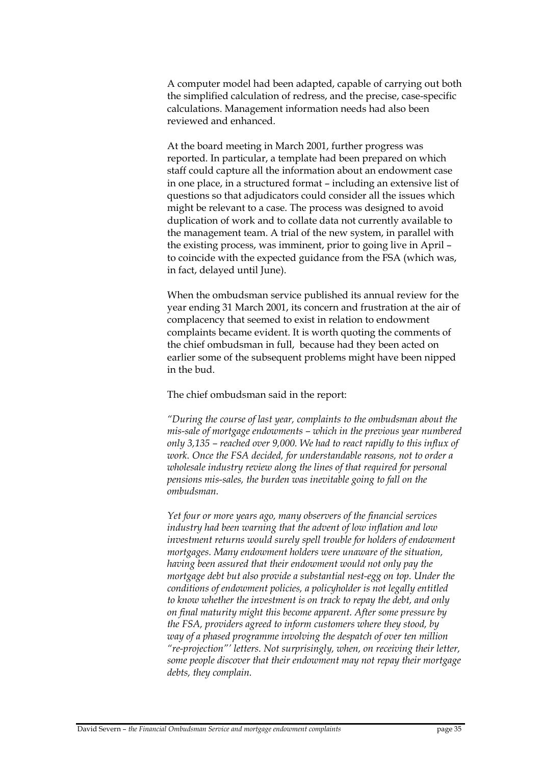A computer model had been adapted, capable of carrying out both the simplified calculation of redress, and the precise, case-specific calculations. Management information needs had also been reviewed and enhanced.

At the board meeting in March 2001, further progress was reported. In particular, a template had been prepared on which staff could capture all the information about an endowment case in one place, in a structured format – including an extensive list of questions so that adjudicators could consider all the issues which might be relevant to a case. The process was designed to avoid duplication of work and to collate data not currently available to the management team. A trial of the new system, in parallel with the existing process, was imminent, prior to going live in April – to coincide with the expected guidance from the FSA (which was, in fact, delayed until June).

When the ombudsman service published its annual review for the year ending 31 March 2001, its concern and frustration at the air of complacency that seemed to exist in relation to endowment complaints became evident. It is worth quoting the comments of the chief ombudsman in full, because had they been acted on earlier some of the subsequent problems might have been nipped in the bud.

The chief ombudsman said in the report:

*"During the course of last year, complaints to the ombudsman about the mis-sale of mortgage endowments – which in the previous year numbered only 3,135 – reached over 9,000. We had to react rapidly to this influx of work. Once the FSA decided, for understandable reasons, not to order a wholesale industry review along the lines of that required for personal pensions mis-sales, the burden was inevitable going to fall on the ombudsman.*

*Yet four or more years ago, many observers of the financial services industry had been warning that the advent of low inflation and low investment returns would surely spell trouble for holders of endowment mortgages. Many endowment holders were unaware of the situation, having been assured that their endowment would not only pay the mortgage debt but also provide a substantial nest-egg on top. Under the conditions of endowment policies, a policyholder is not legally entitled to know whether the investment is on track to repay the debt, and only on final maturity might this become apparent. After some pressure by the FSA, providers agreed to inform customers where they stood, by way of a phased programme involving the despatch of over ten million "re-projection"' letters. Not surprisingly, when, on receiving their letter, some people discover that their endowment may not repay their mortgage debts, they complain.*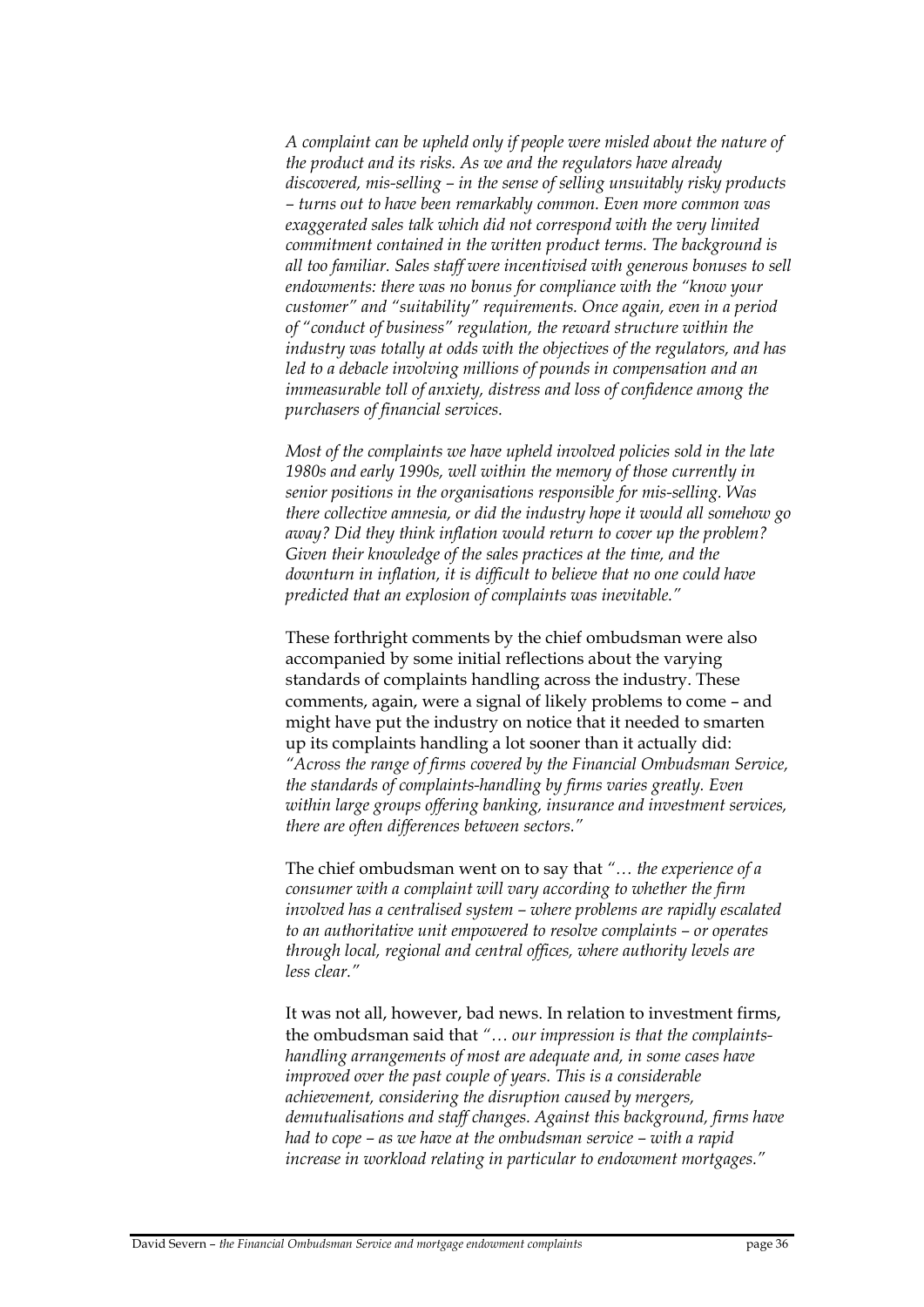*A complaint can be upheld only if people were misled about the nature of the product and its risks. As we and the regulators have already discovered, mis-selling – in the sense of selling unsuitably risky products – turns out to have been remarkably common. Even more common was exaggerated sales talk which did not correspond with the very limited commitment contained in the written product terms. The background is all too familiar. Sales staff were incentivised with generous bonuses to sell endowments: there was no bonus for compliance with the "know your customer" and "suitability" requirements. Once again, even in a period of "conduct of business" regulation, the reward structure within the industry was totally at odds with the objectives of the regulators, and has led to a debacle involving millions of pounds in compensation and an immeasurable toll of anxiety, distress and loss of confidence among the purchasers of financial services.*

*Most of the complaints we have upheld involved policies sold in the late 1980s and early 1990s, well within the memory of those currently in senior positions in the organisations responsible for mis-selling. Was there collective amnesia, or did the industry hope it would all somehow go away? Did they think inflation would return to cover up the problem? Given their knowledge of the sales practices at the time, and the downturn in inflation, it is difficult to believe that no one could have predicted that an explosion of complaints was inevitable."*

These forthright comments by the chief ombudsman were also accompanied by some initial reflections about the varying standards of complaints handling across the industry. These comments, again, were a signal of likely problems to come – and might have put the industry on notice that it needed to smarten up its complaints handling a lot sooner than it actually did: *"Across the range of firms covered by the Financial Ombudsman Service, the standards of complaints-handling by firms varies greatly. Even within large groups offering banking, insurance and investment services, there are often differences between sectors."*

The chief ombudsman went on to say that *"… the experience of a consumer with a complaint will vary according to whether the firm involved has a centralised system – where problems are rapidly escalated to an authoritative unit empowered to resolve complaints – or operates through local, regional and central offices, where authority levels are less clear."*

It was not all, however, bad news. In relation to investment firms, the ombudsman said that *"… our impression is that the complaints-handling arrangements of most are adequate and, in some cases have improved over the past couple of years. This is a considerable achievement, considering the disruption caused by mergers, demutualisations and staff changes. Against this background, firms have had to cope – as we have at the ombudsman service – with a rapid increase in workload relating in particular to endowment mortgages."*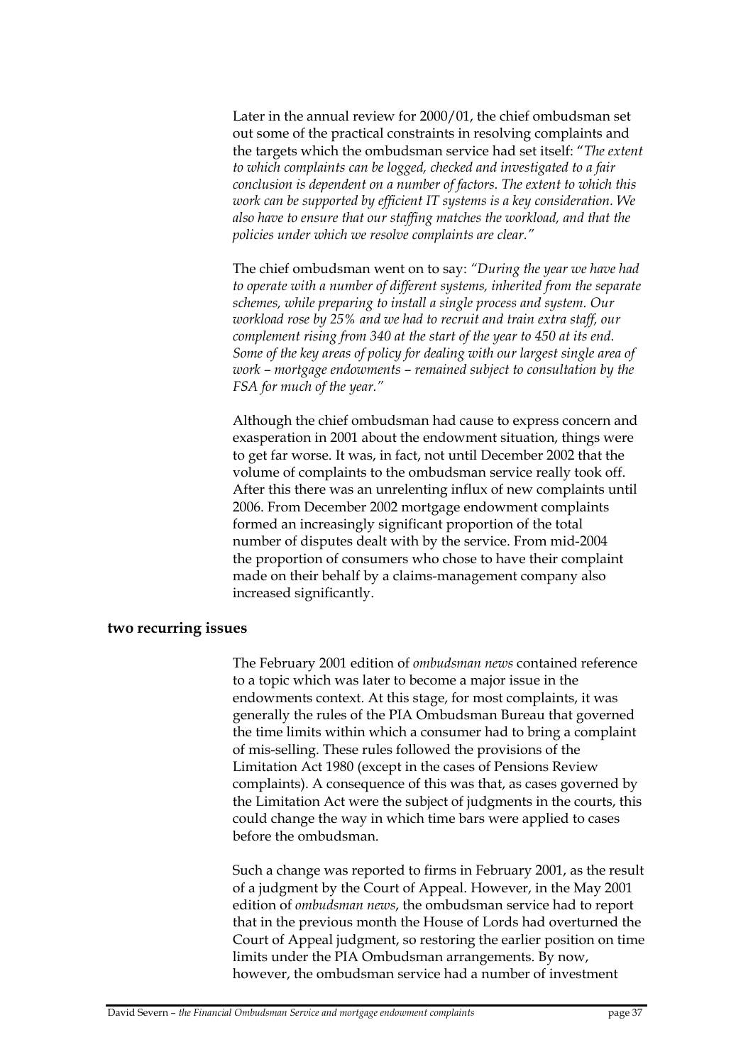Later in the annual review for 2000/01, the chief ombudsman set out some of the practical constraints in resolving complaints and the targets which the ombudsman service had set itself: "*The extent to which complaints can be logged, checked and investigated to a fair conclusion is dependent on a number of factors. The extent to which this work can be supported by efficient IT systems is a key consideration. We also have to ensure that our staffing matches the workload, and that the policies under which we resolve complaints are clear.*"

The chief ombudsman went on to say: *"During the year we have had to operate with a number of different systems, inherited from the separate schemes, while preparing to install a single process and system. Our workload rose by 25% and we had to recruit and train extra staff, our complement rising from 340 at the start of the year to 450 at its end. Some of the key areas of policy for dealing with our largest single area of work – mortgage endowments – remained subject to consultation by the FSA for much of the year."*

Although the chief ombudsman had cause to express concern and exasperation in 2001 about the endowment situation, things were to get far worse. It was, in fact, not until December 2002 that the volume of complaints to the ombudsman service really took off. After this there was an unrelenting influx of new complaints until 2006. From December 2002 mortgage endowment complaints formed an increasingly significant proportion of the total number of disputes dealt with by the service. From mid-2004 the proportion of consumers who chose to have their complaint made on their behalf by a claims-management company also increased significantly.

## two recurring issues

The February 2001 edition of *ombudsman news* contained reference to a topic which was later to become a major issue in the endowments context. At this stage, for most complaints, it was generally the rules of the PIA Ombudsman Bureau that governed the time limits within which a consumer had to bring a complaint of mis-selling. These rules followed the provisions of the Limitation Act 1980 (except in the cases of Pensions Review complaints). A consequence of this was that, as cases governed by the Limitation Act were the subject of judgments in the courts, this could change the way in which time bars were applied to cases before the ombudsman.

Such a change was reported to firms in February 2001, as the result of a judgment by the Court of Appeal. However, in the May 2001 edition of *ombudsman news*, the ombudsman service had to report that in the previous month the House of Lords had overturned the Court of Appeal judgment, so restoring the earlier position on time limits under the PIA Ombudsman arrangements. By now, however, the ombudsman service had a number of investment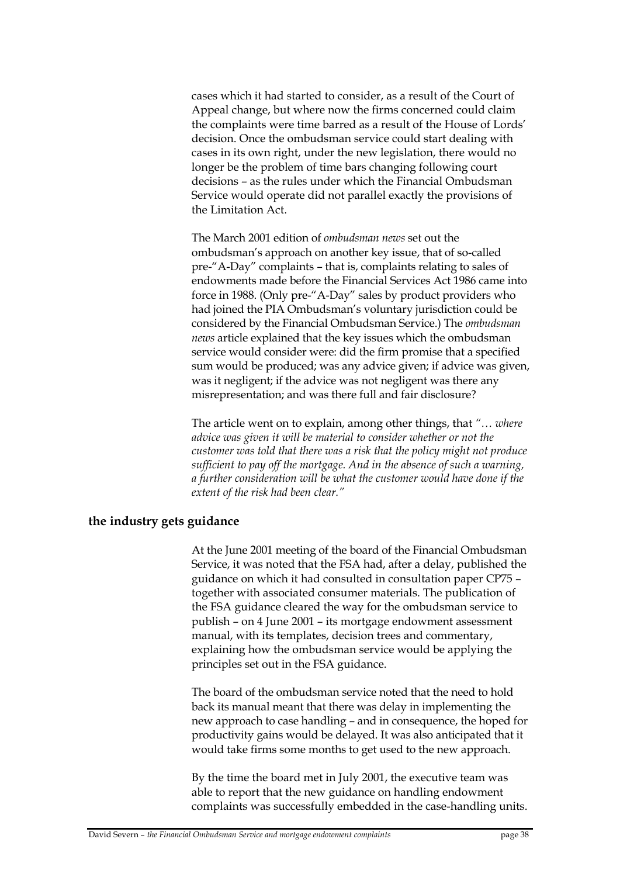cases which it had started to consider, as a result of the Court of Appeal change, but where now the firms concerned could claim the complaints were time barred as a result of the House of Lords' decision. Once the ombudsman service could start dealing with cases in its own right, under the new legislation, there would no longer be the problem of time bars changing following court decisions – as the rules under which the Financial Ombudsman Service would operate did not parallel exactly the provisions of the Limitation Act.

The March 2001 edition of *ombudsman news* set out the ombudsman's approach on another key issue, that of so-called pre-"A-Day" complaints – that is, complaints relating to sales of endowments made before the Financial Services Act 1986 came into force in 1988. (Only pre-"A-Day" sales by product providers who had joined the PIA Ombudsman's voluntary jurisdiction could be considered by the Financial Ombudsman Service.) The *ombudsman news* article explained that the key issues which the ombudsman service would consider were: did the firm promise that a specified sum would be produced; was any advice given; if advice was given, was it negligent; if the advice was not negligent was there any misrepresentation; and was there full and fair disclosure?

The article went on to explain, among other things, that *"… where advice was given it will be material to consider whether or not the customer was told that there was a risk that the policy might not produce sufficient to pay off the mortgage. And in the absence of such a warning, a further consideration will be what the customer would have done if the extent of the risk had been clear."*

## the industry gets guidance

At the June 2001 meeting of the board of the Financial Ombudsman Service, it was noted that the FSA had, after a delay, published the guidance on which it had consulted in consultation paper CP75 – together with associated consumer materials. The publication of the FSA guidance cleared the way for the ombudsman service to publish – on 4 June 2001 – its mortgage endowment assessment manual, with its templates, decision trees and commentary, explaining how the ombudsman service would be applying the principles set out in the FSA guidance.

The board of the ombudsman service noted that the need to hold back its manual meant that there was delay in implementing the new approach to case handling – and in consequence, the hoped for productivity gains would be delayed. It was also anticipated that it would take firms some months to get used to the new approach.

By the time the board met in July 2001, the executive team was able to report that the new guidance on handling endowment complaints was successfully embedded in the case-handling units.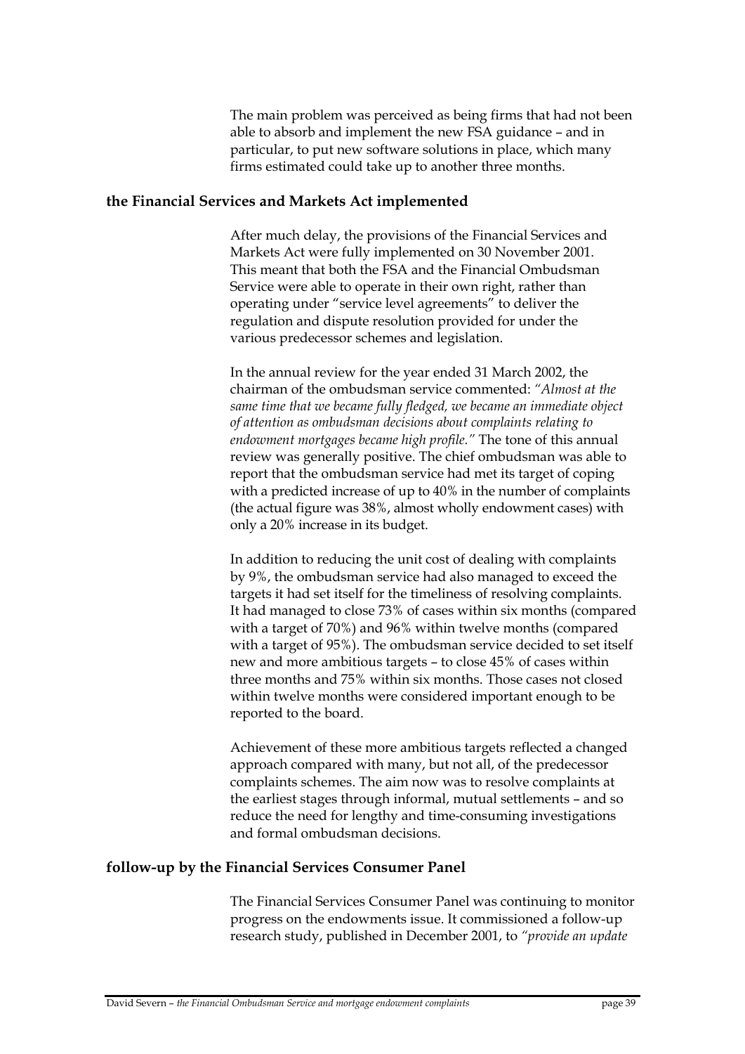The main problem was perceived as being firms that had not been able to absorb and implement the new FSA guidance – and in particular, to put new software solutions in place, which many firms estimated could take up to another three months.

## the Financial Services and Markets Act implemented

After much delay, the provisions of the Financial Services and Markets Act were fully implemented on 30 November 2001. This meant that both the FSA and the Financial Ombudsman Service were able to operate in their own right, rather than operating under "service level agreements" to deliver the regulation and dispute resolution provided for under the various predecessor schemes and legislation.

In the annual review for the year ended 31 March 2002, the chairman of the ombudsman service commented: *"Almost at the same time that we became fully fledged, we became an immediate object of attention as ombudsman decisions about complaints relating to endowment mortgages became high profile."* The tone of this annual review was generally positive. The chief ombudsman was able to report that the ombudsman service had met its target of coping with a predicted increase of up to 40% in the number of complaints (the actual figure was 38%, almost wholly endowment cases) with only a 20% increase in its budget.

In addition to reducing the unit cost of dealing with complaints by 9%, the ombudsman service had also managed to exceed the targets it had set itself for the timeliness of resolving complaints. It had managed to close 73% of cases within six months (compared with a target of 70%) and 96% within twelve months (compared with a target of 95%). The ombudsman service decided to set itself new and more ambitious targets – to close 45% of cases within three months and 75% within six months. Those cases not closed within twelve months were considered important enough to be reported to the board.

Achievement of these more ambitious targets reflected a changed approach compared with many, but not all, of the predecessor complaints schemes. The aim now was to resolve complaints at the earliest stages through informal, mutual settlements – and so reduce the need for lengthy and time-consuming investigations and formal ombudsman decisions.

## follow-up by the Financial Services Consumer Panel

The Financial Services Consumer Panel was continuing to monitor progress on the endowments issue. It commissioned a follow-up research study, published in December 2001, to *"provide an update*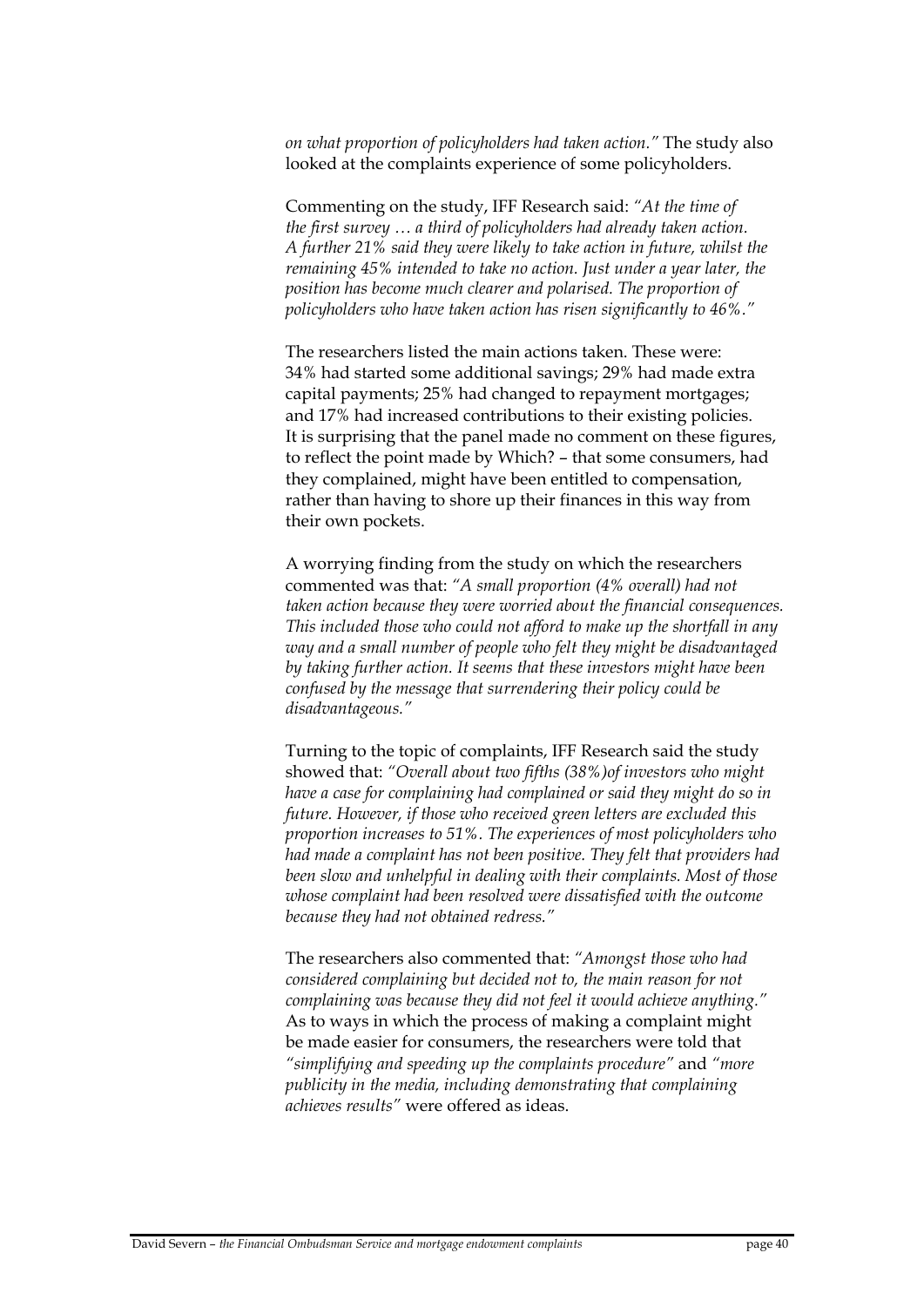*on what proportion of policyholders had taken action."* The study also looked at the complaints experience of some policyholders.

Commenting on the study, IFF Research said: *"At the time of the first survey … a third of policyholders had already taken action. A further 21% said they were likely to take action in future, whilst the remaining 45% intended to take no action. Just under a year later, the position has become much clearer and polarised. The proportion of policyholders who have taken action has risen significantly to 46%."*

The researchers listed the main actions taken. These were: 34% had started some additional savings; 29% had made extra capital payments; 25% had changed to repayment mortgages; and 17% had increased contributions to their existing policies. It is surprising that the panel made no comment on these figures, to reflect the point made by Which? – that some consumers, had they complained, might have been entitled to compensation, rather than having to shore up their finances in this way from their own pockets.

A worrying finding from the study on which the researchers commented was that: *"A small proportion (4% overall) had not taken action because they were worried about the financial consequences. This included those who could not afford to make up the shortfall in any way and a small number of people who felt they might be disadvantaged by taking further action. It seems that these investors might have been confused by the message that surrendering their policy could be disadvantageous."*

Turning to the topic of complaints, IFF Research said the study showed that: *"Overall about two fifths (38%)of investors who might have a case for complaining had complained or said they might do so in future. However, if those who received green letters are excluded this proportion increases to 51%. The experiences of most policyholders who had made a complaint has not been positive. They felt that providers had been slow and unhelpful in dealing with their complaints. Most of those whose complaint had been resolved were dissatisfied with the outcome because they had not obtained redress."*

The researchers also commented that: *"Amongst those who had considered complaining but decided not to, the main reason for not complaining was because they did not feel it would achieve anything."* As to ways in which the process of making a complaint might be made easier for consumers, the researchers were told that *"simplifying and speeding up the complaints procedure"* and *"more publicity in the media, including demonstrating that complaining achieves results"* were offered as ideas.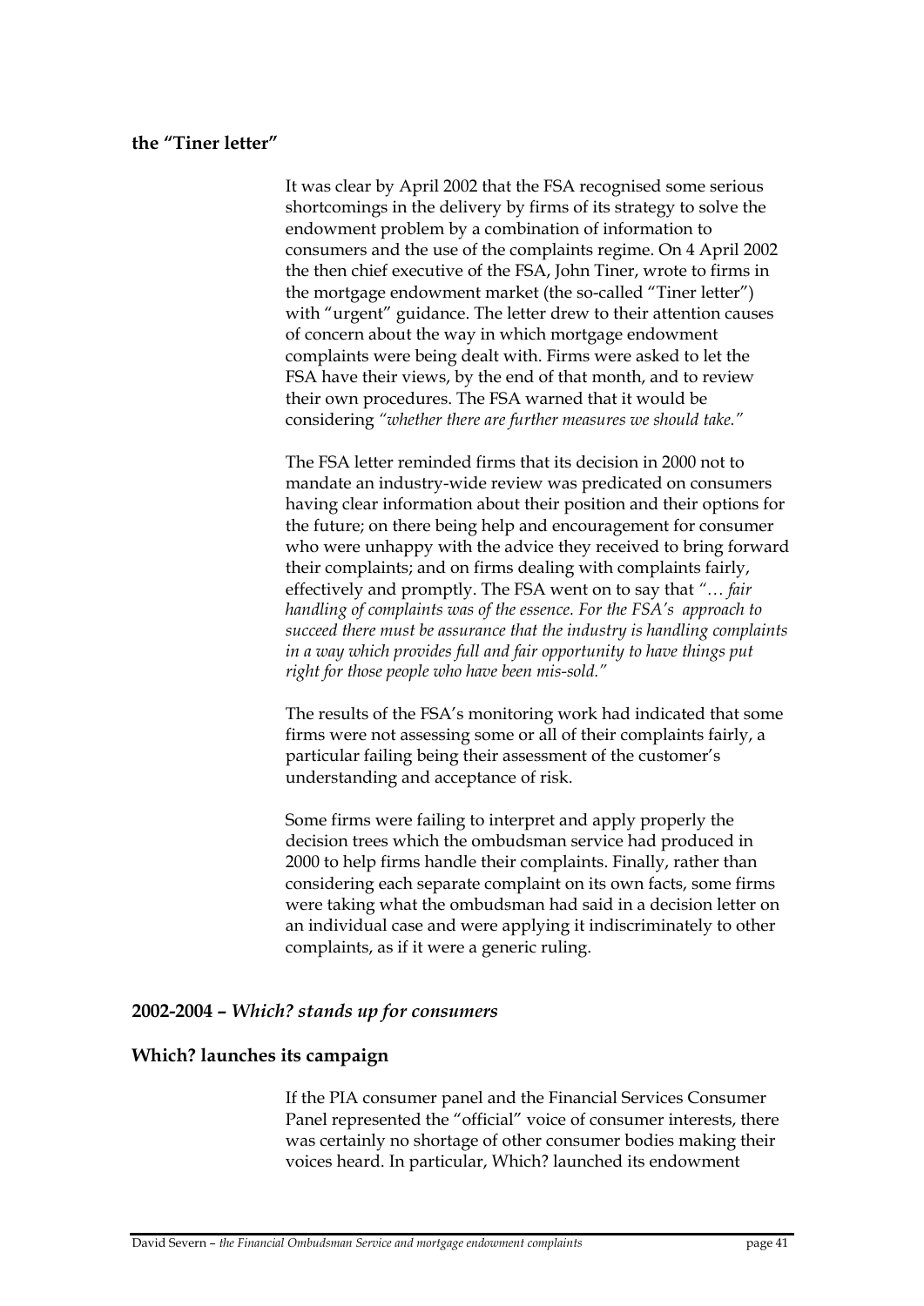### the "Tiner letter"

It was clear by April 2002 that the FSA recognised some serious shortcomings in the delivery by firms of its strategy to solve the endowment problem by a combination of information to consumers and the use of the complaints regime. On 4 April 2002 the then chief executive of the FSA, John Tiner, wrote to firms in the mortgage endowment market (the so-called "Tiner letter") with "urgent" guidance. The letter drew to their attention causes of concern about the way in which mortgage endowment complaints were being dealt with. Firms were asked to let the FSA have their views, by the end of that month, and to review their own procedures. The FSA warned that it would be considering *"whether there are further measures we should take."*

The FSA letter reminded firms that its decision in 2000 not to mandate an industry-wide review was predicated on consumers having clear information about their position and their options for the future; on there being help and encouragement for consumer who were unhappy with the advice they received to bring forward their complaints; and on firms dealing with complaints fairly, effectively and promptly. The FSA went on to say that *"… fair handling of complaints was of the essence. For the FSA's approach to succeed there must be assurance that the industry is handling complaints in a way which provides full and fair opportunity to have things put right for those people who have been mis-sold."*

The results of the FSA's monitoring work had indicated that some firms were not assessing some or all of their complaints fairly, a particular failing being their assessment of the customer's understanding and acceptance of risk.

Some firms were failing to interpret and apply properly the decision trees which the ombudsman service had produced in 2000 to help firms handle their complaints. Finally, rather than considering each separate complaint on its own facts, some firms were taking what the ombudsman had said in a decision letter on an individual case and were applying it indiscriminately to other complaints, as if it were a generic ruling.

## 2002-2004 – *Which? stands up for consumers*

### Which? launches its campaign

If the PIA consumer panel and the Financial Services Consumer Panel represented the "official" voice of consumer interests, there was certainly no shortage of other consumer bodies making their voices heard. In particular, Which? launched its endowment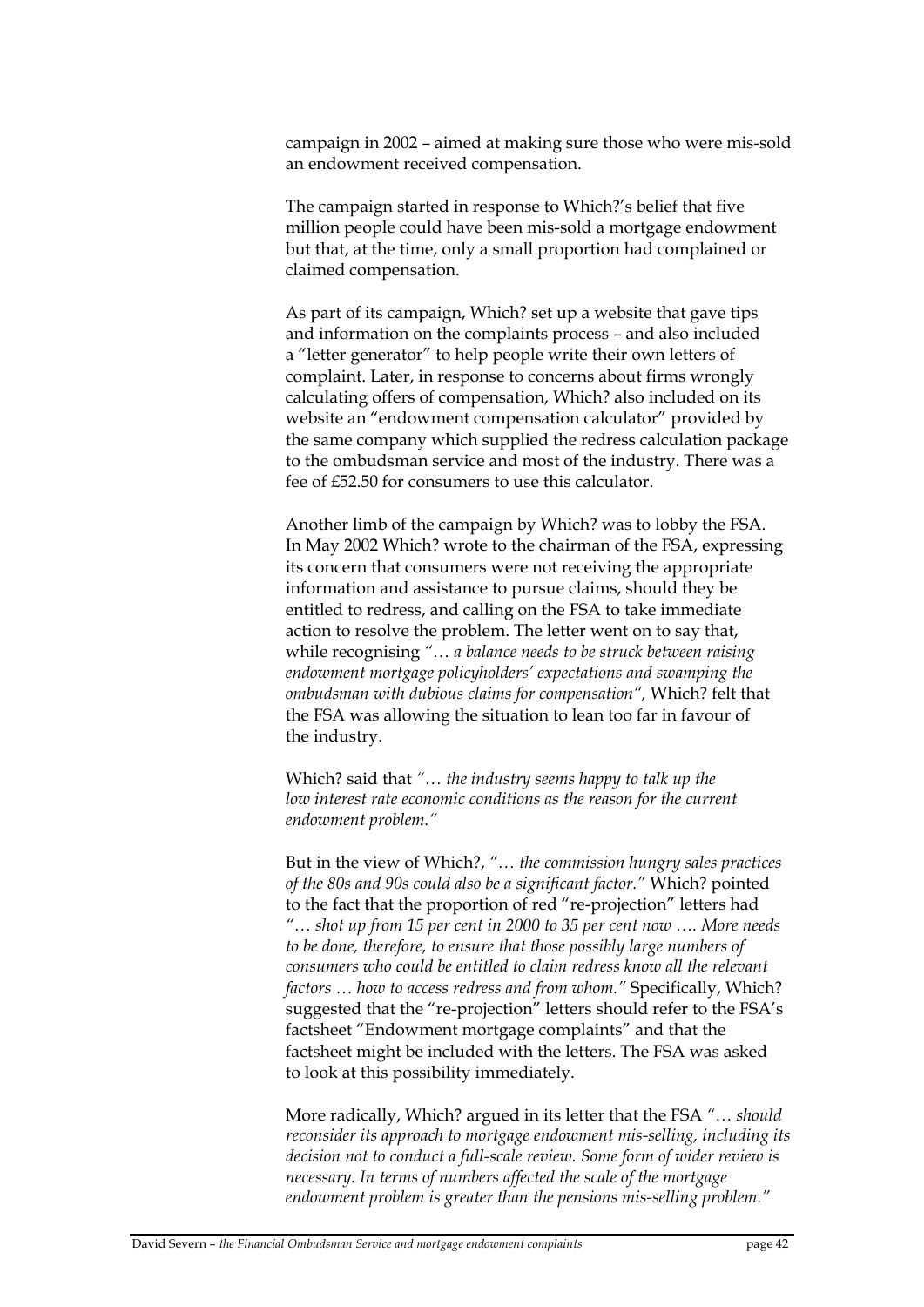campaign in 2002 – aimed at making sure those who were mis-sold an endowment received compensation.

The campaign started in response to Which?'s belief that five million people could have been mis-sold a mortgage endowment but that, at the time, only a small proportion had complained or claimed compensation.

As part of its campaign, Which? set up a website that gave tips and information on the complaints process – and also included a "letter generator" to help people write their own letters of complaint. Later, in response to concerns about firms wrongly calculating offers of compensation, Which? also included on its website an "endowment compensation calculator" provided by the same company which supplied the redress calculation package to the ombudsman service and most of the industry. There was a fee of £52.50 for consumers to use this calculator.

Another limb of the campaign by Which? was to lobby the FSA. In May 2002 Which? wrote to the chairman of the FSA, expressing its concern that consumers were not receiving the appropriate information and assistance to pursue claims, should they be entitled to redress, and calling on the FSA to take immediate action to resolve the problem. The letter went on to say that, while recognising *"… a balance needs to be struck between raising endowment mortgage policyholders' expectations and swamping the ombudsman with dubious claims for compensation"*, Which? felt that the FSA was allowing the situation to lean too far in favour of the industry.

Which? said that *"… the industry seems happy to talk up the low interest rate economic conditions as the reason for the current endowment problem."*

But in the view of Which?, *"… the commission hungry sales practices of the 80s and 90s could also be a significant factor."* Which? pointed to the fact that the proportion of red "re-projection" letters had *"… shot up from 15 per cent in 2000 to 35 per cent now …. More needs to be done, therefore, to ensure that those possibly large numbers of consumers who could be entitled to claim redress know all the relevant factors … how to access redress and from whom."* Specifically, Which? suggested that the "re-projection" letters should refer to the FSA's factsheet "Endowment mortgage complaints" and that the factsheet might be included with the letters. The FSA was asked to look at this possibility immediately.

More radically, Which? argued in its letter that the FSA *"… should reconsider its approach to mortgage endowment mis-selling, including its decision not to conduct a full-scale review. Some form of wider review is necessary. In terms of numbers affected the scale of the mortgage endowment problem is greater than the pensions mis-selling problem."*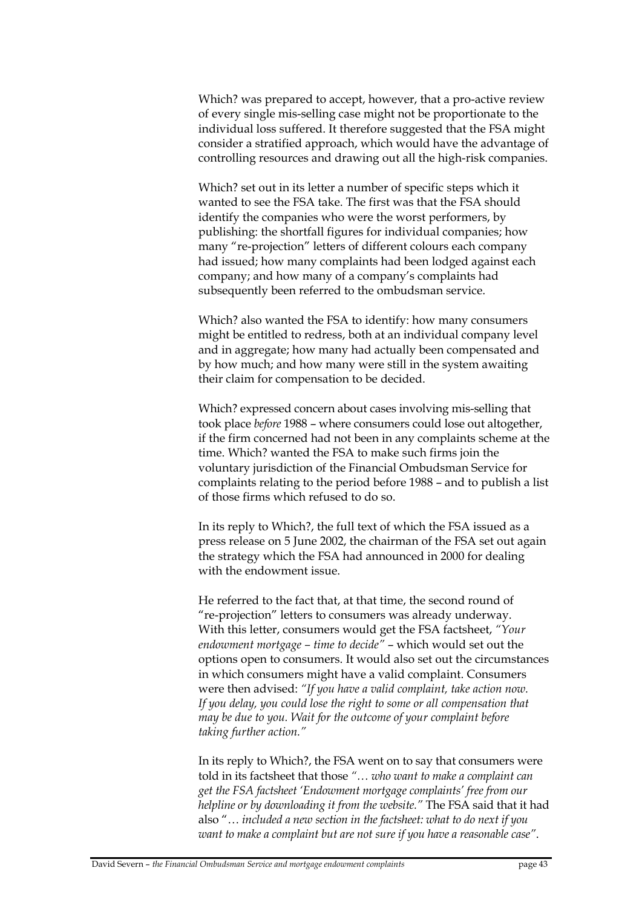Which? was prepared to accept, however, that a pro-active review of every single mis-selling case might not be proportionate to the individual loss suffered. It therefore suggested that the FSA might consider a stratified approach, which would have the advantage of controlling resources and drawing out all the high-risk companies.

Which? set out in its letter a number of specific steps which it wanted to see the FSA take. The first was that the FSA should identify the companies who were the worst performers, by publishing: the shortfall figures for individual companies; how many "re-projection" letters of different colours each company had issued; how many complaints had been lodged against each company; and how many of a company's complaints had subsequently been referred to the ombudsman service.

Which? also wanted the FSA to identify: how many consumers might be entitled to redress, both at an individual company level and in aggregate; how many had actually been compensated and by how much; and how many were still in the system awaiting their claim for compensation to be decided.

Which? expressed concern about cases involving mis-selling that took place *before* 1988 – where consumers could lose out altogether, if the firm concerned had not been in any complaints scheme at the time. Which? wanted the FSA to make such firms join the voluntary jurisdiction of the Financial Ombudsman Service for complaints relating to the period before 1988 – and to publish a list of those firms which refused to do so.

In its reply to Which?, the full text of which the FSA issued as a press release on 5 June 2002, the chairman of the FSA set out again the strategy which the FSA had announced in 2000 for dealing with the endowment issue.

He referred to the fact that, at that time, the second round of "re-projection" letters to consumers was already underway. With this letter, consumers would get the FSA factsheet, *"Your endowment mortgage – time to decide"* – which would set out the options open to consumers. It would also set out the circumstances in which consumers might have a valid complaint. Consumers were then advised: *"If you have a valid complaint, take action now. If you delay, you could lose the right to some or all compensation that may be due to you. Wait for the outcome of your complaint before taking further action."*

In its reply to Which?, the FSA went on to say that consumers were told in its factsheet that those *"… who want to make a complaint can get the FSA factsheet 'Endowment mortgage complaints' free from our helpline or by downloading it from the website."* The FSA said that it had also "… *included a new section in the factsheet: what to do next if you want to make a complaint but are not sure if you have a reasonable case"*.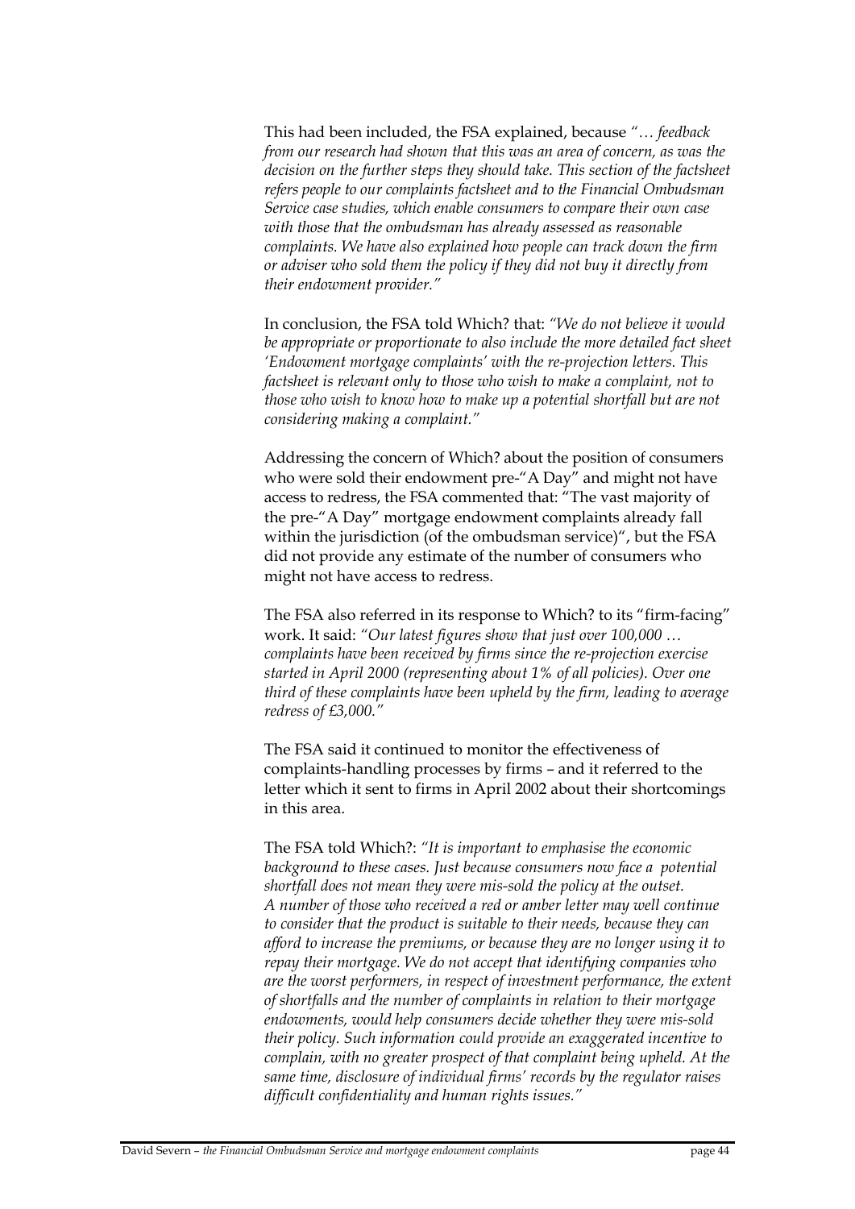This had been included, the FSA explained, because *"… feedback from our research had shown that this was an area of concern, as was the decision on the further steps they should take. This section of the factsheet refers people to our complaints factsheet and to the Financial Ombudsman Service case studies, which enable consumers to compare their own case with those that the ombudsman has already assessed as reasonable complaints. We have also explained how people can track down the firm or adviser who sold them the policy if they did not buy it directly from their endowment provider."*

In conclusion, the FSA told Which? that: *"We do not believe it would be appropriate or proportionate to also include the more detailed fact sheet 'Endowment mortgage complaints' with the re-projection letters. This factsheet is relevant only to those who wish to make a complaint, not to those who wish to know how to make up a potential shortfall but are not considering making a complaint."*

Addressing the concern of Which? about the position of consumers who were sold their endowment pre-"A Day" and might not have access to redress, the FSA commented that: "The vast majority of the pre-"A Day" mortgage endowment complaints already fall within the jurisdiction (of the ombudsman service)", but the FSA did not provide any estimate of the number of consumers who might not have access to redress.

The FSA also referred in its response to Which? to its "firm-facing" work. It said: *"Our latest figures show that just over 100,000 … complaints have been received by firms since the re-projection exercise started in April 2000 (representing about 1% of all policies). Over one third of these complaints have been upheld by the firm, leading to average redress of £3,000."*

The FSA said it continued to monitor the effectiveness of complaints-handling processes by firms – and it referred to the letter which it sent to firms in April 2002 about their shortcomings in this area.

The FSA told Which?: *"It is important to emphasise the economic background to these cases. Just because consumers now face a potential shortfall does not mean they were mis-sold the policy at the outset. A number of those who received a red or amber letter may well continue to consider that the product is suitable to their needs, because they can afford to increase the premiums, or because they are no longer using it to repay their mortgage. We do not accept that identifying companies who are the worst performers, in respect of investment performance, the extent of shortfalls and the number of complaints in relation to their mortgage endowments, would help consumers decide whether they were mis-sold their policy. Such information could provide an exaggerated incentive to complain, with no greater prospect of that complaint being upheld. At the same time, disclosure of individual firms' records by the regulator raises difficult confidentiality and human rights issues."*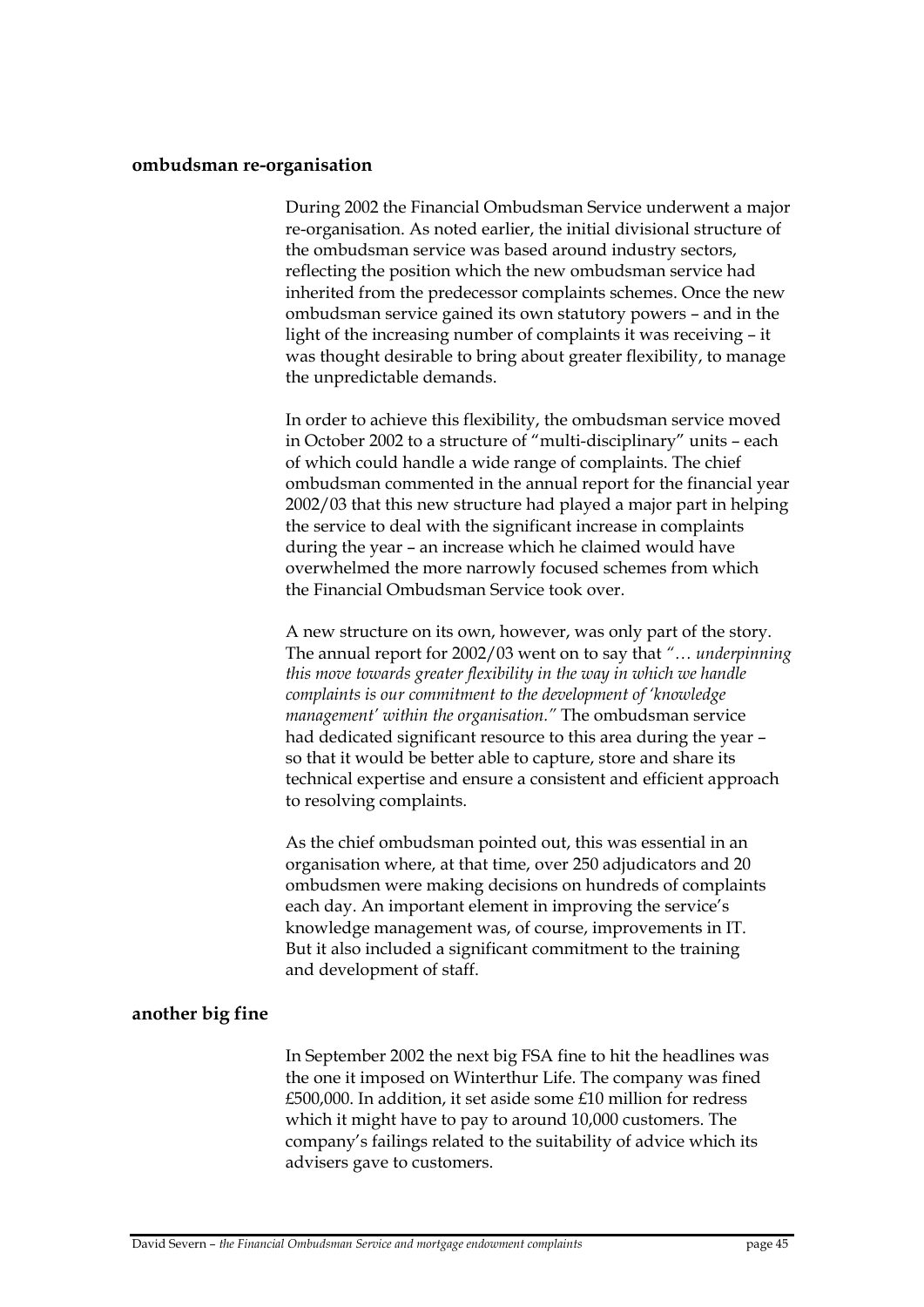## ombudsman re-organisation

During 2002 the Financial Ombudsman Service underwent a major re-organisation. As noted earlier, the initial divisional structure of the ombudsman service was based around industry sectors, reflecting the position which the new ombudsman service had inherited from the predecessor complaints schemes. Once the new ombudsman service gained its own statutory powers – and in the light of the increasing number of complaints it was receiving – it was thought desirable to bring about greater flexibility, to manage the unpredictable demands.

In order to achieve this flexibility, the ombudsman service moved in October 2002 to a structure of "multi-disciplinary" units – each of which could handle a wide range of complaints. The chief ombudsman commented in the annual report for the financial year 2002/03 that this new structure had played a major part in helping the service to deal with the significant increase in complaints during the year – an increase which he claimed would have overwhelmed the more narrowly focused schemes from which the Financial Ombudsman Service took over.

A new structure on its own, however, was only part of the story. The annual report for 2002/03 went on to say that *"… underpinning this move towards greater flexibility in the way in which we handle complaints is our commitment to the development of 'knowledge management' within the organisation."* The ombudsman service had dedicated significant resource to this area during the year – so that it would be better able to capture, store and share its technical expertise and ensure a consistent and efficient approach to resolving complaints.

As the chief ombudsman pointed out, this was essential in an organisation where, at that time, over 250 adjudicators and 20 ombudsmen were making decisions on hundreds of complaints each day. An important element in improving the service's knowledge management was, of course, improvements in IT. But it also included a significant commitment to the training and development of staff.

## another big fine

In September 2002 the next big FSA fine to hit the headlines was the one it imposed on Winterthur Life. The company was fined £500,000. In addition, it set aside some £10 million for redress which it might have to pay to around 10,000 customers. The company's failings related to the suitability of advice which its advisers gave to customers.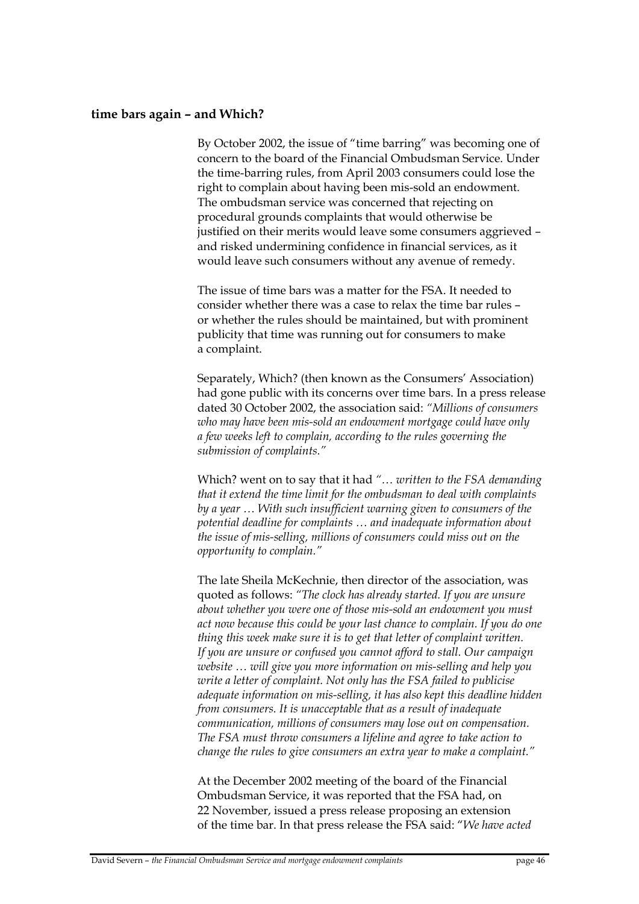**time bars again – and Which?**

By October 2002, the issue of "time barring" was becoming one of concern to the board of the Financial Ombudsman Service. Under the time-barring rules, from April 2003 consumers could lose the right to complain about having been mis-sold an endowment. The ombudsman service was concerned that rejecting on procedural grounds complaints that would otherwise be justified on their merits would leave some consumers aggrieved – and risked undermining confidence in financial services, as it would leave such consumers without any avenue of remedy.

The issue of time bars was a matter for the FSA. It needed to consider whether there was a case to relax the time bar rules – or whether the rules should be maintained, but with prominent publicity that time was running out for consumers to make a complaint.

Separately, Which? (then known as the Consumers' Association) had gone public with its concerns over time bars. In a press release dated 30 October 2002, the association said: *"Millions of consumers who may have been mis-sold an endowment mortgage could have only a few weeks left to complain, according to the rules governing the submission of complaints."*

Which? went on to say that it had *"… written to the FSA demanding that it extend the time limit for the ombudsman to deal with complaints by a year … With such insufficient warning given to consumers of the potential deadline for complaints … and inadequate information about the issue of mis-selling, millions of consumers could miss out on the opportunity to complain."*

The late Sheila McKechnie, then director of the association, was quoted as follows: *"The clock has already started. If you are unsure about whether you were one of those mis-sold an endowment you must act now because this could be your last chance to complain. If you do one thing this week make sure it is to get that letter of complaint written. If you are unsure or confused you cannot afford to stall. Our campaign website … will give you more information on mis-selling and help you write a letter of complaint. Not only has the FSA failed to publicise adequate information on mis-selling, it has also kept this deadline hidden from consumers. It is unacceptable that as a result of inadequate communication, millions of consumers may lose out on compensation. The FSA must throw consumers a lifeline and agree to take action to change the rules to give consumers an extra year to make a complaint."*

At the December 2002 meeting of the board of the Financial Ombudsman Service, it was reported that the FSA had, on 22 November, issued a press release proposing an extension of the time bar. In that press release the FSA said: "*We have acted*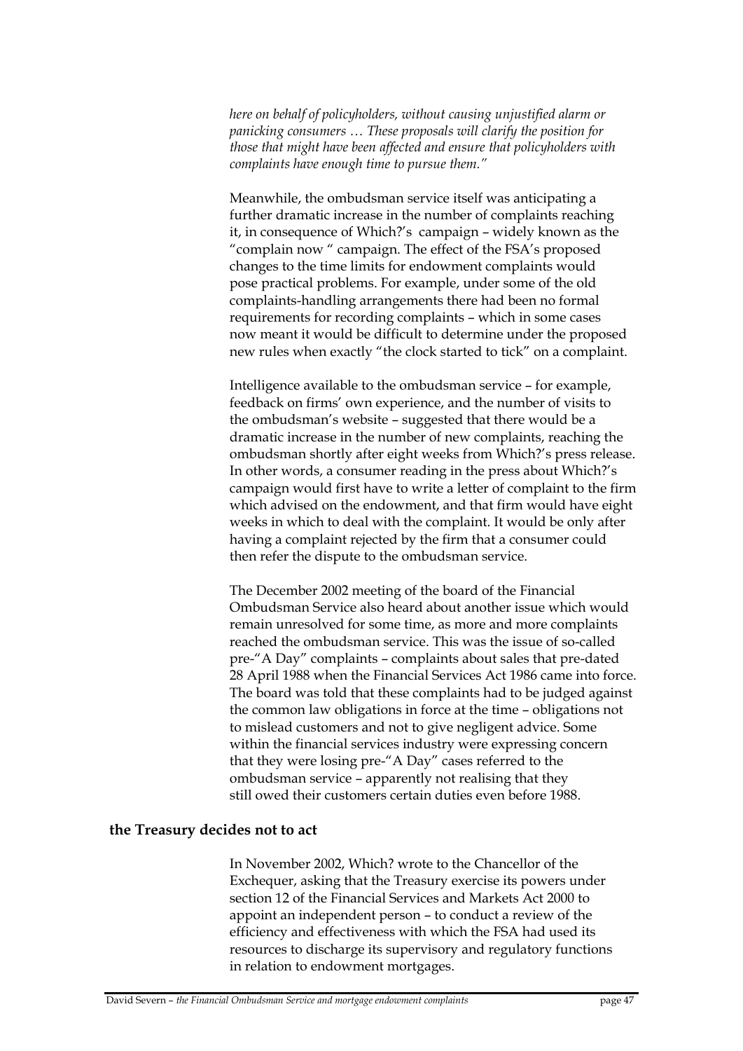*here on behalf of policyholders, without causing unjustified alarm or panicking consumers … These proposals will clarify the position for those that might have been affected and ensure that policyholders with complaints have enough time to pursue them."*

Meanwhile, the ombudsman service itself was anticipating a further dramatic increase in the number of complaints reaching it, in consequence of Which?'s campaign – widely known as the "complain now " campaign. The effect of the FSA's proposed changes to the time limits for endowment complaints would pose practical problems. For example, under some of the old complaints-handling arrangements there had been no formal requirements for recording complaints – which in some cases now meant it would be difficult to determine under the proposed new rules when exactly "the clock started to tick" on a complaint.

Intelligence available to the ombudsman service – for example, feedback on firms' own experience, and the number of visits to the ombudsman's website – suggested that there would be a dramatic increase in the number of new complaints, reaching the ombudsman shortly after eight weeks from Which?'s press release. In other words, a consumer reading in the press about Which?'s campaign would first have to write a letter of complaint to the firm which advised on the endowment, and that firm would have eight weeks in which to deal with the complaint. It would be only after having a complaint rejected by the firm that a consumer could then refer the dispute to the ombudsman service.

The December 2002 meeting of the board of the Financial Ombudsman Service also heard about another issue which would remain unresolved for some time, as more and more complaints reached the ombudsman service. This was the issue of so-called pre-"A Day" complaints – complaints about sales that pre-dated 28 April 1988 when the Financial Services Act 1986 came into force. The board was told that these complaints had to be judged against the common law obligations in force at the time – obligations not to mislead customers and not to give negligent advice. Some within the financial services industry were expressing concern that they were losing pre-"A Day" cases referred to the ombudsman service – apparently not realising that they still owed their customers certain duties even before 1988.

## the Treasury decides not to act

In November 2002, Which? wrote to the Chancellor of the Exchequer, asking that the Treasury exercise its powers under section 12 of the Financial Services and Markets Act 2000 to appoint an independent person – to conduct a review of the efficiency and effectiveness with which the FSA had used its resources to discharge its supervisory and regulatory functions in relation to endowment mortgages.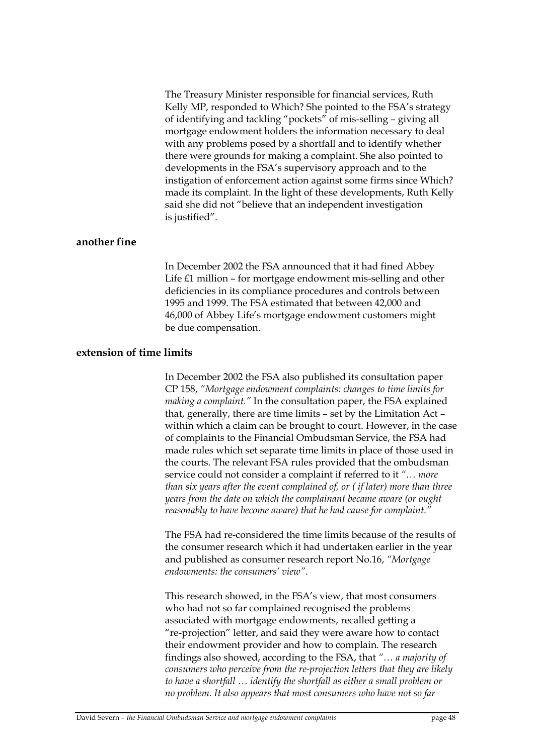The Treasury Minister responsible for financial services, Ruth Kelly MP, responded to Which? She pointed to the FSA's strategy of identifying and tackling "pockets" of mis-selling – giving all mortgage endowment holders the information necessary to deal with any problems posed by a shortfall and to identify whether there were grounds for making a complaint. She also pointed to developments in the FSA's supervisory approach and to the instigation of enforcement action against some firms since Which? made its complaint. In the light of these developments, Ruth Kelly said she did not "believe that an independent investigation is justified".

**another fine**

In December 2002 the FSA announced that it had fined Abbey Life £1 million – for mortgage endowment mis-selling and other deficiencies in its compliance procedures and controls between 1995 and 1999. The FSA estimated that between 42,000 and 46,000 of Abbey Life's mortgage endowment customers might be due compensation.

**extension of time limits**

In December 2002 the FSA also published its consultation paper CP 158, *"Mortgage endowment complaints: changes to time limits for making a complaint."* In the consultation paper, the FSA explained that, generally, there are time limits – set by the Limitation Act – within which a claim can be brought to court. However, in the case of complaints to the Financial Ombudsman Service, the FSA had made rules which set separate time limits in place of those used in the courts. The relevant FSA rules provided that the ombudsman service could not consider a complaint if referred to it *"… more than six years after the event complained of, or ( if later) more than three years from the date on which the complainant became aware (or ought reasonably to have become aware) that he had cause for complaint."*

The FSA had re-considered the time limits because of the results of the consumer research which it had undertaken earlier in the year and published as consumer research report No.16, *"Mortgage endowments: the consumers' view"*.

This research showed, in the FSA's view, that most consumers who had not so far complained recognised the problems associated with mortgage endowments, recalled getting a "re-projection" letter, and said they were aware how to contact their endowment provider and how to complain. The research findings also showed, according to the FSA, that *"… a majority of consumers who perceive from the re-projection letters that they are likely to have a shortfall … identify the shortfall as either a small problem or no problem. It also appears that most consumers who have not so far*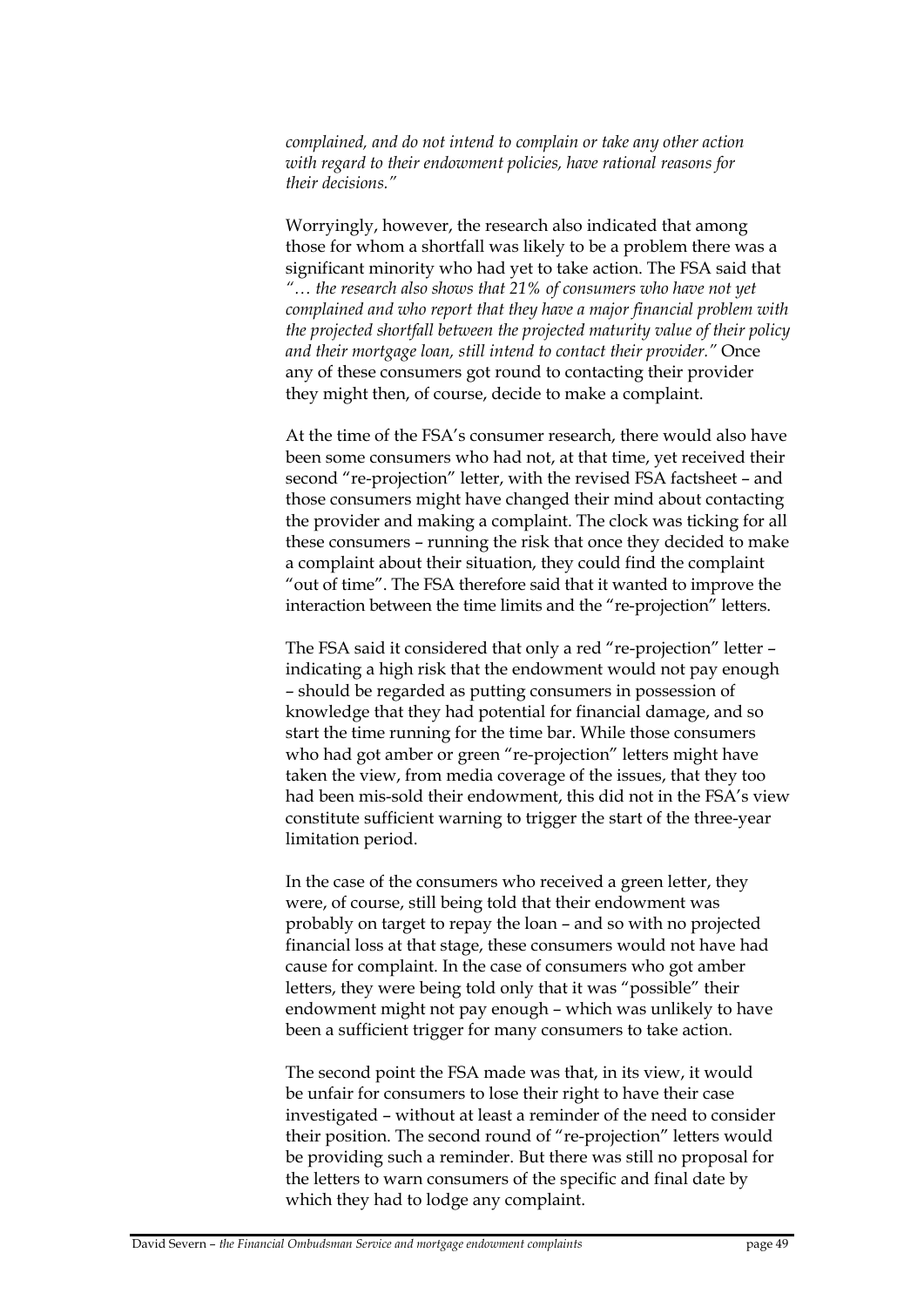*complained, and do not intend to complain or take any other action with regard to their endowment policies, have rational reasons for their decisions."*

Worryingly, however, the research also indicated that among those for whom a shortfall was likely to be a problem there was a significant minority who had yet to take action. The FSA said that *"… the research also shows that 21% of consumers who have not yet complained and who report that they have a major financial problem with the projected shortfall between the projected maturity value of their policy and their mortgage loan, still intend to contact their provider."* Once any of these consumers got round to contacting their provider they might then, of course, decide to make a complaint.

At the time of the FSA's consumer research, there would also have been some consumers who had not, at that time, yet received their second "re-projection" letter, with the revised FSA factsheet – and those consumers might have changed their mind about contacting the provider and making a complaint. The clock was ticking for all these consumers – running the risk that once they decided to make a complaint about their situation, they could find the complaint "out of time". The FSA therefore said that it wanted to improve the interaction between the time limits and the "re-projection" letters.

The FSA said it considered that only a red "re-projection" letter – indicating a high risk that the endowment would not pay enough – should be regarded as putting consumers in possession of knowledge that they had potential for financial damage, and so start the time running for the time bar. While those consumers who had got amber or green "re-projection" letters might have taken the view, from media coverage of the issues, that they too had been mis-sold their endowment, this did not in the FSA's view constitute sufficient warning to trigger the start of the three-year limitation period.

In the case of the consumers who received a green letter, they were, of course, still being told that their endowment was probably on target to repay the loan – and so with no projected financial loss at that stage, these consumers would not have had cause for complaint. In the case of consumers who got amber letters, they were being told only that it was "possible" their endowment might not pay enough – which was unlikely to have been a sufficient trigger for many consumers to take action.

The second point the FSA made was that, in its view, it would be unfair for consumers to lose their right to have their case investigated – without at least a reminder of the need to consider their position. The second round of "re-projection" letters would be providing such a reminder. But there was still no proposal for the letters to warn consumers of the specific and final date by which they had to lodge any complaint.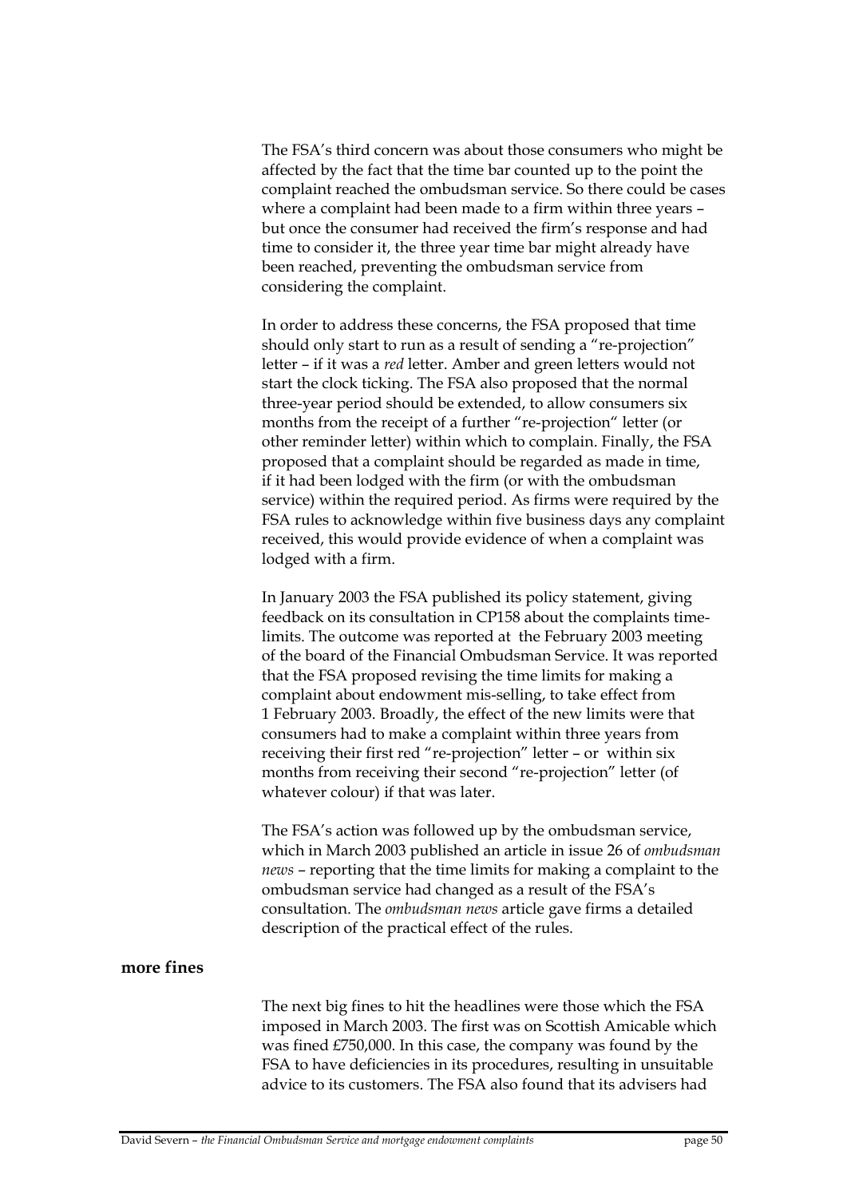The FSA's third concern was about those consumers who might be affected by the fact that the time bar counted up to the point the complaint reached the ombudsman service. So there could be cases where a complaint had been made to a firm within three years – but once the consumer had received the firm's response and had time to consider it, the three year time bar might already have been reached, preventing the ombudsman service from considering the complaint.

In order to address these concerns, the FSA proposed that time should only start to run as a result of sending a "re-projection" letter – if it was a *red* letter. Amber and green letters would not start the clock ticking. The FSA also proposed that the normal three-year period should be extended, to allow consumers six months from the receipt of a further "re-projection" letter (or other reminder letter) within which to complain. Finally, the FSA proposed that a complaint should be regarded as made in time, if it had been lodged with the firm (or with the ombudsman service) within the required period. As firms were required by the FSA rules to acknowledge within five business days any complaint received, this would provide evidence of when a complaint was lodged with a firm.

In January 2003 the FSA published its policy statement, giving feedback on its consultation in CP158 about the complaints time-limits. The outcome was reported at the February 2003 meeting of the board of the Financial Ombudsman Service. It was reported that the FSA proposed revising the time limits for making a complaint about endowment mis-selling, to take effect from 1 February 2003. Broadly, the effect of the new limits were that consumers had to make a complaint within three years from receiving their first red "re-projection" letter – or within six months from receiving their second "re-projection" letter (of whatever colour) if that was later.

The FSA's action was followed up by the ombudsman service, which in March 2003 published an article in issue 26 of *ombudsman news* – reporting that the time limits for making a complaint to the ombudsman service had changed as a result of the FSA's consultation. The *ombudsman news* article gave firms a detailed description of the practical effect of the rules.

**more fines**

The next big fines to hit the headlines were those which the FSA imposed in March 2003. The first was on Scottish Amicable which was fined £750,000. In this case, the company was found by the FSA to have deficiencies in its procedures, resulting in unsuitable advice to its customers. The FSA also found that its advisers had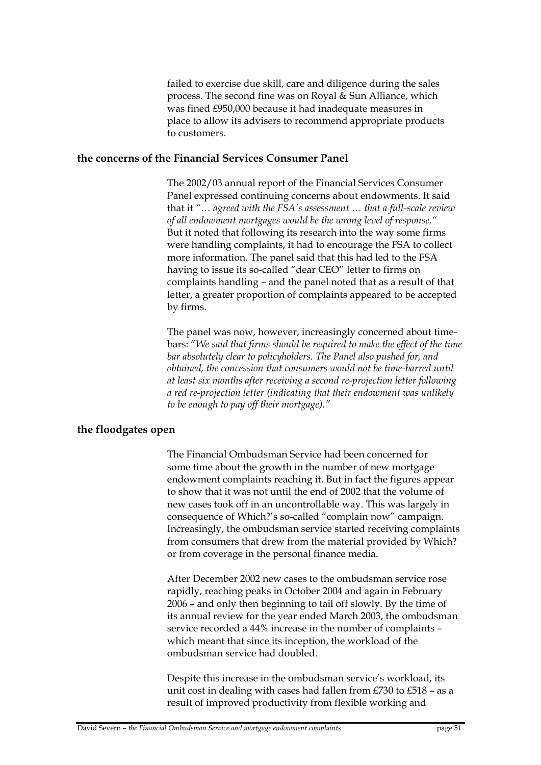failed to exercise due skill, care and diligence during the sales process. The second fine was on Royal & Sun Alliance, which was fined £950,000 because it had inadequate measures in place to allow its advisers to recommend appropriate products to customers.

## the concerns of the Financial Services Consumer Panel

The 2002/03 annual report of the Financial Services Consumer Panel expressed continuing concerns about endowments. It said that it *"… agreed with the FSA's assessment … that a full-scale review of all endowment mortgages would be the wrong level of response."* But it noted that following its research into the way some firms were handling complaints, it had to encourage the FSA to collect more information. The panel said that this had led to the FSA having to issue its so-called "dear CEO" letter to firms on complaints handling – and the panel noted that as a result of that letter, a greater proportion of complaints appeared to be accepted by firms.

The panel was now, however, increasingly concerned about time-bars: "*We said that firms should be required to make the effect of the time bar absolutely clear to policyholders. The Panel also pushed for, and obtained, the concession that consumers would not be time-barred until at least six months after receiving a second re-projection letter following a red re-projection letter (indicating that their endowment was unlikely to be enough to pay off their mortgage).*"

## the floodgates open

The Financial Ombudsman Service had been concerned for some time about the growth in the number of new mortgage endowment complaints reaching it. But in fact the figures appear to show that it was not until the end of 2002 that the volume of new cases took off in an uncontrollable way. This was largely in consequence of Which?'s so-called "complain now" campaign. Increasingly, the ombudsman service started receiving complaints from consumers that drew from the material provided by Which? or from coverage in the personal finance media.

After December 2002 new cases to the ombudsman service rose rapidly, reaching peaks in October 2004 and again in February 2006 – and only then beginning to tail off slowly. By the time of its annual review for the year ended March 2003, the ombudsman service recorded a 44% increase in the number of complaints – which meant that since its inception, the workload of the ombudsman service had doubled.

Despite this increase in the ombudsman service's workload, its unit cost in dealing with cases had fallen from £730 to £518 – as a result of improved productivity from flexible working and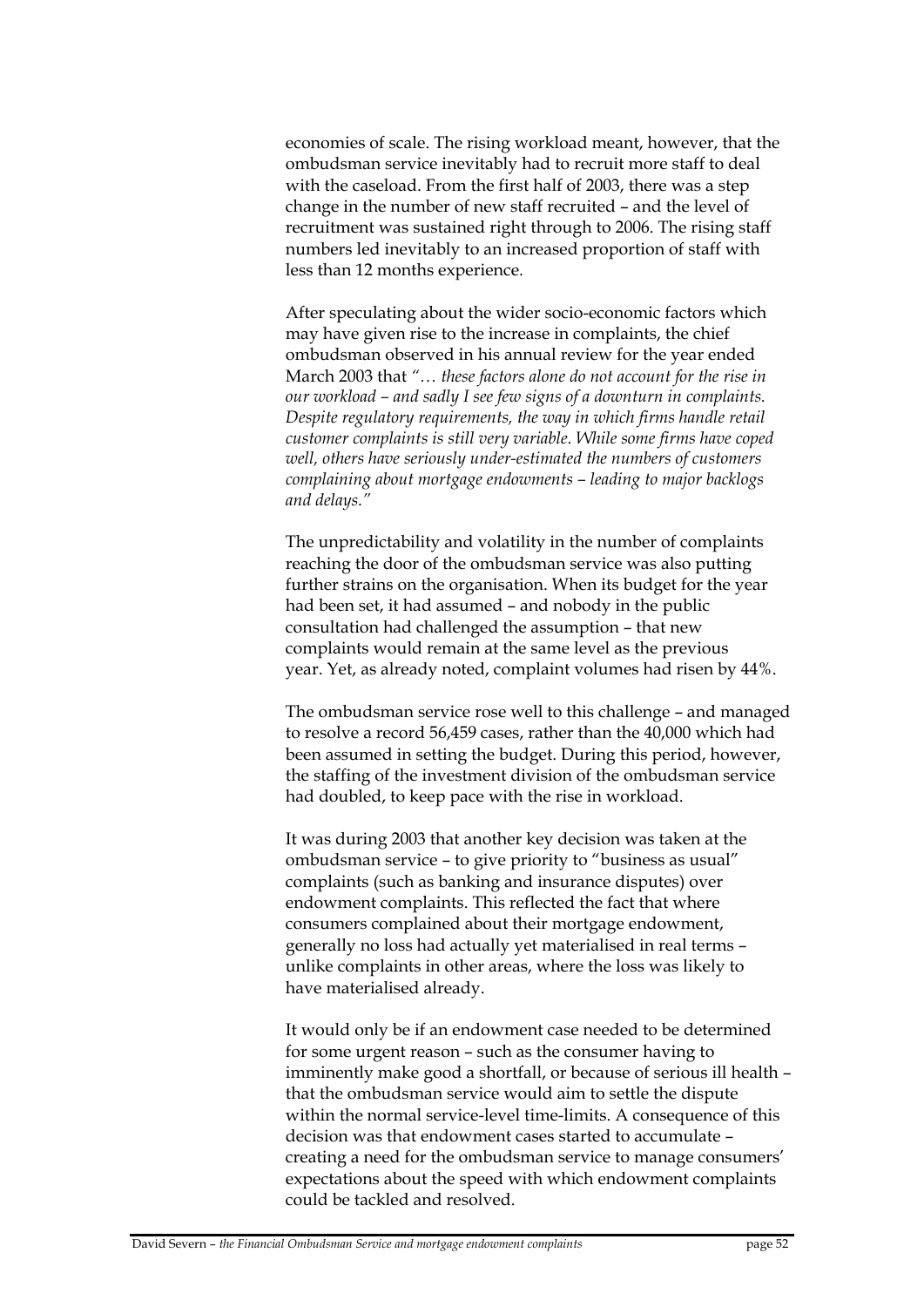economies of scale. The rising workload meant, however, that the ombudsman service inevitably had to recruit more staff to deal with the caseload. From the first half of 2003, there was a step change in the number of new staff recruited – and the level of recruitment was sustained right through to 2006. The rising staff numbers led inevitably to an increased proportion of staff with less than 12 months experience.

After speculating about the wider socio-economic factors which may have given rise to the increase in complaints, the chief ombudsman observed in his annual review for the year ended March 2003 that *"… these factors alone do not account for the rise in our workload – and sadly I see few signs of a downturn in complaints. Despite regulatory requirements, the way in which firms handle retail customer complaints is still very variable. While some firms have coped well, others have seriously under-estimated the numbers of customers complaining about mortgage endowments – leading to major backlogs and delays."*

The unpredictability and volatility in the number of complaints reaching the door of the ombudsman service was also putting further strains on the organisation. When its budget for the year had been set, it had assumed – and nobody in the public consultation had challenged the assumption – that new complaints would remain at the same level as the previous year. Yet, as already noted, complaint volumes had risen by 44%.

The ombudsman service rose well to this challenge – and managed to resolve a record 56,459 cases, rather than the 40,000 which had been assumed in setting the budget. During this period, however, the staffing of the investment division of the ombudsman service had doubled, to keep pace with the rise in workload.

It was during 2003 that another key decision was taken at the ombudsman service – to give priority to "business as usual" complaints (such as banking and insurance disputes) over endowment complaints. This reflected the fact that where consumers complained about their mortgage endowment, generally no loss had actually yet materialised in real terms – unlike complaints in other areas, where the loss was likely to have materialised already.

It would only be if an endowment case needed to be determined for some urgent reason – such as the consumer having to imminently make good a shortfall, or because of serious ill health – that the ombudsman service would aim to settle the dispute within the normal service-level time-limits. A consequence of this decision was that endowment cases started to accumulate – creating a need for the ombudsman service to manage consumers' expectations about the speed with which endowment complaints could be tackled and resolved.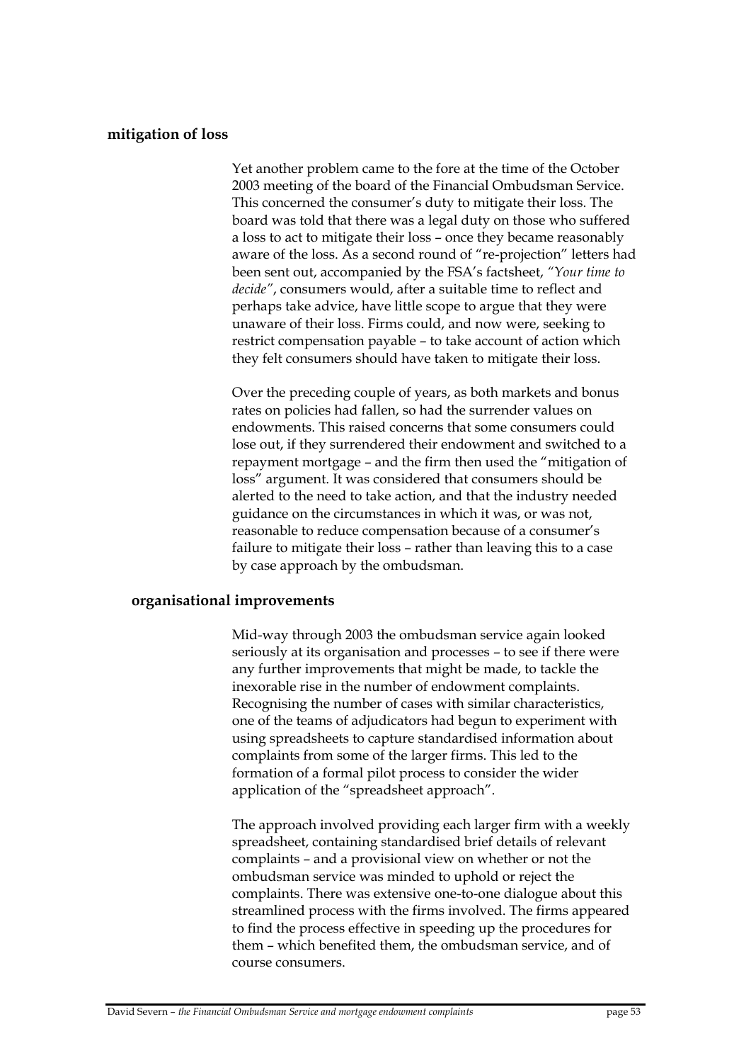## mitigation of loss

Yet another problem came to the fore at the time of the October 2003 meeting of the board of the Financial Ombudsman Service. This concerned the consumer's duty to mitigate their loss. The board was told that there was a legal duty on those who suffered a loss to act to mitigate their loss – once they became reasonably aware of the loss. As a second round of "re-projection" letters had been sent out, accompanied by the FSA's factsheet, *"Your time to decide"*, consumers would, after a suitable time to reflect and perhaps take advice, have little scope to argue that they were unaware of their loss. Firms could, and now were, seeking to restrict compensation payable – to take account of action which they felt consumers should have taken to mitigate their loss.

Over the preceding couple of years, as both markets and bonus rates on policies had fallen, so had the surrender values on endowments. This raised concerns that some consumers could lose out, if they surrendered their endowment and switched to a repayment mortgage – and the firm then used the "mitigation of loss" argument. It was considered that consumers should be alerted to the need to take action, and that the industry needed guidance on the circumstances in which it was, or was not, reasonable to reduce compensation because of a consumer's failure to mitigate their loss – rather than leaving this to a case by case approach by the ombudsman.

## organisational improvements

Mid-way through 2003 the ombudsman service again looked seriously at its organisation and processes – to see if there were any further improvements that might be made, to tackle the inexorable rise in the number of endowment complaints. Recognising the number of cases with similar characteristics, one of the teams of adjudicators had begun to experiment with using spreadsheets to capture standardised information about complaints from some of the larger firms. This led to the formation of a formal pilot process to consider the wider application of the "spreadsheet approach".

The approach involved providing each larger firm with a weekly spreadsheet, containing standardised brief details of relevant complaints – and a provisional view on whether or not the ombudsman service was minded to uphold or reject the complaints. There was extensive one-to-one dialogue about this streamlined process with the firms involved. The firms appeared to find the process effective in speeding up the procedures for them – which benefited them, the ombudsman service, and of course consumers.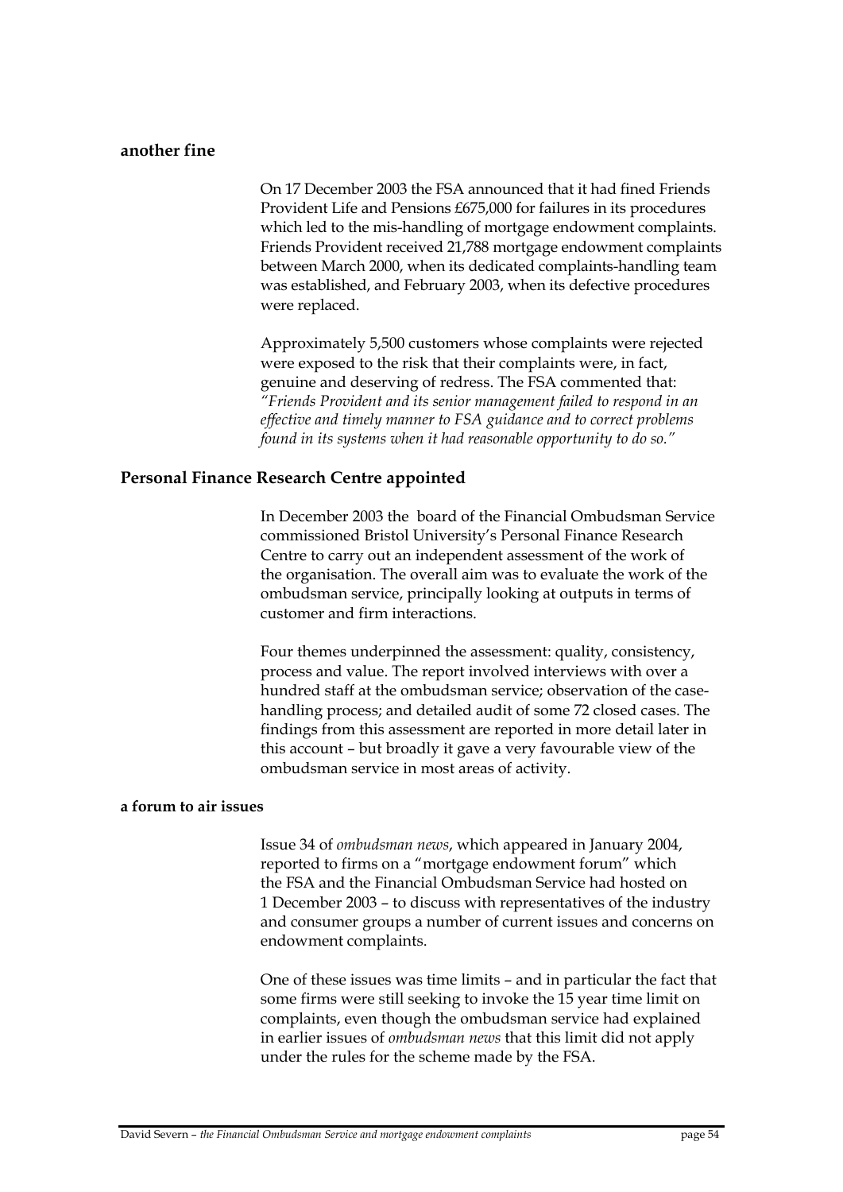### another fine

On 17 December 2003 the FSA announced that it had fined Friends Provident Life and Pensions £675,000 for failures in its procedures which led to the mis-handling of mortgage endowment complaints. Friends Provident received 21,788 mortgage endowment complaints between March 2000, when its dedicated complaints-handling team was established, and February 2003, when its defective procedures were replaced.

Approximately 5,500 customers whose complaints were rejected were exposed to the risk that their complaints were, in fact, genuine and deserving of redress. The FSA commented that: *"Friends Provident and its senior management failed to respond in an effective and timely manner to FSA guidance and to correct problems found in its systems when it had reasonable opportunity to do so."*

## Personal Finance Research Centre appointed

In December 2003 the board of the Financial Ombudsman Service commissioned Bristol University's Personal Finance Research Centre to carry out an independent assessment of the work of the organisation. The overall aim was to evaluate the work of the ombudsman service, principally looking at outputs in terms of customer and firm interactions.

Four themes underpinned the assessment: quality, consistency, process and value. The report involved interviews with over a hundred staff at the ombudsman service; observation of the case-handling process; and detailed audit of some 72 closed cases. The findings from this assessment are reported in more detail later in this account – but broadly it gave a very favourable view of the ombudsman service in most areas of activity.

### a forum to air issues

Issue 34 of *ombudsman news*, which appeared in January 2004, reported to firms on a "mortgage endowment forum" which the FSA and the Financial Ombudsman Service had hosted on 1 December 2003 – to discuss with representatives of the industry and consumer groups a number of current issues and concerns on endowment complaints.

One of these issues was time limits – and in particular the fact that some firms were still seeking to invoke the 15 year time limit on complaints, even though the ombudsman service had explained in earlier issues of *ombudsman news* that this limit did not apply under the rules for the scheme made by the FSA.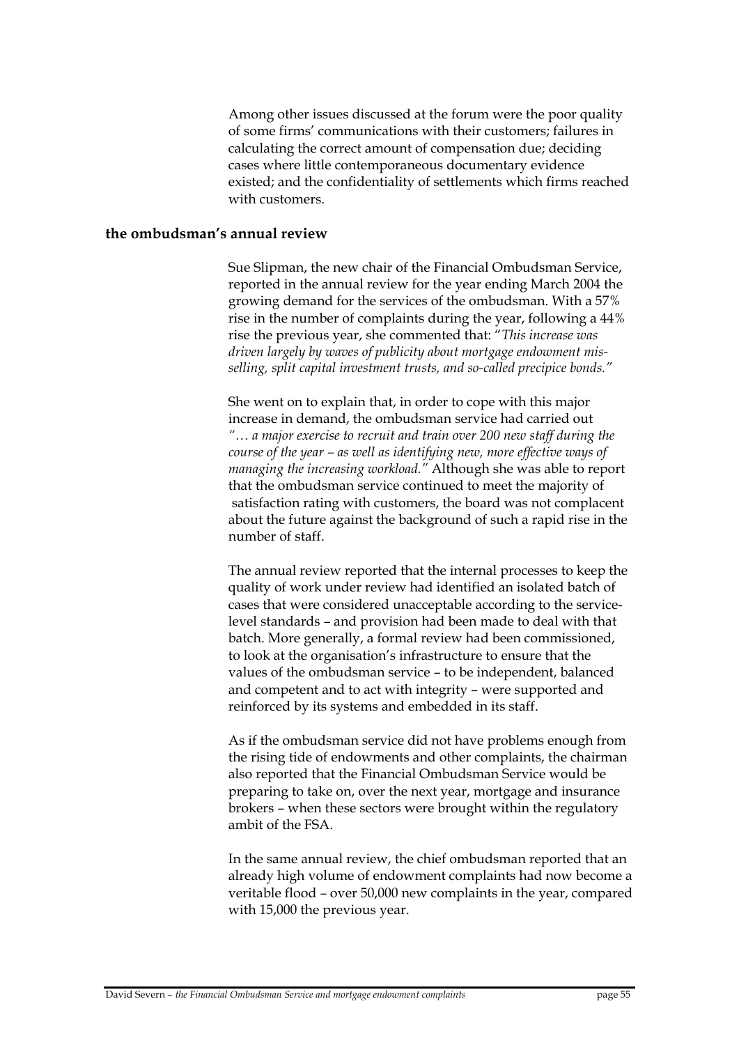Among other issues discussed at the forum were the poor quality of some firms' communications with their customers; failures in calculating the correct amount of compensation due; deciding cases where little contemporaneous documentary evidence existed; and the confidentiality of settlements which firms reached with customers.

## the ombudsman's annual review

Sue Slipman, the new chair of the Financial Ombudsman Service, reported in the annual review for the year ending March 2004 the growing demand for the services of the ombudsman. With a 57% rise in the number of complaints during the year, following a 44% rise the previous year, she commented that: "*This increase was driven largely by waves of publicity about mortgage endowment mis-selling, split capital investment trusts, and so-called precipice bonds.*"

She went on to explain that, in order to cope with this major increase in demand, the ombudsman service had carried out *"… a major exercise to recruit and train over 200 new staff during the course of the year – as well as identifying new, more effective ways of managing the increasing workload."* Although she was able to report that the ombudsman service continued to meet the majority of satisfaction rating with customers, the board was not complacent about the future against the background of such a rapid rise in the number of staff.

The annual review reported that the internal processes to keep the quality of work under review had identified an isolated batch of cases that were considered unacceptable according to the service-level standards – and provision had been made to deal with that batch. More generally, a formal review had been commissioned, to look at the organisation's infrastructure to ensure that the values of the ombudsman service – to be independent, balanced and competent and to act with integrity – were supported and reinforced by its systems and embedded in its staff.

As if the ombudsman service did not have problems enough from the rising tide of endowments and other complaints, the chairman also reported that the Financial Ombudsman Service would be preparing to take on, over the next year, mortgage and insurance brokers – when these sectors were brought within the regulatory ambit of the FSA.

In the same annual review, the chief ombudsman reported that an already high volume of endowment complaints had now become a veritable flood – over 50,000 new complaints in the year, compared with 15,000 the previous year.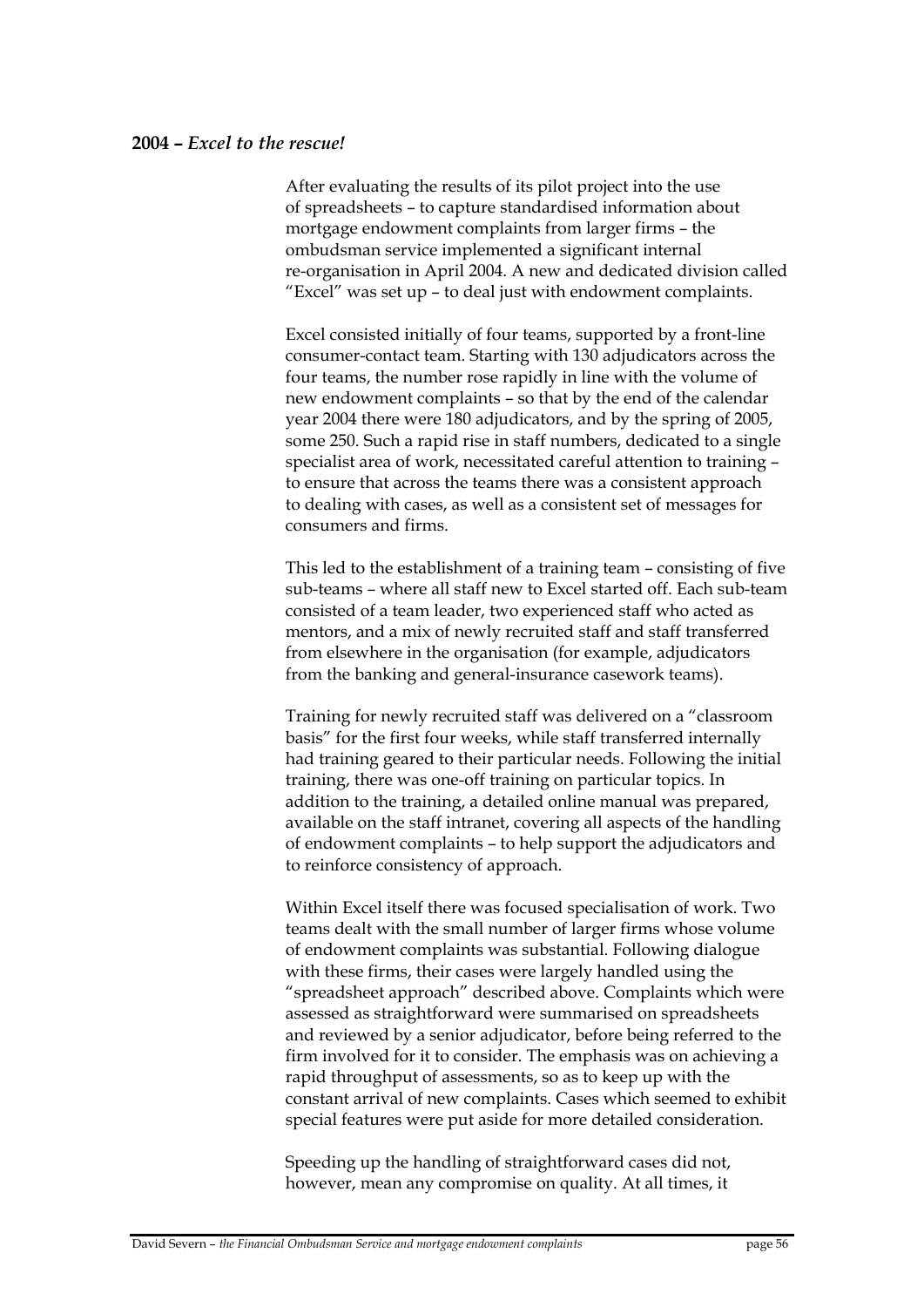**2004 –** ***Excel to the rescue!***

After evaluating the results of its pilot project into the use of spreadsheets – to capture standardised information about mortgage endowment complaints from larger firms – the ombudsman service implemented a significant internal re-organisation in April 2004. A new and dedicated division called "Excel" was set up – to deal just with endowment complaints.

Excel consisted initially of four teams, supported by a front-line consumer-contact team. Starting with 130 adjudicators across the four teams, the number rose rapidly in line with the volume of new endowment complaints – so that by the end of the calendar year 2004 there were 180 adjudicators, and by the spring of 2005, some 250. Such a rapid rise in staff numbers, dedicated to a single specialist area of work, necessitated careful attention to training – to ensure that across the teams there was a consistent approach to dealing with cases, as well as a consistent set of messages for consumers and firms.

This led to the establishment of a training team – consisting of five sub-teams – where all staff new to Excel started off. Each sub-team consisted of a team leader, two experienced staff who acted as mentors, and a mix of newly recruited staff and staff transferred from elsewhere in the organisation (for example, adjudicators from the banking and general-insurance casework teams).

Training for newly recruited staff was delivered on a "classroom basis" for the first four weeks, while staff transferred internally had training geared to their particular needs. Following the initial training, there was one-off training on particular topics. In addition to the training, a detailed online manual was prepared, available on the staff intranet, covering all aspects of the handling of endowment complaints – to help support the adjudicators and to reinforce consistency of approach.

Within Excel itself there was focused specialisation of work. Two teams dealt with the small number of larger firms whose volume of endowment complaints was substantial. Following dialogue with these firms, their cases were largely handled using the "spreadsheet approach" described above. Complaints which were assessed as straightforward were summarised on spreadsheets and reviewed by a senior adjudicator, before being referred to the firm involved for it to consider. The emphasis was on achieving a rapid throughput of assessments, so as to keep up with the constant arrival of new complaints. Cases which seemed to exhibit special features were put aside for more detailed consideration.

Speeding up the handling of straightforward cases did not, however, mean any compromise on quality. At all times, it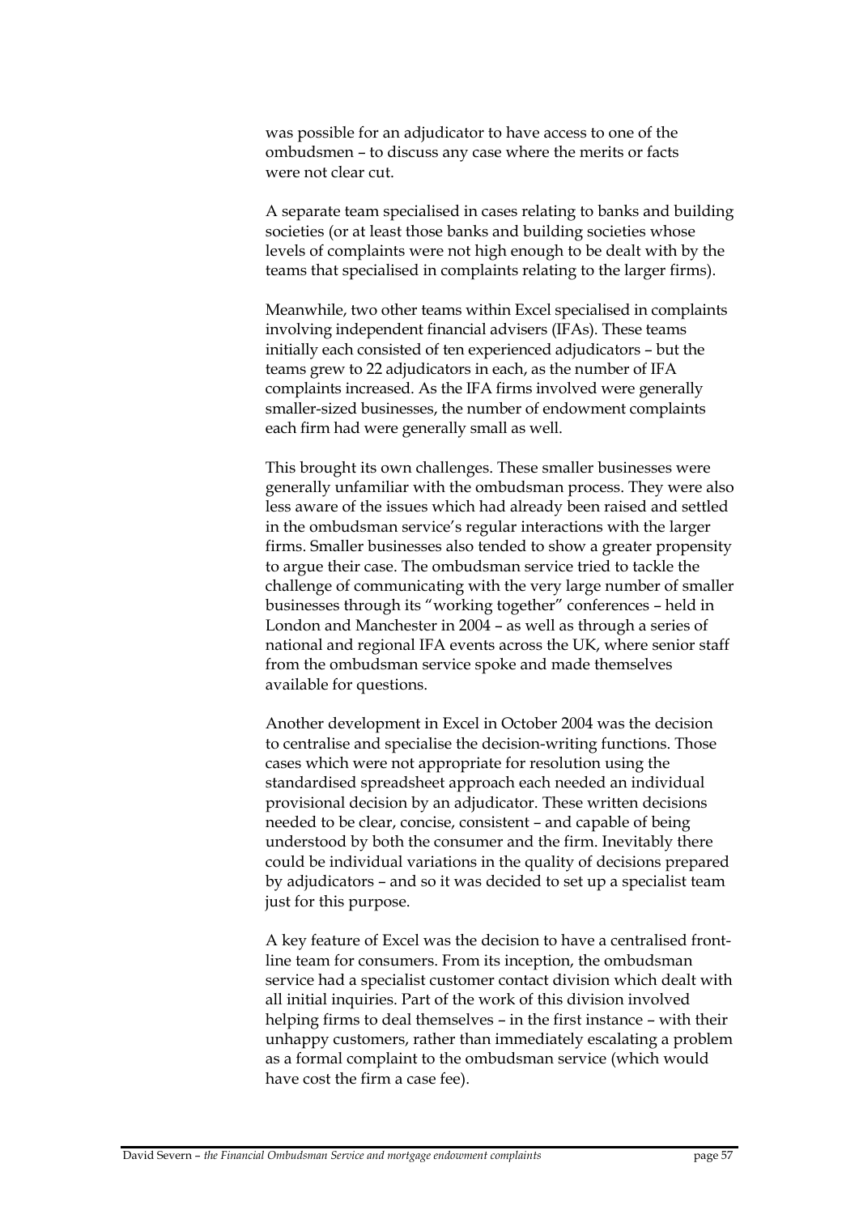was possible for an adjudicator to have access to one of the ombudsmen – to discuss any case where the merits or facts were not clear cut.

A separate team specialised in cases relating to banks and building societies (or at least those banks and building societies whose levels of complaints were not high enough to be dealt with by the teams that specialised in complaints relating to the larger firms).

Meanwhile, two other teams within Excel specialised in complaints involving independent financial advisers (IFAs). These teams initially each consisted of ten experienced adjudicators – but the teams grew to 22 adjudicators in each, as the number of IFA complaints increased. As the IFA firms involved were generally smaller-sized businesses, the number of endowment complaints each firm had were generally small as well.

This brought its own challenges. These smaller businesses were generally unfamiliar with the ombudsman process. They were also less aware of the issues which had already been raised and settled in the ombudsman service's regular interactions with the larger firms. Smaller businesses also tended to show a greater propensity to argue their case. The ombudsman service tried to tackle the challenge of communicating with the very large number of smaller businesses through its "working together" conferences – held in London and Manchester in 2004 – as well as through a series of national and regional IFA events across the UK, where senior staff from the ombudsman service spoke and made themselves available for questions.

Another development in Excel in October 2004 was the decision to centralise and specialise the decision-writing functions. Those cases which were not appropriate for resolution using the standardised spreadsheet approach each needed an individual provisional decision by an adjudicator. These written decisions needed to be clear, concise, consistent – and capable of being understood by both the consumer and the firm. Inevitably there could be individual variations in the quality of decisions prepared by adjudicators – and so it was decided to set up a specialist team just for this purpose.

A key feature of Excel was the decision to have a centralised front-line team for consumers. From its inception, the ombudsman service had a specialist customer contact division which dealt with all initial inquiries. Part of the work of this division involved helping firms to deal themselves – in the first instance – with their unhappy customers, rather than immediately escalating a problem as a formal complaint to the ombudsman service (which would have cost the firm a case fee).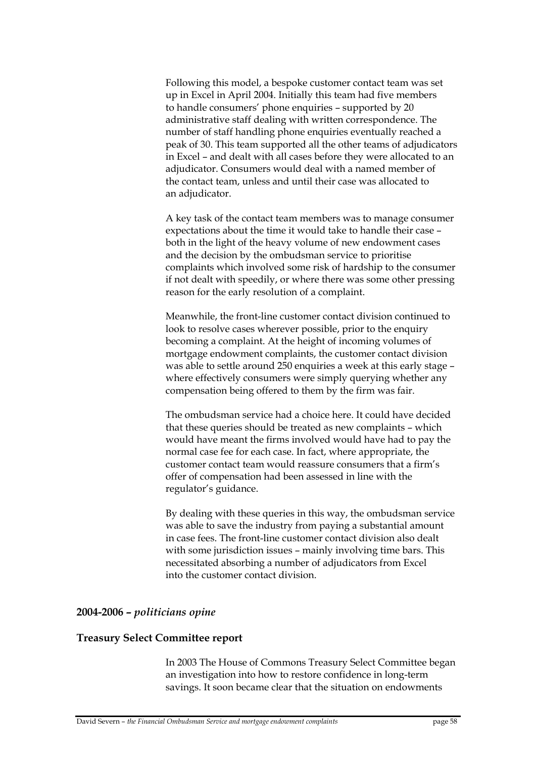Following this model, a bespoke customer contact team was set up in Excel in April 2004. Initially this team had five members to handle consumers' phone enquiries – supported by 20 administrative staff dealing with written correspondence. The number of staff handling phone enquiries eventually reached a peak of 30. This team supported all the other teams of adjudicators in Excel – and dealt with all cases before they were allocated to an adjudicator. Consumers would deal with a named member of the contact team, unless and until their case was allocated to an adjudicator.

A key task of the contact team members was to manage consumer expectations about the time it would take to handle their case – both in the light of the heavy volume of new endowment cases and the decision by the ombudsman service to prioritise complaints which involved some risk of hardship to the consumer if not dealt with speedily, or where there was some other pressing reason for the early resolution of a complaint.

Meanwhile, the front-line customer contact division continued to look to resolve cases wherever possible, prior to the enquiry becoming a complaint. At the height of incoming volumes of mortgage endowment complaints, the customer contact division was able to settle around 250 enquiries a week at this early stage – where effectively consumers were simply querying whether any compensation being offered to them by the firm was fair.

The ombudsman service had a choice here. It could have decided that these queries should be treated as new complaints – which would have meant the firms involved would have had to pay the normal case fee for each case. In fact, where appropriate, the customer contact team would reassure consumers that a firm's offer of compensation had been assessed in line with the regulator's guidance.

By dealing with these queries in this way, the ombudsman service was able to save the industry from paying a substantial amount in case fees. The front-line customer contact division also dealt with some jurisdiction issues – mainly involving time bars. This necessitated absorbing a number of adjudicators from Excel into the customer contact division.

## 2004-2006 – *politicians opine*

### Treasury Select Committee report

In 2003 The House of Commons Treasury Select Committee began an investigation into how to restore confidence in long-term savings. It soon became clear that the situation on endowments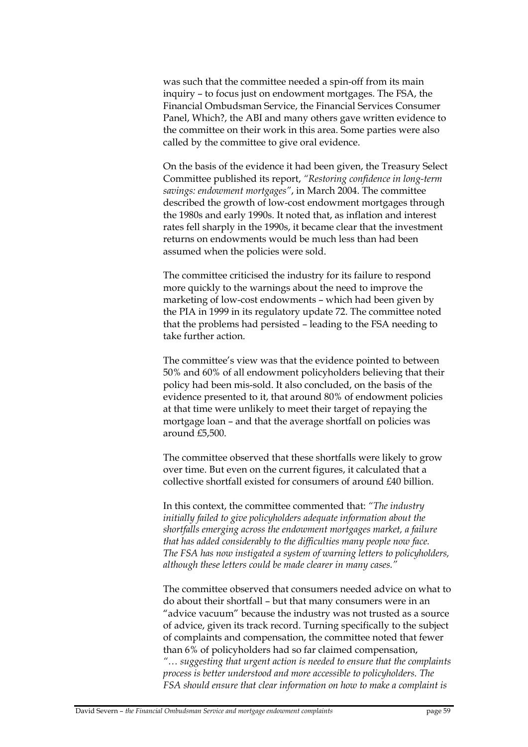was such that the committee needed a spin-off from its main inquiry – to focus just on endowment mortgages. The FSA, the Financial Ombudsman Service, the Financial Services Consumer Panel, Which?, the ABI and many others gave written evidence to the committee on their work in this area. Some parties were also called by the committee to give oral evidence.

On the basis of the evidence it had been given, the Treasury Select Committee published its report, *"Restoring confidence in long-term savings: endowment mortgages"*, in March 2004. The committee described the growth of low-cost endowment mortgages through the 1980s and early 1990s. It noted that, as inflation and interest rates fell sharply in the 1990s, it became clear that the investment returns on endowments would be much less than had been assumed when the policies were sold.

The committee criticised the industry for its failure to respond more quickly to the warnings about the need to improve the marketing of low-cost endowments – which had been given by the PIA in 1999 in its regulatory update 72. The committee noted that the problems had persisted – leading to the FSA needing to take further action.

The committee's view was that the evidence pointed to between 50% and 60% of all endowment policyholders believing that their policy had been mis-sold. It also concluded, on the basis of the evidence presented to it, that around 80% of endowment policies at that time were unlikely to meet their target of repaying the mortgage loan – and that the average shortfall on policies was around £5,500.

The committee observed that these shortfalls were likely to grow over time. But even on the current figures, it calculated that a collective shortfall existed for consumers of around £40 billion.

In this context, the committee commented that: *"The industry initially failed to give policyholders adequate information about the shortfalls emerging across the endowment mortgages market, a failure that has added considerably to the difficulties many people now face. The FSA has now instigated a system of warning letters to policyholders, although these letters could be made clearer in many cases."*

The committee observed that consumers needed advice on what to do about their shortfall – but that many consumers were in an "advice vacuum" because the industry was not trusted as a source of advice, given its track record. Turning specifically to the subject of complaints and compensation, the committee noted that fewer than 6% of policyholders had so far claimed compensation, *"… suggesting that urgent action is needed to ensure that the complaints process is better understood and more accessible to policyholders. The FSA should ensure that clear information on how to make a complaint is*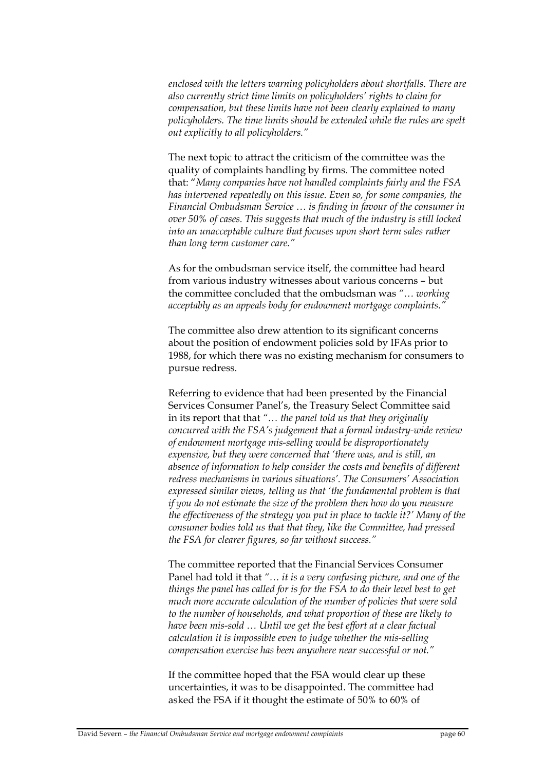*enclosed with the letters warning policyholders about shortfalls. There are also currently strict time limits on policyholders' rights to claim for compensation, but these limits have not been clearly explained to many policyholders. The time limits should be extended while the rules are spelt out explicitly to all policyholders."*

The next topic to attract the criticism of the committee was the quality of complaints handling by firms. The committee noted that: "*Many companies have not handled complaints fairly and the FSA has intervened repeatedly on this issue. Even so, for some companies, the Financial Ombudsman Service … is finding in favour of the consumer in over 50% of cases. This suggests that much of the industry is still locked into an unacceptable culture that focuses upon short term sales rather than long term customer care."*

As for the ombudsman service itself, the committee had heard from various industry witnesses about various concerns – but the committee concluded that the ombudsman was *"… working acceptably as an appeals body for endowment mortgage complaints."*

The committee also drew attention to its significant concerns about the position of endowment policies sold by IFAs prior to 1988, for which there was no existing mechanism for consumers to pursue redress.

Referring to evidence that had been presented by the Financial Services Consumer Panel's, the Treasury Select Committee said in its report that that *"… the panel told us that they originally concurred with the FSA's judgement that a formal industry-wide review of endowment mortgage mis-selling would be disproportionately expensive, but they were concerned that 'there was, and is still, an absence of information to help consider the costs and benefits of different redress mechanisms in various situations'. The Consumers' Association expressed similar views, telling us that 'the fundamental problem is that if you do not estimate the size of the problem then how do you measure the effectiveness of the strategy you put in place to tackle it?' Many of the consumer bodies told us that that they, like the Committee, had pressed the FSA for clearer figures, so far without success."*

The committee reported that the Financial Services Consumer Panel had told it that *"… it is a very confusing picture, and one of the things the panel has called for is for the FSA to do their level best to get much more accurate calculation of the number of policies that were sold to the number of households, and what proportion of these are likely to have been mis-sold … Until we get the best effort at a clear factual calculation it is impossible even to judge whether the mis-selling compensation exercise has been anywhere near successful or not."*

If the committee hoped that the FSA would clear up these uncertainties, it was to be disappointed. The committee had asked the FSA if it thought the estimate of 50% to 60% of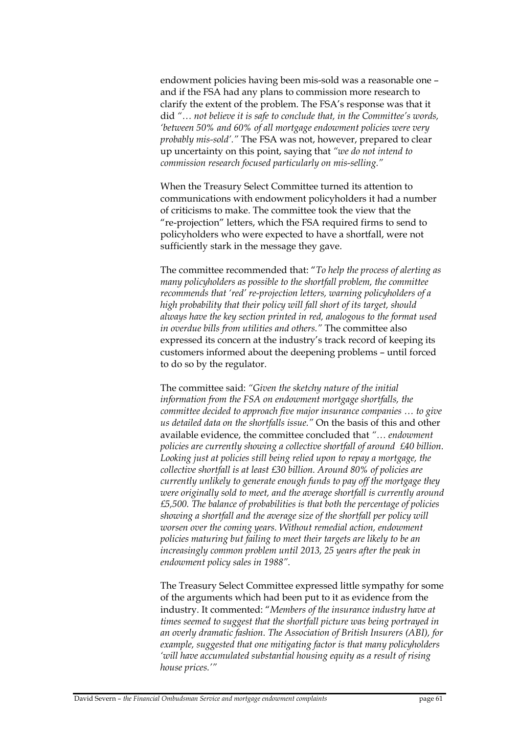endowment policies having been mis-sold was a reasonable one – and if the FSA had any plans to commission more research to clarify the extent of the problem. The FSA's response was that it did *"… not believe it is safe to conclude that, in the Committee's words, 'between 50% and 60% of all mortgage endowment policies were very probably mis-sold'."* The FSA was not, however, prepared to clear up uncertainty on this point, saying that *"we do not intend to commission research focused particularly on mis-selling."*

When the Treasury Select Committee turned its attention to communications with endowment policyholders it had a number of criticisms to make. The committee took the view that the "re-projection" letters, which the FSA required firms to send to policyholders who were expected to have a shortfall, were not sufficiently stark in the message they gave.

The committee recommended that: "*To help the process of alerting as many policyholders as possible to the shortfall problem, the committee recommends that 'red' re-projection letters, warning policyholders of a high probability that their policy will fall short of its target, should always have the key section printed in red, analogous to the format used in overdue bills from utilities and others."* The committee also expressed its concern at the industry's track record of keeping its customers informed about the deepening problems – until forced to do so by the regulator.

The committee said: *"Given the sketchy nature of the initial information from the FSA on endowment mortgage shortfalls, the committee decided to approach five major insurance companies … to give us detailed data on the shortfalls issue."* On the basis of this and other available evidence, the committee concluded that *"… endowment policies are currently showing a collective shortfall of around £40 billion. Looking just at policies still being relied upon to repay a mortgage, the collective shortfall is at least £30 billion. Around 80% of policies are currently unlikely to generate enough funds to pay off the mortgage they were originally sold to meet, and the average shortfall is currently around £5,500. The balance of probabilities is that both the percentage of policies showing a shortfall and the average size of the shortfall per policy will worsen over the coming years. Without remedial action, endowment policies maturing but failing to meet their targets are likely to be an increasingly common problem until 2013, 25 years after the peak in endowment policy sales in 1988".*

The Treasury Select Committee expressed little sympathy for some of the arguments which had been put to it as evidence from the industry. It commented: "*Members of the insurance industry have at times seemed to suggest that the shortfall picture was being portrayed in an overly dramatic fashion. The Association of British Insurers (ABI), for example, suggested that one mitigating factor is that many policyholders 'will have accumulated substantial housing equity as a result of rising house prices.'"*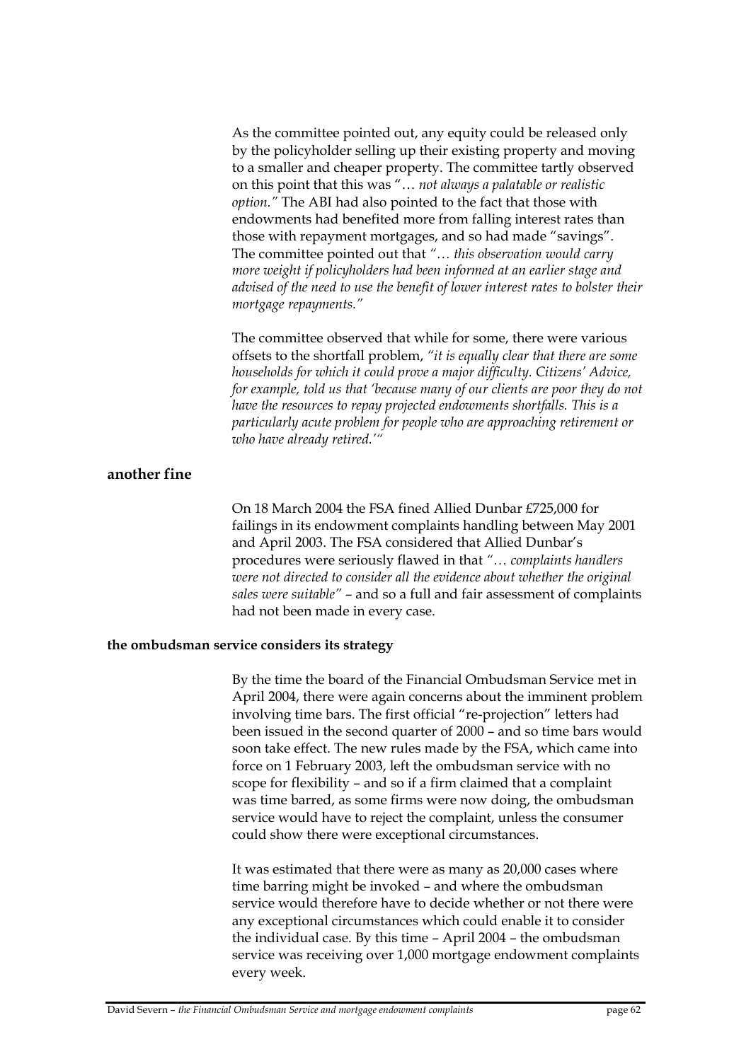As the committee pointed out, any equity could be released only by the policyholder selling up their existing property and moving to a smaller and cheaper property. The committee tartly observed on this point that this was "… *not always a palatable or realistic option."* The ABI had also pointed to the fact that those with endowments had benefited more from falling interest rates than those with repayment mortgages, and so had made "savings". The committee pointed out that *"… this observation would carry more weight if policyholders had been informed at an earlier stage and advised of the need to use the benefit of lower interest rates to bolster their mortgage repayments."*

The committee observed that while for some, there were various offsets to the shortfall problem, *"it is equally clear that there are some households for which it could prove a major difficulty. Citizens' Advice, for example, told us that 'because many of our clients are poor they do not have the resources to repay projected endowments shortfalls. This is a particularly acute problem for people who are approaching retirement or who have already retired.'"*

### another fine

On 18 March 2004 the FSA fined Allied Dunbar £725,000 for failings in its endowment complaints handling between May 2001 and April 2003. The FSA considered that Allied Dunbar's procedures were seriously flawed in that *"… complaints handlers were not directed to consider all the evidence about whether the original sales were suitable"* – and so a full and fair assessment of complaints had not been made in every case.

### the ombudsman service considers its strategy

By the time the board of the Financial Ombudsman Service met in April 2004, there were again concerns about the imminent problem involving time bars. The first official "re-projection" letters had been issued in the second quarter of 2000 – and so time bars would soon take effect. The new rules made by the FSA, which came into force on 1 February 2003, left the ombudsman service with no scope for flexibility – and so if a firm claimed that a complaint was time barred, as some firms were now doing, the ombudsman service would have to reject the complaint, unless the consumer could show there were exceptional circumstances.

It was estimated that there were as many as 20,000 cases where time barring might be invoked – and where the ombudsman service would therefore have to decide whether or not there were any exceptional circumstances which could enable it to consider the individual case. By this time – April 2004 – the ombudsman service was receiving over 1,000 mortgage endowment complaints every week.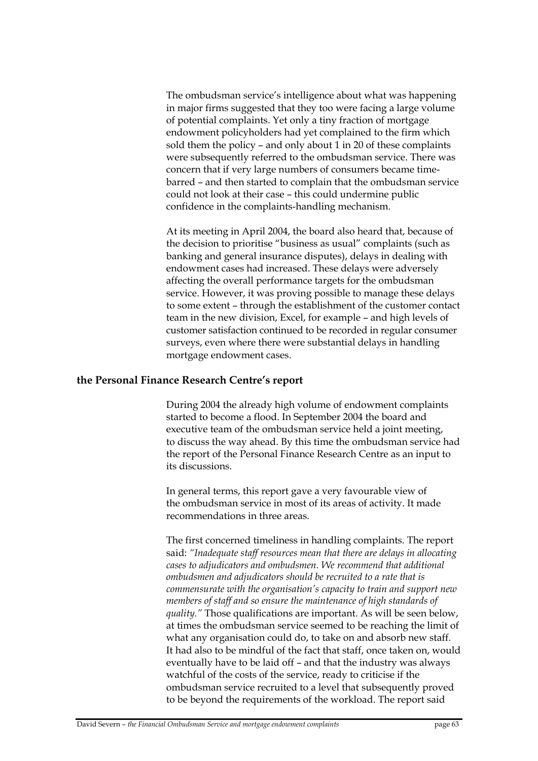The ombudsman service's intelligence about what was happening in major firms suggested that they too were facing a large volume of potential complaints. Yet only a tiny fraction of mortgage endowment policyholders had yet complained to the firm which sold them the policy – and only about 1 in 20 of these complaints were subsequently referred to the ombudsman service. There was concern that if very large numbers of consumers became time-barred – and then started to complain that the ombudsman service could not look at their case – this could undermine public confidence in the complaints-handling mechanism.

At its meeting in April 2004, the board also heard that, because of the decision to prioritise "business as usual" complaints (such as banking and general insurance disputes), delays in dealing with endowment cases had increased. These delays were adversely affecting the overall performance targets for the ombudsman service. However, it was proving possible to manage these delays to some extent – through the establishment of the customer contact team in the new division, Excel, for example – and high levels of customer satisfaction continued to be recorded in regular consumer surveys, even where there were substantial delays in handling mortgage endowment cases.

## the Personal Finance Research Centre's report

During 2004 the already high volume of endowment complaints started to become a flood. In September 2004 the board and executive team of the ombudsman service held a joint meeting, to discuss the way ahead. By this time the ombudsman service had the report of the Personal Finance Research Centre as an input to its discussions.

In general terms, this report gave a very favourable view of the ombudsman service in most of its areas of activity. It made recommendations in three areas.

The first concerned timeliness in handling complaints. The report said: *"Inadequate staff resources mean that there are delays in allocating cases to adjudicators and ombudsmen. We recommend that additional ombudsmen and adjudicators should be recruited to a rate that is commensurate with the organisation's capacity to train and support new members of staff and so ensure the maintenance of high standards of quality."* Those qualifications are important. As will be seen below, at times the ombudsman service seemed to be reaching the limit of what any organisation could do, to take on and absorb new staff. It had also to be mindful of the fact that staff, once taken on, would eventually have to be laid off – and that the industry was always watchful of the costs of the service, ready to criticise if the ombudsman service recruited to a level that subsequently proved to be beyond the requirements of the workload. The report said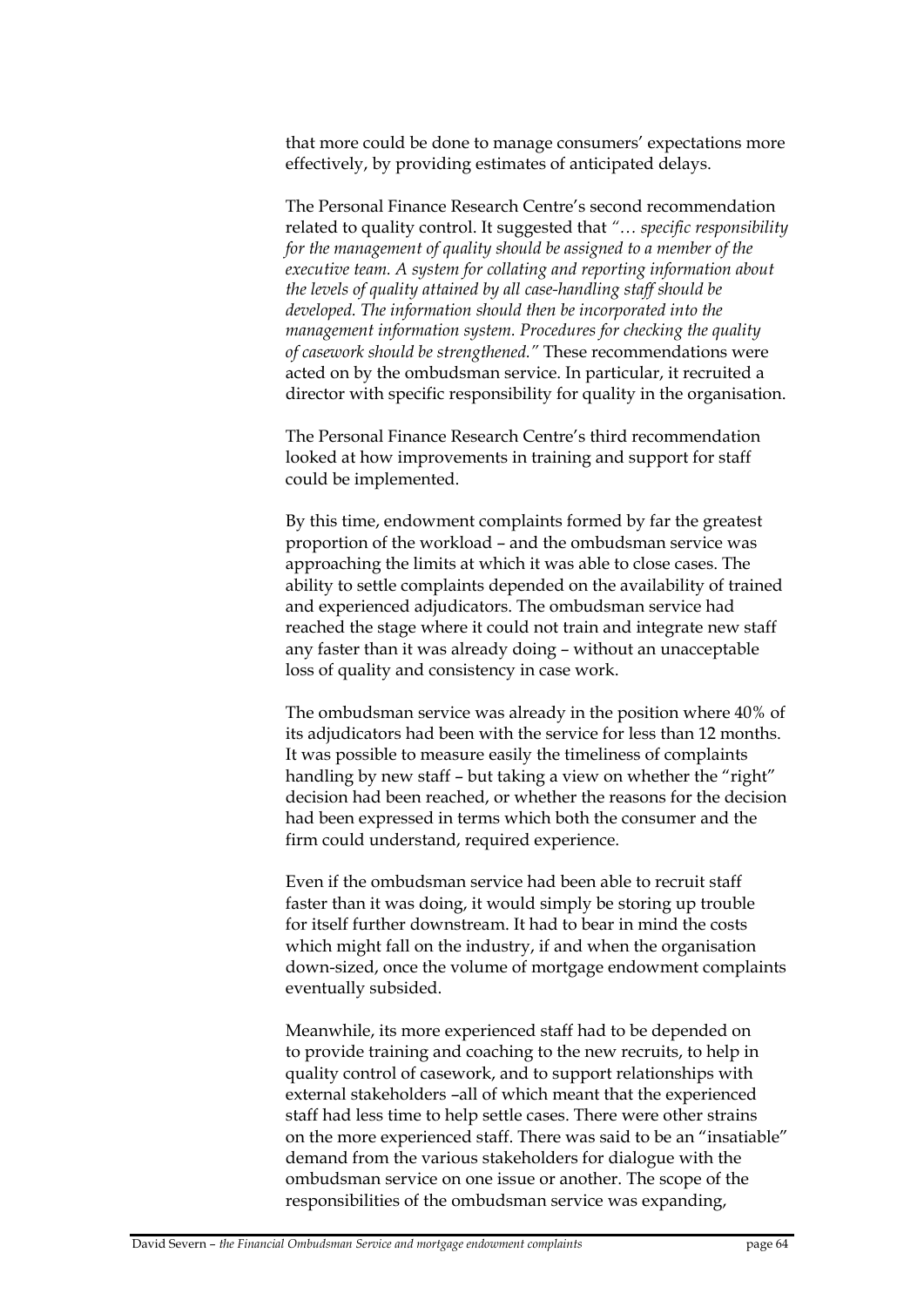that more could be done to manage consumers' expectations more effectively, by providing estimates of anticipated delays.

The Personal Finance Research Centre's second recommendation related to quality control. It suggested that *"… specific responsibility for the management of quality should be assigned to a member of the executive team. A system for collating and reporting information about the levels of quality attained by all case-handling staff should be developed. The information should then be incorporated into the management information system. Procedures for checking the quality of casework should be strengthened."* These recommendations were acted on by the ombudsman service. In particular, it recruited a director with specific responsibility for quality in the organisation.

The Personal Finance Research Centre's third recommendation looked at how improvements in training and support for staff could be implemented.

By this time, endowment complaints formed by far the greatest proportion of the workload – and the ombudsman service was approaching the limits at which it was able to close cases. The ability to settle complaints depended on the availability of trained and experienced adjudicators. The ombudsman service had reached the stage where it could not train and integrate new staff any faster than it was already doing – without an unacceptable loss of quality and consistency in case work.

The ombudsman service was already in the position where 40% of its adjudicators had been with the service for less than 12 months. It was possible to measure easily the timeliness of complaints handling by new staff – but taking a view on whether the "right" decision had been reached, or whether the reasons for the decision had been expressed in terms which both the consumer and the firm could understand, required experience.

Even if the ombudsman service had been able to recruit staff faster than it was doing, it would simply be storing up trouble for itself further downstream. It had to bear in mind the costs which might fall on the industry, if and when the organisation down-sized, once the volume of mortgage endowment complaints eventually subsided.

Meanwhile, its more experienced staff had to be depended on to provide training and coaching to the new recruits, to help in quality control of casework, and to support relationships with external stakeholders –all of which meant that the experienced staff had less time to help settle cases. There were other strains on the more experienced staff. There was said to be an "insatiable" demand from the various stakeholders for dialogue with the ombudsman service on one issue or another. The scope of the responsibilities of the ombudsman service was expanding,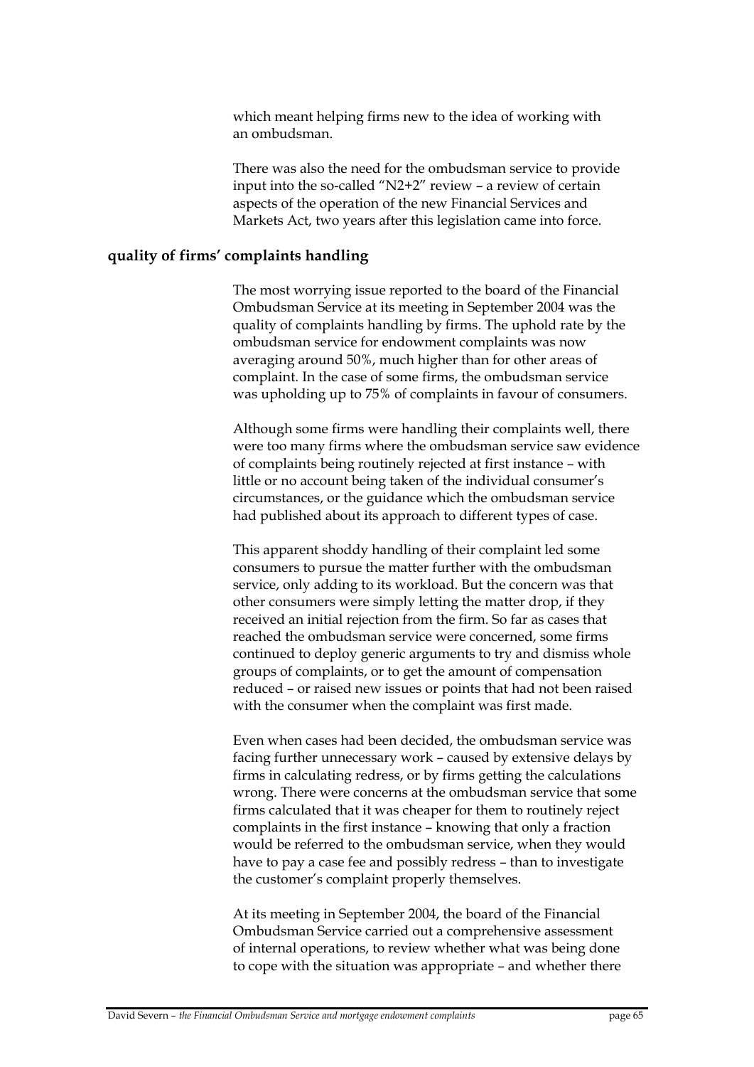which meant helping firms new to the idea of working with an ombudsman.

There was also the need for the ombudsman service to provide input into the so-called "N2+2" review – a review of certain aspects of the operation of the new Financial Services and Markets Act, two years after this legislation came into force.

## quality of firms' complaints handling

The most worrying issue reported to the board of the Financial Ombudsman Service at its meeting in September 2004 was the quality of complaints handling by firms. The uphold rate by the ombudsman service for endowment complaints was now averaging around 50%, much higher than for other areas of complaint. In the case of some firms, the ombudsman service was upholding up to 75% of complaints in favour of consumers.

Although some firms were handling their complaints well, there were too many firms where the ombudsman service saw evidence of complaints being routinely rejected at first instance – with little or no account being taken of the individual consumer's circumstances, or the guidance which the ombudsman service had published about its approach to different types of case.

This apparent shoddy handling of their complaint led some consumers to pursue the matter further with the ombudsman service, only adding to its workload. But the concern was that other consumers were simply letting the matter drop, if they received an initial rejection from the firm. So far as cases that reached the ombudsman service were concerned, some firms continued to deploy generic arguments to try and dismiss whole groups of complaints, or to get the amount of compensation reduced – or raised new issues or points that had not been raised with the consumer when the complaint was first made.

Even when cases had been decided, the ombudsman service was facing further unnecessary work – caused by extensive delays by firms in calculating redress, or by firms getting the calculations wrong. There were concerns at the ombudsman service that some firms calculated that it was cheaper for them to routinely reject complaints in the first instance – knowing that only a fraction would be referred to the ombudsman service, when they would have to pay a case fee and possibly redress – than to investigate the customer's complaint properly themselves.

At its meeting in September 2004, the board of the Financial Ombudsman Service carried out a comprehensive assessment of internal operations, to review whether what was being done to cope with the situation was appropriate – and whether there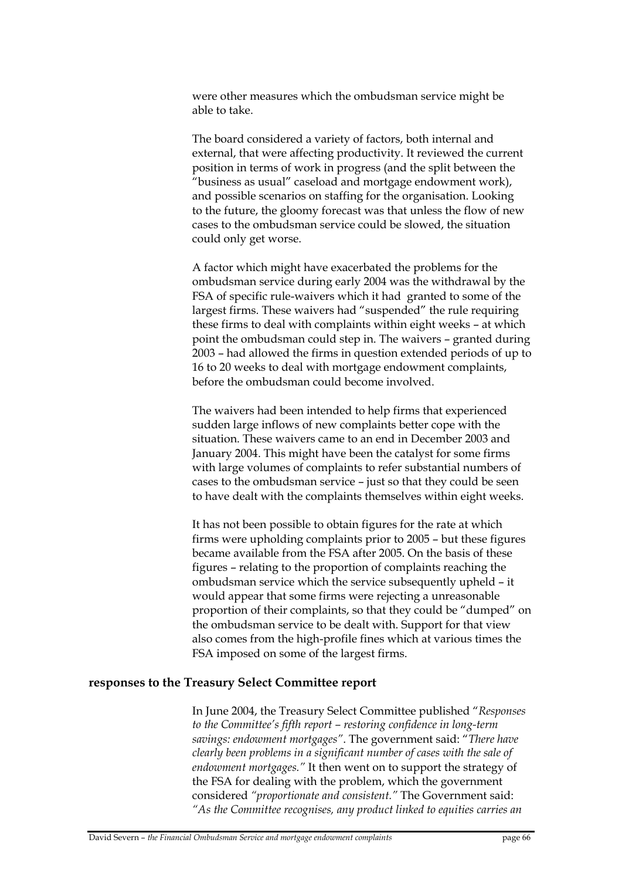were other measures which the ombudsman service might be able to take.

The board considered a variety of factors, both internal and external, that were affecting productivity. It reviewed the current position in terms of work in progress (and the split between the "business as usual" caseload and mortgage endowment work), and possible scenarios on staffing for the organisation. Looking to the future, the gloomy forecast was that unless the flow of new cases to the ombudsman service could be slowed, the situation could only get worse.

A factor which might have exacerbated the problems for the ombudsman service during early 2004 was the withdrawal by the FSA of specific rule-waivers which it had granted to some of the largest firms. These waivers had "suspended" the rule requiring these firms to deal with complaints within eight weeks – at which point the ombudsman could step in. The waivers – granted during 2003 – had allowed the firms in question extended periods of up to 16 to 20 weeks to deal with mortgage endowment complaints, before the ombudsman could become involved.

The waivers had been intended to help firms that experienced sudden large inflows of new complaints better cope with the situation. These waivers came to an end in December 2003 and January 2004. This might have been the catalyst for some firms with large volumes of complaints to refer substantial numbers of cases to the ombudsman service – just so that they could be seen to have dealt with the complaints themselves within eight weeks.

It has not been possible to obtain figures for the rate at which firms were upholding complaints prior to 2005 – but these figures became available from the FSA after 2005. On the basis of these figures – relating to the proportion of complaints reaching the ombudsman service which the service subsequently upheld – it would appear that some firms were rejecting a unreasonable proportion of their complaints, so that they could be "dumped" on the ombudsman service to be dealt with. Support for that view also comes from the high-profile fines which at various times the FSA imposed on some of the largest firms.

## responses to the Treasury Select Committee report

In June 2004, the Treasury Select Committee published "*Responses to the Committee's fifth report – restoring confidence in long-term savings: endowment mortgages"*. The government said: "*There have clearly been problems in a significant number of cases with the sale of endowment mortgages."* It then went on to support the strategy of the FSA for dealing with the problem, which the government considered *"proportionate and consistent."* The Government said: *"As the Committee recognises, any product linked to equities carries an*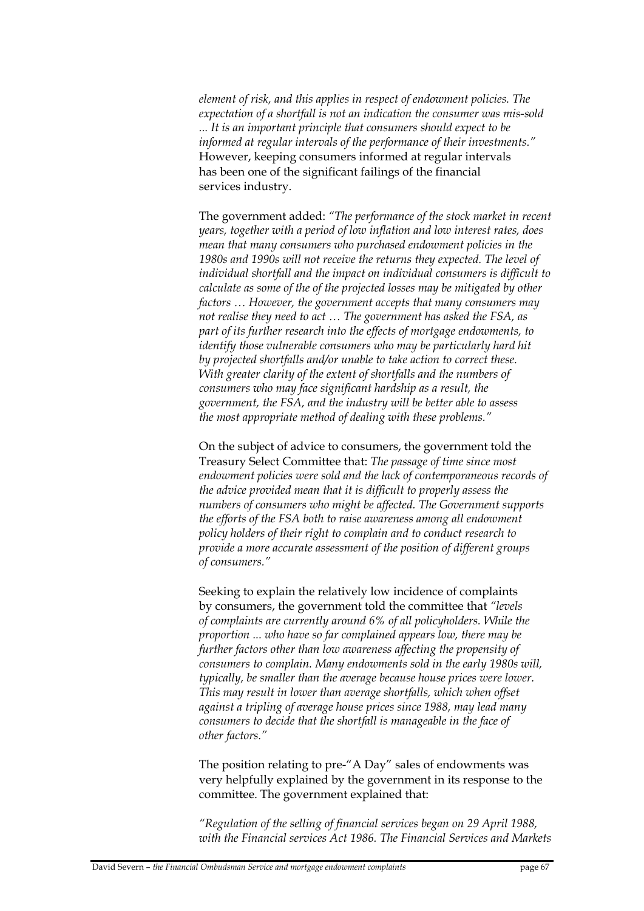*element of risk, and this applies in respect of endowment policies. The expectation of a shortfall is not an indication the consumer was mis-sold ... It is an important principle that consumers should expect to be informed at regular intervals of the performance of their investments."* However, keeping consumers informed at regular intervals has been one of the significant failings of the financial services industry.

The government added: *"The performance of the stock market in recent years, together with a period of low inflation and low interest rates, does mean that many consumers who purchased endowment policies in the 1980s and 1990s will not receive the returns they expected. The level of individual shortfall and the impact on individual consumers is difficult to calculate as some of the of the projected losses may be mitigated by other factors … However, the government accepts that many consumers may not realise they need to act … The government has asked the FSA, as part of its further research into the effects of mortgage endowments, to identify those vulnerable consumers who may be particularly hard hit by projected shortfalls and/or unable to take action to correct these. With greater clarity of the extent of shortfalls and the numbers of consumers who may face significant hardship as a result, the government, the FSA, and the industry will be better able to assess the most appropriate method of dealing with these problems."*

On the subject of advice to consumers, the government told the Treasury Select Committee that: *The passage of time since most endowment policies were sold and the lack of contemporaneous records of the advice provided mean that it is difficult to properly assess the numbers of consumers who might be affected. The Government supports the efforts of the FSA both to raise awareness among all endowment policy holders of their right to complain and to conduct research to provide a more accurate assessment of the position of different groups of consumers."*

Seeking to explain the relatively low incidence of complaints by consumers, the government told the committee that *"levels of complaints are currently around 6% of all policyholders. While the proportion ... who have so far complained appears low, there may be further factors other than low awareness affecting the propensity of consumers to complain. Many endowments sold in the early 1980s will, typically, be smaller than the average because house prices were lower. This may result in lower than average shortfalls, which when offset against a tripling of average house prices since 1988, may lead many consumers to decide that the shortfall is manageable in the face of other factors."*

The position relating to pre-"A Day" sales of endowments was very helpfully explained by the government in its response to the committee. The government explained that:

*"Regulation of the selling of financial services began on 29 April 1988, with the Financial services Act 1986. The Financial Services and Markets*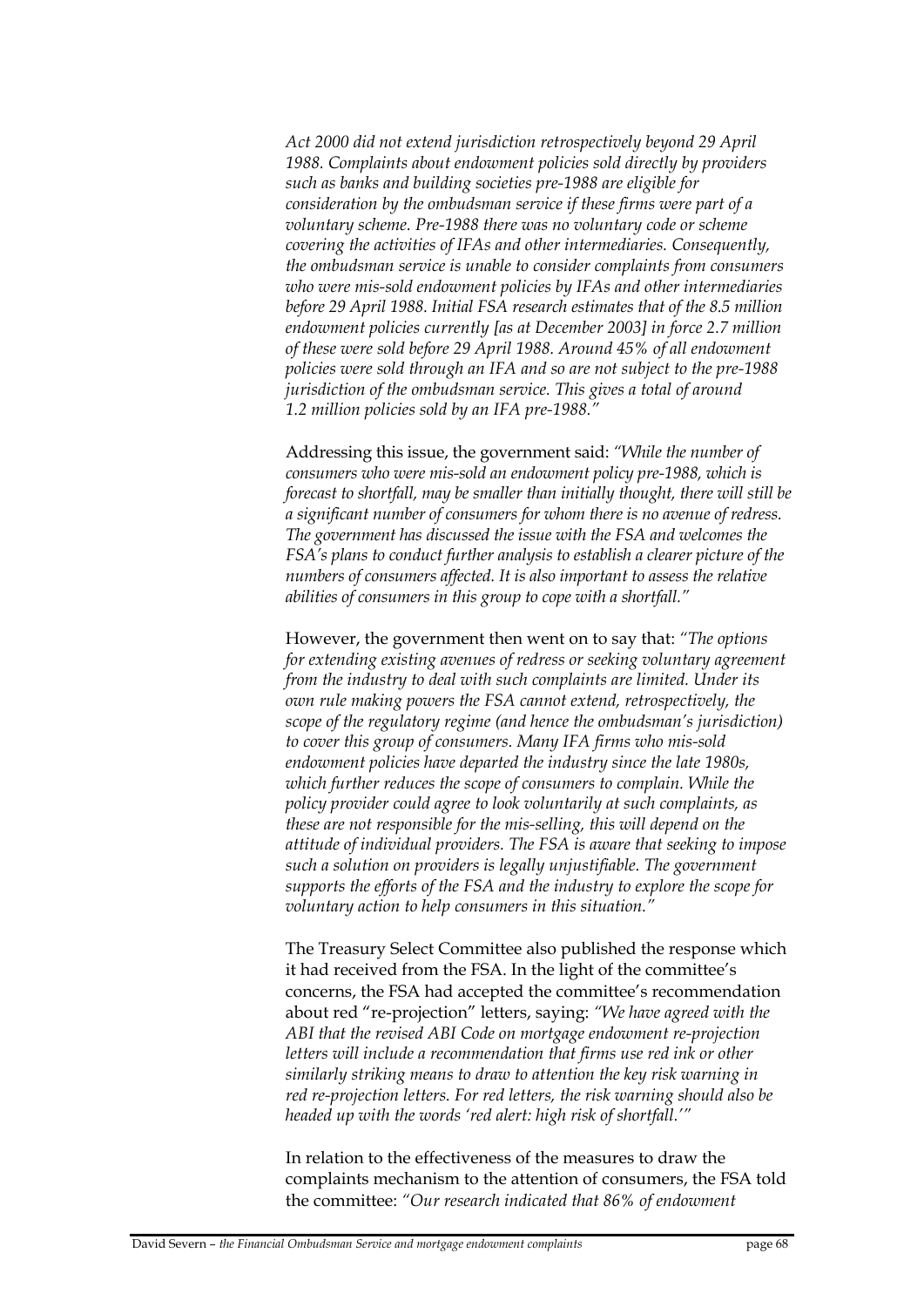*Act 2000 did not extend jurisdiction retrospectively beyond 29 April 1988. Complaints about endowment policies sold directly by providers such as banks and building societies pre-1988 are eligible for consideration by the ombudsman service if these firms were part of a voluntary scheme. Pre-1988 there was no voluntary code or scheme covering the activities of IFAs and other intermediaries. Consequently, the ombudsman service is unable to consider complaints from consumers who were mis-sold endowment policies by IFAs and other intermediaries before 29 April 1988. Initial FSA research estimates that of the 8.5 million endowment policies currently [as at December 2003] in force 2.7 million of these were sold before 29 April 1988. Around 45% of all endowment policies were sold through an IFA and so are not subject to the pre-1988 jurisdiction of the ombudsman service. This gives a total of around 1.2 million policies sold by an IFA pre-1988."*

Addressing this issue, the government said: *"While the number of consumers who were mis-sold an endowment policy pre-1988, which is forecast to shortfall, may be smaller than initially thought, there will still be a significant number of consumers for whom there is no avenue of redress. The government has discussed the issue with the FSA and welcomes the FSA's plans to conduct further analysis to establish a clearer picture of the numbers of consumers affected. It is also important to assess the relative abilities of consumers in this group to cope with a shortfall."*

However, the government then went on to say that: *"The options for extending existing avenues of redress or seeking voluntary agreement from the industry to deal with such complaints are limited. Under its own rule making powers the FSA cannot extend, retrospectively, the scope of the regulatory regime (and hence the ombudsman's jurisdiction) to cover this group of consumers. Many IFA firms who mis-sold endowment policies have departed the industry since the late 1980s, which further reduces the scope of consumers to complain. While the policy provider could agree to look voluntarily at such complaints, as these are not responsible for the mis-selling, this will depend on the attitude of individual providers. The FSA is aware that seeking to impose such a solution on providers is legally unjustifiable. The government supports the efforts of the FSA and the industry to explore the scope for voluntary action to help consumers in this situation."*

The Treasury Select Committee also published the response which it had received from the FSA. In the light of the committee's concerns, the FSA had accepted the committee's recommendation about red "re-projection" letters, saying: *"We have agreed with the ABI that the revised ABI Code on mortgage endowment re-projection letters will include a recommendation that firms use red ink or other similarly striking means to draw to attention the key risk warning in red re-projection letters. For red letters, the risk warning should also be headed up with the words 'red alert: high risk of shortfall.'"*

In relation to the effectiveness of the measures to draw the complaints mechanism to the attention of consumers, the FSA told the committee: *"Our research indicated that 86% of endowment*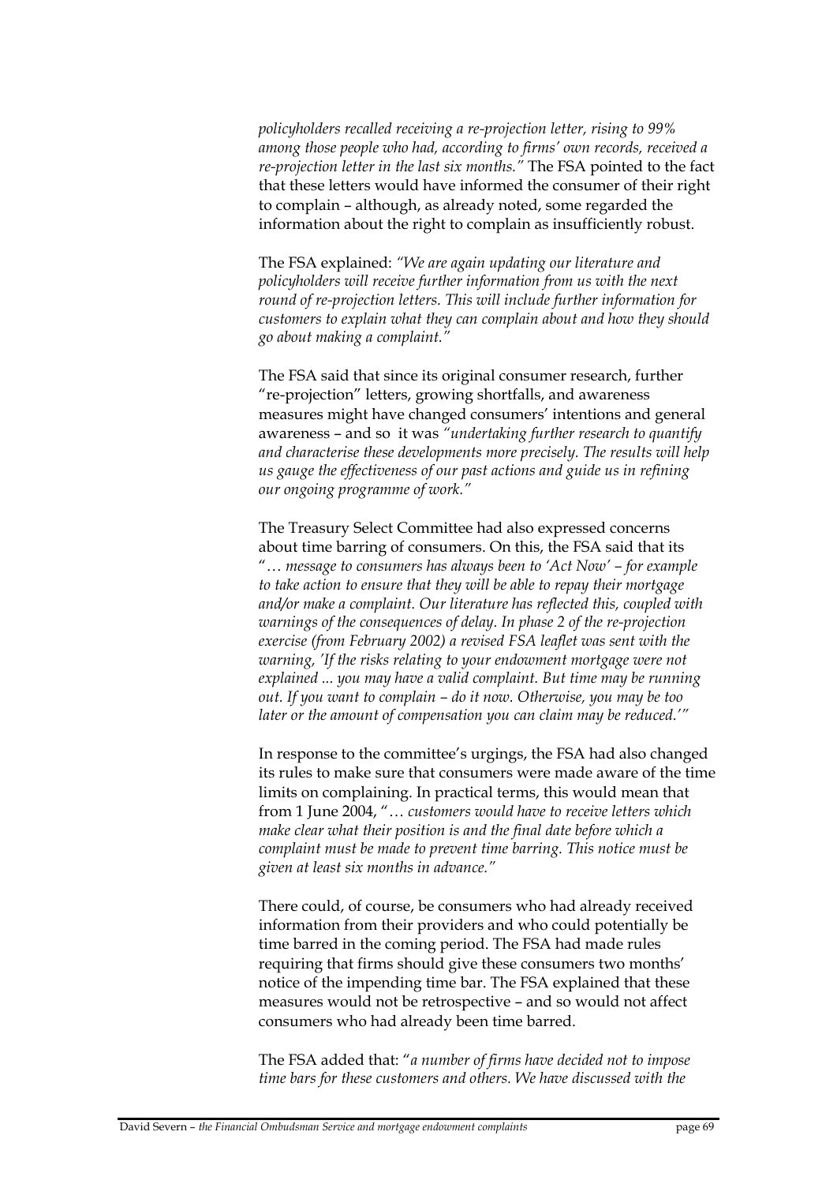*policyholders recalled receiving a re-projection letter, rising to 99% among those people who had, according to firms' own records, received a re-projection letter in the last six months."* The FSA pointed to the fact that these letters would have informed the consumer of their right to complain – although, as already noted, some regarded the information about the right to complain as insufficiently robust.

The FSA explained: *"We are again updating our literature and policyholders will receive further information from us with the next round of re-projection letters. This will include further information for customers to explain what they can complain about and how they should go about making a complaint."*

The FSA said that since its original consumer research, further "re-projection" letters, growing shortfalls, and awareness measures might have changed consumers' intentions and general awareness – and so it was *"undertaking further research to quantify and characterise these developments more precisely. The results will help us gauge the effectiveness of our past actions and guide us in refining our ongoing programme of work."*

The Treasury Select Committee had also expressed concerns about time barring of consumers. On this, the FSA said that its "*… message to consumers has always been to 'Act Now' – for example to take action to ensure that they will be able to repay their mortgage and/or make a complaint. Our literature has reflected this, coupled with warnings of the consequences of delay. In phase 2 of the re-projection exercise (from February 2002) a revised FSA leaflet was sent with the warning, 'If the risks relating to your endowment mortgage were not explained ... you may have a valid complaint. But time may be running out. If you want to complain – do it now. Otherwise, you may be too later or the amount of compensation you can claim may be reduced.'"*

In response to the committee's urgings, the FSA had also changed its rules to make sure that consumers were made aware of the time limits on complaining. In practical terms, this would mean that from 1 June 2004, "*… customers would have to receive letters which make clear what their position is and the final date before which a complaint must be made to prevent time barring. This notice must be given at least six months in advance."*

There could, of course, be consumers who had already received information from their providers and who could potentially be time barred in the coming period. The FSA had made rules requiring that firms should give these consumers two months' notice of the impending time bar. The FSA explained that these measures would not be retrospective – and so would not affect consumers who had already been time barred.

The FSA added that: "*a number of firms have decided not to impose time bars for these customers and others. We have discussed with the*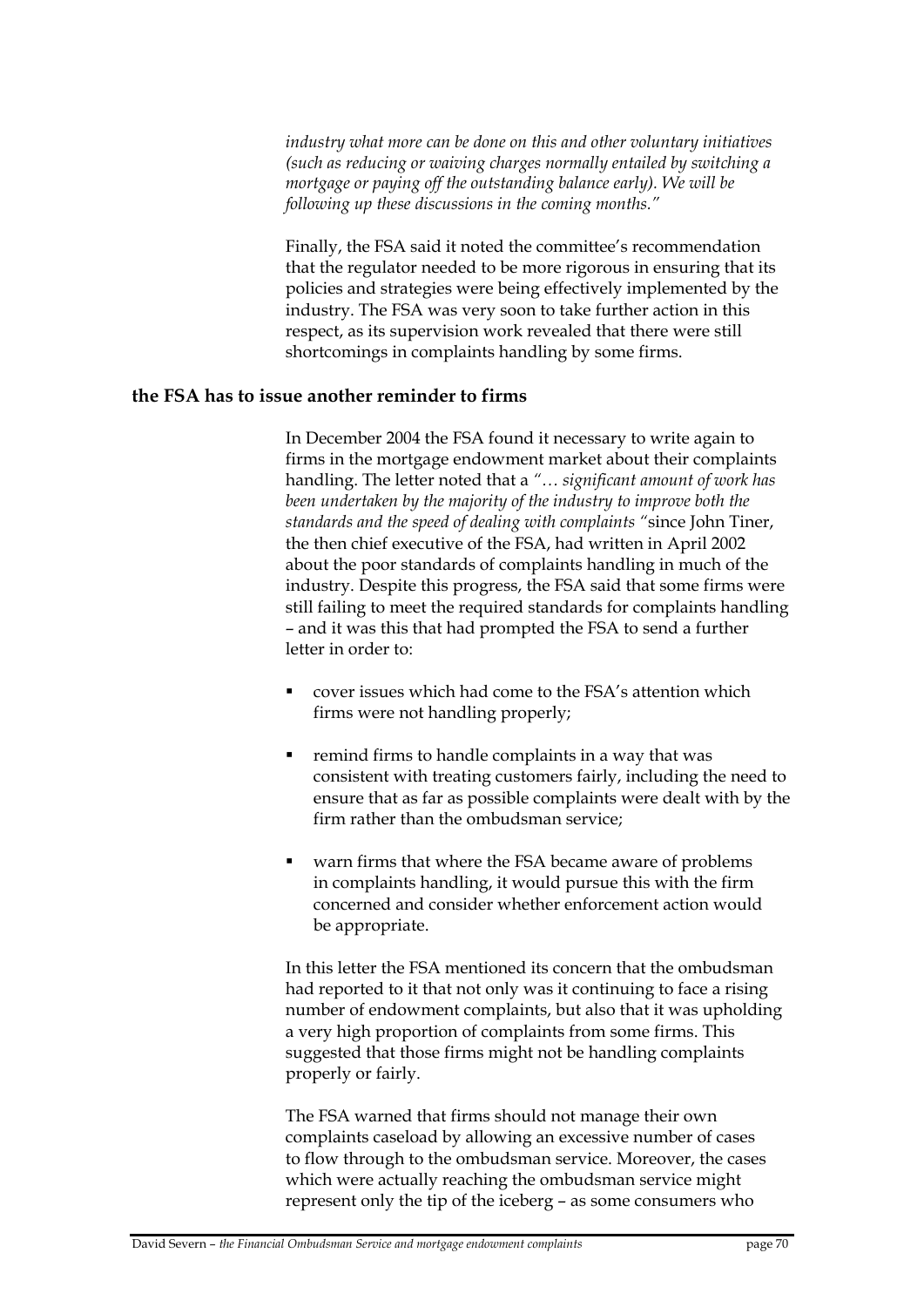*industry what more can be done on this and other voluntary initiatives (such as reducing or waiving charges normally entailed by switching a mortgage or paying off the outstanding balance early). We will be following up these discussions in the coming months."*

Finally, the FSA said it noted the committee's recommendation that the regulator needed to be more rigorous in ensuring that its policies and strategies were being effectively implemented by the industry. The FSA was very soon to take further action in this respect, as its supervision work revealed that there were still shortcomings in complaints handling by some firms.

**the FSA has to issue another reminder to firms**

In December 2004 the FSA found it necessary to write again to firms in the mortgage endowment market about their complaints handling. The letter noted that a *"… significant amount of work has been undertaken by the majority of the industry to improve both the standards and the speed of dealing with complaints "*since John Tiner, the then chief executive of the FSA, had written in April 2002 about the poor standards of complaints handling in much of the industry. Despite this progress, the FSA said that some firms were still failing to meet the required standards for complaints handling – and it was this that had prompted the FSA to send a further letter in order to:

- cover issues which had come to the FSA's attention which firms were not handling properly;
- remind firms to handle complaints in a way that was consistent with treating customers fairly, including the need to ensure that as far as possible complaints were dealt with by the firm rather than the ombudsman service;
- warn firms that where the FSA became aware of problems in complaints handling, it would pursue this with the firm concerned and consider whether enforcement action would be appropriate.

In this letter the FSA mentioned its concern that the ombudsman had reported to it that not only was it continuing to face a rising number of endowment complaints, but also that it was upholding a very high proportion of complaints from some firms. This suggested that those firms might not be handling complaints properly or fairly.

The FSA warned that firms should not manage their own complaints caseload by allowing an excessive number of cases to flow through to the ombudsman service. Moreover, the cases which were actually reaching the ombudsman service might represent only the tip of the iceberg – as some consumers who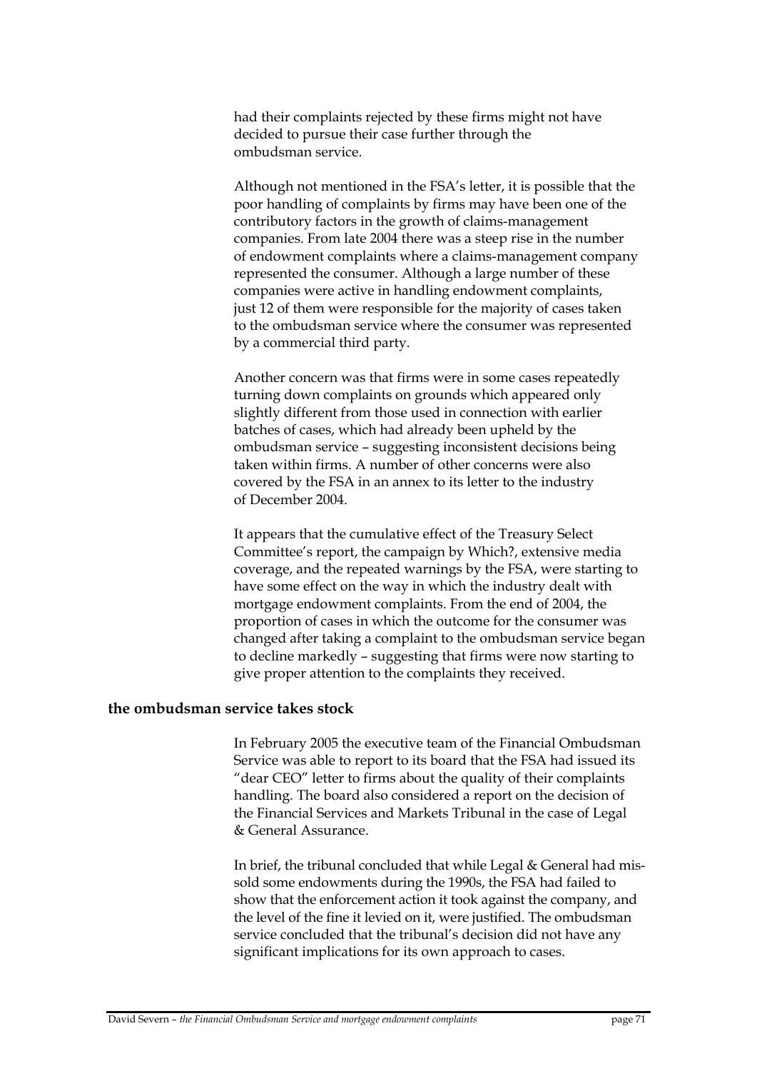had their complaints rejected by these firms might not have decided to pursue their case further through the ombudsman service.

Although not mentioned in the FSA's letter, it is possible that the poor handling of complaints by firms may have been one of the contributory factors in the growth of claims-management companies. From late 2004 there was a steep rise in the number of endowment complaints where a claims-management company represented the consumer. Although a large number of these companies were active in handling endowment complaints, just 12 of them were responsible for the majority of cases taken to the ombudsman service where the consumer was represented by a commercial third party.

Another concern was that firms were in some cases repeatedly turning down complaints on grounds which appeared only slightly different from those used in connection with earlier batches of cases, which had already been upheld by the ombudsman service – suggesting inconsistent decisions being taken within firms. A number of other concerns were also covered by the FSA in an annex to its letter to the industry of December 2004.

It appears that the cumulative effect of the Treasury Select Committee's report, the campaign by Which?, extensive media coverage, and the repeated warnings by the FSA, were starting to have some effect on the way in which the industry dealt with mortgage endowment complaints. From the end of 2004, the proportion of cases in which the outcome for the consumer was changed after taking a complaint to the ombudsman service began to decline markedly – suggesting that firms were now starting to give proper attention to the complaints they received.

## the ombudsman service takes stock

In February 2005 the executive team of the Financial Ombudsman Service was able to report to its board that the FSA had issued its "dear CEO" letter to firms about the quality of their complaints handling. The board also considered a report on the decision of the Financial Services and Markets Tribunal in the case of Legal & General Assurance.

In brief, the tribunal concluded that while Legal & General had mis-sold some endowments during the 1990s, the FSA had failed to show that the enforcement action it took against the company, and the level of the fine it levied on it, were justified. The ombudsman service concluded that the tribunal's decision did not have any significant implications for its own approach to cases.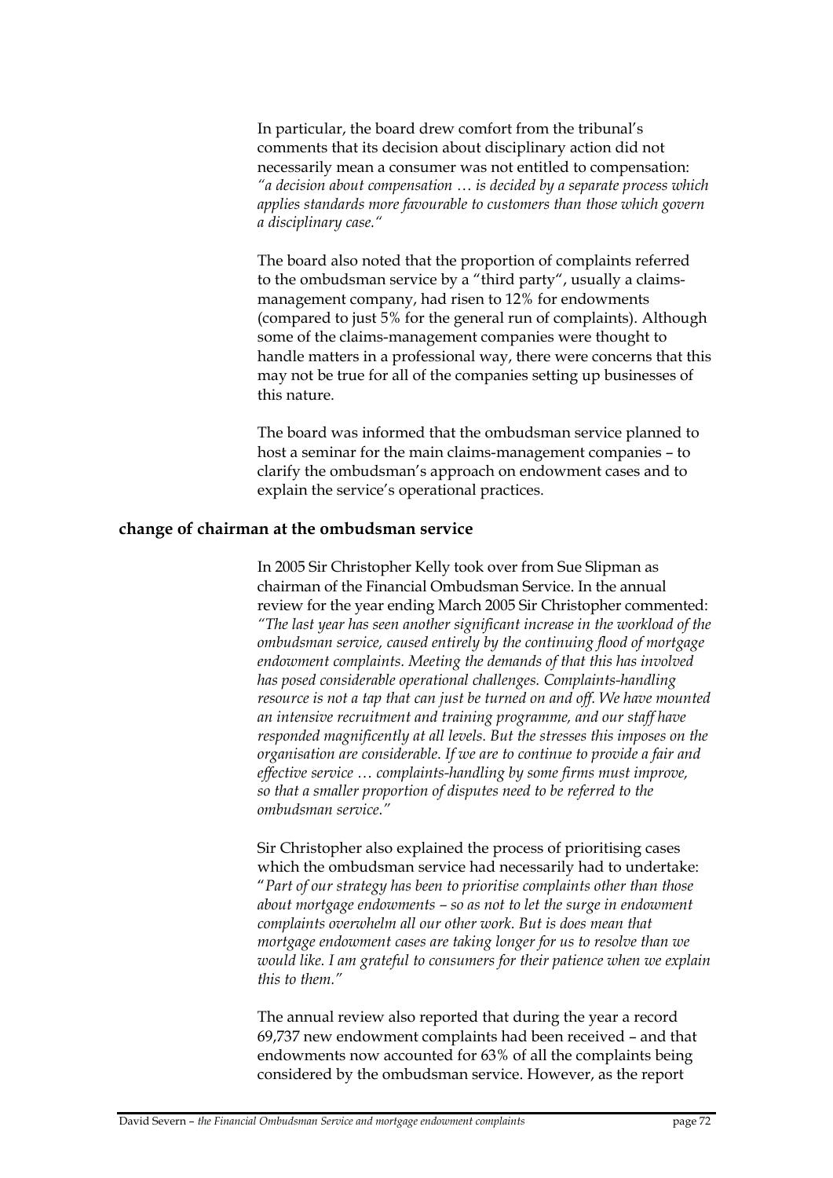In particular, the board drew comfort from the tribunal's comments that its decision about disciplinary action did not necessarily mean a consumer was not entitled to compensation: *"a decision about compensation … is decided by a separate process which applies standards more favourable to customers than those which govern a disciplinary case."*

The board also noted that the proportion of complaints referred to the ombudsman service by a "third party", usually a claims-management company, had risen to 12% for endowments (compared to just 5% for the general run of complaints). Although some of the claims-management companies were thought to handle matters in a professional way, there were concerns that this may not be true for all of the companies setting up businesses of this nature.

The board was informed that the ombudsman service planned to host a seminar for the main claims-management companies – to clarify the ombudsman's approach on endowment cases and to explain the service's operational practices.

## change of chairman at the ombudsman service

In 2005 Sir Christopher Kelly took over from Sue Slipman as chairman of the Financial Ombudsman Service. In the annual review for the year ending March 2005 Sir Christopher commented: *"The last year has seen another significant increase in the workload of the ombudsman service, caused entirely by the continuing flood of mortgage endowment complaints. Meeting the demands of that this has involved has posed considerable operational challenges. Complaints-handling resource is not a tap that can just be turned on and off. We have mounted an intensive recruitment and training programme, and our staff have responded magnificently at all levels. But the stresses this imposes on the organisation are considerable. If we are to continue to provide a fair and effective service … complaints-handling by some firms must improve, so that a smaller proportion of disputes need to be referred to the ombudsman service."*

Sir Christopher also explained the process of prioritising cases which the ombudsman service had necessarily had to undertake: "*Part of our strategy has been to prioritise complaints other than those about mortgage endowments – so as not to let the surge in endowment complaints overwhelm all our other work. But is does mean that mortgage endowment cases are taking longer for us to resolve than we would like. I am grateful to consumers for their patience when we explain this to them."*

The annual review also reported that during the year a record 69,737 new endowment complaints had been received – and that endowments now accounted for 63% of all the complaints being considered by the ombudsman service. However, as the report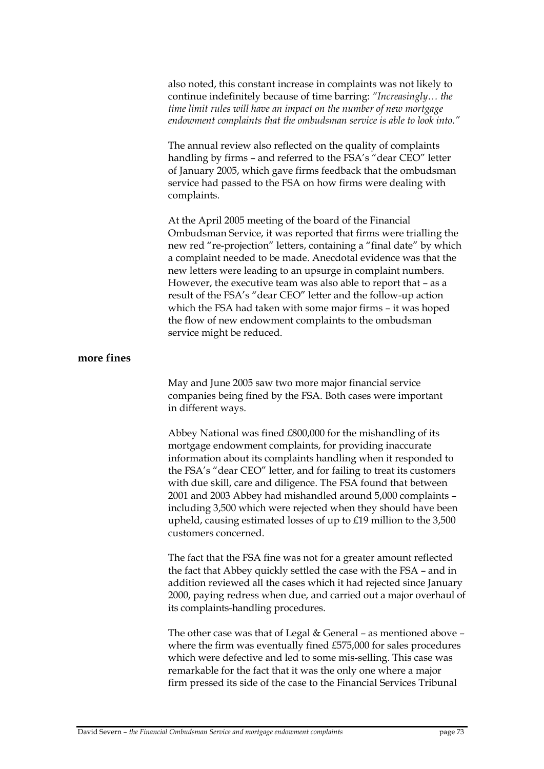also noted, this constant increase in complaints was not likely to continue indefinitely because of time barring: *"Increasingly… the time limit rules will have an impact on the number of new mortgage endowment complaints that the ombudsman service is able to look into."*

The annual review also reflected on the quality of complaints handling by firms – and referred to the FSA's "dear CEO" letter of January 2005, which gave firms feedback that the ombudsman service had passed to the FSA on how firms were dealing with complaints.

At the April 2005 meeting of the board of the Financial Ombudsman Service, it was reported that firms were trialling the new red "re-projection" letters, containing a "final date" by which a complaint needed to be made. Anecdotal evidence was that the new letters were leading to an upsurge in complaint numbers. However, the executive team was also able to report that – as a result of the FSA's "dear CEO" letter and the follow-up action which the FSA had taken with some major firms – it was hoped the flow of new endowment complaints to the ombudsman service might be reduced.

**more fines**

May and June 2005 saw two more major financial service companies being fined by the FSA. Both cases were important in different ways.

Abbey National was fined £800,000 for the mishandling of its mortgage endowment complaints, for providing inaccurate information about its complaints handling when it responded to the FSA's "dear CEO" letter, and for failing to treat its customers with due skill, care and diligence. The FSA found that between 2001 and 2003 Abbey had mishandled around 5,000 complaints – including 3,500 which were rejected when they should have been upheld, causing estimated losses of up to £19 million to the 3,500 customers concerned.

The fact that the FSA fine was not for a greater amount reflected the fact that Abbey quickly settled the case with the FSA – and in addition reviewed all the cases which it had rejected since January 2000, paying redress when due, and carried out a major overhaul of its complaints-handling procedures.

The other case was that of Legal & General – as mentioned above – where the firm was eventually fined £575,000 for sales procedures which were defective and led to some mis-selling. This case was remarkable for the fact that it was the only one where a major firm pressed its side of the case to the Financial Services Tribunal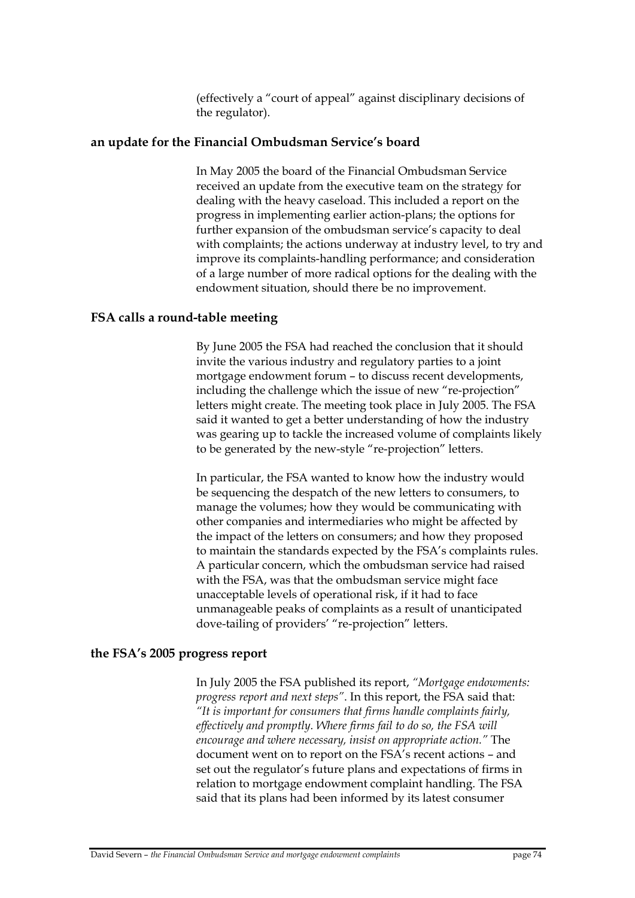(effectively a "court of appeal" against disciplinary decisions of the regulator).

### an update for the Financial Ombudsman Service's board

In May 2005 the board of the Financial Ombudsman Service received an update from the executive team on the strategy for dealing with the heavy caseload. This included a report on the progress in implementing earlier action-plans; the options for further expansion of the ombudsman service's capacity to deal with complaints; the actions underway at industry level, to try and improve its complaints-handling performance; and consideration of a large number of more radical options for the dealing with the endowment situation, should there be no improvement.

### FSA calls a round-table meeting

By June 2005 the FSA had reached the conclusion that it should invite the various industry and regulatory parties to a joint mortgage endowment forum – to discuss recent developments, including the challenge which the issue of new "re-projection" letters might create. The meeting took place in July 2005. The FSA said it wanted to get a better understanding of how the industry was gearing up to tackle the increased volume of complaints likely to be generated by the new-style "re-projection" letters.

In particular, the FSA wanted to know how the industry would be sequencing the despatch of the new letters to consumers, to manage the volumes; how they would be communicating with other companies and intermediaries who might be affected by the impact of the letters on consumers; and how they proposed to maintain the standards expected by the FSA's complaints rules. A particular concern, which the ombudsman service had raised with the FSA, was that the ombudsman service might face unacceptable levels of operational risk, if it had to face unmanageable peaks of complaints as a result of unanticipated dove-tailing of providers' "re-projection" letters.

### the FSA's 2005 progress report

In July 2005 the FSA published its report, *"Mortgage endowments: progress report and next steps"*. In this report, the FSA said that: *"It is important for consumers that firms handle complaints fairly, effectively and promptly. Where firms fail to do so, the FSA will encourage and where necessary, insist on appropriate action."* The document went on to report on the FSA's recent actions – and set out the regulator's future plans and expectations of firms in relation to mortgage endowment complaint handling. The FSA said that its plans had been informed by its latest consumer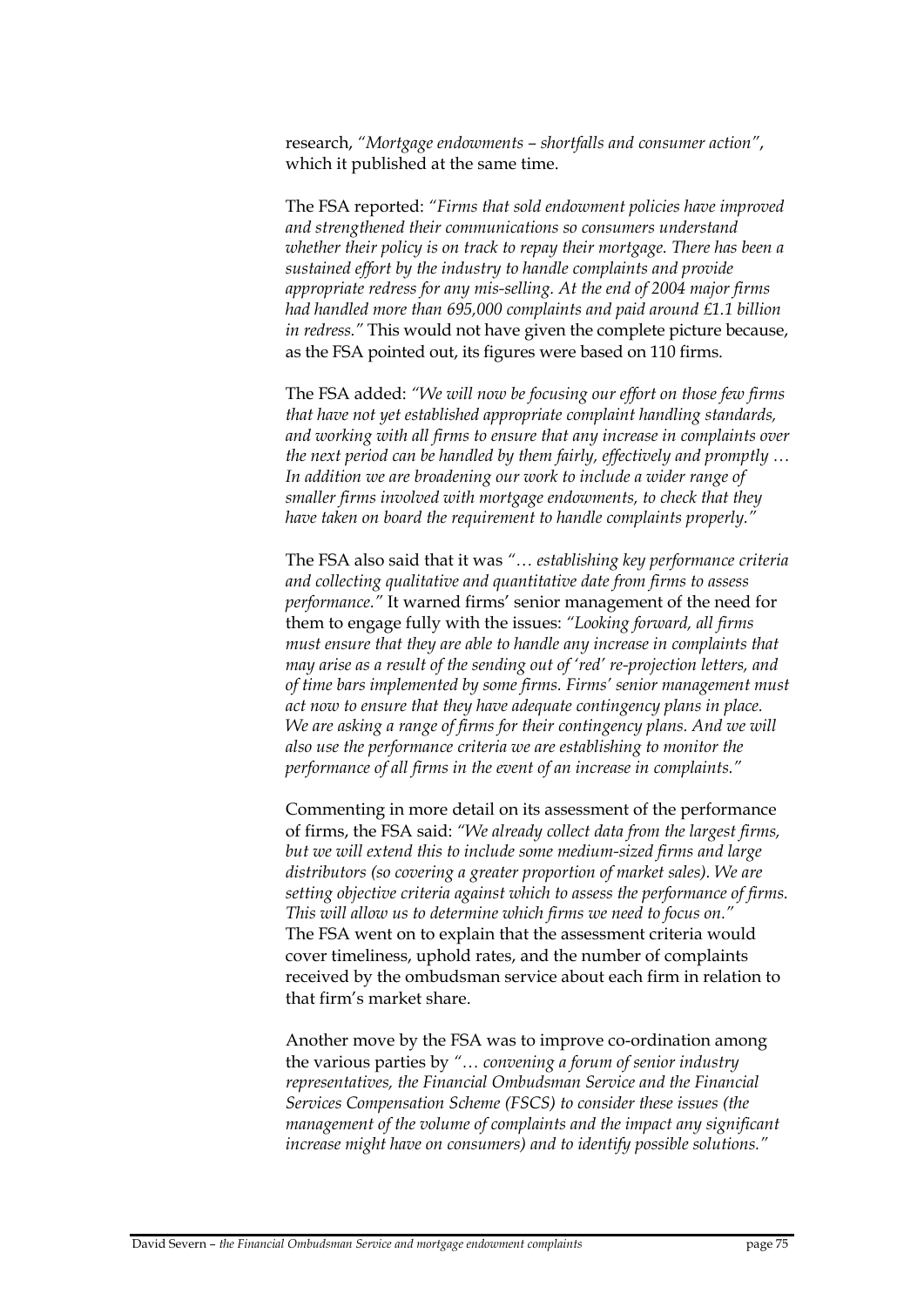research, *"Mortgage endowments – shortfalls and consumer action"*, which it published at the same time.

The FSA reported: *"Firms that sold endowment policies have improved and strengthened their communications so consumers understand whether their policy is on track to repay their mortgage. There has been a sustained effort by the industry to handle complaints and provide appropriate redress for any mis-selling. At the end of 2004 major firms had handled more than 695,000 complaints and paid around £1.1 billion in redress."* This would not have given the complete picture because, as the FSA pointed out, its figures were based on 110 firms.

The FSA added: *"We will now be focusing our effort on those few firms that have not yet established appropriate complaint handling standards, and working with all firms to ensure that any increase in complaints over the next period can be handled by them fairly, effectively and promptly … In addition we are broadening our work to include a wider range of smaller firms involved with mortgage endowments, to check that they have taken on board the requirement to handle complaints properly."*

The FSA also said that it was *"… establishing key performance criteria and collecting qualitative and quantitative date from firms to assess performance."* It warned firms' senior management of the need for them to engage fully with the issues: *"Looking forward, all firms must ensure that they are able to handle any increase in complaints that may arise as a result of the sending out of 'red' re-projection letters, and of time bars implemented by some firms. Firms' senior management must act now to ensure that they have adequate contingency plans in place. We are asking a range of firms for their contingency plans. And we will also use the performance criteria we are establishing to monitor the performance of all firms in the event of an increase in complaints."*

Commenting in more detail on its assessment of the performance of firms, the FSA said: *"We already collect data from the largest firms, but we will extend this to include some medium-sized firms and large distributors (so covering a greater proportion of market sales). We are setting objective criteria against which to assess the performance of firms. This will allow us to determine which firms we need to focus on."* The FSA went on to explain that the assessment criteria would cover timeliness, uphold rates, and the number of complaints received by the ombudsman service about each firm in relation to that firm's market share.

Another move by the FSA was to improve co-ordination among the various parties by *"… convening a forum of senior industry representatives, the Financial Ombudsman Service and the Financial Services Compensation Scheme (FSCS) to consider these issues (the management of the volume of complaints and the impact any significant increase might have on consumers) and to identify possible solutions."*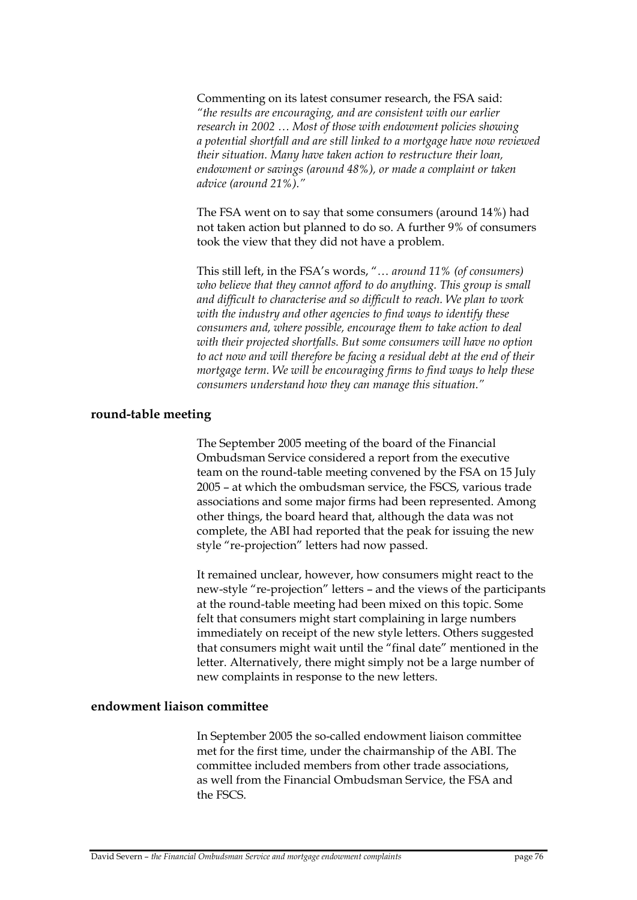Commenting on its latest consumer research, the FSA said: *"the results are encouraging, and are consistent with our earlier research in 2002 … Most of those with endowment policies showing a potential shortfall and are still linked to a mortgage have now reviewed their situation. Many have taken action to restructure their loan, endowment or savings (around 48%), or made a complaint or taken advice (around 21%)."*

The FSA went on to say that some consumers (around 14%) had not taken action but planned to do so. A further 9% of consumers took the view that they did not have a problem.

This still left, in the FSA's words, "*… around 11% (of consumers) who believe that they cannot afford to do anything. This group is small and difficult to characterise and so difficult to reach. We plan to work with the industry and other agencies to find ways to identify these consumers and, where possible, encourage them to take action to deal with their projected shortfalls. But some consumers will have no option to act now and will therefore be facing a residual debt at the end of their mortgage term. We will be encouraging firms to find ways to help these consumers understand how they can manage this situation."*

### round-table meeting

The September 2005 meeting of the board of the Financial Ombudsman Service considered a report from the executive team on the round-table meeting convened by the FSA on 15 July 2005 – at which the ombudsman service, the FSCS, various trade associations and some major firms had been represented. Among other things, the board heard that, although the data was not complete, the ABI had reported that the peak for issuing the new style "re-projection" letters had now passed.

It remained unclear, however, how consumers might react to the new-style "re-projection" letters – and the views of the participants at the round-table meeting had been mixed on this topic. Some felt that consumers might start complaining in large numbers immediately on receipt of the new style letters. Others suggested that consumers might wait until the "final date" mentioned in the letter. Alternatively, there might simply not be a large number of new complaints in response to the new letters.

### endowment liaison committee

In September 2005 the so-called endowment liaison committee met for the first time, under the chairmanship of the ABI. The committee included members from other trade associations, as well from the Financial Ombudsman Service, the FSA and the FSCS.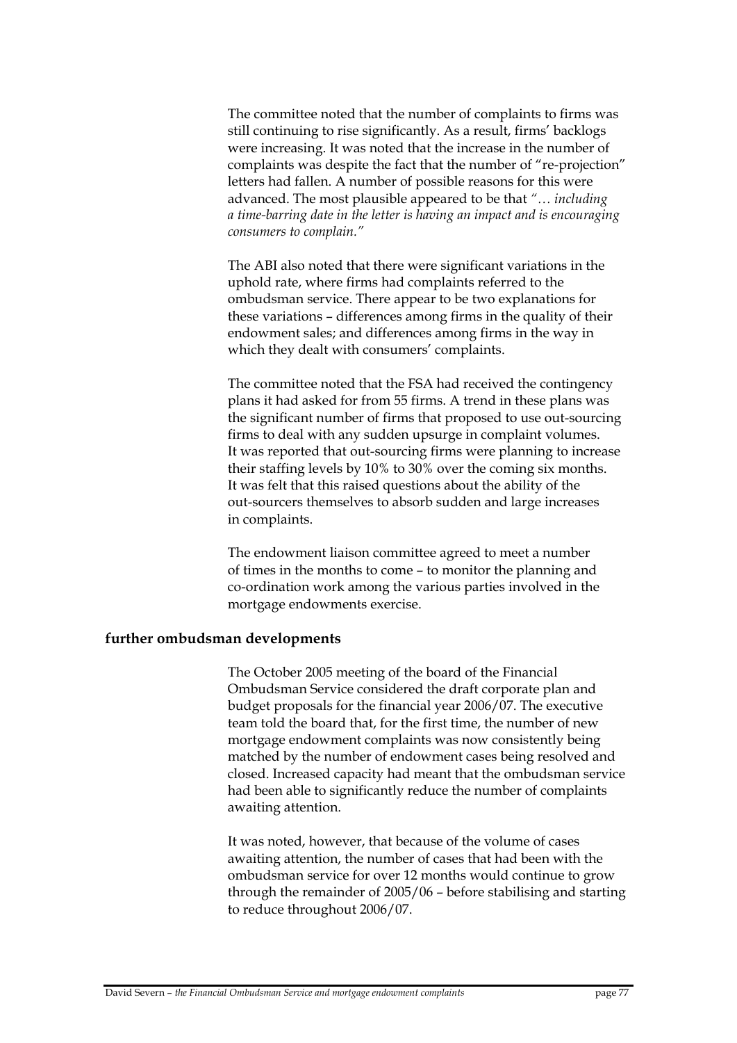The committee noted that the number of complaints to firms was still continuing to rise significantly. As a result, firms' backlogs were increasing. It was noted that the increase in the number of complaints was despite the fact that the number of "re-projection" letters had fallen. A number of possible reasons for this were advanced. The most plausible appeared to be that *"… including a time-barring date in the letter is having an impact and is encouraging consumers to complain."*

The ABI also noted that there were significant variations in the uphold rate, where firms had complaints referred to the ombudsman service. There appear to be two explanations for these variations – differences among firms in the quality of their endowment sales; and differences among firms in the way in which they dealt with consumers' complaints.

The committee noted that the FSA had received the contingency plans it had asked for from 55 firms. A trend in these plans was the significant number of firms that proposed to use out-sourcing firms to deal with any sudden upsurge in complaint volumes. It was reported that out-sourcing firms were planning to increase their staffing levels by 10% to 30% over the coming six months. It was felt that this raised questions about the ability of the out-sourcers themselves to absorb sudden and large increases in complaints.

The endowment liaison committee agreed to meet a number of times in the months to come – to monitor the planning and co-ordination work among the various parties involved in the mortgage endowments exercise.

## further ombudsman developments

The October 2005 meeting of the board of the Financial Ombudsman Service considered the draft corporate plan and budget proposals for the financial year 2006/07. The executive team told the board that, for the first time, the number of new mortgage endowment complaints was now consistently being matched by the number of endowment cases being resolved and closed. Increased capacity had meant that the ombudsman service had been able to significantly reduce the number of complaints awaiting attention.

It was noted, however, that because of the volume of cases awaiting attention, the number of cases that had been with the ombudsman service for over 12 months would continue to grow through the remainder of 2005/06 – before stabilising and starting to reduce throughout 2006/07.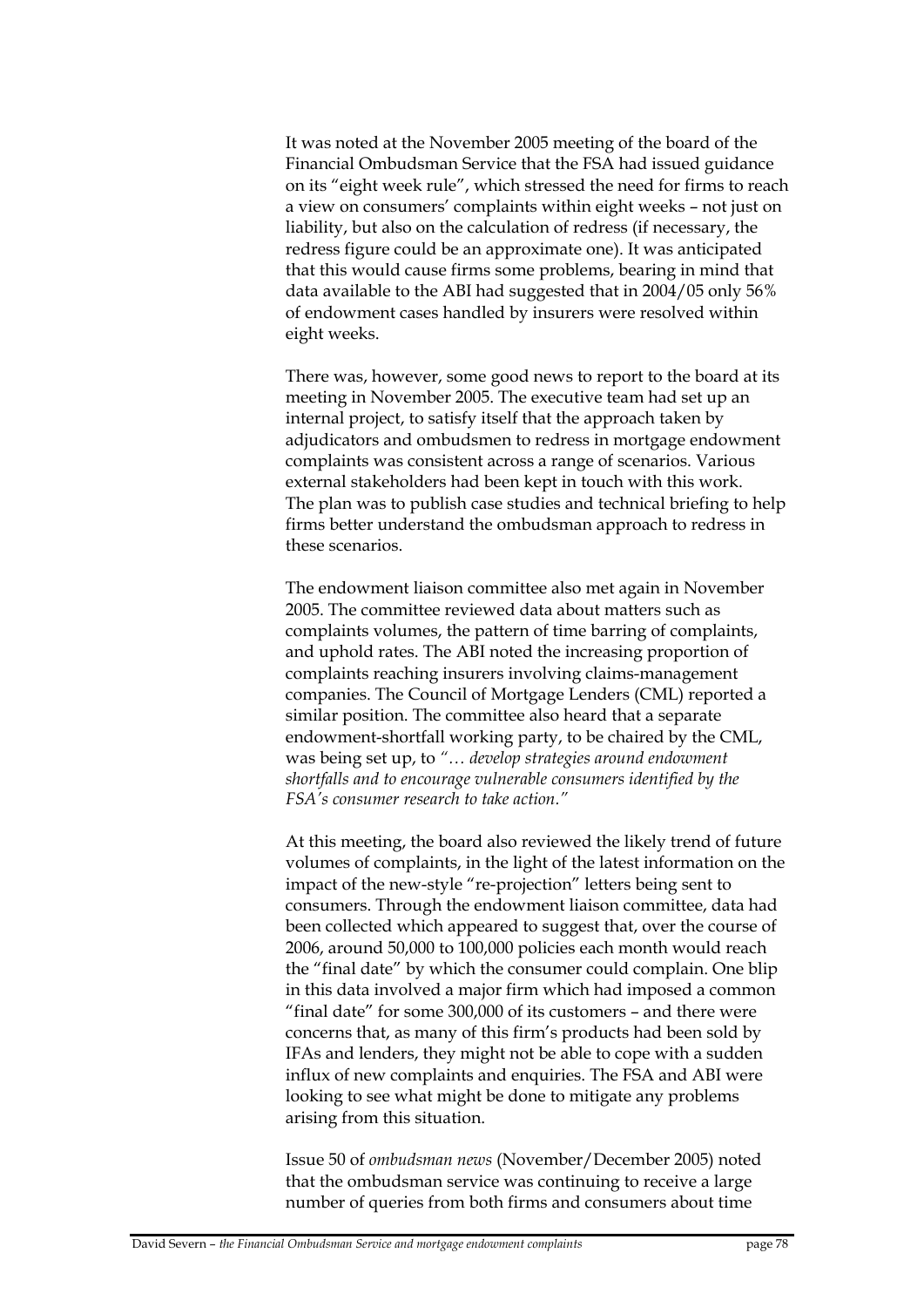It was noted at the November 2005 meeting of the board of the Financial Ombudsman Service that the FSA had issued guidance on its "eight week rule", which stressed the need for firms to reach a view on consumers' complaints within eight weeks – not just on liability, but also on the calculation of redress (if necessary, the redress figure could be an approximate one). It was anticipated that this would cause firms some problems, bearing in mind that data available to the ABI had suggested that in 2004/05 only 56% of endowment cases handled by insurers were resolved within eight weeks.

There was, however, some good news to report to the board at its meeting in November 2005. The executive team had set up an internal project, to satisfy itself that the approach taken by adjudicators and ombudsmen to redress in mortgage endowment complaints was consistent across a range of scenarios. Various external stakeholders had been kept in touch with this work. The plan was to publish case studies and technical briefing to help firms better understand the ombudsman approach to redress in these scenarios.

The endowment liaison committee also met again in November 2005. The committee reviewed data about matters such as complaints volumes, the pattern of time barring of complaints, and uphold rates. The ABI noted the increasing proportion of complaints reaching insurers involving claims-management companies. The Council of Mortgage Lenders (CML) reported a similar position. The committee also heard that a separate endowment-shortfall working party, to be chaired by the CML, was being set up, to *"… develop strategies around endowment shortfalls and to encourage vulnerable consumers identified by the FSA's consumer research to take action."*

At this meeting, the board also reviewed the likely trend of future volumes of complaints, in the light of the latest information on the impact of the new-style "re-projection" letters being sent to consumers. Through the endowment liaison committee, data had been collected which appeared to suggest that, over the course of 2006, around 50,000 to 100,000 policies each month would reach the "final date" by which the consumer could complain. One blip in this data involved a major firm which had imposed a common "final date" for some 300,000 of its customers – and there were concerns that, as many of this firm's products had been sold by IFAs and lenders, they might not be able to cope with a sudden influx of new complaints and enquiries. The FSA and ABI were looking to see what might be done to mitigate any problems arising from this situation.

Issue 50 of *ombudsman news* (November/December 2005) noted that the ombudsman service was continuing to receive a large number of queries from both firms and consumers about time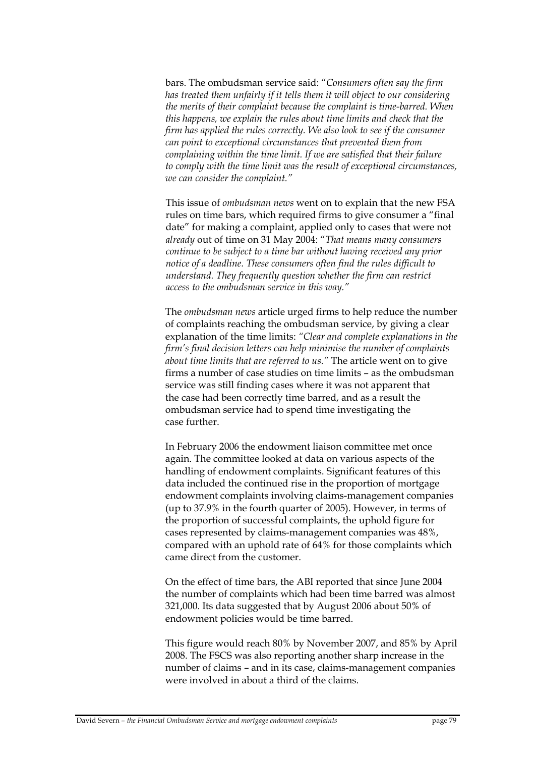bars. The ombudsman service said: "*Consumers often say the firm has treated them unfairly if it tells them it will object to our considering the merits of their complaint because the complaint is time-barred. When this happens, we explain the rules about time limits and check that the firm has applied the rules correctly. We also look to see if the consumer can point to exceptional circumstances that prevented them from complaining within the time limit. If we are satisfied that their failure to comply with the time limit was the result of exceptional circumstances, we can consider the complaint.*"

This issue of *ombudsman news* went on to explain that the new FSA rules on time bars, which required firms to give consumer a "final date" for making a complaint, applied only to cases that were not *already* out of time on 31 May 2004: "*That means many consumers continue to be subject to a time bar without having received any prior notice of a deadline. These consumers often find the rules difficult to understand. They frequently question whether the firm can restrict access to the ombudsman service in this way.*"

The *ombudsman news* article urged firms to help reduce the number of complaints reaching the ombudsman service, by giving a clear explanation of the time limits: *"Clear and complete explanations in the firm's final decision letters can help minimise the number of complaints about time limits that are referred to us."* The article went on to give firms a number of case studies on time limits – as the ombudsman service was still finding cases where it was not apparent that the case had been correctly time barred, and as a result the ombudsman service had to spend time investigating the case further.

In February 2006 the endowment liaison committee met once again. The committee looked at data on various aspects of the handling of endowment complaints. Significant features of this data included the continued rise in the proportion of mortgage endowment complaints involving claims-management companies (up to 37.9% in the fourth quarter of 2005). However, in terms of the proportion of successful complaints, the uphold figure for cases represented by claims-management companies was 48%, compared with an uphold rate of 64% for those complaints which came direct from the customer.

On the effect of time bars, the ABI reported that since June 2004 the number of complaints which had been time barred was almost 321,000. Its data suggested that by August 2006 about 50% of endowment policies would be time barred.

This figure would reach 80% by November 2007, and 85% by April 2008. The FSCS was also reporting another sharp increase in the number of claims – and in its case, claims-management companies were involved in about a third of the claims.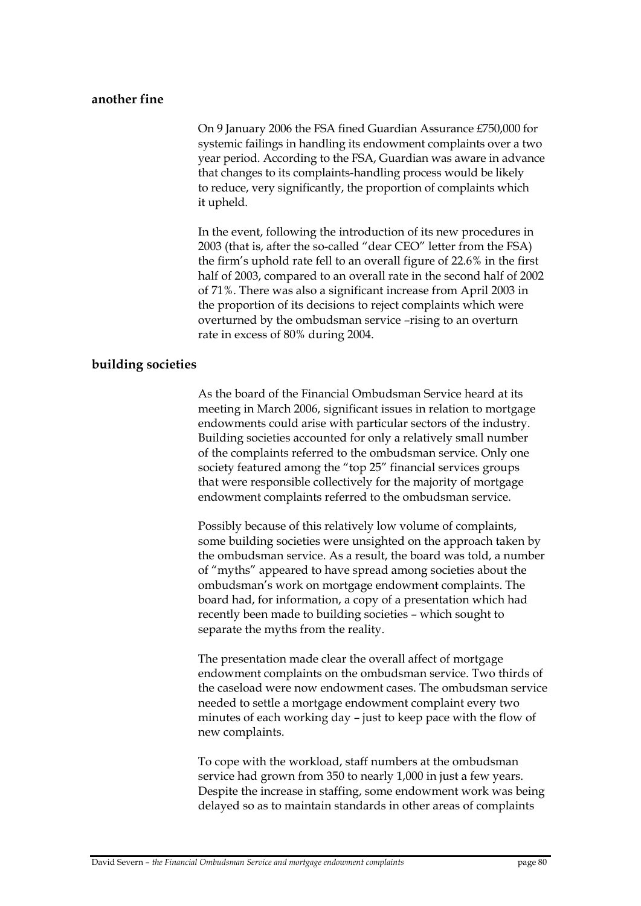## another fine

On 9 January 2006 the FSA fined Guardian Assurance £750,000 for systemic failings in handling its endowment complaints over a two year period. According to the FSA, Guardian was aware in advance that changes to its complaints-handling process would be likely to reduce, very significantly, the proportion of complaints which it upheld.

In the event, following the introduction of its new procedures in 2003 (that is, after the so-called "dear CEO" letter from the FSA) the firm's uphold rate fell to an overall figure of 22.6% in the first half of 2003, compared to an overall rate in the second half of 2002 of 71%. There was also a significant increase from April 2003 in the proportion of its decisions to reject complaints which were overturned by the ombudsman service –rising to an overturn rate in excess of 80% during 2004.

## building societies

As the board of the Financial Ombudsman Service heard at its meeting in March 2006, significant issues in relation to mortgage endowments could arise with particular sectors of the industry. Building societies accounted for only a relatively small number of the complaints referred to the ombudsman service. Only one society featured among the "top 25" financial services groups that were responsible collectively for the majority of mortgage endowment complaints referred to the ombudsman service.

Possibly because of this relatively low volume of complaints, some building societies were unsighted on the approach taken by the ombudsman service. As a result, the board was told, a number of "myths" appeared to have spread among societies about the ombudsman's work on mortgage endowment complaints. The board had, for information, a copy of a presentation which had recently been made to building societies – which sought to separate the myths from the reality.

The presentation made clear the overall affect of mortgage endowment complaints on the ombudsman service. Two thirds of the caseload were now endowment cases. The ombudsman service needed to settle a mortgage endowment complaint every two minutes of each working day – just to keep pace with the flow of new complaints.

To cope with the workload, staff numbers at the ombudsman service had grown from 350 to nearly 1,000 in just a few years. Despite the increase in staffing, some endowment work was being delayed so as to maintain standards in other areas of complaints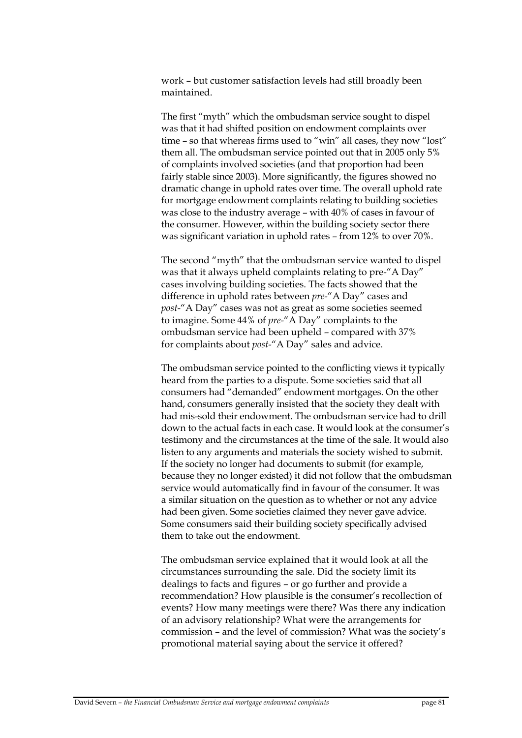work – but customer satisfaction levels had still broadly been maintained.

The first "myth" which the ombudsman service sought to dispel was that it had shifted position on endowment complaints over time – so that whereas firms used to "win" all cases, they now "lost" them all. The ombudsman service pointed out that in 2005 only 5% of complaints involved societies (and that proportion had been fairly stable since 2003). More significantly, the figures showed no dramatic change in uphold rates over time. The overall uphold rate for mortgage endowment complaints relating to building societies was close to the industry average – with 40% of cases in favour of the consumer. However, within the building society sector there was significant variation in uphold rates – from 12% to over 70%.

The second "myth" that the ombudsman service wanted to dispel was that it always upheld complaints relating to pre-"A Day" cases involving building societies. The facts showed that the difference in uphold rates between *pre*-"A Day" cases and *post*-"A Day" cases was not as great as some societies seemed to imagine. Some 44% of *pre*-"A Day" complaints to the ombudsman service had been upheld – compared with 37% for complaints about *post*-"A Day" sales and advice.

The ombudsman service pointed to the conflicting views it typically heard from the parties to a dispute. Some societies said that all consumers had "demanded" endowment mortgages. On the other hand, consumers generally insisted that the society they dealt with had mis-sold their endowment. The ombudsman service had to drill down to the actual facts in each case. It would look at the consumer's testimony and the circumstances at the time of the sale. It would also listen to any arguments and materials the society wished to submit. If the society no longer had documents to submit (for example, because they no longer existed) it did not follow that the ombudsman service would automatically find in favour of the consumer. It was a similar situation on the question as to whether or not any advice had been given. Some societies claimed they never gave advice. Some consumers said their building society specifically advised them to take out the endowment.

The ombudsman service explained that it would look at all the circumstances surrounding the sale. Did the society limit its dealings to facts and figures – or go further and provide a recommendation? How plausible is the consumer's recollection of events? How many meetings were there? Was there any indication of an advisory relationship? What were the arrangements for commission – and the level of commission? What was the society's promotional material saying about the service it offered?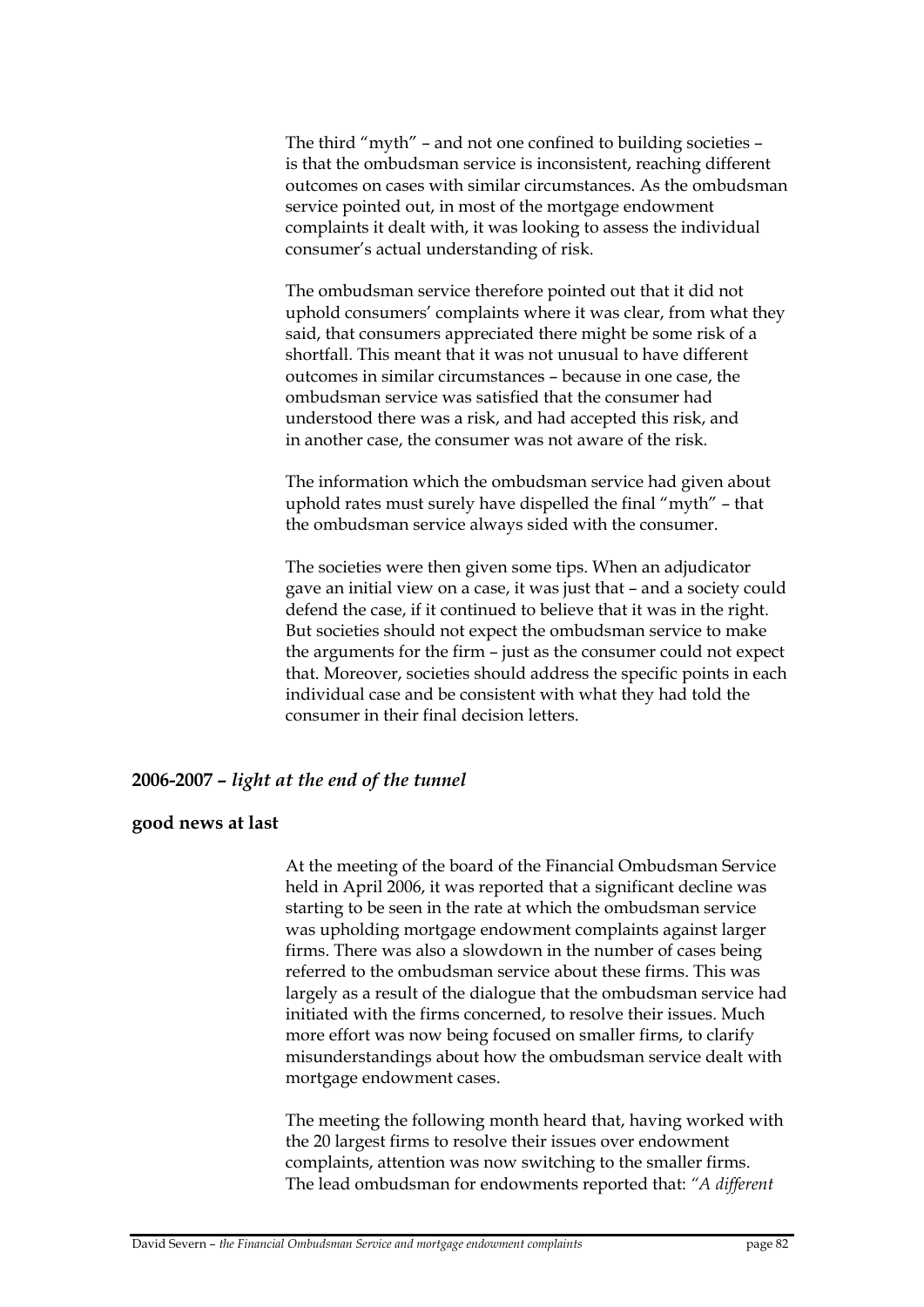The third "myth" – and not one confined to building societies – is that the ombudsman service is inconsistent, reaching different outcomes on cases with similar circumstances. As the ombudsman service pointed out, in most of the mortgage endowment complaints it dealt with, it was looking to assess the individual consumer's actual understanding of risk.

The ombudsman service therefore pointed out that it did not uphold consumers' complaints where it was clear, from what they said, that consumers appreciated there might be some risk of a shortfall. This meant that it was not unusual to have different outcomes in similar circumstances – because in one case, the ombudsman service was satisfied that the consumer had understood there was a risk, and had accepted this risk, and in another case, the consumer was not aware of the risk.

The information which the ombudsman service had given about uphold rates must surely have dispelled the final "myth" – that the ombudsman service always sided with the consumer.

The societies were then given some tips. When an adjudicator gave an initial view on a case, it was just that – and a society could defend the case, if it continued to believe that it was in the right. But societies should not expect the ombudsman service to make the arguments for the firm – just as the consumer could not expect that. Moreover, societies should address the specific points in each individual case and be consistent with what they had told the consumer in their final decision letters.

## 2006-2007 – *light at the end of the tunnel*

### good news at last

At the meeting of the board of the Financial Ombudsman Service held in April 2006, it was reported that a significant decline was starting to be seen in the rate at which the ombudsman service was upholding mortgage endowment complaints against larger firms. There was also a slowdown in the number of cases being referred to the ombudsman service about these firms. This was largely as a result of the dialogue that the ombudsman service had initiated with the firms concerned, to resolve their issues. Much more effort was now being focused on smaller firms, to clarify misunderstandings about how the ombudsman service dealt with mortgage endowment cases.

The meeting the following month heard that, having worked with the 20 largest firms to resolve their issues over endowment complaints, attention was now switching to the smaller firms. The lead ombudsman for endowments reported that: *"A different*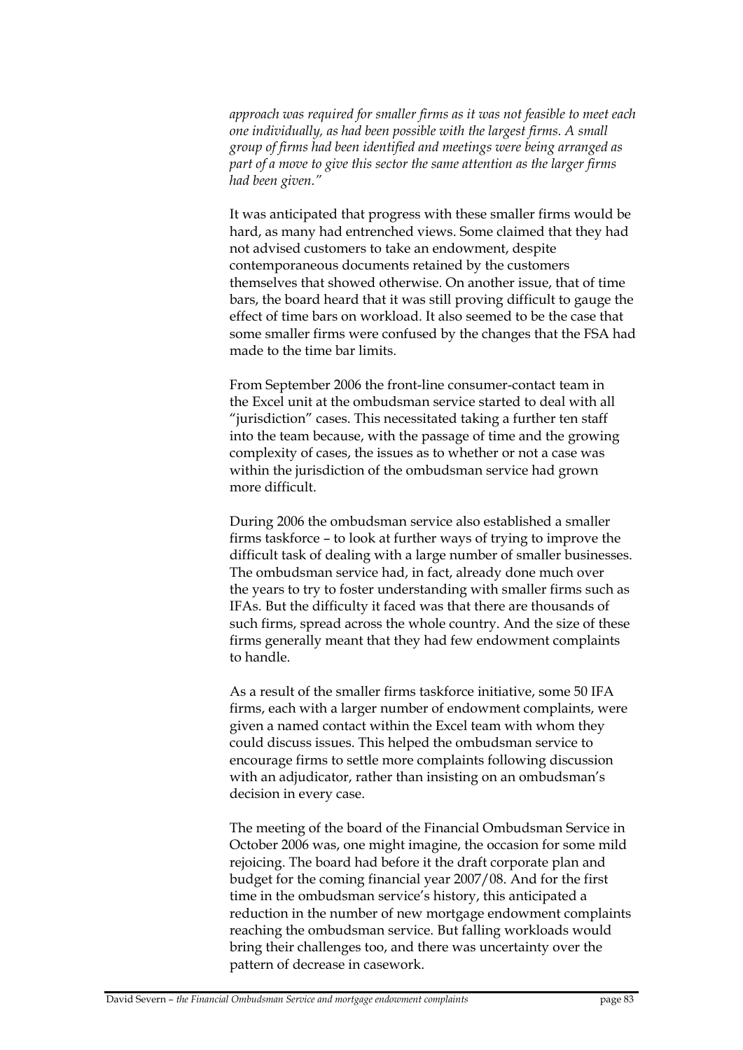*approach was required for smaller firms as it was not feasible to meet each one individually, as had been possible with the largest firms. A small group of firms had been identified and meetings were being arranged as part of a move to give this sector the same attention as the larger firms had been given."*

It was anticipated that progress with these smaller firms would be hard, as many had entrenched views. Some claimed that they had not advised customers to take an endowment, despite contemporaneous documents retained by the customers themselves that showed otherwise. On another issue, that of time bars, the board heard that it was still proving difficult to gauge the effect of time bars on workload. It also seemed to be the case that some smaller firms were confused by the changes that the FSA had made to the time bar limits.

From September 2006 the front-line consumer-contact team in the Excel unit at the ombudsman service started to deal with all "jurisdiction" cases. This necessitated taking a further ten staff into the team because, with the passage of time and the growing complexity of cases, the issues as to whether or not a case was within the jurisdiction of the ombudsman service had grown more difficult.

During 2006 the ombudsman service also established a smaller firms taskforce – to look at further ways of trying to improve the difficult task of dealing with a large number of smaller businesses. The ombudsman service had, in fact, already done much over the years to try to foster understanding with smaller firms such as IFAs. But the difficulty it faced was that there are thousands of such firms, spread across the whole country. And the size of these firms generally meant that they had few endowment complaints to handle.

As a result of the smaller firms taskforce initiative, some 50 IFA firms, each with a larger number of endowment complaints, were given a named contact within the Excel team with whom they could discuss issues. This helped the ombudsman service to encourage firms to settle more complaints following discussion with an adjudicator, rather than insisting on an ombudsman's decision in every case.

The meeting of the board of the Financial Ombudsman Service in October 2006 was, one might imagine, the occasion for some mild rejoicing. The board had before it the draft corporate plan and budget for the coming financial year 2007/08. And for the first time in the ombudsman service's history, this anticipated a reduction in the number of new mortgage endowment complaints reaching the ombudsman service. But falling workloads would bring their challenges too, and there was uncertainty over the pattern of decrease in casework.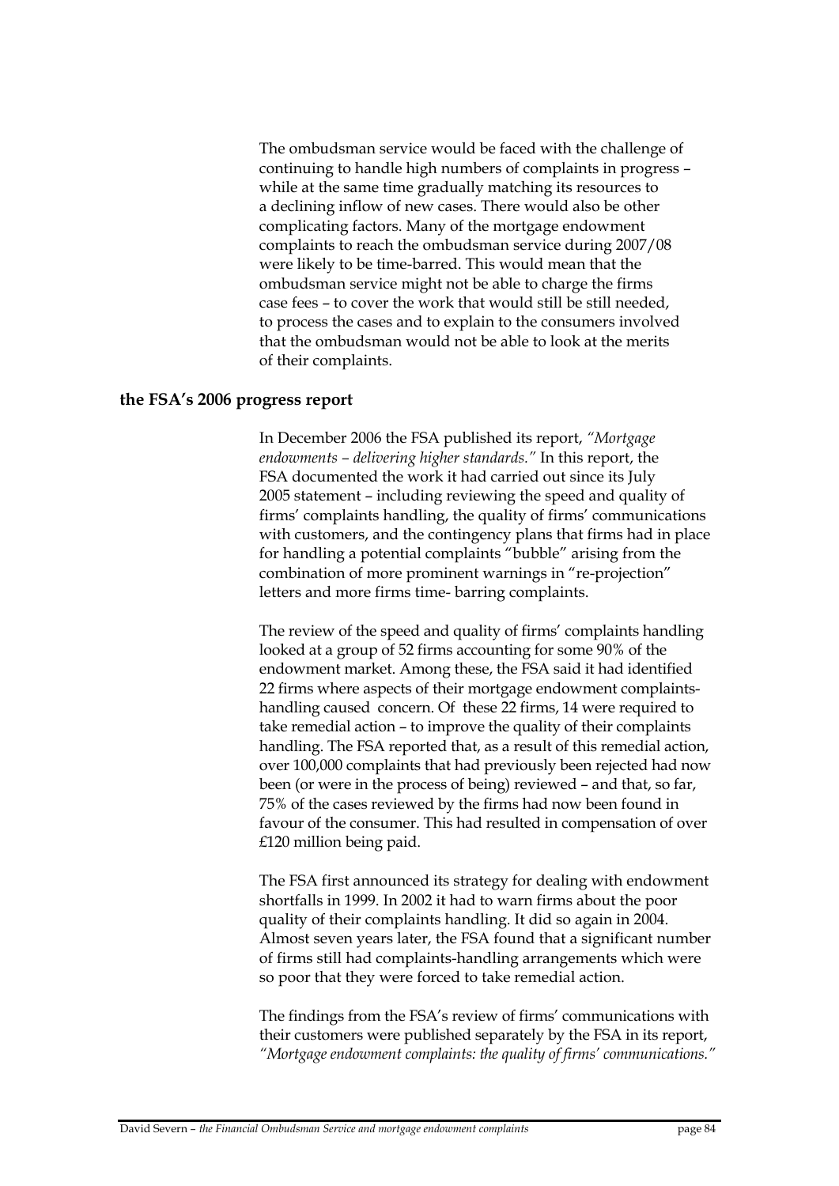The ombudsman service would be faced with the challenge of continuing to handle high numbers of complaints in progress – while at the same time gradually matching its resources to a declining inflow of new cases. There would also be other complicating factors. Many of the mortgage endowment complaints to reach the ombudsman service during 2007/08 were likely to be time-barred. This would mean that the ombudsman service might not be able to charge the firms case fees – to cover the work that would still be still needed, to process the cases and to explain to the consumers involved that the ombudsman would not be able to look at the merits of their complaints.

## the FSA's 2006 progress report

In December 2006 the FSA published its report, *"Mortgage endowments – delivering higher standards."* In this report, the FSA documented the work it had carried out since its July 2005 statement – including reviewing the speed and quality of firms' complaints handling, the quality of firms' communications with customers, and the contingency plans that firms had in place for handling a potential complaints "bubble" arising from the combination of more prominent warnings in "re-projection" letters and more firms time- barring complaints.

The review of the speed and quality of firms' complaints handling looked at a group of 52 firms accounting for some 90% of the endowment market. Among these, the FSA said it had identified 22 firms where aspects of their mortgage endowment complaints-handling caused concern. Of these 22 firms, 14 were required to take remedial action – to improve the quality of their complaints handling. The FSA reported that, as a result of this remedial action, over 100,000 complaints that had previously been rejected had now been (or were in the process of being) reviewed – and that, so far, 75% of the cases reviewed by the firms had now been found in favour of the consumer. This had resulted in compensation of over £120 million being paid.

The FSA first announced its strategy for dealing with endowment shortfalls in 1999. In 2002 it had to warn firms about the poor quality of their complaints handling. It did so again in 2004. Almost seven years later, the FSA found that a significant number of firms still had complaints-handling arrangements which were so poor that they were forced to take remedial action.

The findings from the FSA's review of firms' communications with their customers were published separately by the FSA in its report, *"Mortgage endowment complaints: the quality of firms' communications."*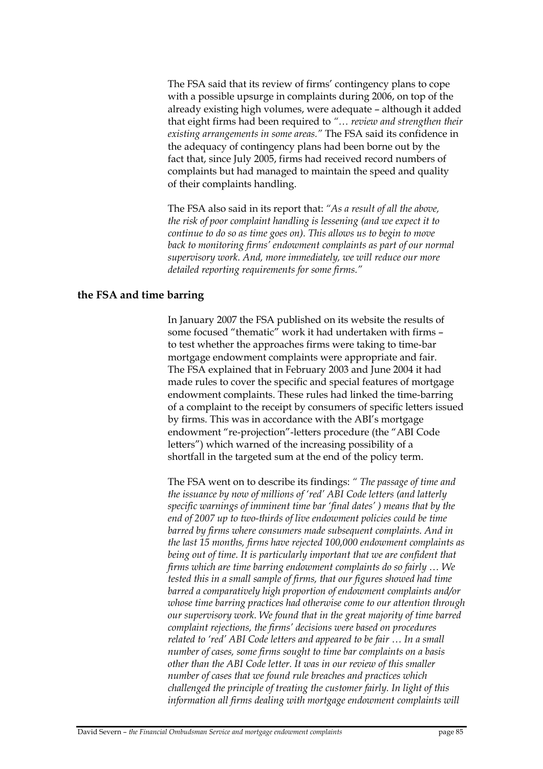The FSA said that its review of firms' contingency plans to cope with a possible upsurge in complaints during 2006, on top of the already existing high volumes, were adequate – although it added that eight firms had been required to *"… review and strengthen their existing arrangements in some areas."* The FSA said its confidence in the adequacy of contingency plans had been borne out by the fact that, since July 2005, firms had received record numbers of complaints but had managed to maintain the speed and quality of their complaints handling.

The FSA also said in its report that: *"As a result of all the above, the risk of poor complaint handling is lessening (and we expect it to continue to do so as time goes on). This allows us to begin to move back to monitoring firms' endowment complaints as part of our normal supervisory work. And, more immediately, we will reduce our more detailed reporting requirements for some firms."*

## the FSA and time barring

In January 2007 the FSA published on its website the results of some focused "thematic" work it had undertaken with firms – to test whether the approaches firms were taking to time-bar mortgage endowment complaints were appropriate and fair. The FSA explained that in February 2003 and June 2004 it had made rules to cover the specific and special features of mortgage endowment complaints. These rules had linked the time-barring of a complaint to the receipt by consumers of specific letters issued by firms. This was in accordance with the ABI's mortgage endowment "re-projection"-letters procedure (the "ABI Code letters") which warned of the increasing possibility of a shortfall in the targeted sum at the end of the policy term.

The FSA went on to describe its findings: *" The passage of time and the issuance by now of millions of 'red' ABI Code letters (and latterly specific warnings of imminent time bar 'final dates' ) means that by the end of 2007 up to two-thirds of live endowment policies could be time barred by firms where consumers made subsequent complaints. And in the last 15 months, firms have rejected 100,000 endowment complaints as being out of time. It is particularly important that we are confident that firms which are time barring endowment complaints do so fairly … We tested this in a small sample of firms, that our figures showed had time barred a comparatively high proportion of endowment complaints and/or whose time barring practices had otherwise come to our attention through our supervisory work. We found that in the great majority of time barred complaint rejections, the firms' decisions were based on procedures related to 'red' ABI Code letters and appeared to be fair … In a small number of cases, some firms sought to time bar complaints on a basis other than the ABI Code letter. It was in our review of this smaller number of cases that we found rule breaches and practices which challenged the principle of treating the customer fairly. In light of this information all firms dealing with mortgage endowment complaints will*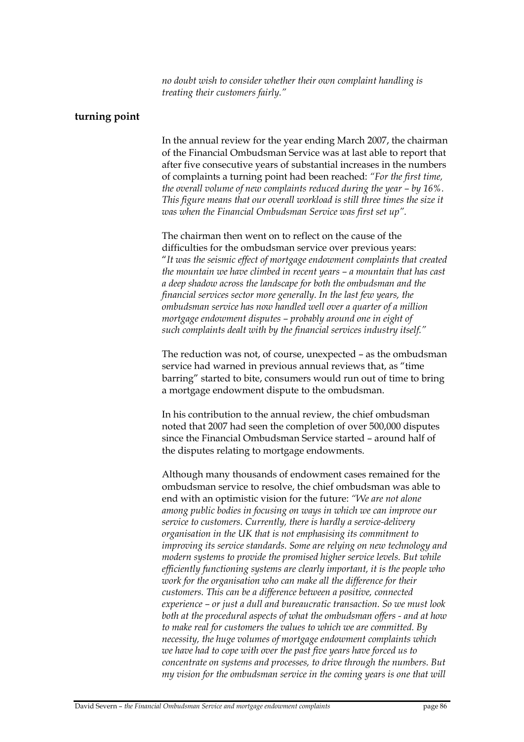*no doubt wish to consider whether their own complaint handling is treating their customers fairly."*

## turning point

In the annual review for the year ending March 2007, the chairman of the Financial Ombudsman Service was at last able to report that after five consecutive years of substantial increases in the numbers of complaints a turning point had been reached: *"For the first time, the overall volume of new complaints reduced during the year – by 16%. This figure means that our overall workload is still three times the size it was when the Financial Ombudsman Service was first set up"*.

The chairman then went on to reflect on the cause of the difficulties for the ombudsman service over previous years: "*It was the seismic effect of mortgage endowment complaints that created the mountain we have climbed in recent years – a mountain that has cast a deep shadow across the landscape for both the ombudsman and the financial services sector more generally. In the last few years, the ombudsman service has now handled well over a quarter of a million mortgage endowment disputes – probably around one in eight of such complaints dealt with by the financial services industry itself."*

The reduction was not, of course, unexpected – as the ombudsman service had warned in previous annual reviews that, as "time barring" started to bite, consumers would run out of time to bring a mortgage endowment dispute to the ombudsman.

In his contribution to the annual review, the chief ombudsman noted that 2007 had seen the completion of over 500,000 disputes since the Financial Ombudsman Service started – around half of the disputes relating to mortgage endowments.

Although many thousands of endowment cases remained for the ombudsman service to resolve, the chief ombudsman was able to end with an optimistic vision for the future: *"We are not alone among public bodies in focusing on ways in which we can improve our service to customers. Currently, there is hardly a service-delivery organisation in the UK that is not emphasising its commitment to improving its service standards. Some are relying on new technology and modern systems to provide the promised higher service levels. But while efficiently functioning systems are clearly important, it is the people who work for the organisation who can make all the difference for their customers. This can be a difference between a positive, connected experience – or just a dull and bureaucratic transaction. So we must look both at the procedural aspects of what the ombudsman offers - and at how to make real for customers the values to which we are committed. By necessity, the huge volumes of mortgage endowment complaints which we have had to cope with over the past five years have forced us to concentrate on systems and processes, to drive through the numbers. But my vision for the ombudsman service in the coming years is one that will*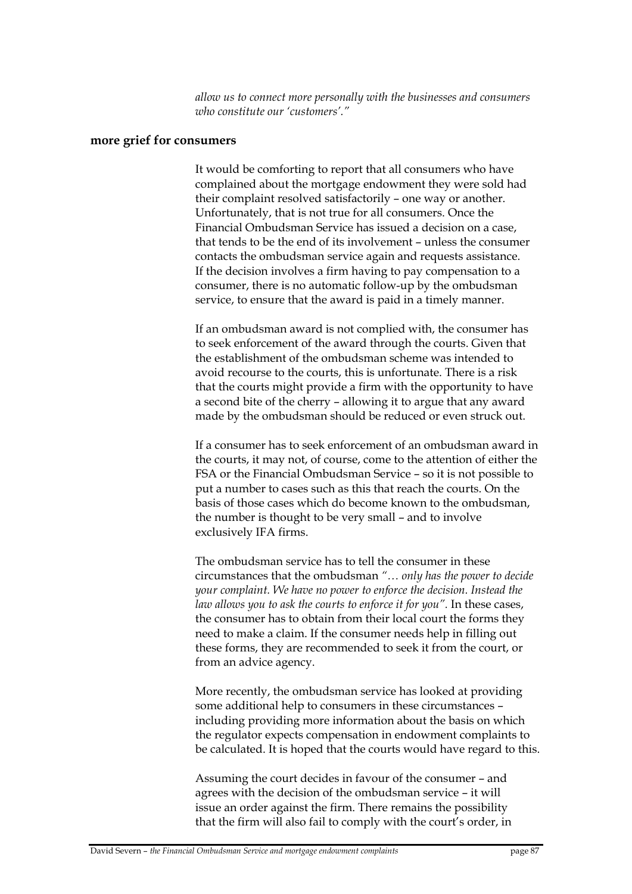*allow us to connect more personally with the businesses and consumers who constitute our 'customers'."*

## more grief for consumers

It would be comforting to report that all consumers who have complained about the mortgage endowment they were sold had their complaint resolved satisfactorily – one way or another. Unfortunately, that is not true for all consumers. Once the Financial Ombudsman Service has issued a decision on a case, that tends to be the end of its involvement – unless the consumer contacts the ombudsman service again and requests assistance. If the decision involves a firm having to pay compensation to a consumer, there is no automatic follow-up by the ombudsman service, to ensure that the award is paid in a timely manner.

If an ombudsman award is not complied with, the consumer has to seek enforcement of the award through the courts. Given that the establishment of the ombudsman scheme was intended to avoid recourse to the courts, this is unfortunate. There is a risk that the courts might provide a firm with the opportunity to have a second bite of the cherry – allowing it to argue that any award made by the ombudsman should be reduced or even struck out.

If a consumer has to seek enforcement of an ombudsman award in the courts, it may not, of course, come to the attention of either the FSA or the Financial Ombudsman Service – so it is not possible to put a number to cases such as this that reach the courts. On the basis of those cases which do become known to the ombudsman, the number is thought to be very small – and to involve exclusively IFA firms.

The ombudsman service has to tell the consumer in these circumstances that the ombudsman *"… only has the power to decide your complaint. We have no power to enforce the decision. Instead the law allows you to ask the courts to enforce it for you"*. In these cases, the consumer has to obtain from their local court the forms they need to make a claim. If the consumer needs help in filling out these forms, they are recommended to seek it from the court, or from an advice agency.

More recently, the ombudsman service has looked at providing some additional help to consumers in these circumstances – including providing more information about the basis on which the regulator expects compensation in endowment complaints to be calculated. It is hoped that the courts would have regard to this.

Assuming the court decides in favour of the consumer – and agrees with the decision of the ombudsman service – it will issue an order against the firm. There remains the possibility that the firm will also fail to comply with the court's order, in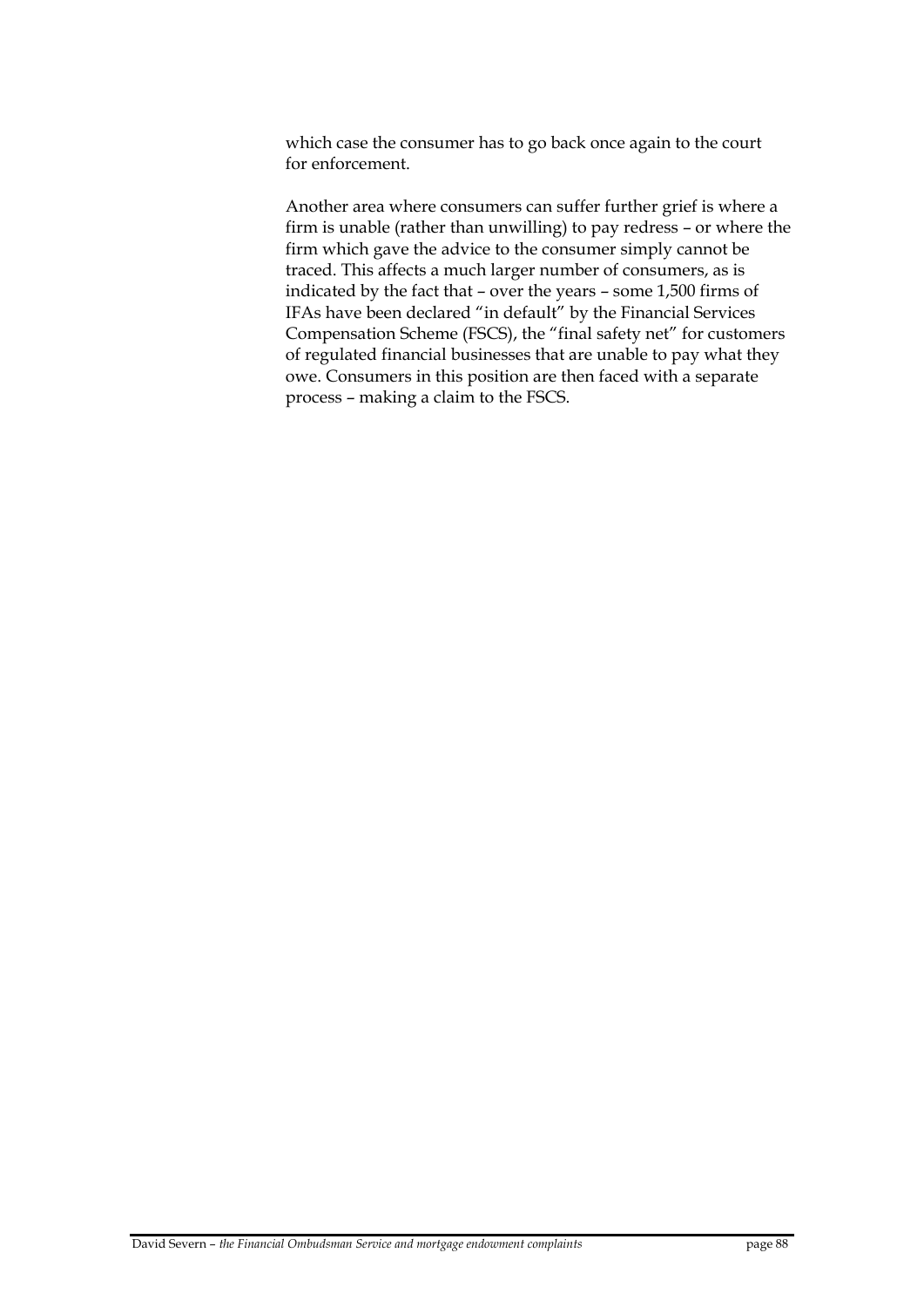which case the consumer has to go back once again to the court for enforcement.

Another area where consumers can suffer further grief is where a firm is unable (rather than unwilling) to pay redress – or where the firm which gave the advice to the consumer simply cannot be traced. This affects a much larger number of consumers, as is indicated by the fact that – over the years – some 1,500 firms of IFAs have been declared "in default" by the Financial Services Compensation Scheme (FSCS), the "final safety net" for customers of regulated financial businesses that are unable to pay what they owe. Consumers in this position are then faced with a separate process – making a claim to the FSCS.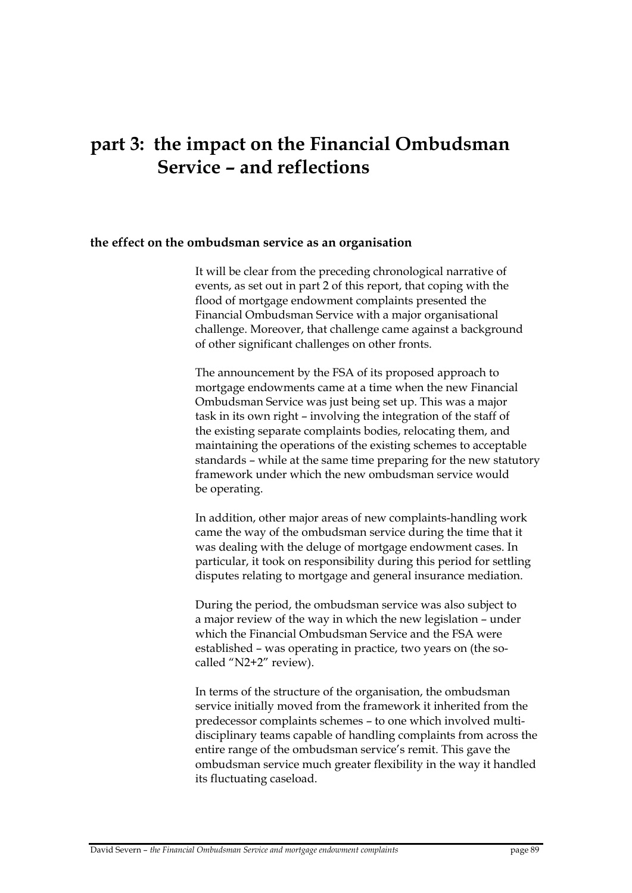# part 3: the impact on the Financial Ombudsman Service – and reflections

## the effect on the ombudsman service as an organisation

It will be clear from the preceding chronological narrative of events, as set out in part 2 of this report, that coping with the flood of mortgage endowment complaints presented the Financial Ombudsman Service with a major organisational challenge. Moreover, that challenge came against a background of other significant challenges on other fronts.

The announcement by the FSA of its proposed approach to mortgage endowments came at a time when the new Financial Ombudsman Service was just being set up. This was a major task in its own right – involving the integration of the staff of the existing separate complaints bodies, relocating them, and maintaining the operations of the existing schemes to acceptable standards – while at the same time preparing for the new statutory framework under which the new ombudsman service would be operating.

In addition, other major areas of new complaints-handling work came the way of the ombudsman service during the time that it was dealing with the deluge of mortgage endowment cases. In particular, it took on responsibility during this period for settling disputes relating to mortgage and general insurance mediation.

During the period, the ombudsman service was also subject to a major review of the way in which the new legislation – under which the Financial Ombudsman Service and the FSA were established – was operating in practice, two years on (the so-called "N2+2" review).

In terms of the structure of the organisation, the ombudsman service initially moved from the framework it inherited from the predecessor complaints schemes – to one which involved multi-disciplinary teams capable of handling complaints from across the entire range of the ombudsman service's remit. This gave the ombudsman service much greater flexibility in the way it handled its fluctuating caseload.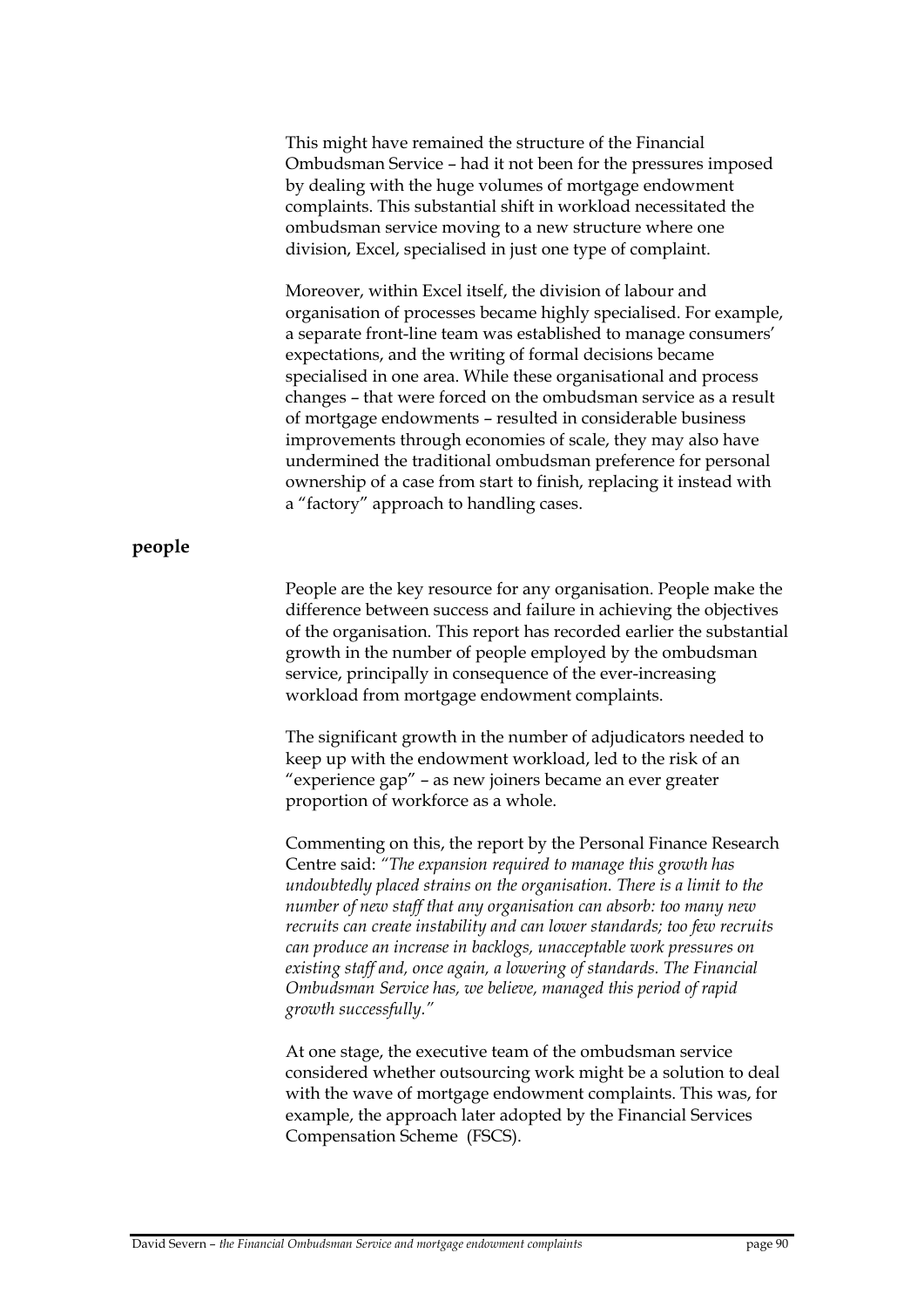This might have remained the structure of the Financial Ombudsman Service – had it not been for the pressures imposed by dealing with the huge volumes of mortgage endowment complaints. This substantial shift in workload necessitated the ombudsman service moving to a new structure where one division, Excel, specialised in just one type of complaint.

Moreover, within Excel itself, the division of labour and organisation of processes became highly specialised. For example, a separate front-line team was established to manage consumers' expectations, and the writing of formal decisions became specialised in one area. While these organisational and process changes – that were forced on the ombudsman service as a result of mortgage endowments – resulted in considerable business improvements through economies of scale, they may also have undermined the traditional ombudsman preference for personal ownership of a case from start to finish, replacing it instead with a "factory" approach to handling cases.

## people

People are the key resource for any organisation. People make the difference between success and failure in achieving the objectives of the organisation. This report has recorded earlier the substantial growth in the number of people employed by the ombudsman service, principally in consequence of the ever-increasing workload from mortgage endowment complaints.

The significant growth in the number of adjudicators needed to keep up with the endowment workload, led to the risk of an "experience gap" – as new joiners became an ever greater proportion of workforce as a whole.

Commenting on this, the report by the Personal Finance Research Centre said: *"The expansion required to manage this growth has undoubtedly placed strains on the organisation. There is a limit to the number of new staff that any organisation can absorb: too many new recruits can create instability and can lower standards; too few recruits can produce an increase in backlogs, unacceptable work pressures on existing staff and, once again, a lowering of standards. The Financial Ombudsman Service has, we believe, managed this period of rapid growth successfully."*

At one stage, the executive team of the ombudsman service considered whether outsourcing work might be a solution to deal with the wave of mortgage endowment complaints. This was, for example, the approach later adopted by the Financial Services Compensation Scheme (FSCS).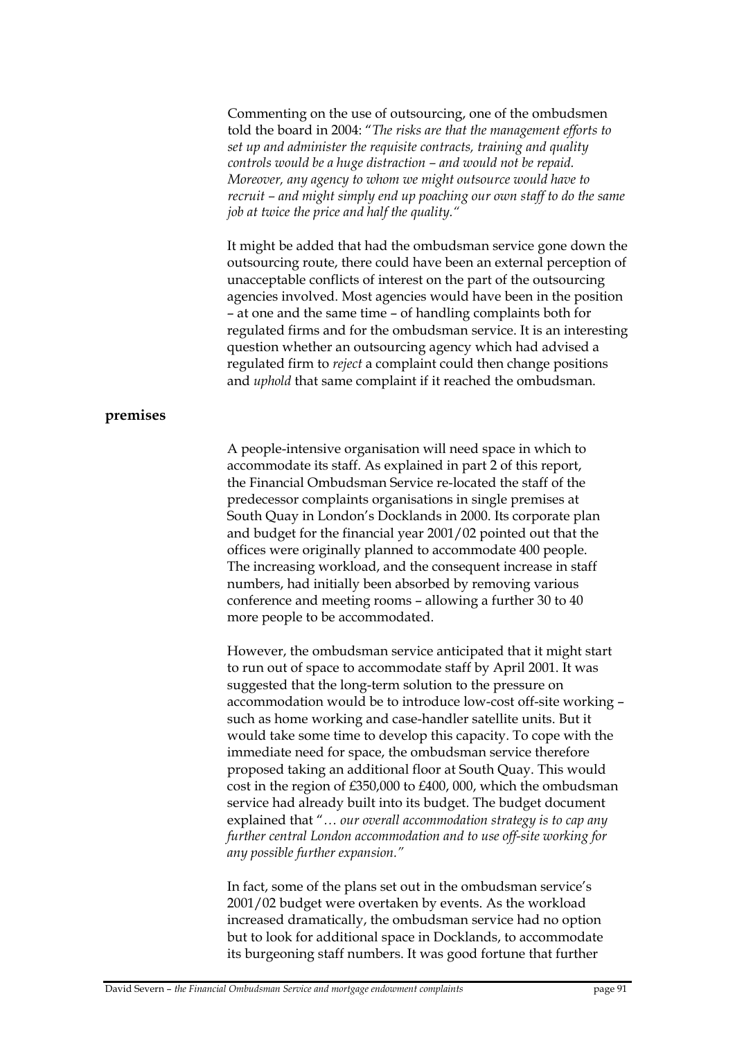Commenting on the use of outsourcing, one of the ombudsmen told the board in 2004: "*The risks are that the management efforts to set up and administer the requisite contracts, training and quality controls would be a huge distraction – and would not be repaid. Moreover, any agency to whom we might outsource would have to recruit – and might simply end up poaching our own staff to do the same job at twice the price and half the quality.*"

It might be added that had the ombudsman service gone down the outsourcing route, there could have been an external perception of unacceptable conflicts of interest on the part of the outsourcing agencies involved. Most agencies would have been in the position – at one and the same time – of handling complaints both for regulated firms and for the ombudsman service. It is an interesting question whether an outsourcing agency which had advised a regulated firm to *reject* a complaint could then change positions and *uphold* that same complaint if it reached the ombudsman.

## premises

A people-intensive organisation will need space in which to accommodate its staff. As explained in part 2 of this report, the Financial Ombudsman Service re-located the staff of the predecessor complaints organisations in single premises at South Quay in London's Docklands in 2000. Its corporate plan and budget for the financial year 2001/02 pointed out that the offices were originally planned to accommodate 400 people. The increasing workload, and the consequent increase in staff numbers, had initially been absorbed by removing various conference and meeting rooms – allowing a further 30 to 40 more people to be accommodated.

However, the ombudsman service anticipated that it might start to run out of space to accommodate staff by April 2001. It was suggested that the long-term solution to the pressure on accommodation would be to introduce low-cost off-site working – such as home working and case-handler satellite units. But it would take some time to develop this capacity. To cope with the immediate need for space, the ombudsman service therefore proposed taking an additional floor at South Quay. This would cost in the region of £350,000 to £400, 000, which the ombudsman service had already built into its budget. The budget document explained that "*… our overall accommodation strategy is to cap any further central London accommodation and to use off-site working for any possible further expansion.*"

In fact, some of the plans set out in the ombudsman service's 2001/02 budget were overtaken by events. As the workload increased dramatically, the ombudsman service had no option but to look for additional space in Docklands, to accommodate its burgeoning staff numbers. It was good fortune that further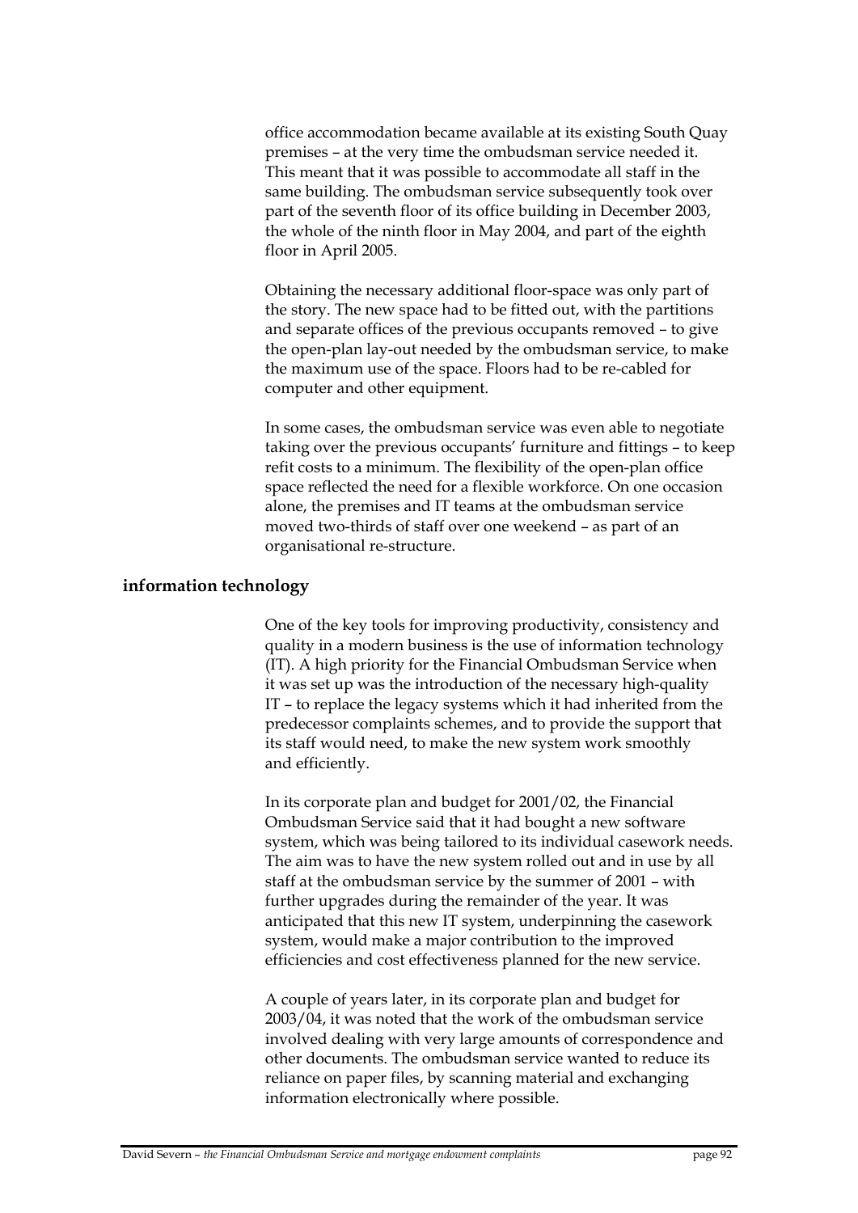office accommodation became available at its existing South Quay premises – at the very time the ombudsman service needed it. This meant that it was possible to accommodate all staff in the same building. The ombudsman service subsequently took over part of the seventh floor of its office building in December 2003, the whole of the ninth floor in May 2004, and part of the eighth floor in April 2005.

Obtaining the necessary additional floor-space was only part of the story. The new space had to be fitted out, with the partitions and separate offices of the previous occupants removed – to give the open-plan lay-out needed by the ombudsman service, to make the maximum use of the space. Floors had to be re-cabled for computer and other equipment.

In some cases, the ombudsman service was even able to negotiate taking over the previous occupants' furniture and fittings – to keep refit costs to a minimum. The flexibility of the open-plan office space reflected the need for a flexible workforce. On one occasion alone, the premises and IT teams at the ombudsman service moved two-thirds of staff over one weekend – as part of an organisational re-structure.

## information technology

One of the key tools for improving productivity, consistency and quality in a modern business is the use of information technology (IT). A high priority for the Financial Ombudsman Service when it was set up was the introduction of the necessary high-quality IT – to replace the legacy systems which it had inherited from the predecessor complaints schemes, and to provide the support that its staff would need, to make the new system work smoothly and efficiently.

In its corporate plan and budget for 2001/02, the Financial Ombudsman Service said that it had bought a new software system, which was being tailored to its individual casework needs. The aim was to have the new system rolled out and in use by all staff at the ombudsman service by the summer of 2001 – with further upgrades during the remainder of the year. It was anticipated that this new IT system, underpinning the casework system, would make a major contribution to the improved efficiencies and cost effectiveness planned for the new service.

A couple of years later, in its corporate plan and budget for 2003/04, it was noted that the work of the ombudsman service involved dealing with very large amounts of correspondence and other documents. The ombudsman service wanted to reduce its reliance on paper files, by scanning material and exchanging information electronically where possible.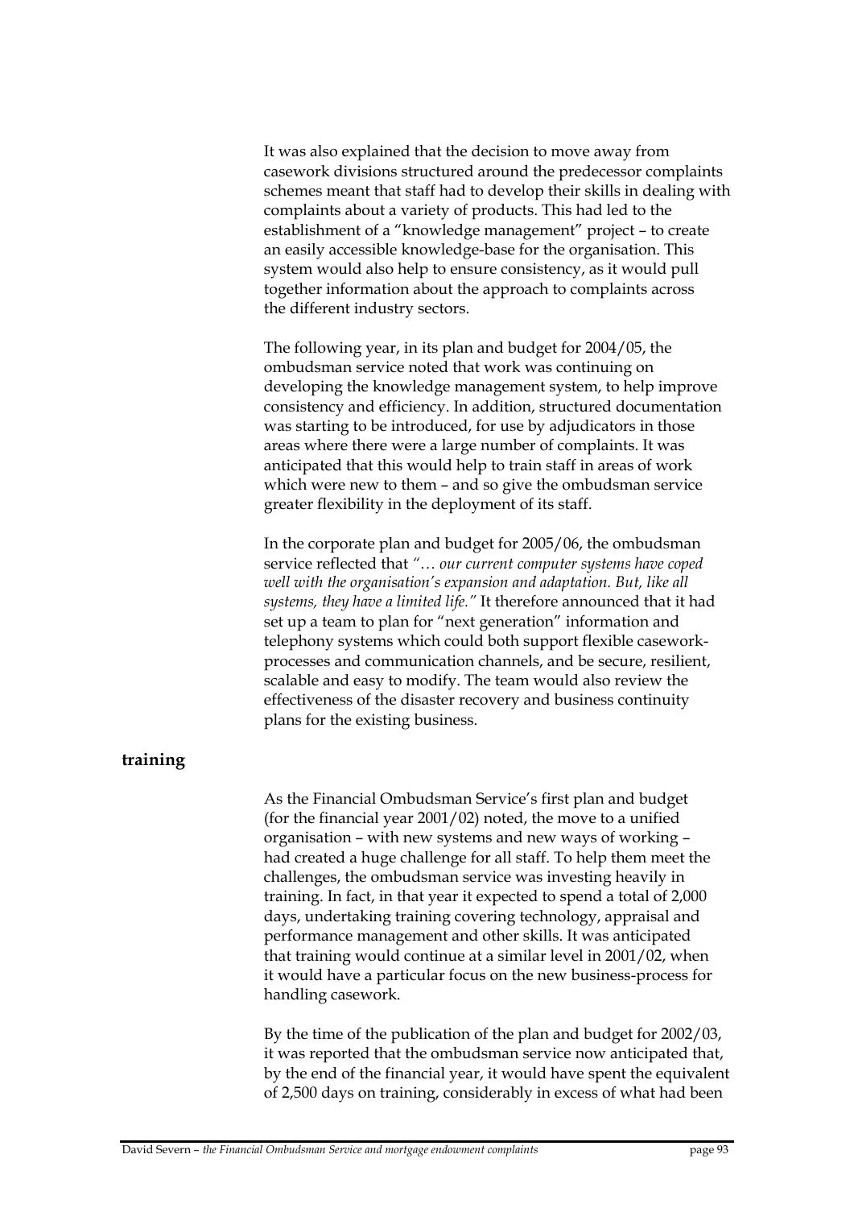It was also explained that the decision to move away from casework divisions structured around the predecessor complaints schemes meant that staff had to develop their skills in dealing with complaints about a variety of products. This had led to the establishment of a "knowledge management" project – to create an easily accessible knowledge-base for the organisation. This system would also help to ensure consistency, as it would pull together information about the approach to complaints across the different industry sectors.

The following year, in its plan and budget for 2004/05, the ombudsman service noted that work was continuing on developing the knowledge management system, to help improve consistency and efficiency. In addition, structured documentation was starting to be introduced, for use by adjudicators in those areas where there were a large number of complaints. It was anticipated that this would help to train staff in areas of work which were new to them – and so give the ombudsman service greater flexibility in the deployment of its staff.

In the corporate plan and budget for 2005/06, the ombudsman service reflected that *"… our current computer systems have coped well with the organisation's expansion and adaptation. But, like all systems, they have a limited life."* It therefore announced that it had set up a team to plan for "next generation" information and telephony systems which could both support flexible casework-processes and communication channels, and be secure, resilient, scalable and easy to modify. The team would also review the effectiveness of the disaster recovery and business continuity plans for the existing business.

## training

As the Financial Ombudsman Service's first plan and budget (for the financial year 2001/02) noted, the move to a unified organisation – with new systems and new ways of working – had created a huge challenge for all staff. To help them meet the challenges, the ombudsman service was investing heavily in training. In fact, in that year it expected to spend a total of 2,000 days, undertaking training covering technology, appraisal and performance management and other skills. It was anticipated that training would continue at a similar level in 2001/02, when it would have a particular focus on the new business-process for handling casework.

By the time of the publication of the plan and budget for 2002/03, it was reported that the ombudsman service now anticipated that, by the end of the financial year, it would have spent the equivalent of 2,500 days on training, considerably in excess of what had been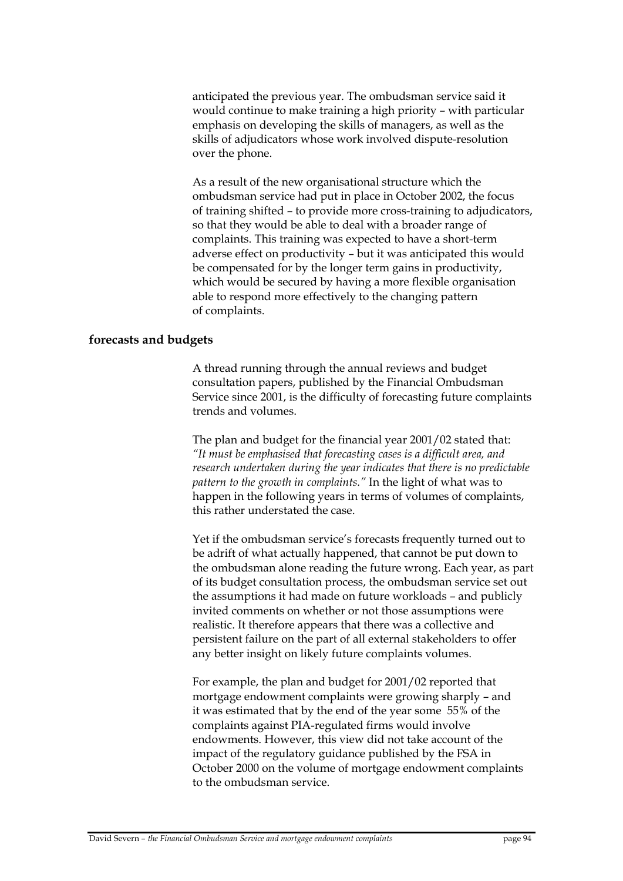anticipated the previous year. The ombudsman service said it would continue to make training a high priority – with particular emphasis on developing the skills of managers, as well as the skills of adjudicators whose work involved dispute-resolution over the phone.

As a result of the new organisational structure which the ombudsman service had put in place in October 2002, the focus of training shifted – to provide more cross-training to adjudicators, so that they would be able to deal with a broader range of complaints. This training was expected to have a short-term adverse effect on productivity – but it was anticipated this would be compensated for by the longer term gains in productivity, which would be secured by having a more flexible organisation able to respond more effectively to the changing pattern of complaints.

## forecasts and budgets

A thread running through the annual reviews and budget consultation papers, published by the Financial Ombudsman Service since 2001, is the difficulty of forecasting future complaints trends and volumes.

The plan and budget for the financial year 2001/02 stated that: *"It must be emphasised that forecasting cases is a difficult area, and research undertaken during the year indicates that there is no predictable pattern to the growth in complaints."* In the light of what was to happen in the following years in terms of volumes of complaints, this rather understated the case.

Yet if the ombudsman service's forecasts frequently turned out to be adrift of what actually happened, that cannot be put down to the ombudsman alone reading the future wrong. Each year, as part of its budget consultation process, the ombudsman service set out the assumptions it had made on future workloads – and publicly invited comments on whether or not those assumptions were realistic. It therefore appears that there was a collective and persistent failure on the part of all external stakeholders to offer any better insight on likely future complaints volumes.

For example, the plan and budget for 2001/02 reported that mortgage endowment complaints were growing sharply – and it was estimated that by the end of the year some 55% of the complaints against PIA-regulated firms would involve endowments. However, this view did not take account of the impact of the regulatory guidance published by the FSA in October 2000 on the volume of mortgage endowment complaints to the ombudsman service.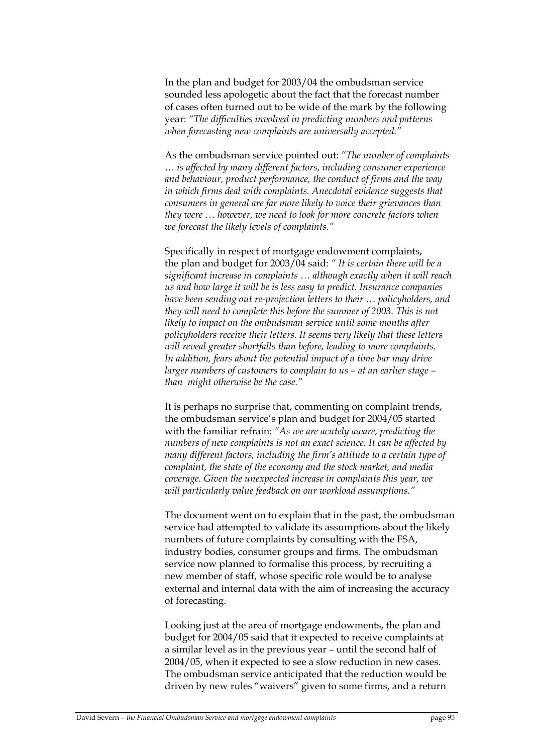In the plan and budget for 2003/04 the ombudsman service sounded less apologetic about the fact that the forecast number of cases often turned out to be wide of the mark by the following year: *"The difficulties involved in predicting numbers and patterns when forecasting new complaints are universally accepted."*

As the ombudsman service pointed out: *"The number of complaints … is affected by many different factors, including consumer experience and behaviour, product performance, the conduct of firms and the way in which firms deal with complaints. Anecdotal evidence suggests that consumers in general are far more likely to voice their grievances than they were … however, we need to look for more concrete factors when we forecast the likely levels of complaints."*

Specifically in respect of mortgage endowment complaints, the plan and budget for 2003/04 said: *" It is certain there will be a significant increase in complaints … although exactly when it will reach us and how large it will be is less easy to predict. Insurance companies have been sending out re-projection letters to their … policyholders, and they will need to complete this before the summer of 2003. This is not likely to impact on the ombudsman service until some months after policyholders receive their letters. It seems very likely that these letters will reveal greater shortfalls than before, leading to more complaints. In addition, fears about the potential impact of a time bar may drive larger numbers of customers to complain to us – at an earlier stage – than might otherwise be the case."*

It is perhaps no surprise that, commenting on complaint trends, the ombudsman service's plan and budget for 2004/05 started with the familiar refrain: *"As we are acutely aware, predicting the numbers of new complaints is not an exact science. It can be affected by many different factors, including the firm's attitude to a certain type of complaint, the state of the economy and the stock market, and media coverage. Given the unexpected increase in complaints this year, we will particularly value feedback on our workload assumptions."*

The document went on to explain that in the past, the ombudsman service had attempted to validate its assumptions about the likely numbers of future complaints by consulting with the FSA, industry bodies, consumer groups and firms. The ombudsman service now planned to formalise this process, by recruiting a new member of staff, whose specific role would be to analyse external and internal data with the aim of increasing the accuracy of forecasting.

Looking just at the area of mortgage endowments, the plan and budget for 2004/05 said that it expected to receive complaints at a similar level as in the previous year – until the second half of 2004/05, when it expected to see a slow reduction in new cases. The ombudsman service anticipated that the reduction would be driven by new rules "waivers" given to some firms, and a return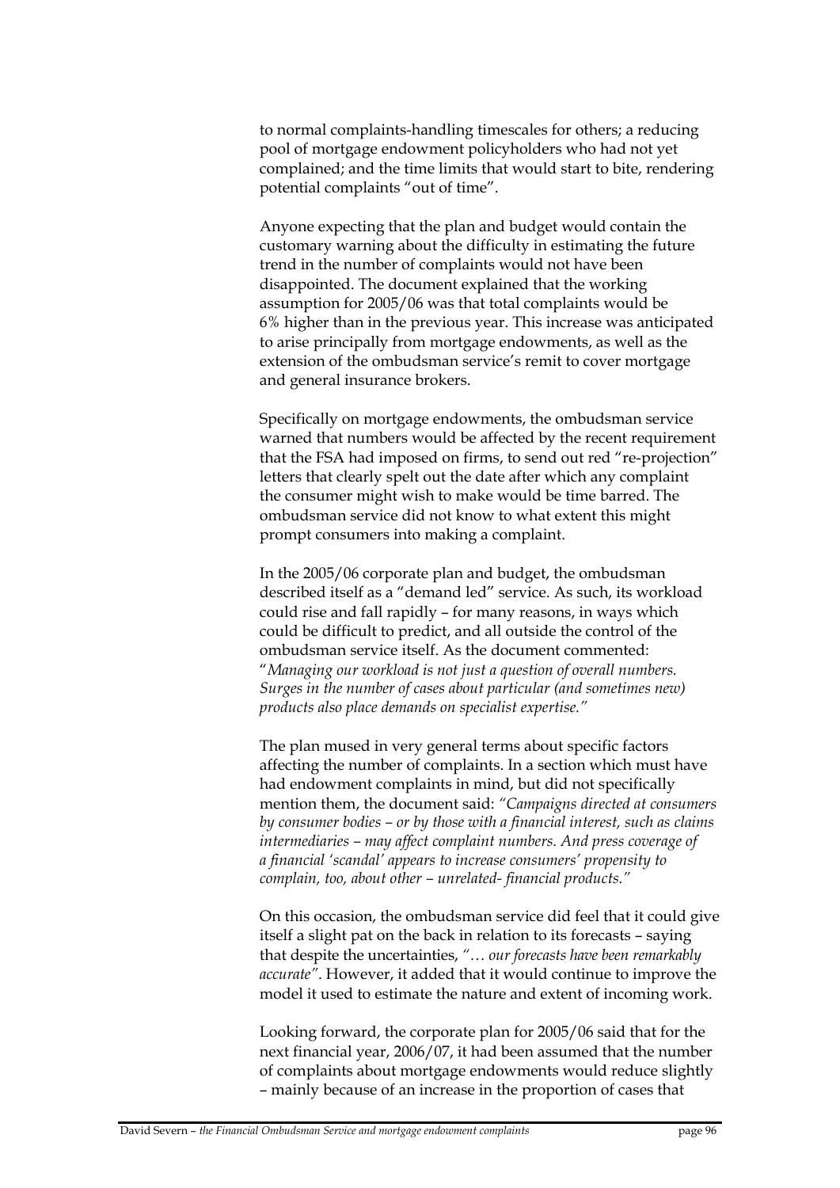to normal complaints-handling timescales for others; a reducing pool of mortgage endowment policyholders who had not yet complained; and the time limits that would start to bite, rendering potential complaints "out of time".

Anyone expecting that the plan and budget would contain the customary warning about the difficulty in estimating the future trend in the number of complaints would not have been disappointed. The document explained that the working assumption for 2005/06 was that total complaints would be 6% higher than in the previous year. This increase was anticipated to arise principally from mortgage endowments, as well as the extension of the ombudsman service's remit to cover mortgage and general insurance brokers.

Specifically on mortgage endowments, the ombudsman service warned that numbers would be affected by the recent requirement that the FSA had imposed on firms, to send out red "re-projection" letters that clearly spelt out the date after which any complaint the consumer might wish to make would be time barred. The ombudsman service did not know to what extent this might prompt consumers into making a complaint.

In the 2005/06 corporate plan and budget, the ombudsman described itself as a "demand led" service. As such, its workload could rise and fall rapidly – for many reasons, in ways which could be difficult to predict, and all outside the control of the ombudsman service itself. As the document commented: "*Managing our workload is not just a question of overall numbers. Surges in the number of cases about particular (and sometimes new) products also place demands on specialist expertise."*

The plan mused in very general terms about specific factors affecting the number of complaints. In a section which must have had endowment complaints in mind, but did not specifically mention them, the document said: *"Campaigns directed at consumers by consumer bodies – or by those with a financial interest, such as claims intermediaries – may affect complaint numbers. And press coverage of a financial 'scandal' appears to increase consumers' propensity to complain, too, about other – unrelated- financial products."*

On this occasion, the ombudsman service did feel that it could give itself a slight pat on the back in relation to its forecasts – saying that despite the uncertainties, *"… our forecasts have been remarkably accurate"*. However, it added that it would continue to improve the model it used to estimate the nature and extent of incoming work.

Looking forward, the corporate plan for 2005/06 said that for the next financial year, 2006/07, it had been assumed that the number of complaints about mortgage endowments would reduce slightly – mainly because of an increase in the proportion of cases that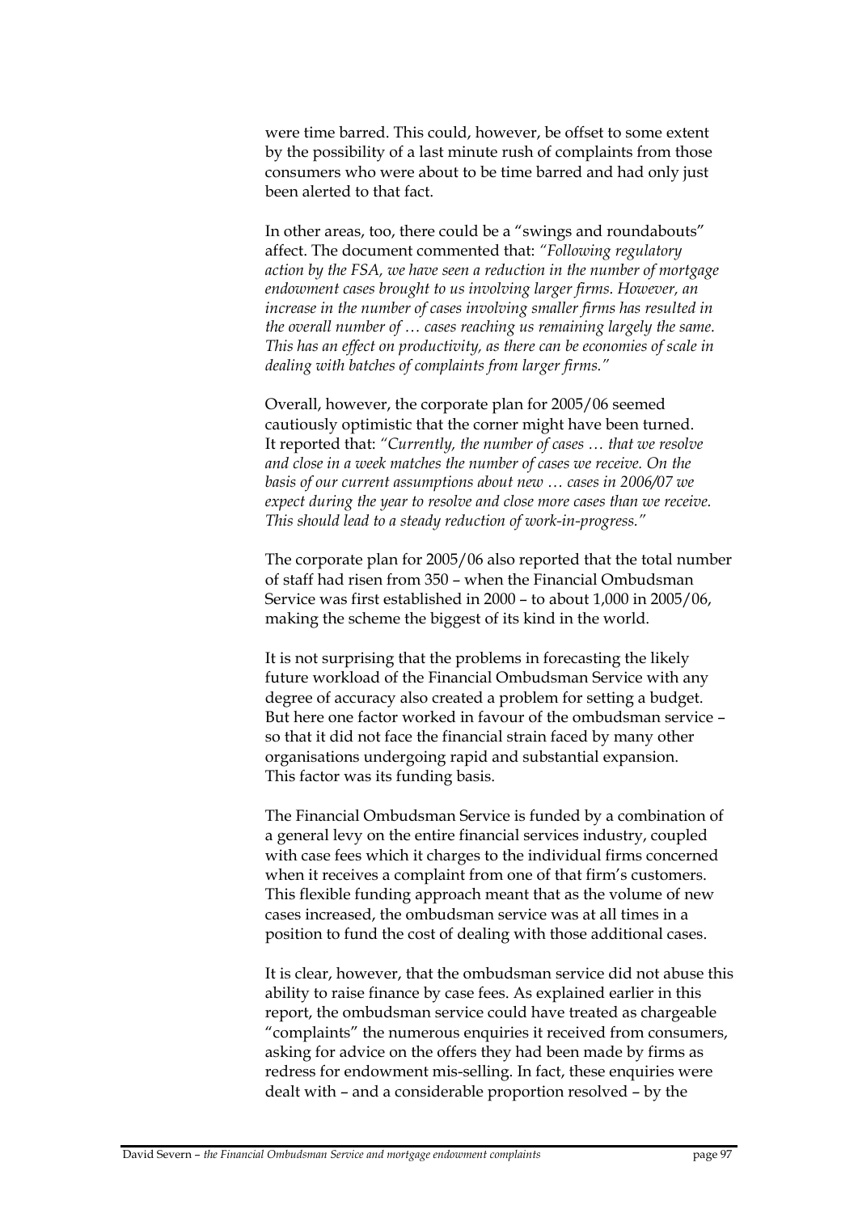were time barred. This could, however, be offset to some extent by the possibility of a last minute rush of complaints from those consumers who were about to be time barred and had only just been alerted to that fact.

In other areas, too, there could be a "swings and roundabouts" affect. The document commented that: *"Following regulatory action by the FSA, we have seen a reduction in the number of mortgage endowment cases brought to us involving larger firms. However, an increase in the number of cases involving smaller firms has resulted in the overall number of … cases reaching us remaining largely the same. This has an effect on productivity, as there can be economies of scale in dealing with batches of complaints from larger firms."*

Overall, however, the corporate plan for 2005/06 seemed cautiously optimistic that the corner might have been turned. It reported that: *"Currently, the number of cases … that we resolve and close in a week matches the number of cases we receive. On the basis of our current assumptions about new … cases in 2006/07 we expect during the year to resolve and close more cases than we receive. This should lead to a steady reduction of work-in-progress."*

The corporate plan for 2005/06 also reported that the total number of staff had risen from 350 – when the Financial Ombudsman Service was first established in 2000 – to about 1,000 in 2005/06, making the scheme the biggest of its kind in the world.

It is not surprising that the problems in forecasting the likely future workload of the Financial Ombudsman Service with any degree of accuracy also created a problem for setting a budget. But here one factor worked in favour of the ombudsman service – so that it did not face the financial strain faced by many other organisations undergoing rapid and substantial expansion. This factor was its funding basis.

The Financial Ombudsman Service is funded by a combination of a general levy on the entire financial services industry, coupled with case fees which it charges to the individual firms concerned when it receives a complaint from one of that firm's customers. This flexible funding approach meant that as the volume of new cases increased, the ombudsman service was at all times in a position to fund the cost of dealing with those additional cases.

It is clear, however, that the ombudsman service did not abuse this ability to raise finance by case fees. As explained earlier in this report, the ombudsman service could have treated as chargeable "complaints" the numerous enquiries it received from consumers, asking for advice on the offers they had been made by firms as redress for endowment mis-selling. In fact, these enquiries were dealt with – and a considerable proportion resolved – by the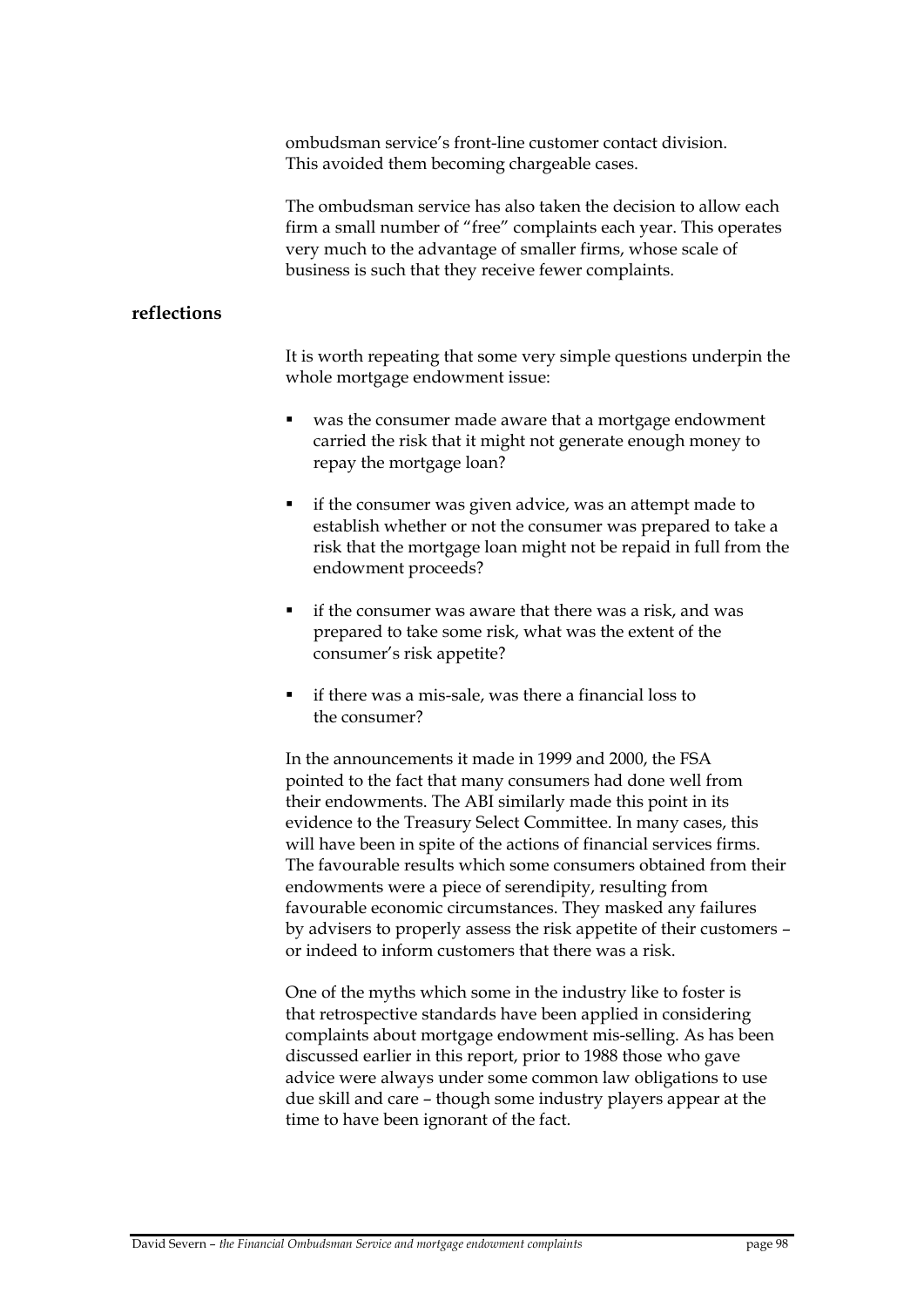ombudsman service's front-line customer contact division. This avoided them becoming chargeable cases.

The ombudsman service has also taken the decision to allow each firm a small number of "free" complaints each year. This operates very much to the advantage of smaller firms, whose scale of business is such that they receive fewer complaints.

## reflections

It is worth repeating that some very simple questions underpin the whole mortgage endowment issue:

- was the consumer made aware that a mortgage endowment carried the risk that it might not generate enough money to repay the mortgage loan?
- if the consumer was given advice, was an attempt made to establish whether or not the consumer was prepared to take a risk that the mortgage loan might not be repaid in full from the endowment proceeds?
- if the consumer was aware that there was a risk, and was prepared to take some risk, what was the extent of the consumer's risk appetite?
- if there was a mis-sale, was there a financial loss to the consumer?

In the announcements it made in 1999 and 2000, the FSA pointed to the fact that many consumers had done well from their endowments. The ABI similarly made this point in its evidence to the Treasury Select Committee. In many cases, this will have been in spite of the actions of financial services firms. The favourable results which some consumers obtained from their endowments were a piece of serendipity, resulting from favourable economic circumstances. They masked any failures by advisers to properly assess the risk appetite of their customers – or indeed to inform customers that there was a risk.

One of the myths which some in the industry like to foster is that retrospective standards have been applied in considering complaints about mortgage endowment mis-selling. As has been discussed earlier in this report, prior to 1988 those who gave advice were always under some common law obligations to use due skill and care – though some industry players appear at the time to have been ignorant of the fact.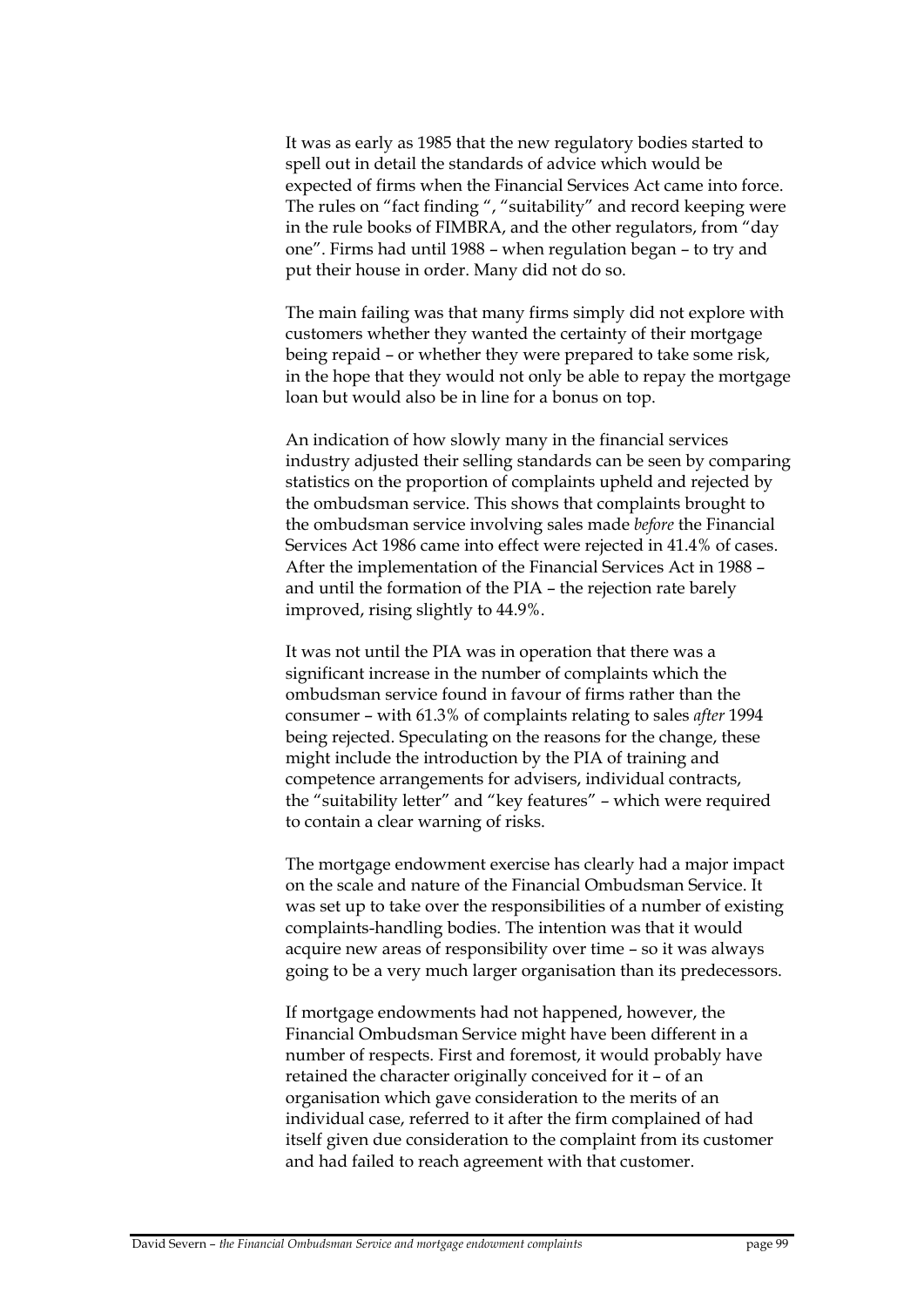It was as early as 1985 that the new regulatory bodies started to spell out in detail the standards of advice which would be expected of firms when the Financial Services Act came into force. The rules on "fact finding ", "suitability" and record keeping were in the rule books of FIMBRA, and the other regulators, from "day one". Firms had until 1988 – when regulation began – to try and put their house in order. Many did not do so.

The main failing was that many firms simply did not explore with customers whether they wanted the certainty of their mortgage being repaid – or whether they were prepared to take some risk, in the hope that they would not only be able to repay the mortgage loan but would also be in line for a bonus on top.

An indication of how slowly many in the financial services industry adjusted their selling standards can be seen by comparing statistics on the proportion of complaints upheld and rejected by the ombudsman service. This shows that complaints brought to the ombudsman service involving sales made *before* the Financial Services Act 1986 came into effect were rejected in 41.4% of cases. After the implementation of the Financial Services Act in 1988 – and until the formation of the PIA – the rejection rate barely improved, rising slightly to 44.9%.

It was not until the PIA was in operation that there was a significant increase in the number of complaints which the ombudsman service found in favour of firms rather than the consumer – with 61.3% of complaints relating to sales *after* 1994 being rejected. Speculating on the reasons for the change, these might include the introduction by the PIA of training and competence arrangements for advisers, individual contracts, the "suitability letter" and "key features" – which were required to contain a clear warning of risks.

The mortgage endowment exercise has clearly had a major impact on the scale and nature of the Financial Ombudsman Service. It was set up to take over the responsibilities of a number of existing complaints-handling bodies. The intention was that it would acquire new areas of responsibility over time – so it was always going to be a very much larger organisation than its predecessors.

If mortgage endowments had not happened, however, the Financial Ombudsman Service might have been different in a number of respects. First and foremost, it would probably have retained the character originally conceived for it – of an organisation which gave consideration to the merits of an individual case, referred to it after the firm complained of had itself given due consideration to the complaint from its customer and had failed to reach agreement with that customer.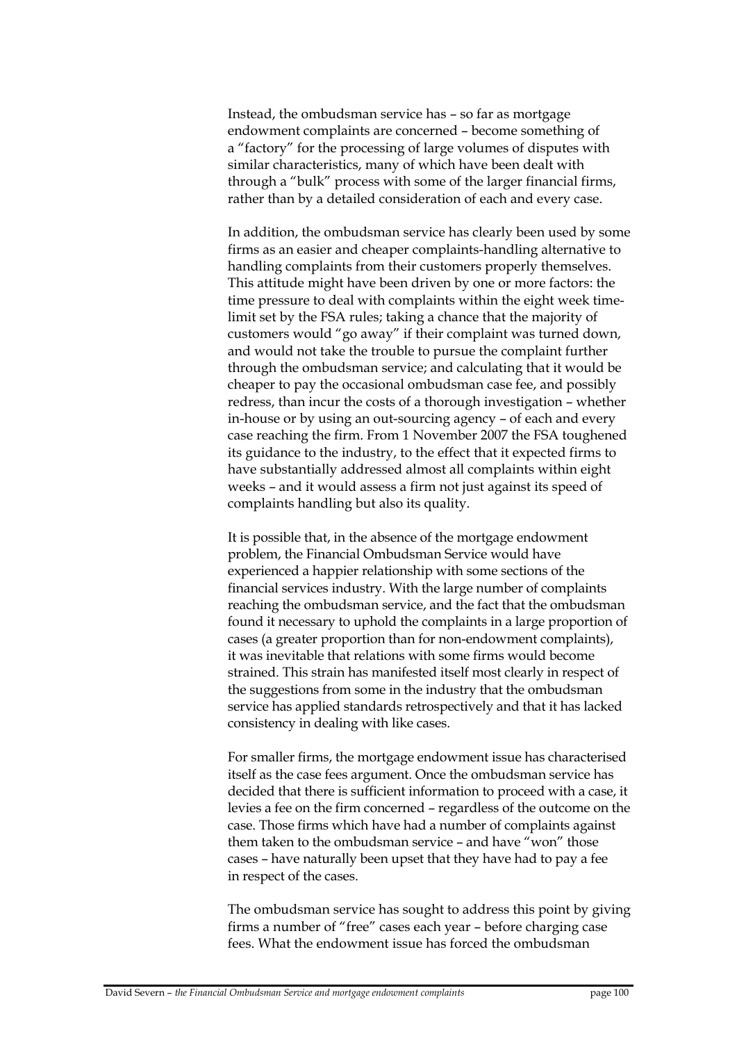Instead, the ombudsman service has – so far as mortgage endowment complaints are concerned – become something of a "factory" for the processing of large volumes of disputes with similar characteristics, many of which have been dealt with through a "bulk" process with some of the larger financial firms, rather than by a detailed consideration of each and every case.

In addition, the ombudsman service has clearly been used by some firms as an easier and cheaper complaints-handling alternative to handling complaints from their customers properly themselves. This attitude might have been driven by one or more factors: the time pressure to deal with complaints within the eight week time-limit set by the FSA rules; taking a chance that the majority of customers would "go away" if their complaint was turned down, and would not take the trouble to pursue the complaint further through the ombudsman service; and calculating that it would be cheaper to pay the occasional ombudsman case fee, and possibly redress, than incur the costs of a thorough investigation – whether in-house or by using an out-sourcing agency – of each and every case reaching the firm. From 1 November 2007 the FSA toughened its guidance to the industry, to the effect that it expected firms to have substantially addressed almost all complaints within eight weeks – and it would assess a firm not just against its speed of complaints handling but also its quality.

It is possible that, in the absence of the mortgage endowment problem, the Financial Ombudsman Service would have experienced a happier relationship with some sections of the financial services industry. With the large number of complaints reaching the ombudsman service, and the fact that the ombudsman found it necessary to uphold the complaints in a large proportion of cases (a greater proportion than for non-endowment complaints), it was inevitable that relations with some firms would become strained. This strain has manifested itself most clearly in respect of the suggestions from some in the industry that the ombudsman service has applied standards retrospectively and that it has lacked consistency in dealing with like cases.

For smaller firms, the mortgage endowment issue has characterised itself as the case fees argument. Once the ombudsman service has decided that there is sufficient information to proceed with a case, it levies a fee on the firm concerned – regardless of the outcome on the case. Those firms which have had a number of complaints against them taken to the ombudsman service – and have "won" those cases – have naturally been upset that they have had to pay a fee in respect of the cases.

The ombudsman service has sought to address this point by giving firms a number of "free" cases each year – before charging case fees. What the endowment issue has forced the ombudsman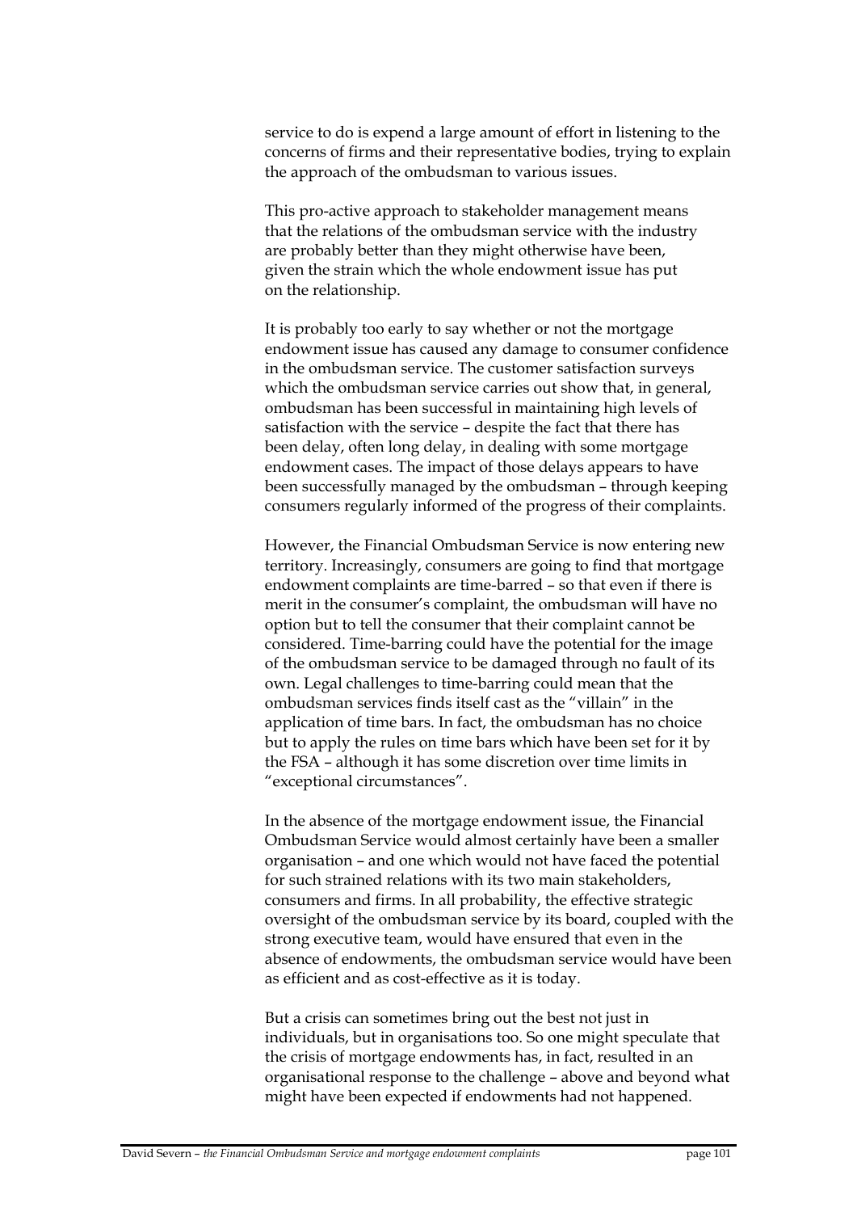service to do is expend a large amount of effort in listening to the concerns of firms and their representative bodies, trying to explain the approach of the ombudsman to various issues.

This pro-active approach to stakeholder management means that the relations of the ombudsman service with the industry are probably better than they might otherwise have been, given the strain which the whole endowment issue has put on the relationship.

It is probably too early to say whether or not the mortgage endowment issue has caused any damage to consumer confidence in the ombudsman service. The customer satisfaction surveys which the ombudsman service carries out show that, in general, ombudsman has been successful in maintaining high levels of satisfaction with the service – despite the fact that there has been delay, often long delay, in dealing with some mortgage endowment cases. The impact of those delays appears to have been successfully managed by the ombudsman – through keeping consumers regularly informed of the progress of their complaints.

However, the Financial Ombudsman Service is now entering new territory. Increasingly, consumers are going to find that mortgage endowment complaints are time-barred – so that even if there is merit in the consumer's complaint, the ombudsman will have no option but to tell the consumer that their complaint cannot be considered. Time-barring could have the potential for the image of the ombudsman service to be damaged through no fault of its own. Legal challenges to time-barring could mean that the ombudsman services finds itself cast as the "villain" in the application of time bars. In fact, the ombudsman has no choice but to apply the rules on time bars which have been set for it by the FSA – although it has some discretion over time limits in "exceptional circumstances".

In the absence of the mortgage endowment issue, the Financial Ombudsman Service would almost certainly have been a smaller organisation – and one which would not have faced the potential for such strained relations with its two main stakeholders, consumers and firms. In all probability, the effective strategic oversight of the ombudsman service by its board, coupled with the strong executive team, would have ensured that even in the absence of endowments, the ombudsman service would have been as efficient and as cost-effective as it is today.

But a crisis can sometimes bring out the best not just in individuals, but in organisations too. So one might speculate that the crisis of mortgage endowments has, in fact, resulted in an organisational response to the challenge – above and beyond what might have been expected if endowments had not happened.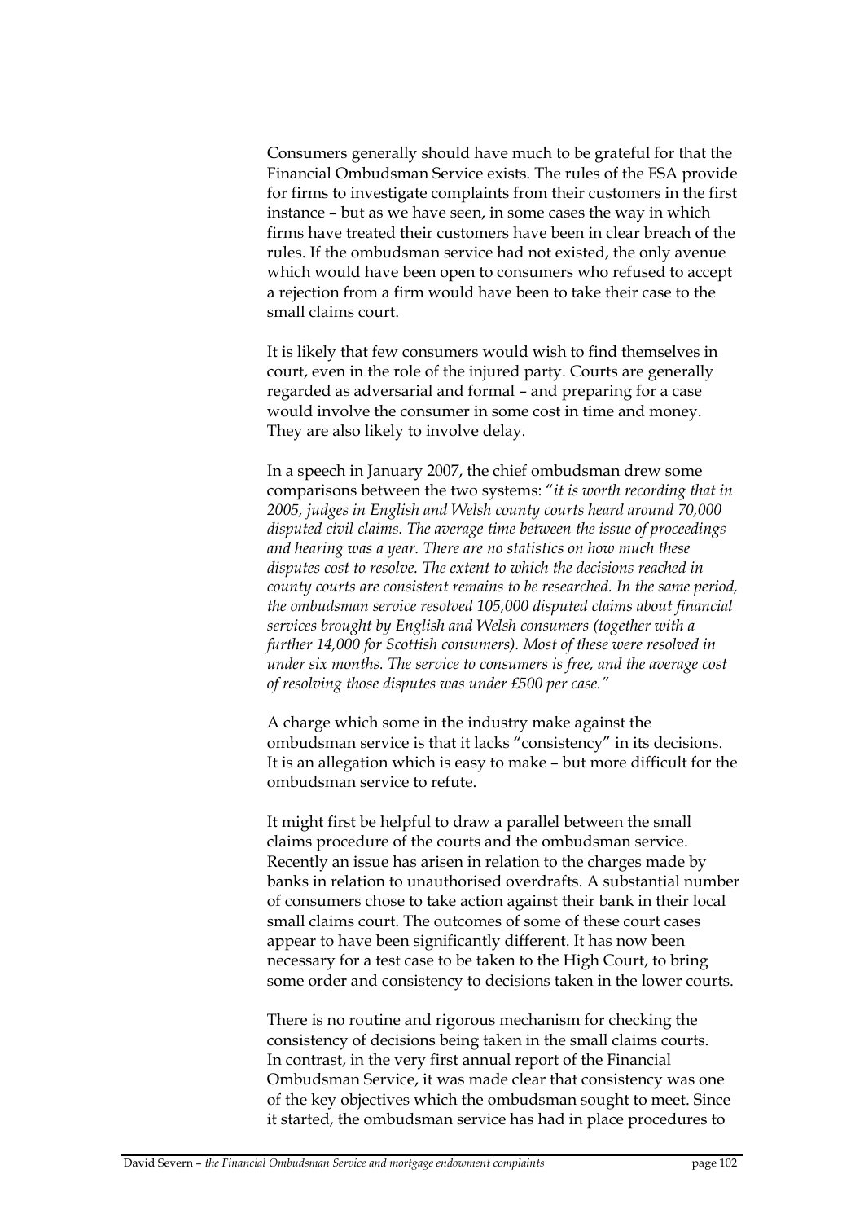Consumers generally should have much to be grateful for that the Financial Ombudsman Service exists. The rules of the FSA provide for firms to investigate complaints from their customers in the first instance – but as we have seen, in some cases the way in which firms have treated their customers have been in clear breach of the rules. If the ombudsman service had not existed, the only avenue which would have been open to consumers who refused to accept a rejection from a firm would have been to take their case to the small claims court.

It is likely that few consumers would wish to find themselves in court, even in the role of the injured party. Courts are generally regarded as adversarial and formal – and preparing for a case would involve the consumer in some cost in time and money. They are also likely to involve delay.

In a speech in January 2007, the chief ombudsman drew some comparisons between the two systems: "*it is worth recording that in 2005, judges in English and Welsh county courts heard around 70,000 disputed civil claims. The average time between the issue of proceedings and hearing was a year. There are no statistics on how much these disputes cost to resolve. The extent to which the decisions reached in county courts are consistent remains to be researched. In the same period, the ombudsman service resolved 105,000 disputed claims about financial services brought by English and Welsh consumers (together with a further 14,000 for Scottish consumers). Most of these were resolved in under six months. The service to consumers is free, and the average cost of resolving those disputes was under £500 per case.*"

A charge which some in the industry make against the ombudsman service is that it lacks "consistency" in its decisions. It is an allegation which is easy to make – but more difficult for the ombudsman service to refute.

It might first be helpful to draw a parallel between the small claims procedure of the courts and the ombudsman service. Recently an issue has arisen in relation to the charges made by banks in relation to unauthorised overdrafts. A substantial number of consumers chose to take action against their bank in their local small claims court. The outcomes of some of these court cases appear to have been significantly different. It has now been necessary for a test case to be taken to the High Court, to bring some order and consistency to decisions taken in the lower courts.

There is no routine and rigorous mechanism for checking the consistency of decisions being taken in the small claims courts. In contrast, in the very first annual report of the Financial Ombudsman Service, it was made clear that consistency was one of the key objectives which the ombudsman sought to meet. Since it started, the ombudsman service has had in place procedures to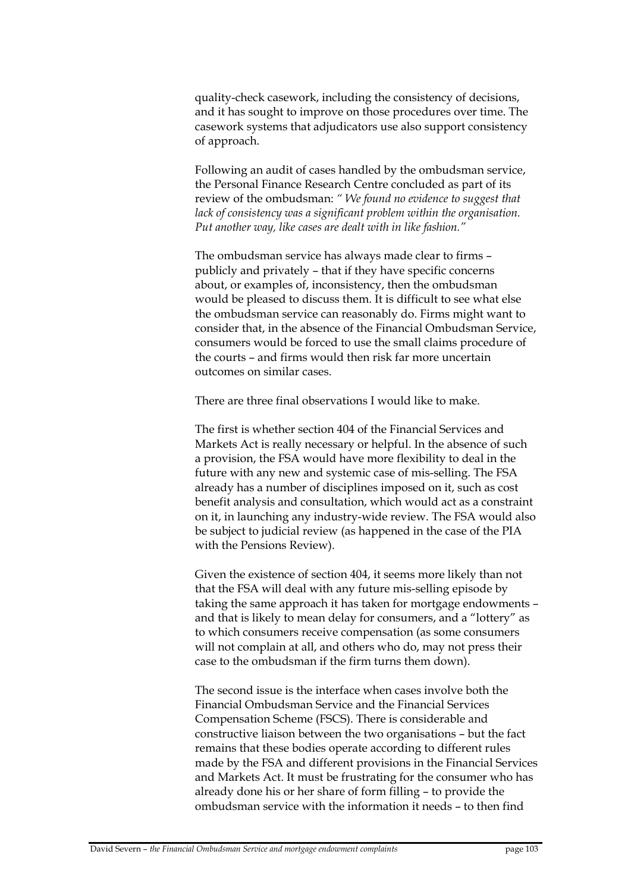quality-check casework, including the consistency of decisions, and it has sought to improve on those procedures over time. The casework systems that adjudicators use also support consistency of approach.

Following an audit of cases handled by the ombudsman service, the Personal Finance Research Centre concluded as part of its review of the ombudsman: *" We found no evidence to suggest that lack of consistency was a significant problem within the organisation. Put another way, like cases are dealt with in like fashion."*

The ombudsman service has always made clear to firms – publicly and privately – that if they have specific concerns about, or examples of, inconsistency, then the ombudsman would be pleased to discuss them. It is difficult to see what else the ombudsman service can reasonably do. Firms might want to consider that, in the absence of the Financial Ombudsman Service, consumers would be forced to use the small claims procedure of the courts – and firms would then risk far more uncertain outcomes on similar cases.

There are three final observations I would like to make.

The first is whether section 404 of the Financial Services and Markets Act is really necessary or helpful. In the absence of such a provision, the FSA would have more flexibility to deal in the future with any new and systemic case of mis-selling. The FSA already has a number of disciplines imposed on it, such as cost benefit analysis and consultation, which would act as a constraint on it, in launching any industry-wide review. The FSA would also be subject to judicial review (as happened in the case of the PIA with the Pensions Review).

Given the existence of section 404, it seems more likely than not that the FSA will deal with any future mis-selling episode by taking the same approach it has taken for mortgage endowments – and that is likely to mean delay for consumers, and a "lottery" as to which consumers receive compensation (as some consumers will not complain at all, and others who do, may not press their case to the ombudsman if the firm turns them down).

The second issue is the interface when cases involve both the Financial Ombudsman Service and the Financial Services Compensation Scheme (FSCS). There is considerable and constructive liaison between the two organisations – but the fact remains that these bodies operate according to different rules made by the FSA and different provisions in the Financial Services and Markets Act. It must be frustrating for the consumer who has already done his or her share of form filling – to provide the ombudsman service with the information it needs – to then find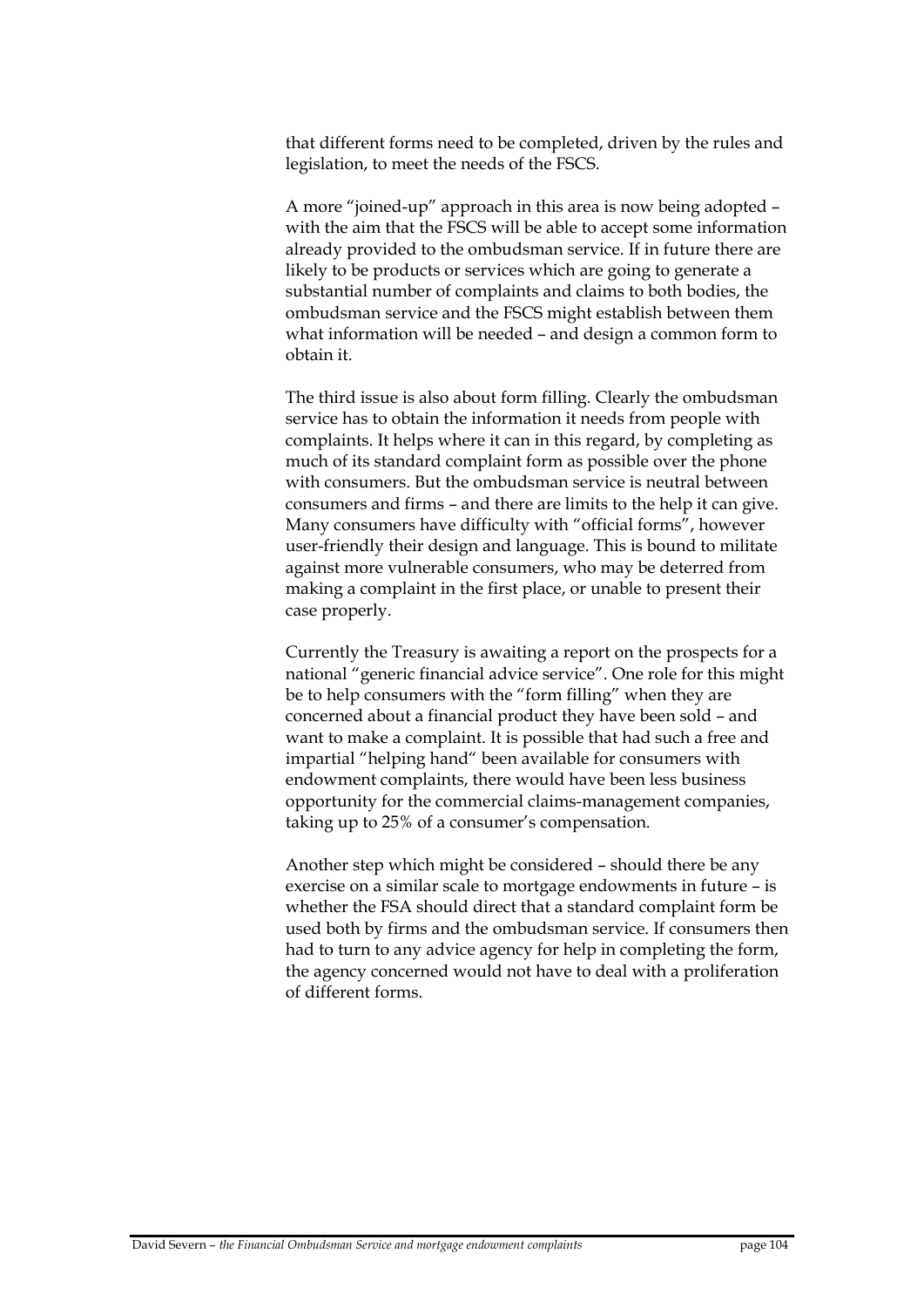that different forms need to be completed, driven by the rules and legislation, to meet the needs of the FSCS.

A more "joined-up" approach in this area is now being adopted – with the aim that the FSCS will be able to accept some information already provided to the ombudsman service. If in future there are likely to be products or services which are going to generate a substantial number of complaints and claims to both bodies, the ombudsman service and the FSCS might establish between them what information will be needed – and design a common form to obtain it.

The third issue is also about form filling. Clearly the ombudsman service has to obtain the information it needs from people with complaints. It helps where it can in this regard, by completing as much of its standard complaint form as possible over the phone with consumers. But the ombudsman service is neutral between consumers and firms – and there are limits to the help it can give. Many consumers have difficulty with "official forms", however user-friendly their design and language. This is bound to militate against more vulnerable consumers, who may be deterred from making a complaint in the first place, or unable to present their case properly.

Currently the Treasury is awaiting a report on the prospects for a national "generic financial advice service". One role for this might be to help consumers with the "form filling" when they are concerned about a financial product they have been sold – and want to make a complaint. It is possible that had such a free and impartial "helping hand" been available for consumers with endowment complaints, there would have been less business opportunity for the commercial claims-management companies, taking up to 25% of a consumer's compensation.

Another step which might be considered – should there be any exercise on a similar scale to mortgage endowments in future – is whether the FSA should direct that a standard complaint form be used both by firms and the ombudsman service. If consumers then had to turn to any advice agency for help in completing the form, the agency concerned would not have to deal with a proliferation of different forms.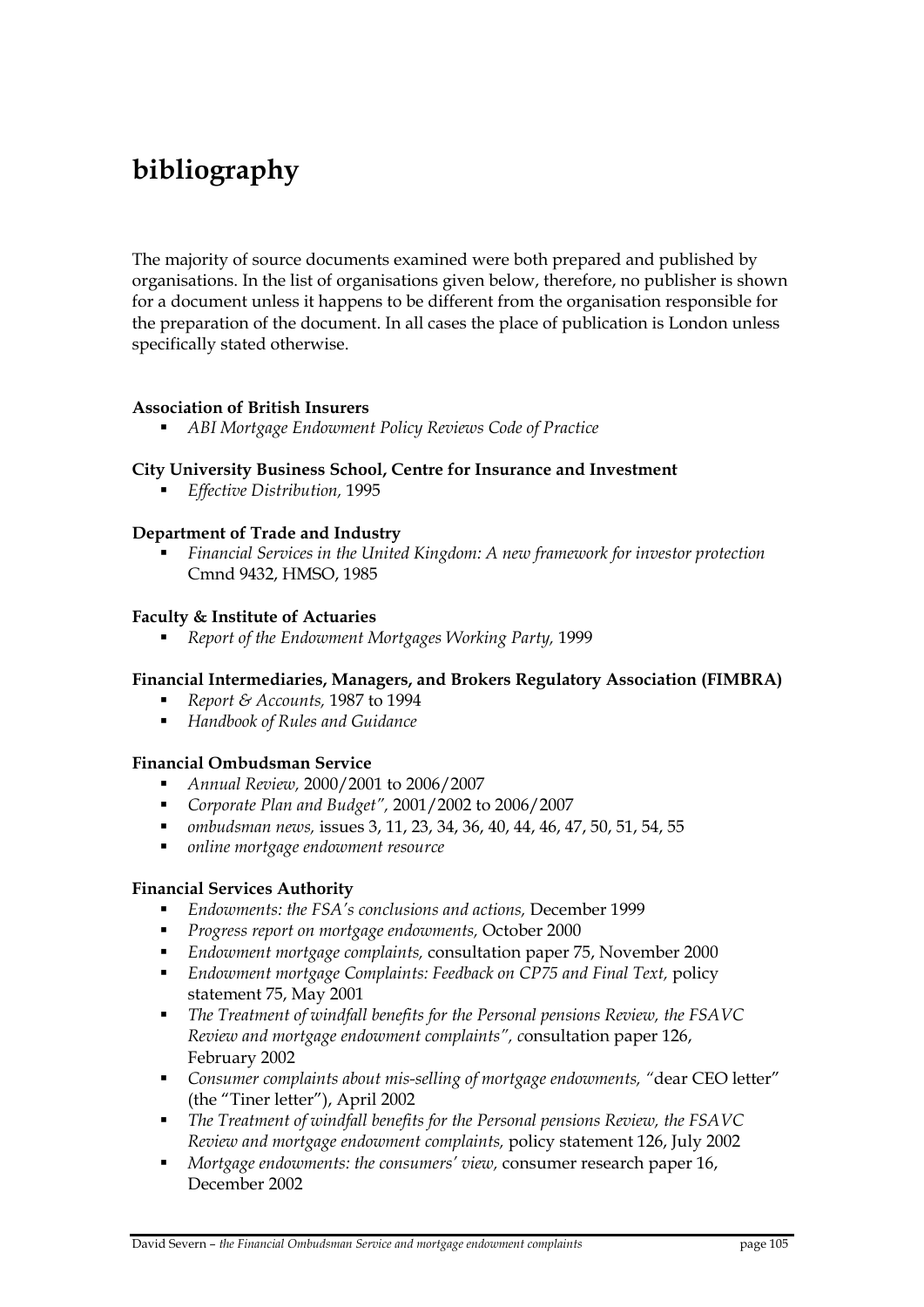# bibliography

The majority of source documents examined were both prepared and published by organisations. In the list of organisations given below, therefore, no publisher is shown for a document unless it happens to be different from the organisation responsible for the preparation of the document. In all cases the place of publication is London unless specifically stated otherwise.

**Association of British Insurers**

- *ABI Mortgage Endowment Policy Reviews Code of Practice*

**City University Business School, Centre for Insurance and Investment**

- *Effective Distribution,* 1995

**Department of Trade and Industry**

- *Financial Services in the United Kingdom: A new framework for investor protection* Cmnd 9432, HMSO, 1985

**Faculty & Institute of Actuaries**

- *Report of the Endowment Mortgages Working Party,* 1999

**Financial Intermediaries, Managers, and Brokers Regulatory Association (FIMBRA)**

- *Report & Accounts,* 1987 to 1994
- *Handbook of Rules and Guidance*

**Financial Ombudsman Service**

- *Annual Review,* 2000/2001 to 2006/2007
- *Corporate Plan and Budget",* 2001/2002 to 2006/2007
- *ombudsman news,* issues 3, 11, 23, 34, 36, 40, 44, 46, 47, 50, 51, 54, 55
- *online mortgage endowment resource*

**Financial Services Authority**

- *Endowments: the FSA's conclusions and actions,* December 1999
- *Progress report on mortgage endowments,* October 2000
- *Endowment mortgage complaints,* consultation paper 75, November 2000
- *Endowment mortgage Complaints: Feedback on CP75 and Final Text,* policy statement 75, May 2001
- *The Treatment of windfall benefits for the Personal pensions Review, the FSAVC Review and mortgage endowment complaints",* consultation paper 126, February 2002
- *Consumer complaints about mis-selling of mortgage endowments,* "dear CEO letter" (the "Tiner letter"), April 2002
- *The Treatment of windfall benefits for the Personal pensions Review, the FSAVC Review and mortgage endowment complaints,* policy statement 126, July 2002
- *Mortgage endowments: the consumers' view,* consumer research paper 16, December 2002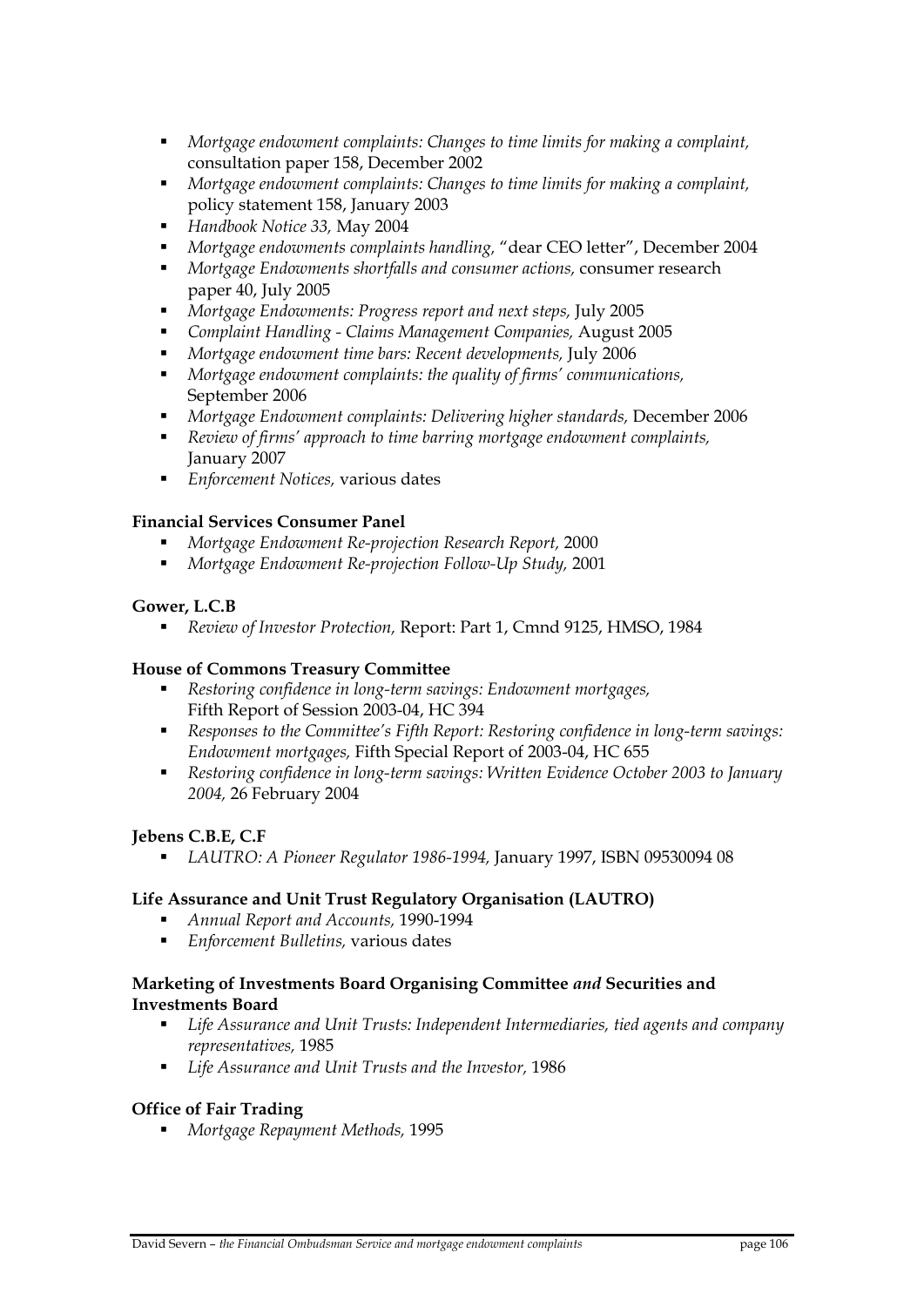- *Mortgage endowment complaints: Changes to time limits for making a complaint,* consultation paper 158, December 2002
- *Mortgage endowment complaints: Changes to time limits for making a complaint,* policy statement 158, January 2003
- *Handbook Notice 33,* May 2004
- *Mortgage endowments complaints handling,* "dear CEO letter", December 2004
- *Mortgage Endowments shortfalls and consumer actions,* consumer research paper 40, July 2005
- *Mortgage Endowments: Progress report and next steps,* July 2005
- *Complaint Handling - Claims Management Companies,* August 2005
- *Mortgage endowment time bars: Recent developments,* July 2006
- *Mortgage endowment complaints: the quality of firms' communications,* September 2006
- *Mortgage Endowment complaints: Delivering higher standards,* December 2006
- *Review of firms' approach to time barring mortgage endowment complaints,* January 2007
- *Enforcement Notices,* various dates

**Financial Services Consumer Panel**

- *Mortgage Endowment Re-projection Research Report,* 2000
- *Mortgage Endowment Re-projection Follow-Up Study,* 2001

**Gower, L.C.B**

- *Review of Investor Protection,* Report: Part 1, Cmnd 9125, HMSO, 1984

**House of Commons Treasury Committee**

- *Restoring confidence in long-term savings: Endowment mortgages,* Fifth Report of Session 2003-04, HC 394
- *Responses to the Committee's Fifth Report: Restoring confidence in long-term savings: Endowment mortgages,* Fifth Special Report of 2003-04, HC 655
- *Restoring confidence in long-term savings: Written Evidence October 2003 to January 2004,* 26 February 2004

**Jebens C.B.E, C.F**

- *LAUTRO: A Pioneer Regulator 1986-1994,* January 1997, ISBN 09530094 08

**Life Assurance and Unit Trust Regulatory Organisation (LAUTRO)**

- *Annual Report and Accounts,* 1990-1994
- *Enforcement Bulletins,* various dates

**Marketing of Investments Board Organising Committee *and* Securities and Investments Board**

- *Life Assurance and Unit Trusts: Independent Intermediaries, tied agents and company representatives,* 1985
- *Life Assurance and Unit Trusts and the Investor,* 1986

**Office of Fair Trading**

- *Mortgage Repayment Methods,* 1995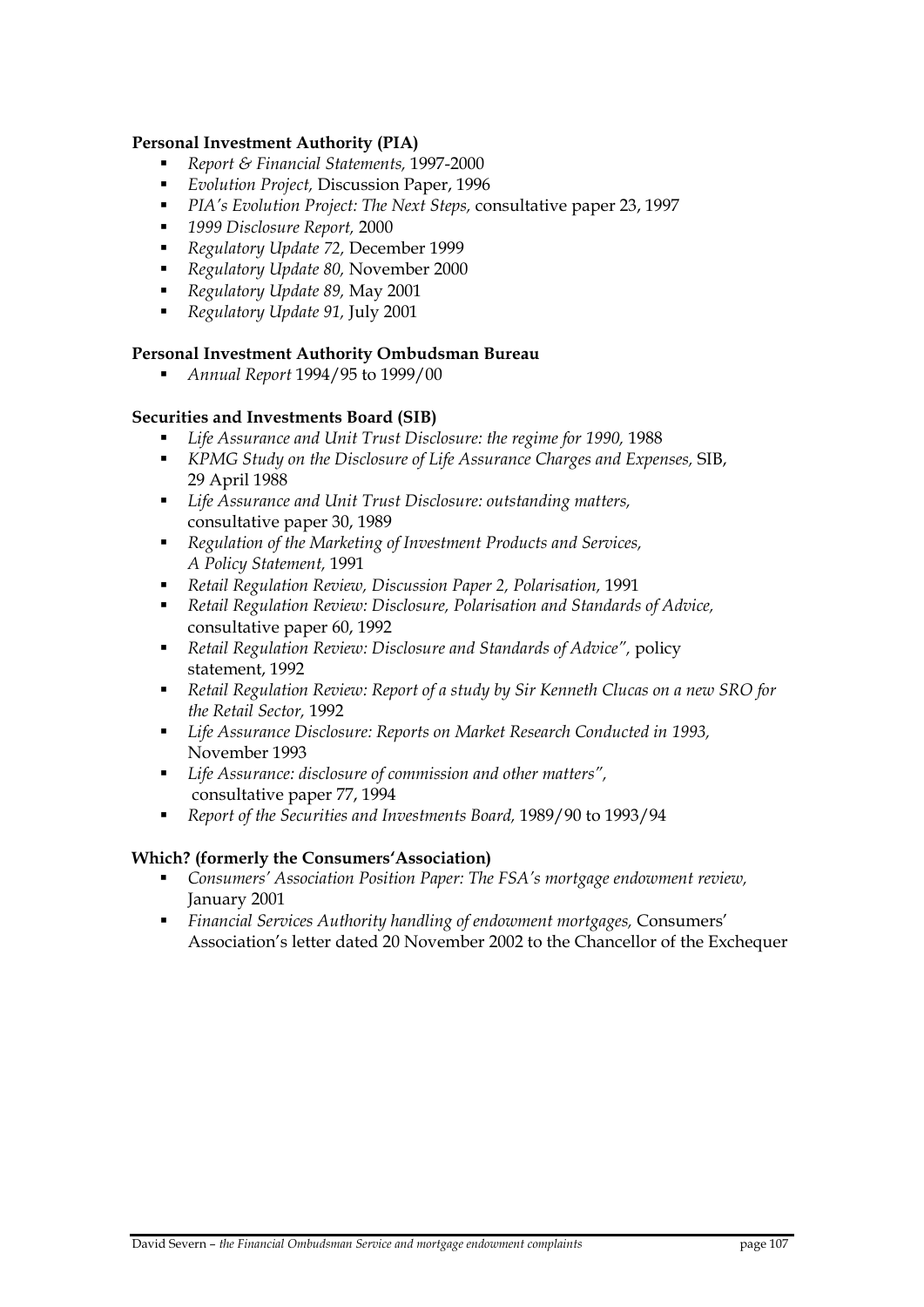**Personal Investment Authority (PIA)**

- *Report & Financial Statements,* 1997-2000
- *Evolution Project,* Discussion Paper, 1996
- *PIA's Evolution Project: The Next Steps,* consultative paper 23, 1997
- *1999 Disclosure Report,* 2000
- *Regulatory Update 72,* December 1999
- *Regulatory Update 80,* November 2000
- *Regulatory Update 89,* May 2001
- *Regulatory Update 91,* July 2001

**Personal Investment Authority Ombudsman Bureau**

- *Annual Report* 1994/95 to 1999/00

**Securities and Investments Board (SIB)**

- *Life Assurance and Unit Trust Disclosure: the regime for 1990,* 1988
- *KPMG Study on the Disclosure of Life Assurance Charges and Expenses,* SIB, 29 April 1988
- *Life Assurance and Unit Trust Disclosure: outstanding matters,* consultative paper 30, 1989
- *Regulation of the Marketing of Investment Products and Services, A Policy Statement,* 1991
- *Retail Regulation Review, Discussion Paper 2, Polarisation,* 1991
- *Retail Regulation Review: Disclosure, Polarisation and Standards of Advice,* consultative paper 60, 1992
- *Retail Regulation Review: Disclosure and Standards of Advice",* policy statement, 1992
- *Retail Regulation Review: Report of a study by Sir Kenneth Clucas on a new SRO for the Retail Sector,* 1992
- *Life Assurance Disclosure: Reports on Market Research Conducted in 1993,* November 1993
- *Life Assurance: disclosure of commission and other matters",* consultative paper 77, 1994
- *Report of the Securities and Investments Board,* 1989/90 to 1993/94

**Which? (formerly the Consumers'Association)**

- *Consumers' Association Position Paper: The FSA's mortgage endowment review,* January 2001
- *Financial Services Authority handling of endowment mortgages,* Consumers' Association's letter dated 20 November 2002 to the Chancellor of the Exchequer